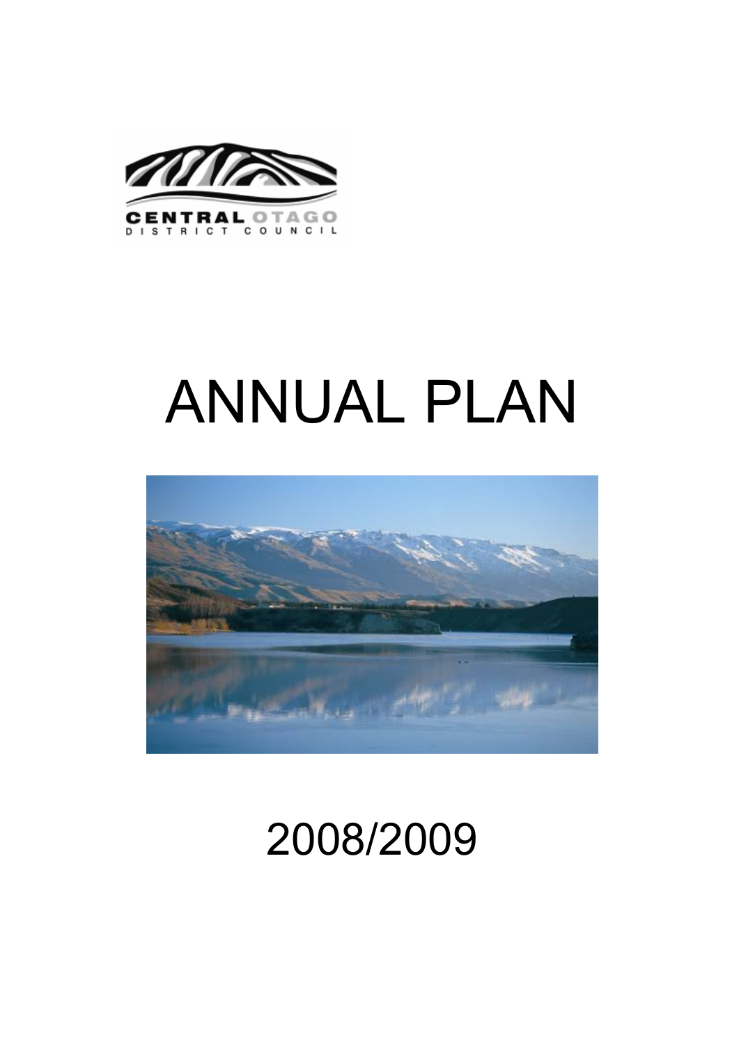CENTRAL OTAGO
DISTRICT COUNCIL

# ANNUAL PLAN

# 2008/2009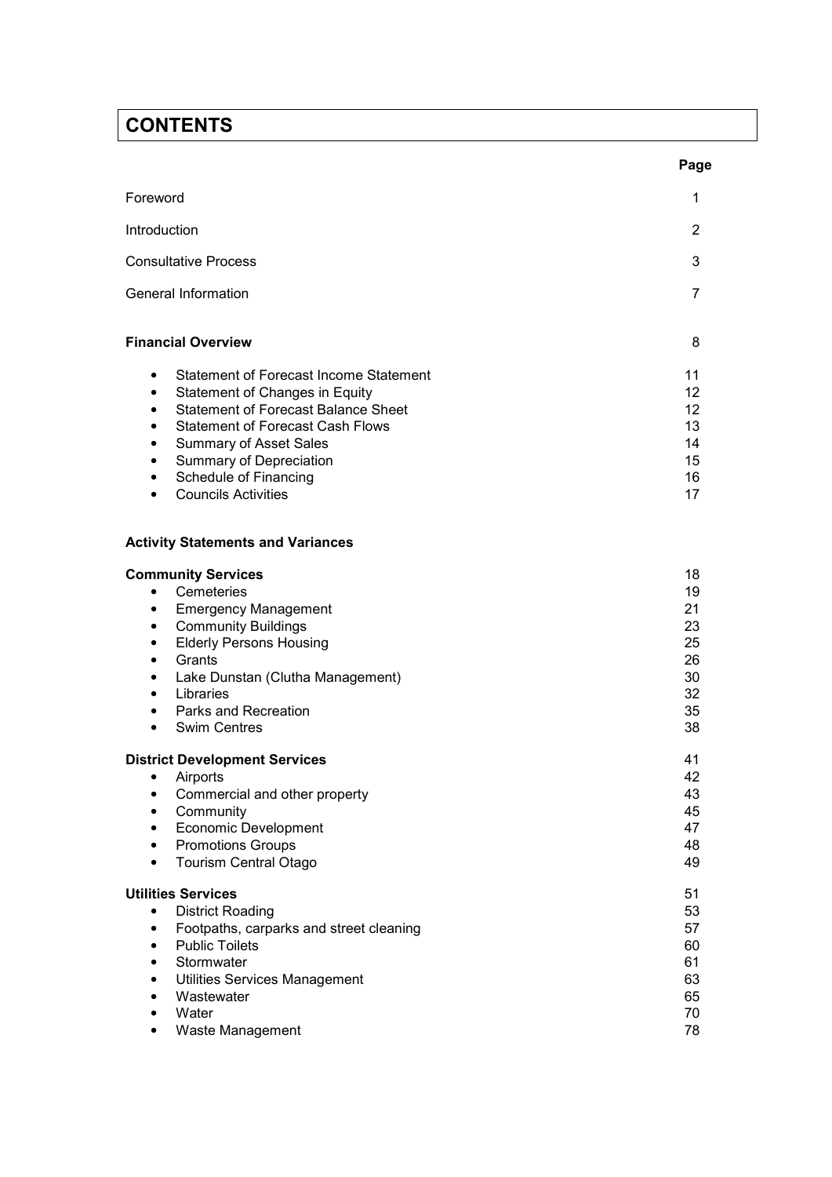# CONTENTS

| | Page |
|---|---|
| Foreword | 1 |
| Introduction | 2 |
| Consultative Process | 3 |
| General Information | 7 |
| **Financial Overview** | 8 |
| • Statement of Forecast Income Statement | 11 |
| • Statement of Changes in Equity | 12 |
| • Statement of Forecast Balance Sheet | 12 |
| • Statement of Forecast Cash Flows | 13 |
| • Summary of Asset Sales | 14 |
| • Summary of Depreciation | 15 |
| • Schedule of Financing | 16 |
| • Councils Activities | 17 |
| **Activity Statements and Variances** | |
| **Community Services** | 18 |
| • Cemeteries | 19 |
| • Emergency Management | 21 |
| • Community Buildings | 23 |
| • Elderly Persons Housing | 25 |
| • Grants | 26 |
| • Lake Dunstan (Clutha Management) | 30 |
| • Libraries | 32 |
| • Parks and Recreation | 35 |
| • Swim Centres | 38 |
| **District Development Services** | 41 |
| • Airports | 42 |
| • Commercial and other property | 43 |
| • Community | 45 |
| • Economic Development | 47 |
| • Promotions Groups | 48 |
| • Tourism Central Otago | 49 |
| **Utilities Services** | 51 |
| • District Roading | 53 |
| • Footpaths, carparks and street cleaning | 57 |
| • Public Toilets | 60 |
| • Stormwater | 61 |
| • Utilities Services Management | 63 |
| • Wastewater | 65 |
| • Water | 70 |
| • Waste Management | 78 |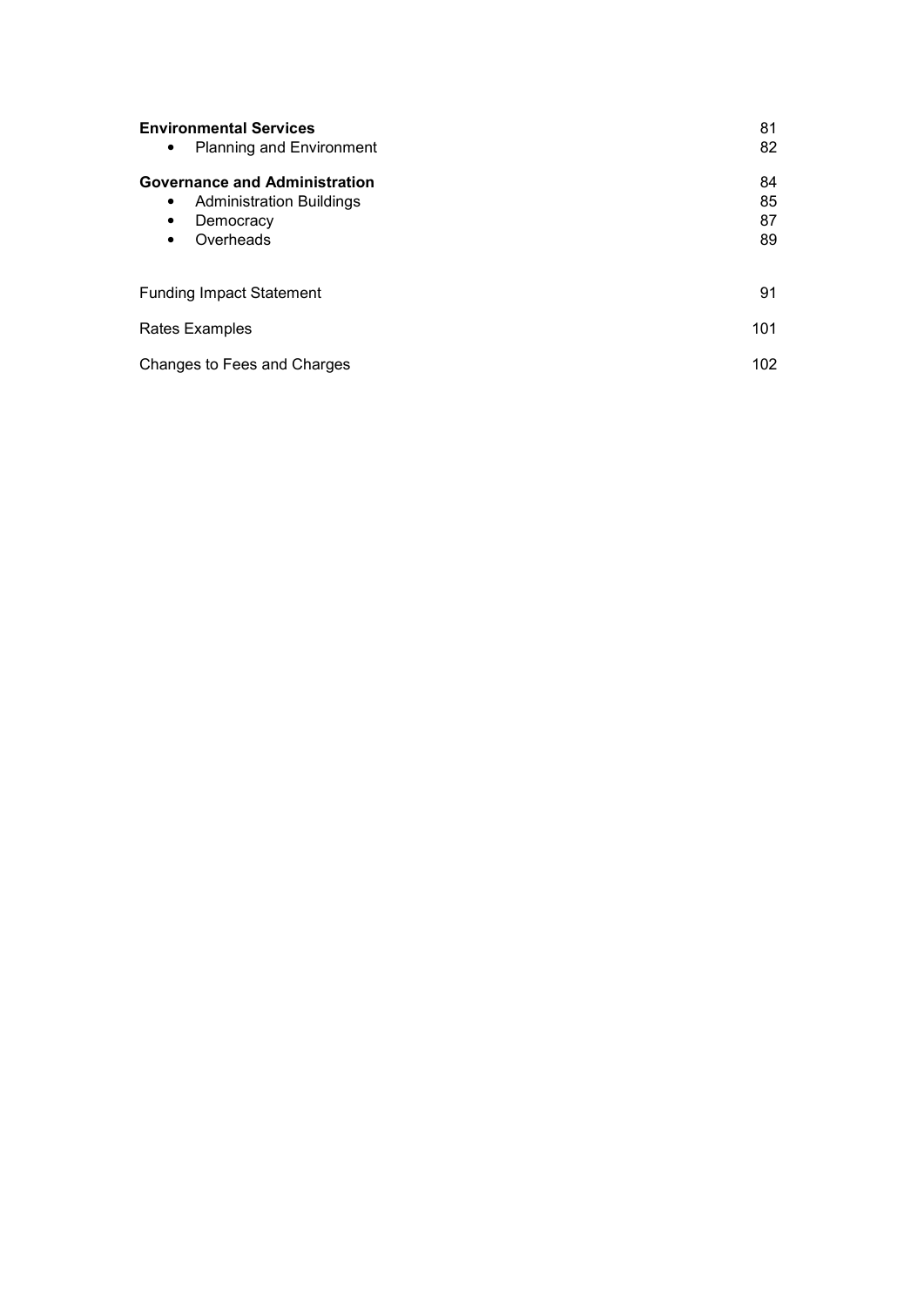| | |
|---|---|
| **Environmental Services** | 81 |
| • Planning and Environment | 82 |
| **Governance and Administration** | 84 |
| • Administration Buildings | 85 |
| • Democracy | 87 |
| • Overheads | 89 |
| Funding Impact Statement | 91 |
| Rates Examples | 101 |
| Changes to Fees and Charges | 102 |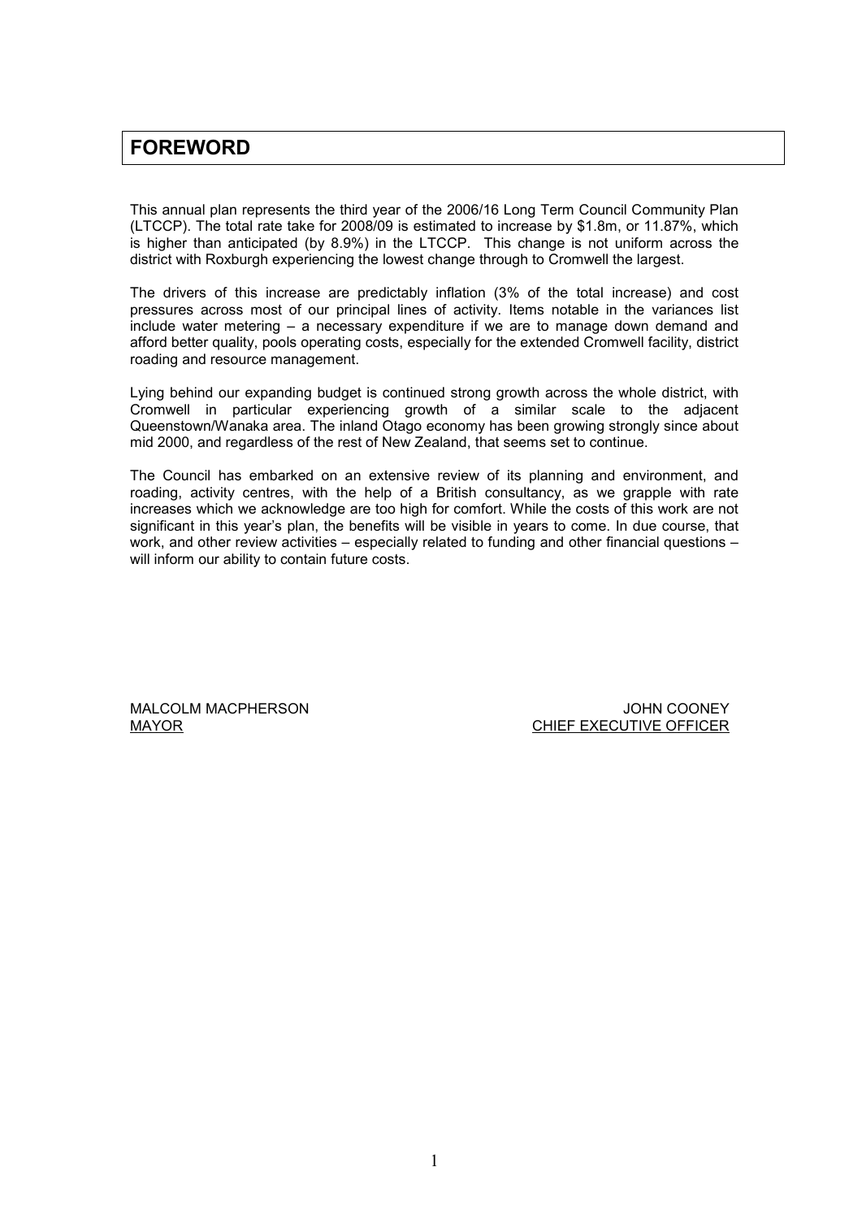# FOREWORD

This annual plan represents the third year of the 2006/16 Long Term Council Community Plan (LTCCP). The total rate take for 2008/09 is estimated to increase by $1.8m, or 11.87%, which is higher than anticipated (by 8.9%) in the LTCCP. This change is not uniform across the district with Roxburgh experiencing the lowest change through to Cromwell the largest.

The drivers of this increase are predictably inflation (3% of the total increase) and cost pressures across most of our principal lines of activity. Items notable in the variances list include water metering – a necessary expenditure if we are to manage down demand and afford better quality, pools operating costs, especially for the extended Cromwell facility, district roading and resource management.

Lying behind our expanding budget is continued strong growth across the whole district, with Cromwell in particular experiencing growth of a similar scale to the adjacent Queenstown/Wanaka area. The inland Otago economy has been growing strongly since about mid 2000, and regardless of the rest of New Zealand, that seems set to continue.

The Council has embarked on an extensive review of its planning and environment, and roading, activity centres, with the help of a British consultancy, as we grapple with rate increases which we acknowledge are too high for comfort. While the costs of this work are not significant in this year's plan, the benefits will be visible in years to come. In due course, that work, and other review activities – especially related to funding and other financial questions – will inform our ability to contain future costs.

MALCOLM MACPHERSON
MAYOR

JOHN COONEY
CHIEF EXECUTIVE OFFICER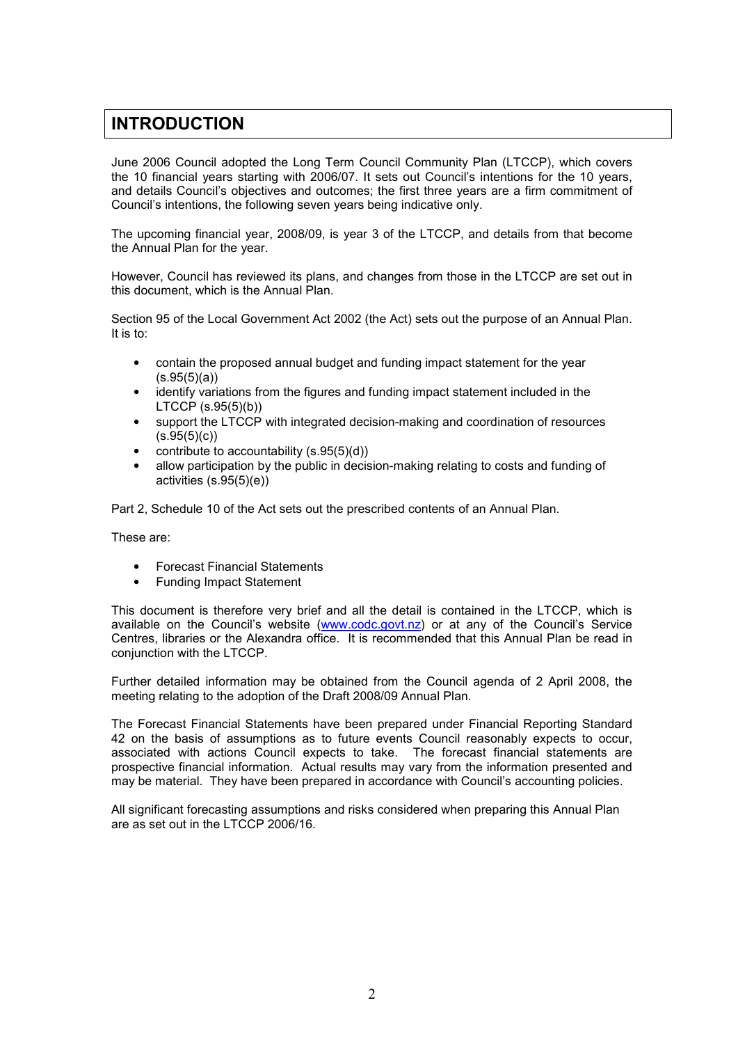# INTRODUCTION

June 2006 Council adopted the Long Term Council Community Plan (LTCCP), which covers the 10 financial years starting with 2006/07. It sets out Council's intentions for the 10 years, and details Council's objectives and outcomes; the first three years are a firm commitment of Council's intentions, the following seven years being indicative only.

The upcoming financial year, 2008/09, is year 3 of the LTCCP, and details from that become the Annual Plan for the year.

However, Council has reviewed its plans, and changes from those in the LTCCP are set out in this document, which is the Annual Plan.

Section 95 of the Local Government Act 2002 (the Act) sets out the purpose of an Annual Plan. It is to:

- contain the proposed annual budget and funding impact statement for the year (s.95(5)(a))
- identify variations from the figures and funding impact statement included in the LTCCP (s.95(5)(b))
- support the LTCCP with integrated decision-making and coordination of resources (s.95(5)(c))
- contribute to accountability (s.95(5)(d))
- allow participation by the public in decision-making relating to costs and funding of activities (s.95(5)(e))

Part 2, Schedule 10 of the Act sets out the prescribed contents of an Annual Plan.

These are:

- Forecast Financial Statements
- Funding Impact Statement

This document is therefore very brief and all the detail is contained in the LTCCP, which is available on the Council's website (www.codc.govt.nz) or at any of the Council's Service Centres, libraries or the Alexandra office. It is recommended that this Annual Plan be read in conjunction with the LTCCP.

Further detailed information may be obtained from the Council agenda of 2 April 2008, the meeting relating to the adoption of the Draft 2008/09 Annual Plan.

The Forecast Financial Statements have been prepared under Financial Reporting Standard 42 on the basis of assumptions as to future events Council reasonably expects to occur, associated with actions Council expects to take. The forecast financial statements are prospective financial information. Actual results may vary from the information presented and may be material. They have been prepared in accordance with Council's accounting policies.

All significant forecasting assumptions and risks considered when preparing this Annual Plan are as set out in the LTCCP 2006/16.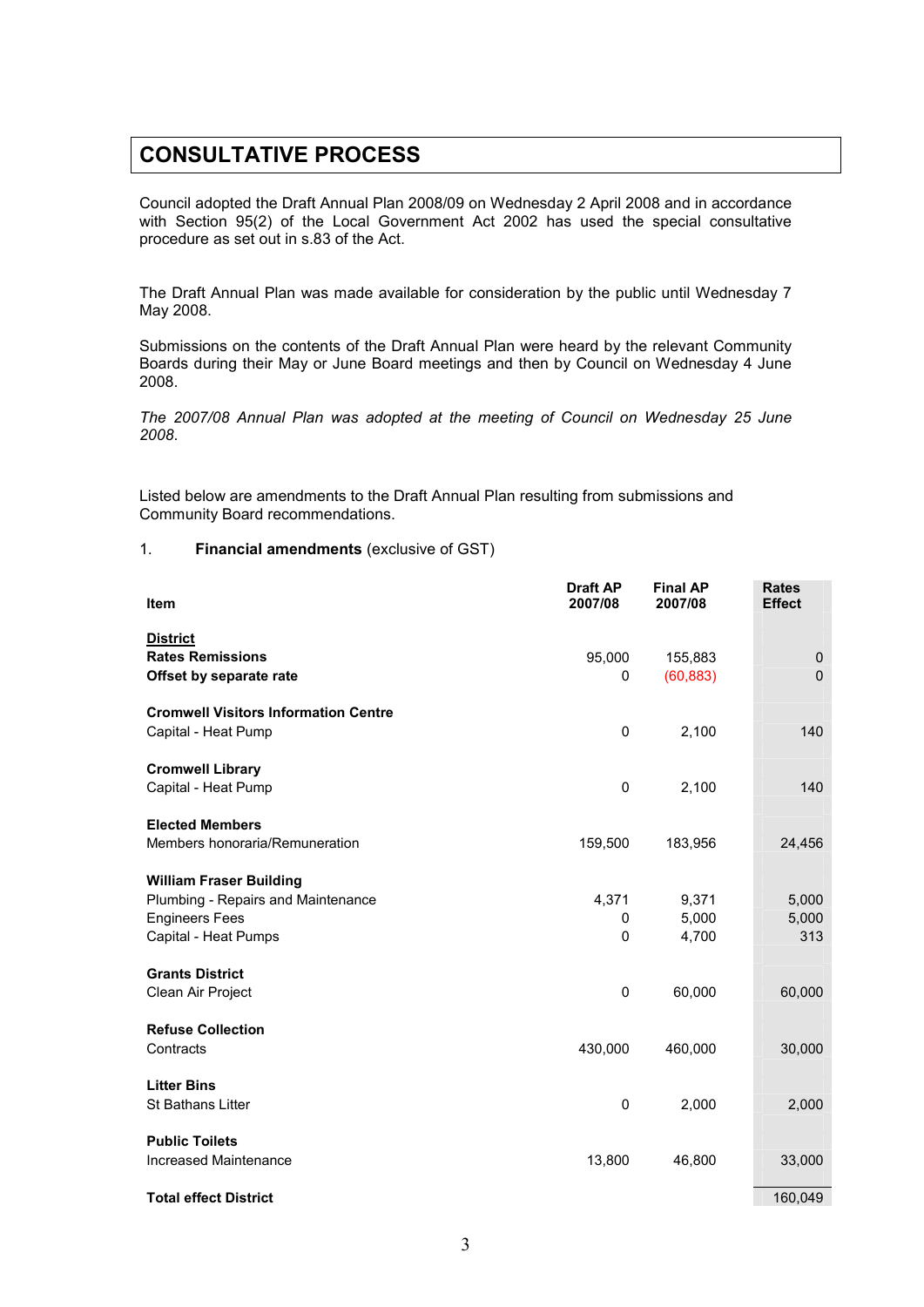# CONSULTATIVE PROCESS

Council adopted the Draft Annual Plan 2008/09 on Wednesday 2 April 2008 and in accordance with Section 95(2) of the Local Government Act 2002 has used the special consultative procedure as set out in s.83 of the Act.

The Draft Annual Plan was made available for consideration by the public until Wednesday 7 May 2008.

Submissions on the contents of the Draft Annual Plan were heard by the relevant Community Boards during their May or June Board meetings and then by Council on Wednesday 4 June 2008.

*The 2007/08 Annual Plan was adopted at the meeting of Council on Wednesday 25 June 2008.*

Listed below are amendments to the Draft Annual Plan resulting from submissions and Community Board recommendations.

1. **Financial amendments** (exclusive of GST)

| Item | Draft AP 2007/08 | Final AP 2007/08 | Rates Effect |
|---|---|---|---|
| **District** | | | |
| **Rates Remissions** | 95,000 | 155,883 | 0 |
| **Offset by separate rate** | 0 | (60,883) | 0 |
| **Cromwell Visitors Information Centre** | | | |
| Capital - Heat Pump | 0 | 2,100 | 140 |
| **Cromwell Library** | | | |
| Capital - Heat Pump | 0 | 2,100 | 140 |
| **Elected Members** | | | |
| Members honoraria/Remuneration | 159,500 | 183,956 | 24,456 |
| **William Fraser Building** | | | |
| Plumbing - Repairs and Maintenance | 4,371 | 9,371 | 5,000 |
| Engineers Fees | 0 | 5,000 | 5,000 |
| Capital - Heat Pumps | 0 | 4,700 | 313 |
| **Grants District** | | | |
| Clean Air Project | 0 | 60,000 | 60,000 |
| **Refuse Collection** | | | |
| Contracts | 430,000 | 460,000 | 30,000 |
| **Litter Bins** | | | |
| St Bathans Litter | 0 | 2,000 | 2,000 |
| **Public Toilets** | | | |
| Increased Maintenance | 13,800 | 46,800 | 33,000 |
| **Total effect District** | | | 160,049 |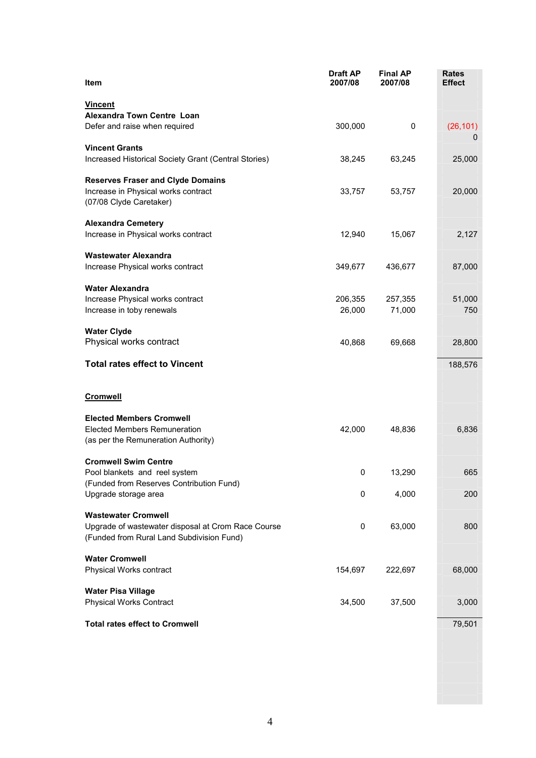| Item | Draft AP 2007/08 | Final AP 2007/08 | Rates Effect |
|---|---|---|---|
| **Vincent** | | | |
| **Alexandra Town Centre Loan** | | | |
| Defer and raise when required | 300,000 | 0 | (26,101) |
| | | | 0 |
| **Vincent Grants** | | | |
| Increased Historical Society Grant (Central Stories) | 38,245 | 63,245 | 25,000 |
| **Reserves Fraser and Clyde Domains** | | | |
| Increase in Physical works contract (07/08 Clyde Caretaker) | 33,757 | 53,757 | 20,000 |
| **Alexandra Cemetery** | | | |
| Increase in Physical works contract | 12,940 | 15,067 | 2,127 |
| **Wastewater Alexandra** | | | |
| Increase Physical works contract | 349,677 | 436,677 | 87,000 |
| **Water Alexandra** | | | |
| Increase Physical works contract | 206,355 | 257,355 | 51,000 |
| Increase in toby renewals | 26,000 | 71,000 | 750 |
| **Water Clyde** | | | |
| Physical works contract | 40,868 | 69,668 | 28,800 |
| **Total rates effect to Vincent** | | | 188,576 |
| **Cromwell** | | | |
| **Elected Members Cromwell** | | | |
| Elected Members Remuneration (as per the Remuneration Authority) | 42,000 | 48,836 | 6,836 |
| **Cromwell Swim Centre** | | | |
| Pool blankets and reel system (Funded from Reserves Contribution Fund) | 0 | 13,290 | 665 |
| Upgrade storage area | 0 | 4,000 | 200 |
| **Wastewater Cromwell** | | | |
| Upgrade of wastewater disposal at Crom Race Course (Funded from Rural Land Subdivision Fund) | 0 | 63,000 | 800 |
| **Water Cromwell** | | | |
| Physical Works contract | 154,697 | 222,697 | 68,000 |
| **Water Pisa Village** | | | |
| Physical Works Contract | 34,500 | 37,500 | 3,000 |
| **Total rates effect to Cromwell** | | | 79,501 |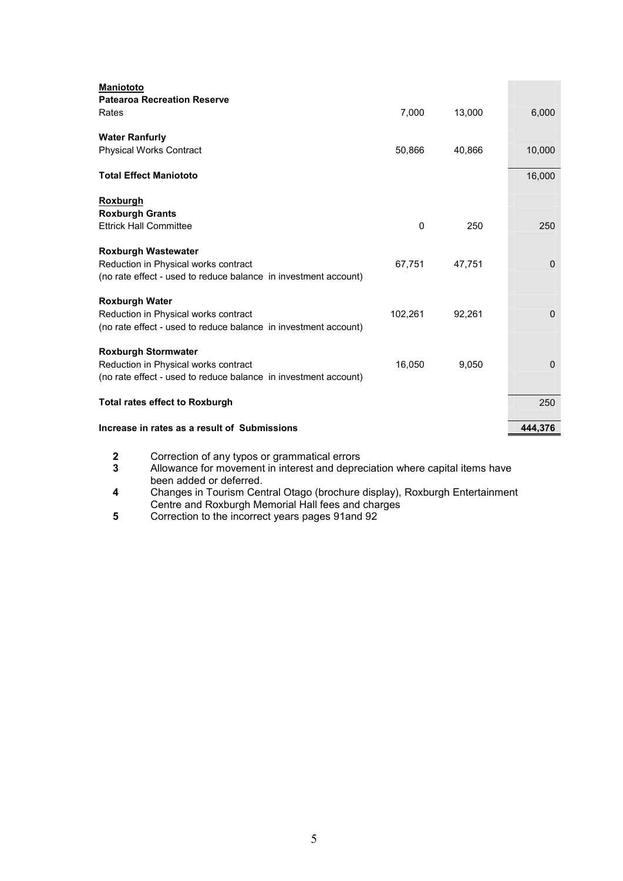| | | | |
|---|---|---|---|
| **<u>Maniototo</u>** | | | |
| **Patearoa Recreation Reserve** | | | |
| Rates | 7,000 | 13,000 | 6,000 |
| | | | |
| **Water Ranfurly** | | | |
| Physical Works Contract | 50,866 | 40,866 | 10,000 |
| | | | |
| **Total Effect Maniototo** | | | 16,000 |
| | | | |
| **<u>Roxburgh</u>** | | | |
| **Roxburgh Grants** | | | |
| Ettrick Hall Committee | 0 | 250 | 250 |
| | | | |
| **Roxburgh Wastewater** | | | |
| Reduction in Physical works contract | 67,751 | 47,751 | 0 |
| (no rate effect - used to reduce balance in investment account) | | | |
| | | | |
| **Roxburgh Water** | | | |
| Reduction in Physical works contract | 102,261 | 92,261 | 0 |
| (no rate effect - used to reduce balance in investment account) | | | |
| | | | |
| **Roxburgh Stormwater** | | | |
| Reduction in Physical works contract | 16,050 | 9,050 | 0 |
| (no rate effect - used to reduce balance in investment account) | | | |
| | | | |
| **Total rates effect to Roxburgh** | | | 250 |
| | | | |
| **Increase in rates as a result of Submissions** | | | **444,376** |

**2** Correction of any typos or grammatical errors

**3** Allowance for movement in interest and depreciation where capital items have been added or deferred.

**4** Changes in Tourism Central Otago (brochure display), Roxburgh Entertainment Centre and Roxburgh Memorial Hall fees and charges

**5** Correction to the incorrect years pages 91and 92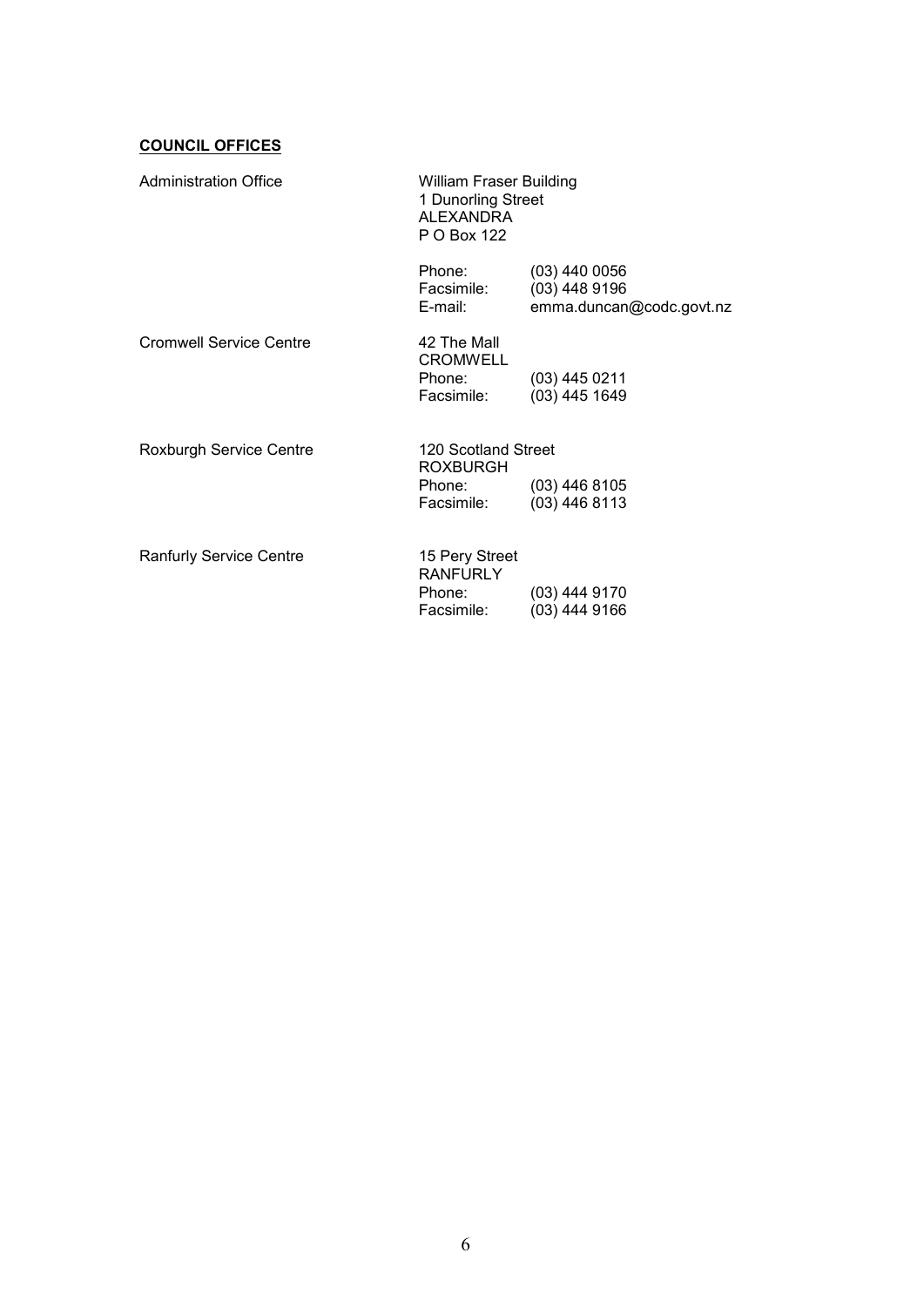**COUNCIL OFFICES**

| | | |
|---|---|---|
| Administration Office | William Fraser Building<br>1 Dunorling Street<br>ALEXANDRA<br>P O Box 122 | |
| | Phone: | (03) 440 0056 |
| | Facsimile: | (03) 448 9196 |
| | E-mail: | emma.duncan@codc.govt.nz |
| Cromwell Service Centre | 42 The Mall<br>CROMWELL | |
| | Phone: | (03) 445 0211 |
| | Facsimile: | (03) 445 1649 |
| Roxburgh Service Centre | 120 Scotland Street<br>ROXBURGH | |
| | Phone: | (03) 446 8105 |
| | Facsimile: | (03) 446 8113 |
| Ranfurly Service Centre | 15 Pery Street<br>RANFURLY | |
| | Phone: | (03) 444 9170 |
| | Facsimile: | (03) 444 9166 |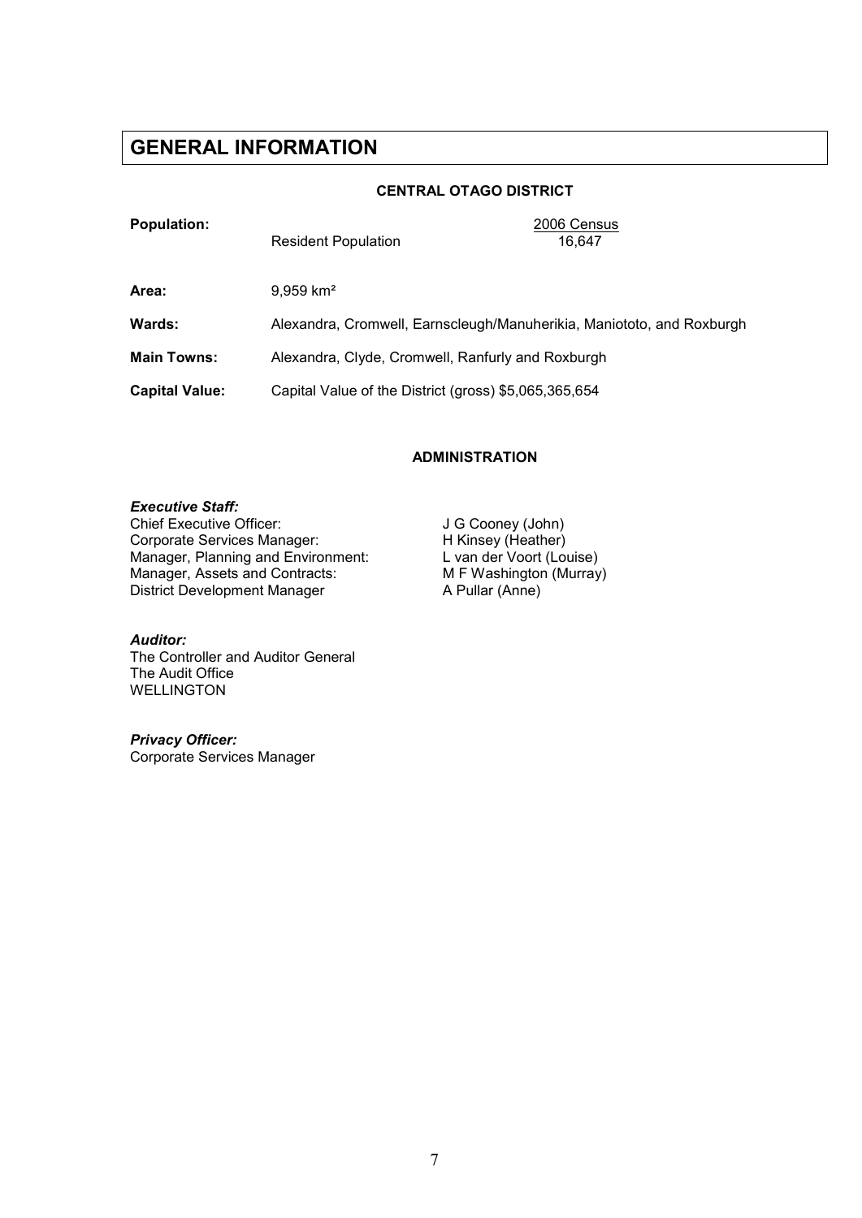# GENERAL INFORMATION

## CENTRAL OTAGO DISTRICT

| | | |
|---|---|---|
| **Population:** | Resident Population | 2006 Census<br>16,647 |
| **Area:** | 9,959 km² | |
| **Wards:** | Alexandra, Cromwell, Earnscleugh/Manuherikia, Maniototo, and Roxburgh | |
| **Main Towns:** | Alexandra, Clyde, Cromwell, Ranfurly and Roxburgh | |
| **Capital Value:** | Capital Value of the District (gross) $5,065,365,654 | |

## ADMINISTRATION

***Executive Staff:***

| | |
|---|---|
| Chief Executive Officer: | J G Cooney (John) |
| Corporate Services Manager: | H Kinsey (Heather) |
| Manager, Planning and Environment: | L van der Voort (Louise) |
| Manager, Assets and Contracts: | M F Washington (Murray) |
| District Development Manager | A Pullar (Anne) |

***Auditor:***
The Controller and Auditor General
The Audit Office
WELLINGTON

***Privacy Officer:***
Corporate Services Manager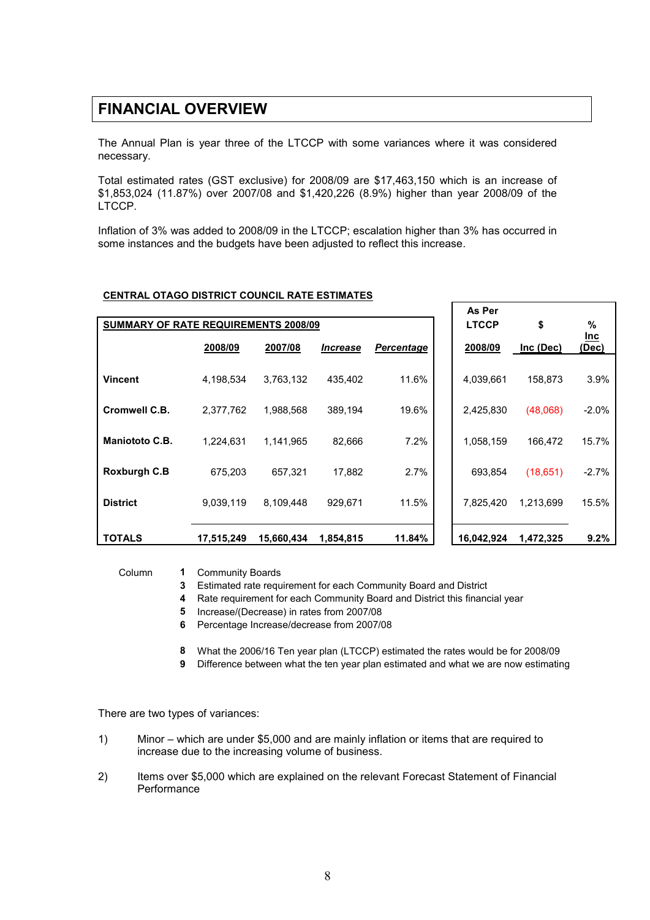# FINANCIAL OVERVIEW

The Annual Plan is year three of the LTCCP with some variances where it was considered necessary.

Total estimated rates (GST exclusive) for 2008/09 are $17,463,150 which is an increase of $1,853,024 (11.87%) over 2007/08 and $1,420,226 (8.9%) higher than year 2008/09 of the LTCCP.

Inflation of 3% was added to 2008/09 in the LTCCP; escalation higher than 3% has occurred in some instances and the budgets have been adjusted to reflect this increase.

**CENTRAL OTAGO DISTRICT COUNCIL RATE ESTIMATES**

| SUMMARY OF RATE REQUIREMENTS 2008/09 | | | | | As Per LTCCP | $ | % |
|---|---|---|---|---|---|---|---|
| | 2008/09 | 2007/08 | *Increase* | *Percentage* | 2008/09 | Inc (Dec) | Inc (Dec) |
| **Vincent** | 4,198,534 | 3,763,132 | 435,402 | 11.6% | 4,039,661 | 158,873 | 3.9% |
| **Cromwell C.B.** | 2,377,762 | 1,988,568 | 389,194 | 19.6% | 2,425,830 | (48,068) | -2.0% |
| **Maniototo C.B.** | 1,224,631 | 1,141,965 | 82,666 | 7.2% | 1,058,159 | 166,472 | 15.7% |
| **Roxburgh C.B** | 675,203 | 657,321 | 17,882 | 2.7% | 693,854 | (18,651) | -2.7% |
| **District** | 9,039,119 | 8,109,448 | 929,671 | 11.5% | 7,825,420 | 1,213,699 | 15.5% |
| **TOTALS** | **17,515,249** | **15,660,434** | **1,854,815** | **11.84%** | **16,042,924** | **1,472,325** | **9.2%** |

Column
- **1** Community Boards
- **3** Estimated rate requirement for each Community Board and District
- **4** Rate requirement for each Community Board and District this financial year
- **5** Increase/(Decrease) in rates from 2007/08
- **6** Percentage Increase/decrease from 2007/08

- **8** What the 2006/16 Ten year plan (LTCCP) estimated the rates would be for 2008/09
- **9** Difference between what the ten year plan estimated and what we are now estimating

There are two types of variances:

1) Minor – which are under $5,000 and are mainly inflation or items that are required to increase due to the increasing volume of business.

2) Items over $5,000 which are explained on the relevant Forecast Statement of Financial Performance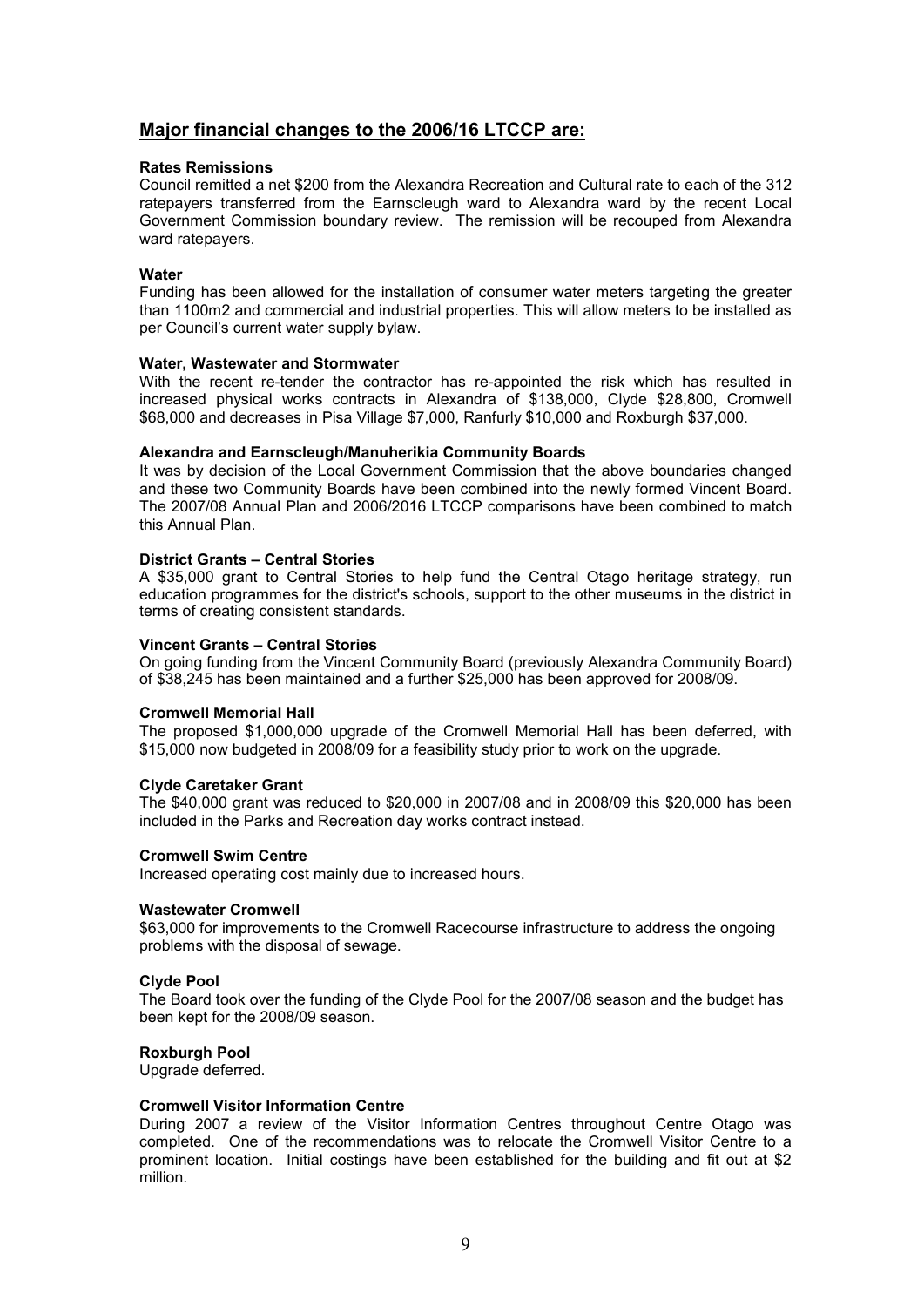## Major financial changes to the 2006/16 LTCCP are:

**Rates Remissions**

Council remitted a net $200 from the Alexandra Recreation and Cultural rate to each of the 312 ratepayers transferred from the Earnscleugh ward to Alexandra ward by the recent Local Government Commission boundary review. The remission will be recouped from Alexandra ward ratepayers.

**Water**

Funding has been allowed for the installation of consumer water meters targeting the greater than 1100m2 and commercial and industrial properties. This will allow meters to be installed as per Council's current water supply bylaw.

**Water, Wastewater and Stormwater**

With the recent re-tender the contractor has re-appointed the risk which has resulted in increased physical works contracts in Alexandra of $138,000, Clyde $28,800, Cromwell $68,000 and decreases in Pisa Village $7,000, Ranfurly $10,000 and Roxburgh $37,000.

**Alexandra and Earnscleugh/Manuherikia Community Boards**

It was by decision of the Local Government Commission that the above boundaries changed and these two Community Boards have been combined into the newly formed Vincent Board. The 2007/08 Annual Plan and 2006/2016 LTCCP comparisons have been combined to match this Annual Plan.

**District Grants – Central Stories**

A $35,000 grant to Central Stories to help fund the Central Otago heritage strategy, run education programmes for the district's schools, support to the other museums in the district in terms of creating consistent standards.

**Vincent Grants – Central Stories**

On going funding from the Vincent Community Board (previously Alexandra Community Board) of $38,245 has been maintained and a further $25,000 has been approved for 2008/09.

**Cromwell Memorial Hall**

The proposed $1,000,000 upgrade of the Cromwell Memorial Hall has been deferred, with $15,000 now budgeted in 2008/09 for a feasibility study prior to work on the upgrade.

**Clyde Caretaker Grant**

The $40,000 grant was reduced to $20,000 in 2007/08 and in 2008/09 this $20,000 has been included in the Parks and Recreation day works contract instead.

**Cromwell Swim Centre**

Increased operating cost mainly due to increased hours.

**Wastewater Cromwell**

$63,000 for improvements to the Cromwell Racecourse infrastructure to address the ongoing problems with the disposal of sewage.

**Clyde Pool**

The Board took over the funding of the Clyde Pool for the 2007/08 season and the budget has been kept for the 2008/09 season.

**Roxburgh Pool**

Upgrade deferred.

**Cromwell Visitor Information Centre**

During 2007 a review of the Visitor Information Centres throughout Centre Otago was completed. One of the recommendations was to relocate the Cromwell Visitor Centre to a prominent location. Initial costings have been established for the building and fit out at $2 million.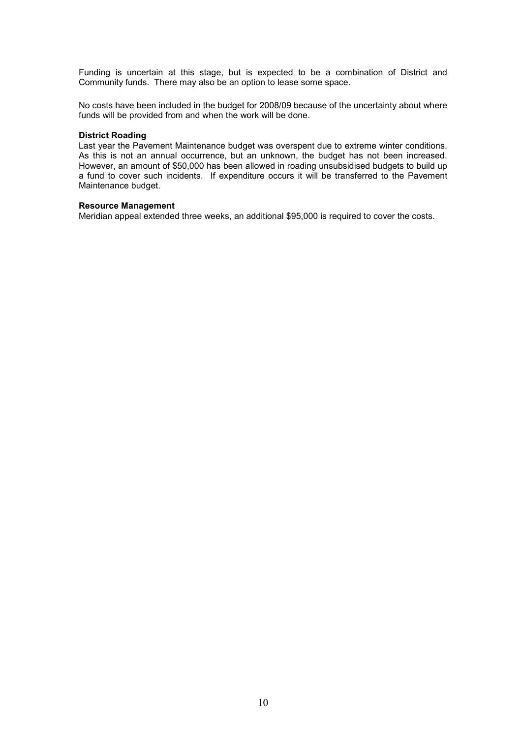Funding is uncertain at this stage, but is expected to be a combination of District and Community funds. There may also be an option to lease some space.

No costs have been included in the budget for 2008/09 because of the uncertainty about where funds will be provided from and when the work will be done.

**District Roading**
Last year the Pavement Maintenance budget was overspent due to extreme winter conditions. As this is not an annual occurrence, but an unknown, the budget has not been increased. However, an amount of $50,000 has been allowed in roading unsubsidised budgets to build up a fund to cover such incidents. If expenditure occurs it will be transferred to the Pavement Maintenance budget.

**Resource Management**
Meridian appeal extended three weeks, an additional $95,000 is required to cover the costs.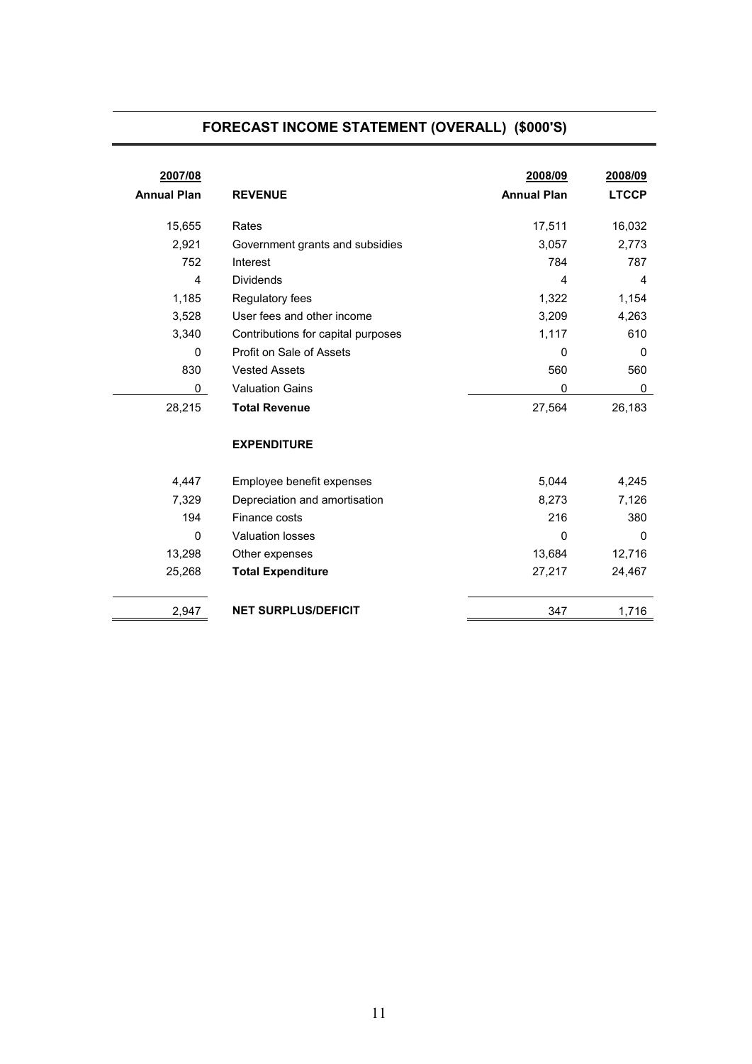## FORECAST INCOME STATEMENT (OVERALL) ($000'S)

| 2007/08 Annual Plan | REVENUE | 2008/09 Annual Plan | 2008/09 LTCCP |
|---|---|---|---|
| 15,655 | Rates | 17,511 | 16,032 |
| 2,921 | Government grants and subsidies | 3,057 | 2,773 |
| 752 | Interest | 784 | 787 |
| 4 | Dividends | 4 | 4 |
| 1,185 | Regulatory fees | 1,322 | 1,154 |
| 3,528 | User fees and other income | 3,209 | 4,263 |
| 3,340 | Contributions for capital purposes | 1,117 | 610 |
| 0 | Profit on Sale of Assets | 0 | 0 |
| 830 | Vested Assets | 560 | 560 |
| 0 | Valuation Gains | 0 | 0 |
| 28,215 | **Total Revenue** | 27,564 | 26,183 |
| | **EXPENDITURE** | | |
| 4,447 | Employee benefit expenses | 5,044 | 4,245 |
| 7,329 | Depreciation and amortisation | 8,273 | 7,126 |
| 194 | Finance costs | 216 | 380 |
| 0 | Valuation losses | 0 | 0 |
| 13,298 | Other expenses | 13,684 | 12,716 |
| 25,268 | **Total Expenditure** | 27,217 | 24,467 |
| 2,947 | **NET SURPLUS/DEFICIT** | 347 | 1,716 |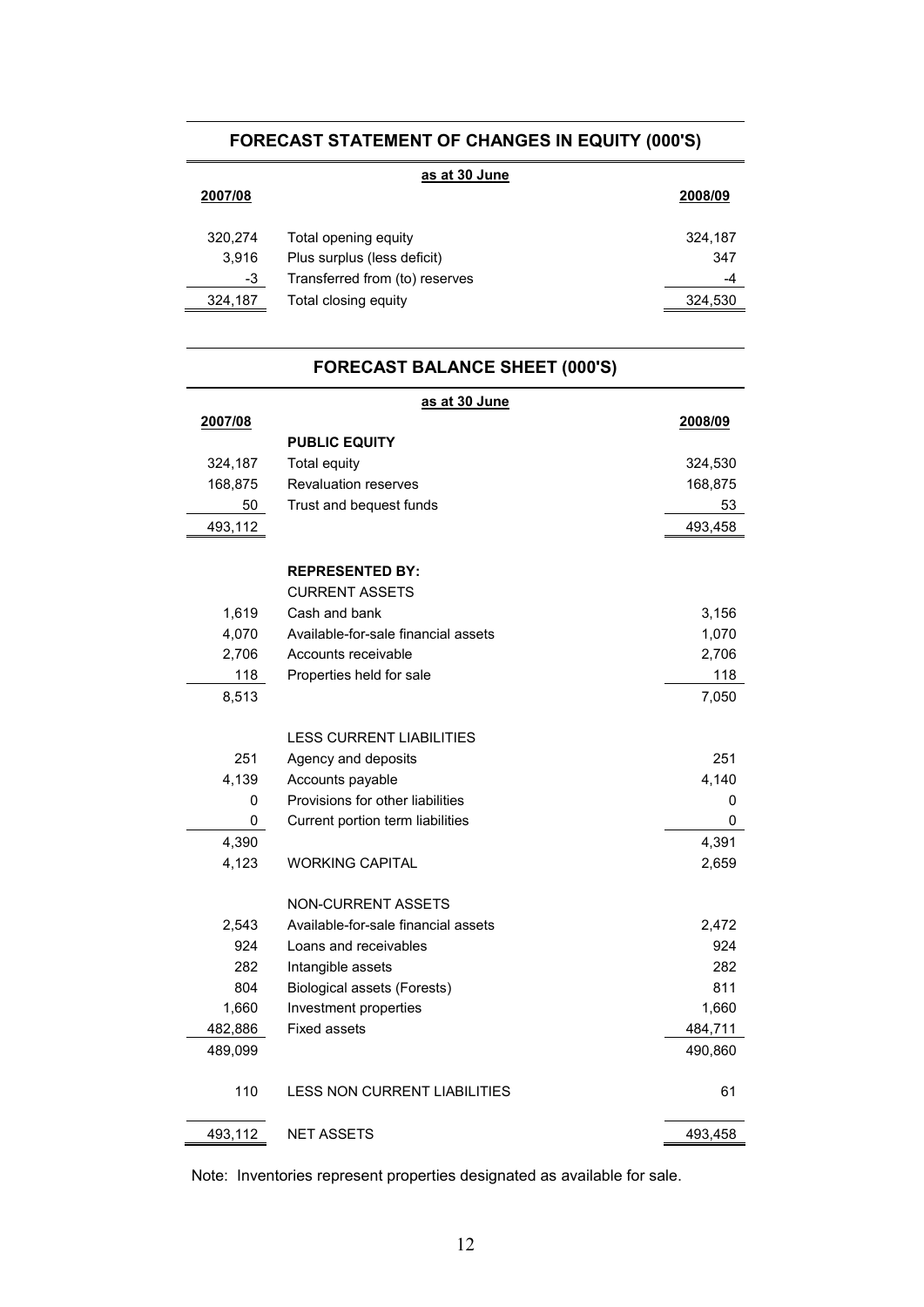## FORECAST STATEMENT OF CHANGES IN EQUITY (000'S)

| 2007/08 | as at 30 June | 2008/09 |
|---|---|---|
| 320,274 | Total opening equity | 324,187 |
| 3,916 | Plus surplus (less deficit) | 347 |
| -3 | Transferred from (to) reserves | -4 |
| 324,187 | Total closing equity | 324,530 |

## FORECAST BALANCE SHEET (000'S)

| 2007/08 | as at 30 June | 2008/09 |
|---|---|---|
| | **PUBLIC EQUITY** | |
| 324,187 | Total equity | 324,530 |
| 168,875 | Revaluation reserves | 168,875 |
| 50 | Trust and bequest funds | 53 |
| 493,112 | | 493,458 |
| | **REPRESENTED BY:** | |
| | CURRENT ASSETS | |
| 1,619 | Cash and bank | 3,156 |
| 4,070 | Available-for-sale financial assets | 1,070 |
| 2,706 | Accounts receivable | 2,706 |
| 118 | Properties held for sale | 118 |
| 8,513 | | 7,050 |
| | LESS CURRENT LIABILITIES | |
| 251 | Agency and deposits | 251 |
| 4,139 | Accounts payable | 4,140 |
| 0 | Provisions for other liabilities | 0 |
| 0 | Current portion term liabilities | 0 |
| 4,390 | | 4,391 |
| 4,123 | WORKING CAPITAL | 2,659 |
| | NON-CURRENT ASSETS | |
| 2,543 | Available-for-sale financial assets | 2,472 |
| 924 | Loans and receivables | 924 |
| 282 | Intangible assets | 282 |
| 804 | Biological assets (Forests) | 811 |
| 1,660 | Investment properties | 1,660 |
| 482,886 | Fixed assets | 484,711 |
| 489,099 | | 490,860 |
| 110 | LESS NON CURRENT LIABILITIES | 61 |
| 493,112 | NET ASSETS | 493,458 |

Note: Inventories represent properties designated as available for sale.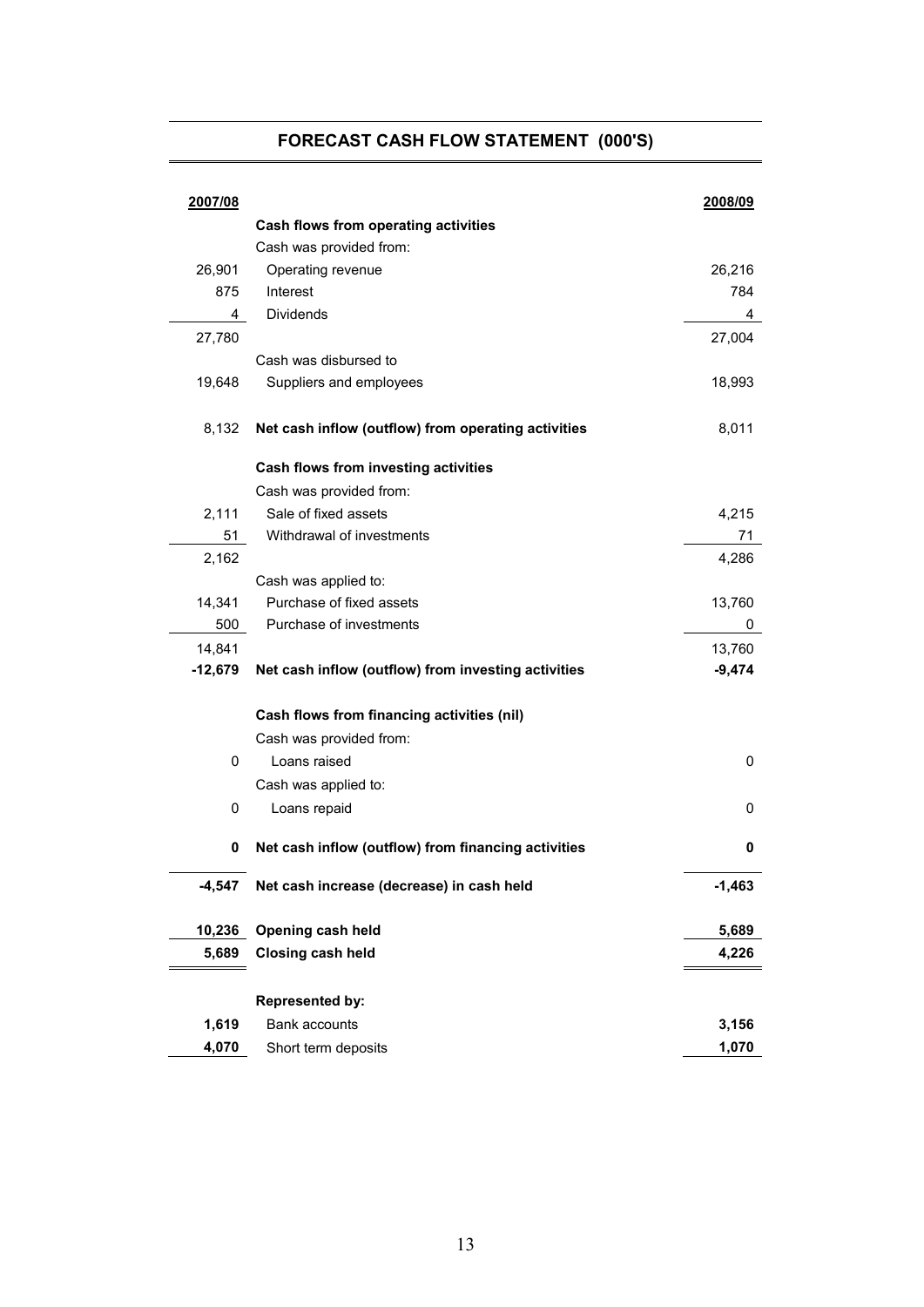## FORECAST CASH FLOW STATEMENT (000'S)

| 2007/08 | | 2008/09 |
|---|---|---|
| | **Cash flows from operating activities** | |
| | Cash was provided from: | |
| 26,901 | Operating revenue | 26,216 |
| 875 | Interest | 784 |
| 4 | Dividends | 4 |
| 27,780 | | 27,004 |
| | Cash was disbursed to | |
| 19,648 | Suppliers and employees | 18,993 |
| 8,132 | **Net cash inflow (outflow) from operating activities** | 8,011 |
| | **Cash flows from investing activities** | |
| | Cash was provided from: | |
| 2,111 | Sale of fixed assets | 4,215 |
| 51 | Withdrawal of investments | 71 |
| 2,162 | | 4,286 |
| | Cash was applied to: | |
| 14,341 | Purchase of fixed assets | 13,760 |
| 500 | Purchase of investments | 0 |
| 14,841 | | 13,760 |
| **-12,679** | **Net cash inflow (outflow) from investing activities** | **-9,474** |
| | **Cash flows from financing activities (nil)** | |
| | Cash was provided from: | |
| 0 | Loans raised | 0 |
| | Cash was applied to: | |
| 0 | Loans repaid | 0 |
| **0** | **Net cash inflow (outflow) from financing activities** | **0** |
| **-4,547** | **Net cash increase (decrease) in cash held** | **-1,463** |
| **10,236** | **Opening cash held** | **5,689** |
| **5,689** | **Closing cash held** | **4,226** |
| | **Represented by:** | |
| **1,619** | Bank accounts | **3,156** |
| **4,070** | Short term deposits | **1,070** |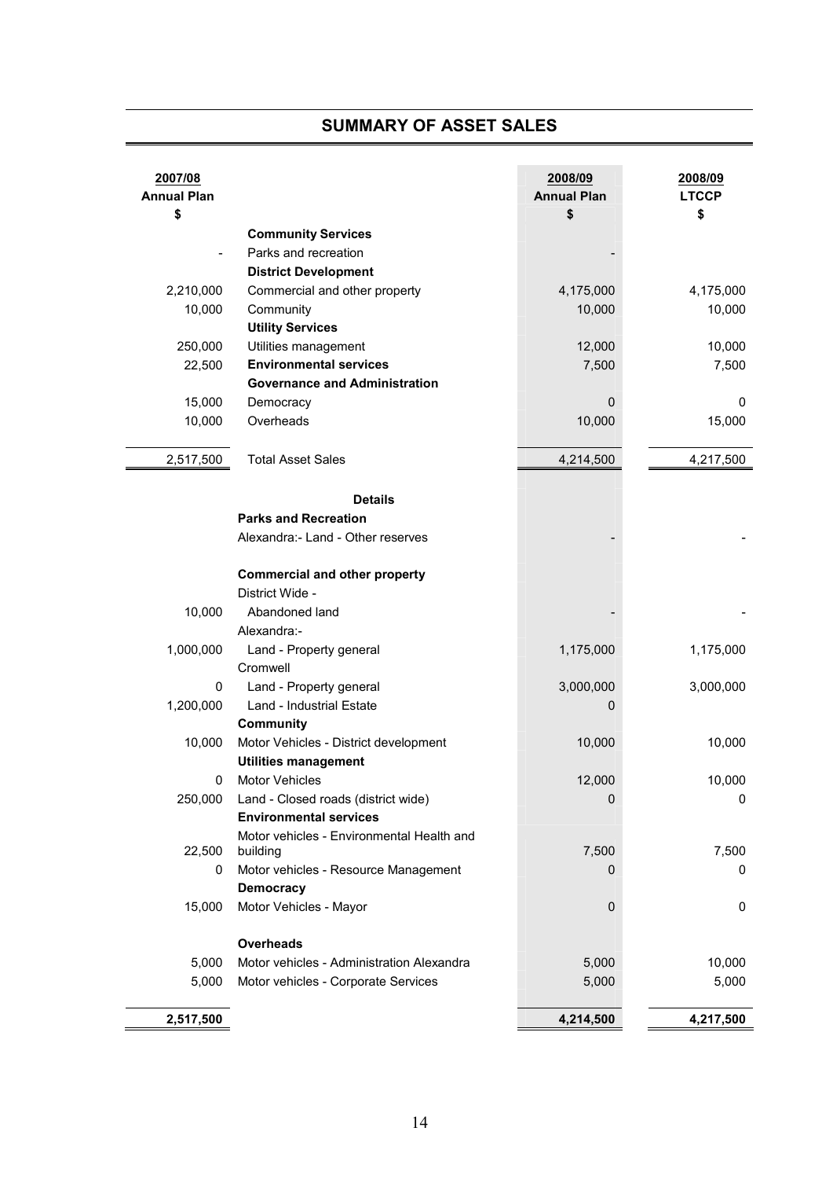# SUMMARY OF ASSET SALES

| 2007/08 Annual Plan $ | | 2008/09 Annual Plan $ | 2008/09 LTCCP $ |
|---|---|---|---|
| | **Community Services** | | |
| - | Parks and recreation | - | |
| | **District Development** | | |
| 2,210,000 | Commercial and other property | 4,175,000 | 4,175,000 |
| 10,000 | Community | 10,000 | 10,000 |
| | **Utility Services** | | |
| 250,000 | Utilities management | 12,000 | 10,000 |
| 22,500 | **Environmental services** | 7,500 | 7,500 |
| | **Governance and Administration** | | |
| 15,000 | Democracy | 0 | 0 |
| 10,000 | Overheads | 10,000 | 15,000 |
| 2,517,500 | Total Asset Sales | 4,214,500 | 4,217,500 |
| | **Details** | | |
| | **Parks and Recreation** | | |
| | Alexandra:- Land - Other reserves | - | - |
| | **Commercial and other property** | | |
| | District Wide - | | |
| 10,000 | Abandoned land | - | - |
| | Alexandra:- | | |
| 1,000,000 | Land - Property general | 1,175,000 | 1,175,000 |
| | Cromwell | | |
| 0 | Land - Property general | 3,000,000 | 3,000,000 |
| 1,200,000 | Land - Industrial Estate | 0 | |
| | **Community** | | |
| 10,000 | Motor Vehicles - District development | 10,000 | 10,000 |
| | **Utilities management** | | |
| 0 | Motor Vehicles | 12,000 | 10,000 |
| 250,000 | Land - Closed roads (district wide) | 0 | 0 |
| | **Environmental services** | | |
| 22,500 | Motor vehicles - Environmental Health and building | 7,500 | 7,500 |
| 0 | Motor vehicles - Resource Management | 0 | 0 |
| | **Democracy** | | |
| 15,000 | Motor Vehicles - Mayor | 0 | 0 |
| | **Overheads** | | |
| 5,000 | Motor vehicles - Administration Alexandra | 5,000 | 10,000 |
| 5,000 | Motor vehicles - Corporate Services | 5,000 | 5,000 |
| **2,517,500** | | **4,214,500** | **4,217,500** |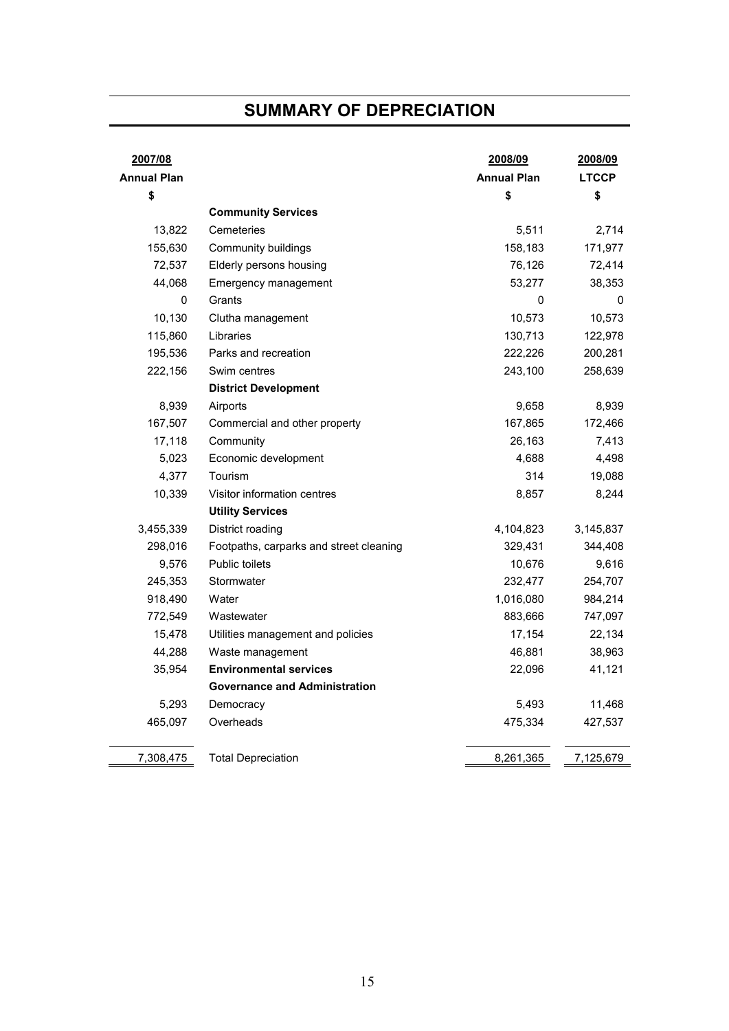# SUMMARY OF DEPRECIATION

| 2007/08 Annual Plan $ | | 2008/09 Annual Plan $ | 2008/09 LTCCP $ |
|---|---|---|---|
| | **Community Services** | | |
| 13,822 | Cemeteries | 5,511 | 2,714 |
| 155,630 | Community buildings | 158,183 | 171,977 |
| 72,537 | Elderly persons housing | 76,126 | 72,414 |
| 44,068 | Emergency management | 53,277 | 38,353 |
| 0 | Grants | 0 | 0 |
| 10,130 | Clutha management | 10,573 | 10,573 |
| 115,860 | Libraries | 130,713 | 122,978 |
| 195,536 | Parks and recreation | 222,226 | 200,281 |
| 222,156 | Swim centres | 243,100 | 258,639 |
| | **District Development** | | |
| 8,939 | Airports | 9,658 | 8,939 |
| 167,507 | Commercial and other property | 167,865 | 172,466 |
| 17,118 | Community | 26,163 | 7,413 |
| 5,023 | Economic development | 4,688 | 4,498 |
| 4,377 | Tourism | 314 | 19,088 |
| 10,339 | Visitor information centres | 8,857 | 8,244 |
| | **Utility Services** | | |
| 3,455,339 | District roading | 4,104,823 | 3,145,837 |
| 298,016 | Footpaths, carparks and street cleaning | 329,431 | 344,408 |
| 9,576 | Public toilets | 10,676 | 9,616 |
| 245,353 | Stormwater | 232,477 | 254,707 |
| 918,490 | Water | 1,016,080 | 984,214 |
| 772,549 | Wastewater | 883,666 | 747,097 |
| 15,478 | Utilities management and policies | 17,154 | 22,134 |
| 44,288 | Waste management | 46,881 | 38,963 |
| 35,954 | **Environmental services** | 22,096 | 41,121 |
| | **Governance and Administration** | | |
| 5,293 | Democracy | 5,493 | 11,468 |
| 465,097 | Overheads | 475,334 | 427,537 |
| 7,308,475 | Total Depreciation | 8,261,365 | 7,125,679 |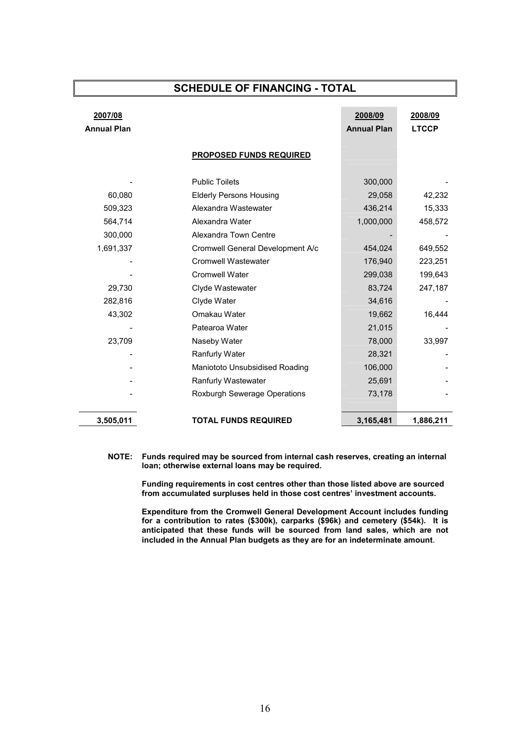# SCHEDULE OF FINANCING - TOTAL

| 2007/08 Annual Plan | | 2008/09 Annual Plan | 2008/09 LTCCP |
|---|---|---|---|
| | **PROPOSED FUNDS REQUIRED** | | |
| - | Public Toilets | 300,000 | - |
| 60,080 | Elderly Persons Housing | 29,058 | 42,232 |
| 509,323 | Alexandra Wastewater | 436,214 | 15,333 |
| 564,714 | Alexandra Water | 1,000,000 | 458,572 |
| 300,000 | Alexandra Town Centre | - | - |
| 1,691,337 | Cromwell General Development A/c | 454,024 | 649,552 |
| - | Cromwell Wastewater | 176,940 | 223,251 |
| - | Cromwell Water | 299,038 | 199,643 |
| 29,730 | Clyde Wastewater | 83,724 | 247,187 |
| 282,816 | Clyde Water | 34,616 | - |
| 43,302 | Omakau Water | 19,662 | 16,444 |
| - | Patearoa Water | 21,015 | - |
| 23,709 | Naseby Water | 78,000 | 33,997 |
| - | Ranfurly Water | 28,321 | - |
| - | Maniototo Unsubsidised Roading | 106,000 | - |
| - | Ranfurly Wastewater | 25,691 | - |
| - | Roxburgh Sewerage Operations | 73,178 | - |
| **3,505,011** | **TOTAL FUNDS REQUIRED** | **3,165,481** | **1,886,211** |

**NOTE: Funds required may be sourced from internal cash reserves, creating an internal loan; otherwise external loans may be required.**

**Funding requirements in cost centres other than those listed above are sourced from accumulated surpluses held in those cost centres' investment accounts.**

**Expenditure from the Cromwell General Development Account includes funding for a contribution to rates ($300k), carparks ($96k) and cemetery ($54k). It is anticipated that these funds will be sourced from land sales, which are not included in the Annual Plan budgets as they are for an indeterminate amount.**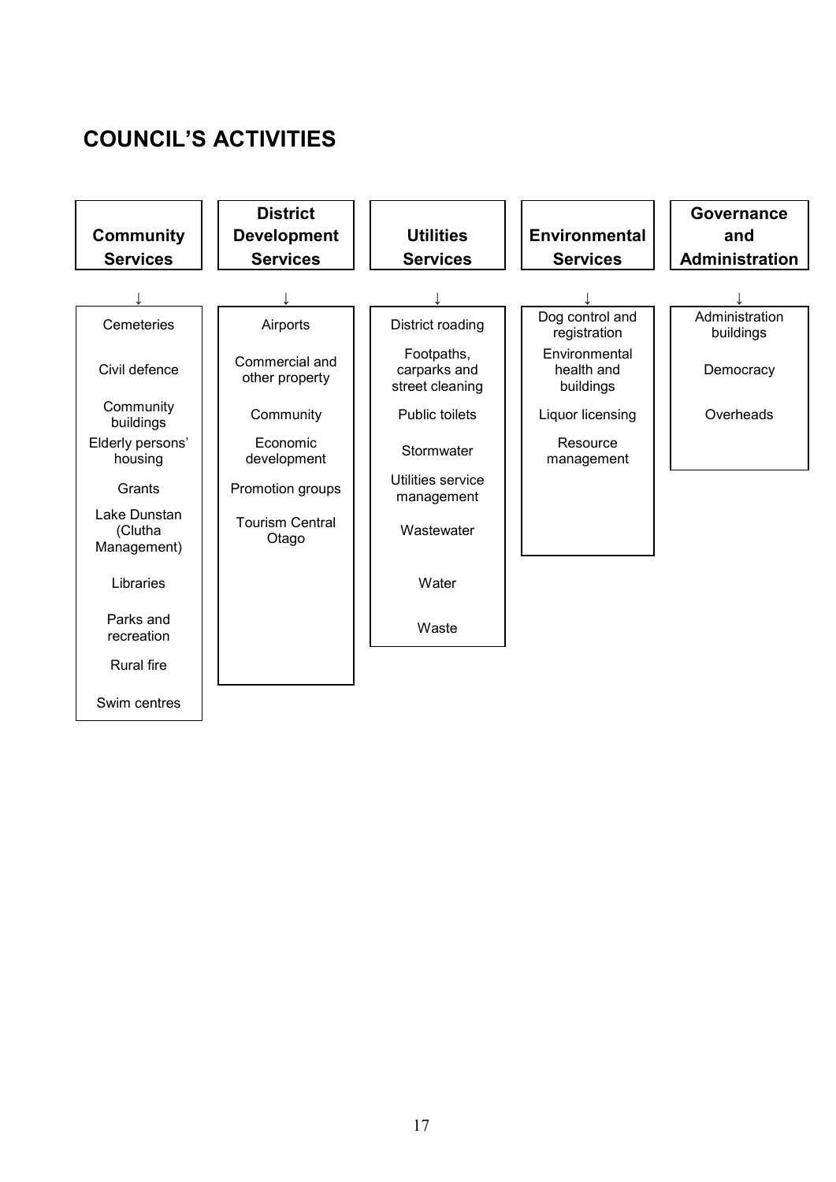# COUNCIL'S ACTIVITIES

| Community Services | District Development Services | Utilities Services | Environmental Services | Governance and Administration |
|---|---|---|---|---|
| Cemeteries | Airports | District roading | Dog control and registration | Administration buildings |
| Civil defence | Commercial and other property | Footpaths, carparks and street cleaning | Environmental health and buildings | Democracy |
| Community buildings | Community | Public toilets | Liquor licensing | Overheads |
| Elderly persons' housing | Economic development | Stormwater | Resource management | |
| Grants | Promotion groups | Utilities service management | | |
| Lake Dunstan (Clutha Management) | Tourism Central Otago | Wastewater | | |
| Libraries | | Water | | |
| Parks and recreation | | Waste | | |
| Rural fire | | | | |
| Swim centres | | | | |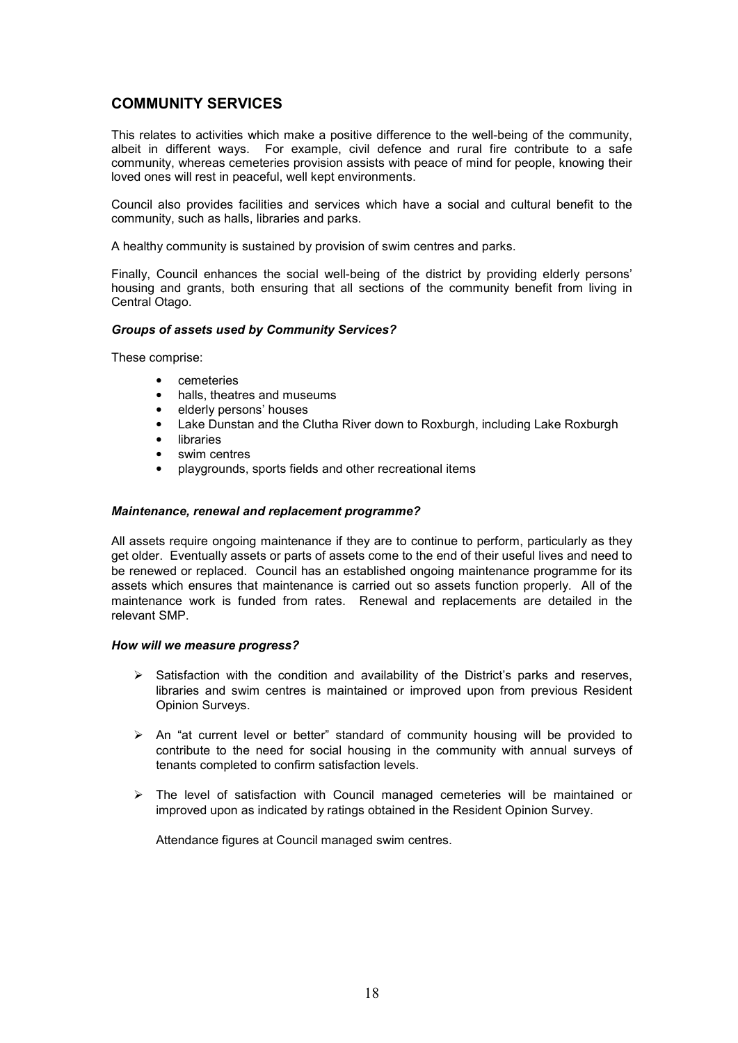## COMMUNITY SERVICES

This relates to activities which make a positive difference to the well-being of the community, albeit in different ways. For example, civil defence and rural fire contribute to a safe community, whereas cemeteries provision assists with peace of mind for people, knowing their loved ones will rest in peaceful, well kept environments.

Council also provides facilities and services which have a social and cultural benefit to the community, such as halls, libraries and parks.

A healthy community is sustained by provision of swim centres and parks.

Finally, Council enhances the social well-being of the district by providing elderly persons' housing and grants, both ensuring that all sections of the community benefit from living in Central Otago.

### *Groups of assets used by Community Services?*

These comprise:

- cemeteries
- halls, theatres and museums
- elderly persons' houses
- Lake Dunstan and the Clutha River down to Roxburgh, including Lake Roxburgh
- libraries
- swim centres
- playgrounds, sports fields and other recreational items

### *Maintenance, renewal and replacement programme?*

All assets require ongoing maintenance if they are to continue to perform, particularly as they get older. Eventually assets or parts of assets come to the end of their useful lives and need to be renewed or replaced. Council has an established ongoing maintenance programme for its assets which ensures that maintenance is carried out so assets function properly. All of the maintenance work is funded from rates. Renewal and replacements are detailed in the relevant SMP.

### *How will we measure progress?*

- Satisfaction with the condition and availability of the District's parks and reserves, libraries and swim centres is maintained or improved upon from previous Resident Opinion Surveys.
- An "at current level or better" standard of community housing will be provided to contribute to the need for social housing in the community with annual surveys of tenants completed to confirm satisfaction levels.
- The level of satisfaction with Council managed cemeteries will be maintained or improved upon as indicated by ratings obtained in the Resident Opinion Survey.

  Attendance figures at Council managed swim centres.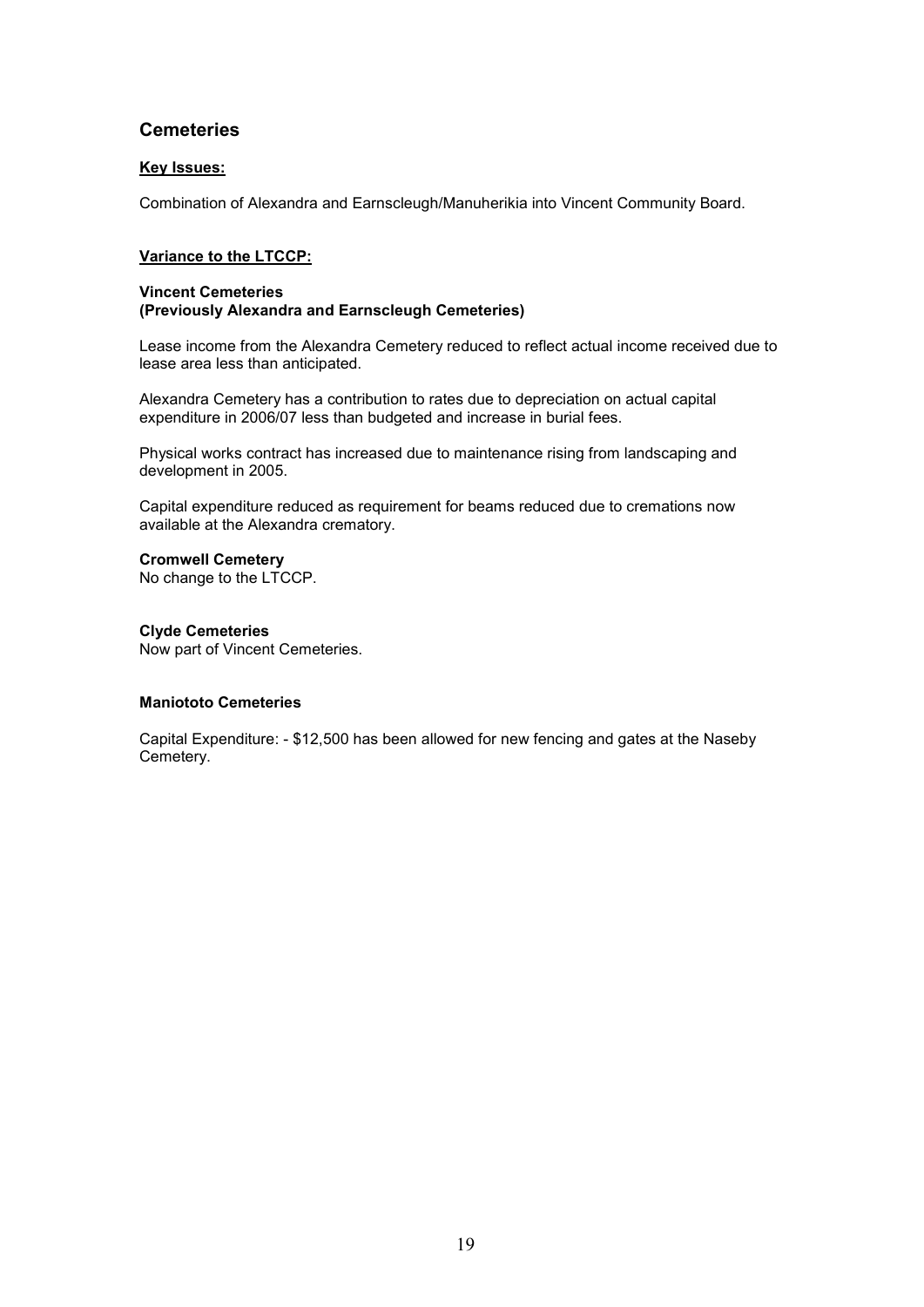## Cemeteries

**Key Issues:**

Combination of Alexandra and Earnscleugh/Manuherikia into Vincent Community Board.

**Variance to the LTCCP:**

**Vincent Cemeteries**
**(Previously Alexandra and Earnscleugh Cemeteries)**

Lease income from the Alexandra Cemetery reduced to reflect actual income received due to lease area less than anticipated.

Alexandra Cemetery has a contribution to rates due to depreciation on actual capital expenditure in 2006/07 less than budgeted and increase in burial fees.

Physical works contract has increased due to maintenance rising from landscaping and development in 2005.

Capital expenditure reduced as requirement for beams reduced due to cremations now available at the Alexandra crematory.

**Cromwell Cemetery**
No change to the LTCCP.

**Clyde Cemeteries**
Now part of Vincent Cemeteries.

**Maniototo Cemeteries**

Capital Expenditure: - $12,500 has been allowed for new fencing and gates at the Naseby Cemetery.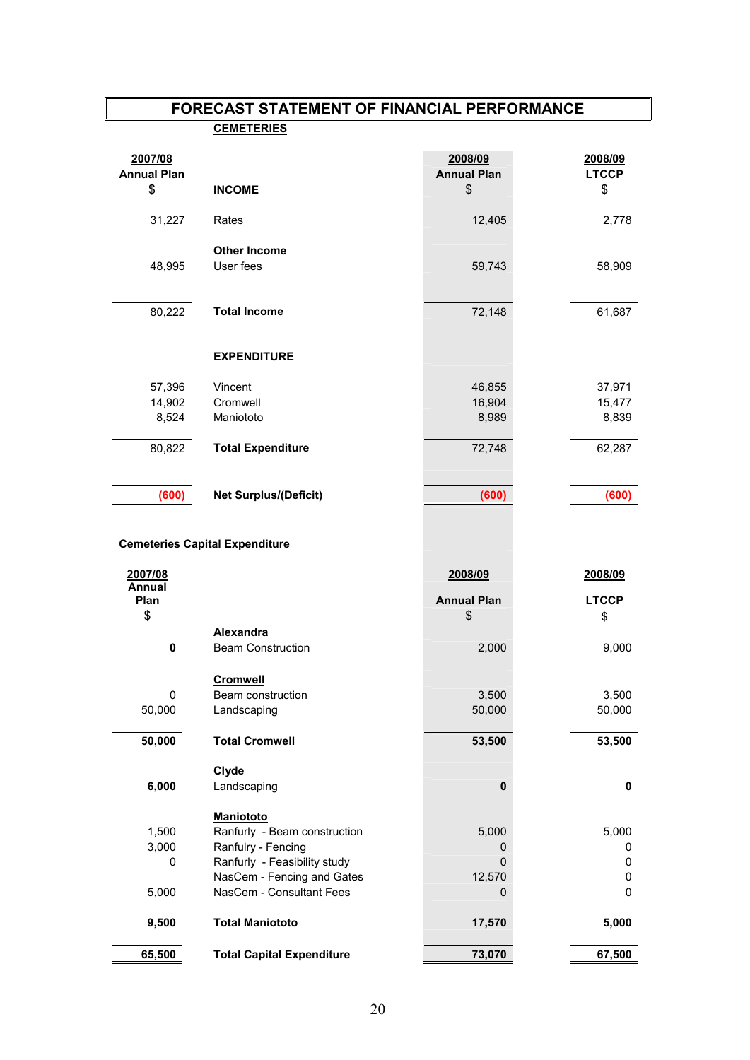# FORECAST STATEMENT OF FINANCIAL PERFORMANCE

**CEMETERIES**

| 2007/08 Annual Plan $ | INCOME | 2008/09 Annual Plan $ | 2008/09 LTCCP $ |
|---|---|---|---|
| 31,227 | Rates | 12,405 | 2,778 |
| | **Other Income** | | |
| 48,995 | User fees | 59,743 | 58,909 |
| 80,222 | **Total Income** | 72,148 | 61,687 |
| | **EXPENDITURE** | | |
| 57,396 | Vincent | 46,855 | 37,971 |
| 14,902 | Cromwell | 16,904 | 15,477 |
| 8,524 | Maniototo | 8,989 | 8,839 |
| 80,822 | **Total Expenditure** | 72,748 | 62,287 |
| (600) | **Net Surplus/(Deficit)** | (600) | (600) |

**Cemeteries Capital Expenditure**

| 2007/08 Annual Plan $ | | 2008/09 Annual Plan $ | 2008/09 LTCCP $ |
|---|---|---|---|
| | **Alexandra** | | |
| **0** | Beam Construction | 2,000 | 9,000 |
| | **Cromwell** | | |
| 0 | Beam construction | 3,500 | 3,500 |
| 50,000 | Landscaping | 50,000 | 50,000 |
| **50,000** | **Total Cromwell** | **53,500** | **53,500** |
| | **Clyde** | | |
| **6,000** | Landscaping | **0** | **0** |
| | **Maniototo** | | |
| 1,500 | Ranfurly - Beam construction | 5,000 | 5,000 |
| 3,000 | Ranfurly - Fencing | 0 | 0 |
| 0 | Ranfurly - Feasibility study | 0 | 0 |
| | NasCem - Fencing and Gates | 12,570 | 0 |
| 5,000 | NasCem - Consultant Fees | 0 | 0 |
| **9,500** | **Total Maniototo** | **17,570** | **5,000** |
| **65,500** | **Total Capital Expenditure** | **73,070** | **67,500** |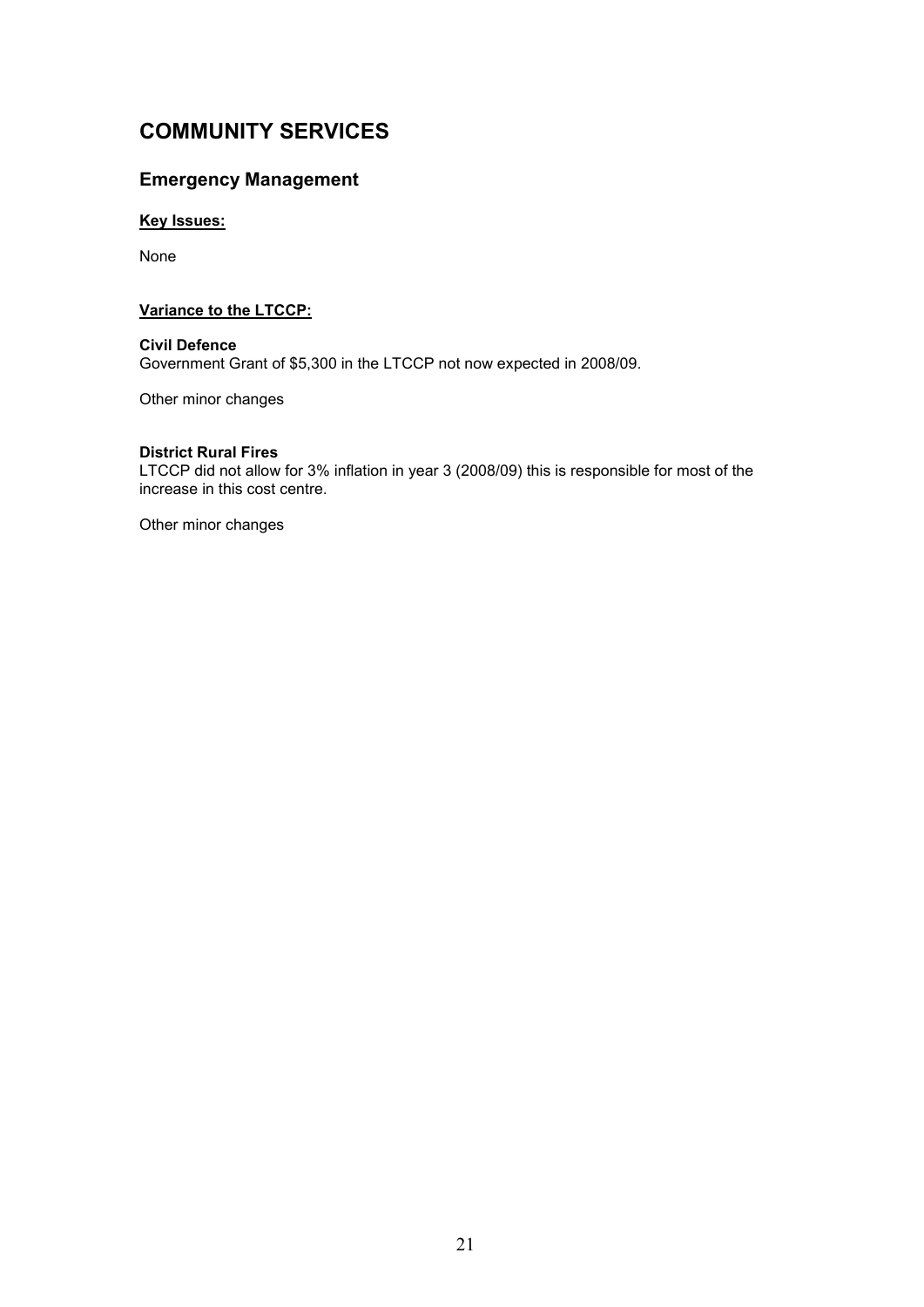# COMMUNITY SERVICES

## Emergency Management

**Key Issues:**

None

**Variance to the LTCCP:**

**Civil Defence**
Government Grant of $5,300 in the LTCCP not now expected in 2008/09.

Other minor changes

**District Rural Fires**
LTCCP did not allow for 3% inflation in year 3 (2008/09) this is responsible for most of the increase in this cost centre.

Other minor changes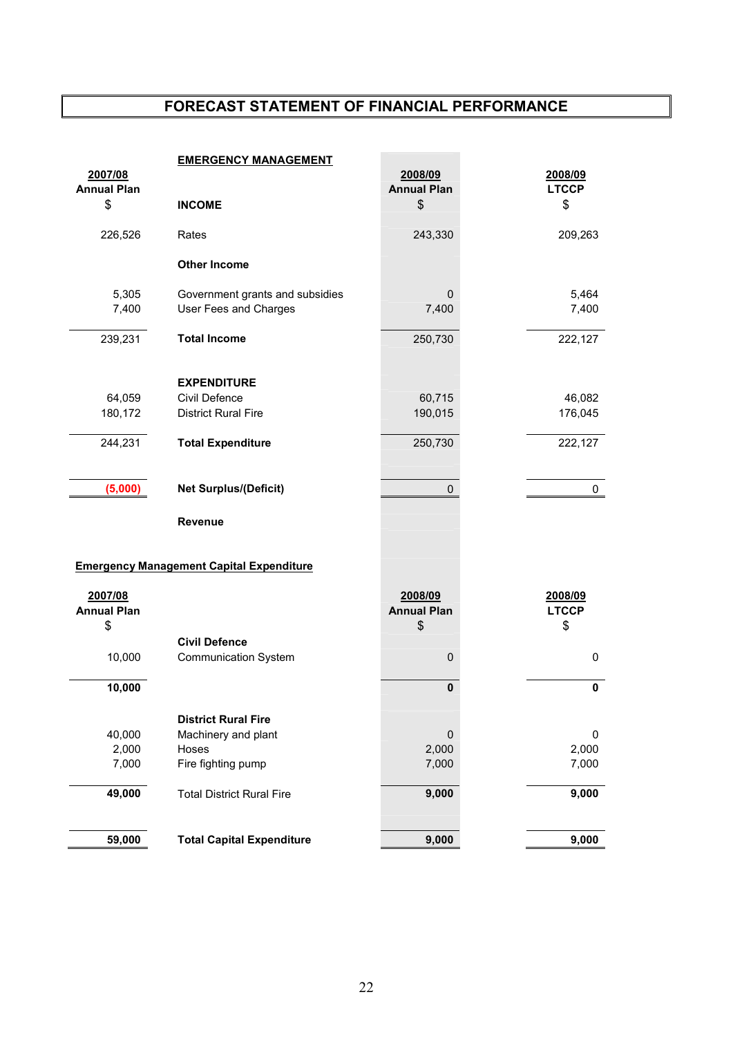# FORECAST STATEMENT OF FINANCIAL PERFORMANCE

## EMERGENCY MANAGEMENT

| 2007/08 Annual Plan $ | INCOME | 2008/09 Annual Plan $ | 2008/09 LTCCP $ |
|---|---|---|---|
| 226,526 | Rates | 243,330 | 209,263 |
| | **Other Income** | | |
| 5,305 | Government grants and subsidies | 0 | 5,464 |
| 7,400 | User Fees and Charges | 7,400 | 7,400 |
| 239,231 | **Total Income** | 250,730 | 222,127 |
| | **EXPENDITURE** | | |
| 64,059 | Civil Defence | 60,715 | 46,082 |
| 180,172 | District Rural Fire | 190,015 | 176,045 |
| 244,231 | **Total Expenditure** | 250,730 | 222,127 |
| **(5,000)** | **Net Surplus/(Deficit)** | 0 | 0 |
| | **Revenue** | | |

## Emergency Management Capital Expenditure

| 2007/08 Annual Plan $ | | 2008/09 Annual Plan $ | 2008/09 LTCCP $ |
|---|---|---|---|
| | **Civil Defence** | | |
| 10,000 | Communication System | 0 | 0 |
| **10,000** | | **0** | **0** |
| | **District Rural Fire** | | |
| 40,000 | Machinery and plant | 0 | 0 |
| 2,000 | Hoses | 2,000 | 2,000 |
| 7,000 | Fire fighting pump | 7,000 | 7,000 |
| **49,000** | Total District Rural Fire | **9,000** | **9,000** |
| **59,000** | **Total Capital Expenditure** | **9,000** | **9,000** |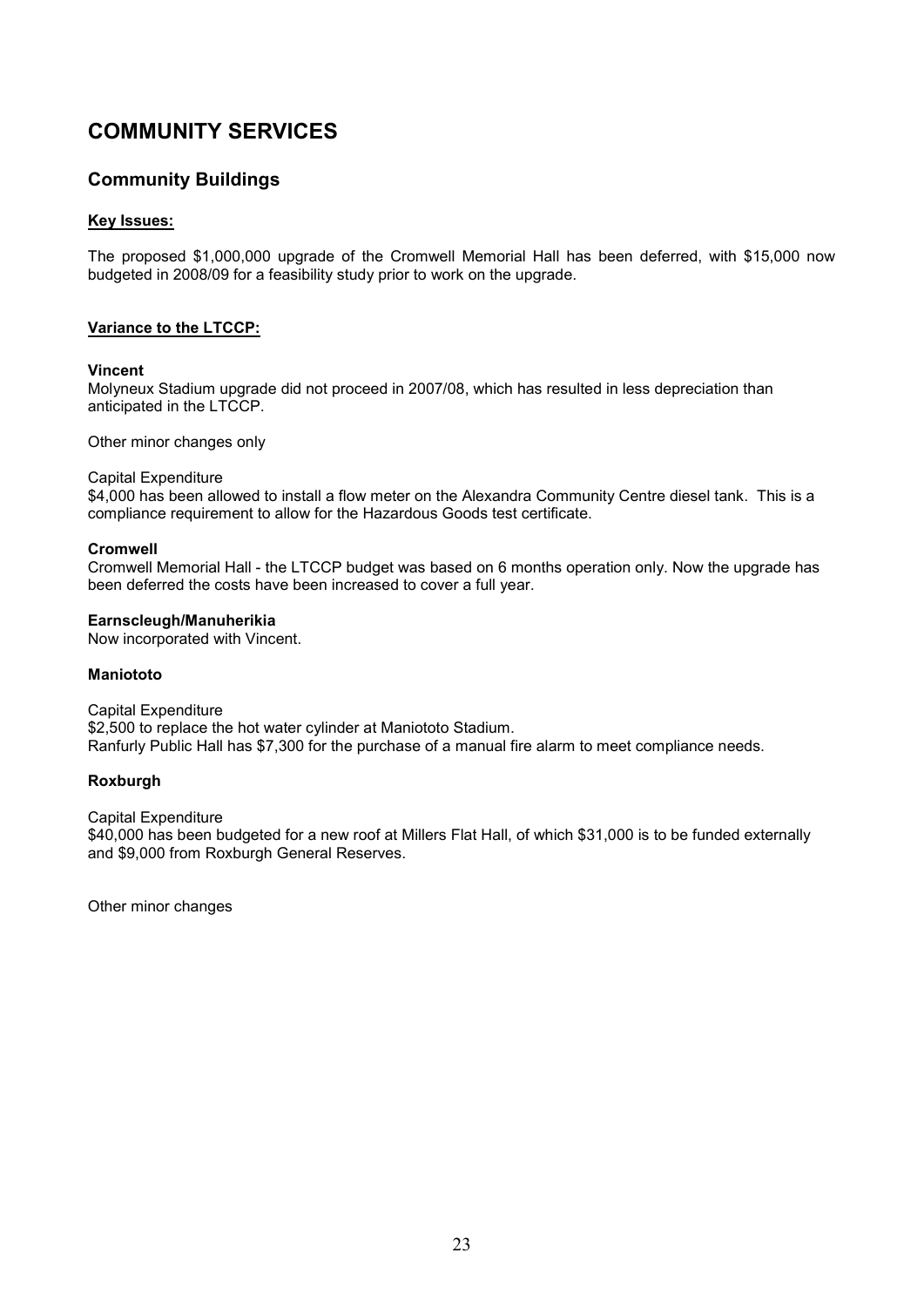# COMMUNITY SERVICES

## Community Buildings

**Key Issues:**

The proposed $1,000,000 upgrade of the Cromwell Memorial Hall has been deferred, with $15,000 now budgeted in 2008/09 for a feasibility study prior to work on the upgrade.

**Variance to the LTCCP:**

**Vincent**

Molyneux Stadium upgrade did not proceed in 2007/08, which has resulted in less depreciation than anticipated in the LTCCP.

Other minor changes only

Capital Expenditure

$4,000 has been allowed to install a flow meter on the Alexandra Community Centre diesel tank. This is a compliance requirement to allow for the Hazardous Goods test certificate.

**Cromwell**

Cromwell Memorial Hall - the LTCCP budget was based on 6 months operation only. Now the upgrade has been deferred the costs have been increased to cover a full year.

**Earnscleugh/Manuherikia**

Now incorporated with Vincent.

**Maniototo**

Capital Expenditure

$2,500 to replace the hot water cylinder at Maniototo Stadium.

Ranfurly Public Hall has $7,300 for the purchase of a manual fire alarm to meet compliance needs.

**Roxburgh**

Capital Expenditure

$40,000 has been budgeted for a new roof at Millers Flat Hall, of which $31,000 is to be funded externally and $9,000 from Roxburgh General Reserves.

Other minor changes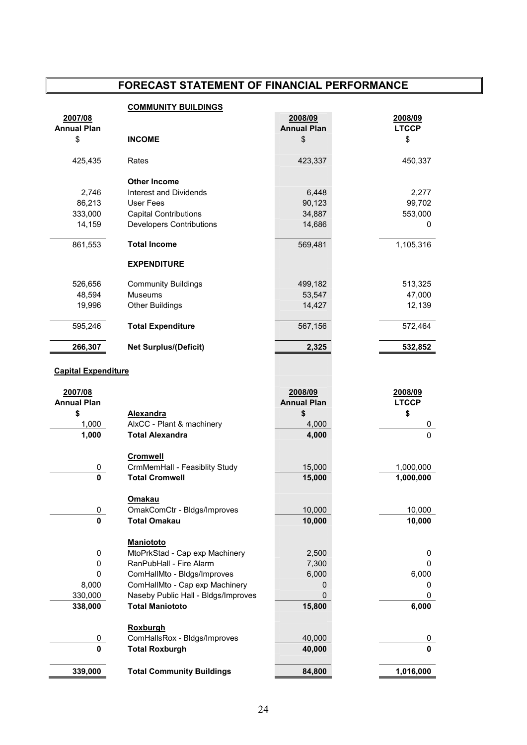# FORECAST STATEMENT OF FINANCIAL PERFORMANCE

## COMMUNITY BUILDINGS

| 2007/08 Annual Plan $ | INCOME | 2008/09 Annual Plan $ | 2008/09 LTCCP $ |
|---|---|---|---|
| 425,435 | Rates | 423,337 | 450,337 |
| | **Other Income** | | |
| 2,746 | Interest and Dividends | 6,448 | 2,277 |
| 86,213 | User Fees | 90,123 | 99,702 |
| 333,000 | Capital Contributions | 34,887 | 553,000 |
| 14,159 | Developers Contributions | 14,686 | 0 |
| 861,553 | **Total Income** | 569,481 | 1,105,316 |
| | **EXPENDITURE** | | |
| 526,656 | Community Buildings | 499,182 | 513,325 |
| 48,594 | Museums | 53,547 | 47,000 |
| 19,996 | Other Buildings | 14,427 | 12,139 |
| 595,246 | **Total Expenditure** | 567,156 | 572,464 |
| **266,307** | **Net Surplus/(Deficit)** | **2,325** | **532,852** |

### Capital Expenditure

| 2007/08 Annual Plan $ | | 2008/09 Annual Plan $ | 2008/09 LTCCP $ |
|---|---|---|---|
| | **Alexandra** | | |
| 1,000 | AlxCC - Plant & machinery | 4,000 | 0 |
| **1,000** | **Total Alexandra** | **4,000** | 0 |
| | **Cromwell** | | |
| 0 | CrmMemHall - Feasiblity Study | 15,000 | 1,000,000 |
| **0** | **Total Cromwell** | **15,000** | **1,000,000** |
| | **Omakau** | | |
| 0 | OmakComCtr - Bldgs/Improves | 10,000 | 10,000 |
| **0** | **Total Omakau** | **10,000** | **10,000** |
| | **Maniototo** | | |
| 0 | MtoPrkStad - Cap exp Machinery | 2,500 | 0 |
| 0 | RanPubHall - Fire Alarm | 7,300 | 0 |
| 0 | ComHallMto - Bldgs/Improves | 6,000 | 6,000 |
| 8,000 | ComHallMto - Cap exp Machinery | 0 | 0 |
| 330,000 | Naseby Public Hall - Bldgs/Improves | 0 | 0 |
| **338,000** | **Total Maniototo** | **15,800** | **6,000** |
| | **Roxburgh** | | |
| 0 | ComHallsRox - Bldgs/Improves | 40,000 | 0 |
| **0** | **Total Roxburgh** | **40,000** | **0** |
| **339,000** | **Total Community Buildings** | **84,800** | **1,016,000** |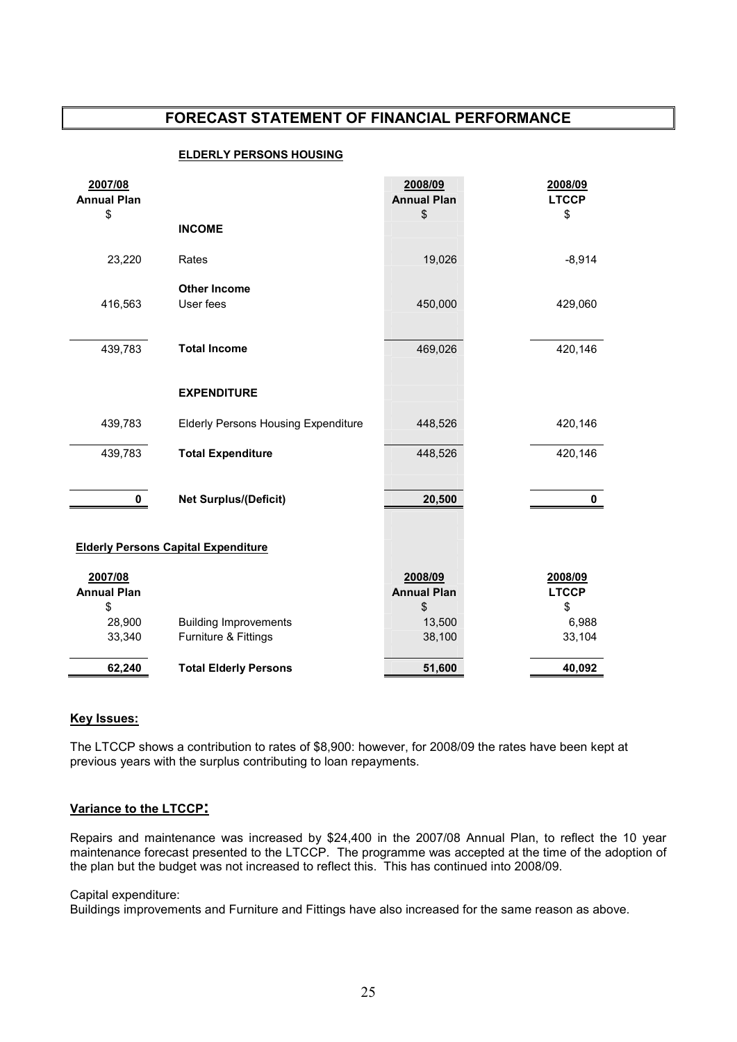# FORECAST STATEMENT OF FINANCIAL PERFORMANCE

**ELDERLY PERSONS HOUSING**

| 2007/08 Annual Plan $ | | 2008/09 Annual Plan $ | 2008/09 LTCCP $ |
|---|---|---|---|
| | **INCOME** | | |
| 23,220 | Rates | 19,026 | -8,914 |
| | **Other Income** | | |
| 416,563 | User fees | 450,000 | 429,060 |
| 439,783 | **Total Income** | 469,026 | 420,146 |
| | **EXPENDITURE** | | |
| 439,783 | Elderly Persons Housing Expenditure | 448,526 | 420,146 |
| 439,783 | **Total Expenditure** | 448,526 | 420,146 |
| **0** | **Net Surplus/(Deficit)** | **20,500** | **0** |

**Elderly Persons Capital Expenditure**

| 2007/08 Annual Plan $ | | 2008/09 Annual Plan $ | 2008/09 LTCCP $ |
|---|---|---|---|
| 28,900 | Building Improvements | 13,500 | 6,988 |
| 33,340 | Furniture & Fittings | 38,100 | 33,104 |
| **62,240** | **Total Elderly Persons** | **51,600** | **40,092** |

**Key Issues:**

The LTCCP shows a contribution to rates of $8,900: however, for 2008/09 the rates have been kept at previous years with the surplus contributing to loan repayments.

**Variance to the LTCCP:**

Repairs and maintenance was increased by $24,400 in the 2007/08 Annual Plan, to reflect the 10 year maintenance forecast presented to the LTCCP. The programme was accepted at the time of the adoption of the plan but the budget was not increased to reflect this. This has continued into 2008/09.

Capital expenditure:
Buildings improvements and Furniture and Fittings have also increased for the same reason as above.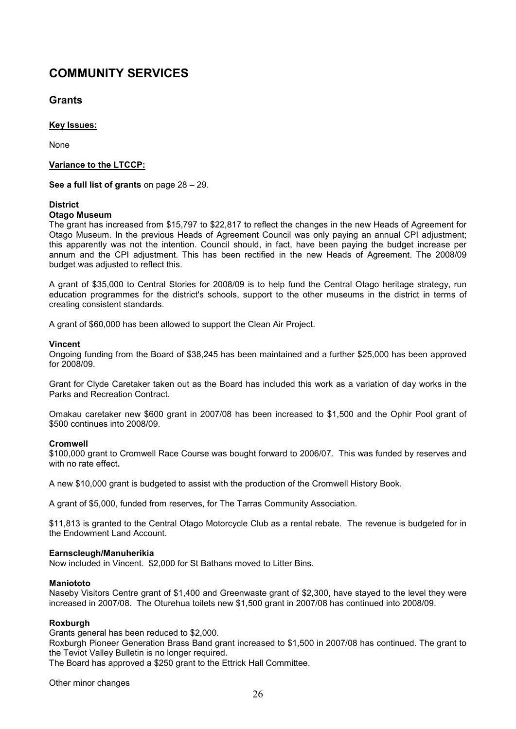# COMMUNITY SERVICES

## Grants

**Key Issues:**

None

**Variance to the LTCCP:**

**See a full list of grants** on page 28 – 29.

**District**

**Otago Museum**

The grant has increased from $15,797 to $22,817 to reflect the changes in the new Heads of Agreement for Otago Museum. In the previous Heads of Agreement Council was only paying an annual CPI adjustment; this apparently was not the intention. Council should, in fact, have been paying the budget increase per annum and the CPI adjustment. This has been rectified in the new Heads of Agreement. The 2008/09 budget was adjusted to reflect this.

A grant of $35,000 to Central Stories for 2008/09 is to help fund the Central Otago heritage strategy, run education programmes for the district's schools, support to the other museums in the district in terms of creating consistent standards.

A grant of $60,000 has been allowed to support the Clean Air Project.

**Vincent**

Ongoing funding from the Board of $38,245 has been maintained and a further $25,000 has been approved for 2008/09.

Grant for Clyde Caretaker taken out as the Board has included this work as a variation of day works in the Parks and Recreation Contract.

Omakau caretaker new $600 grant in 2007/08 has been increased to $1,500 and the Ophir Pool grant of $500 continues into 2008/09.

**Cromwell**

$100,000 grant to Cromwell Race Course was bought forward to 2006/07. This was funded by reserves and with no rate effect**.**

A new $10,000 grant is budgeted to assist with the production of the Cromwell History Book.

A grant of $5,000, funded from reserves, for The Tarras Community Association.

$11,813 is granted to the Central Otago Motorcycle Club as a rental rebate. The revenue is budgeted for in the Endowment Land Account.

**Earnscleugh/Manuherikia**

Now included in Vincent. $2,000 for St Bathans moved to Litter Bins.

**Maniototo**

Naseby Visitors Centre grant of $1,400 and Greenwaste grant of $2,300, have stayed to the level they were increased in 2007/08. The Oturehua toilets new $1,500 grant in 2007/08 has continued into 2008/09.

**Roxburgh**

Grants general has been reduced to $2,000.

Roxburgh Pioneer Generation Brass Band grant increased to $1,500 in 2007/08 has continued. The grant to the Teviot Valley Bulletin is no longer required.

The Board has approved a $250 grant to the Ettrick Hall Committee.

Other minor changes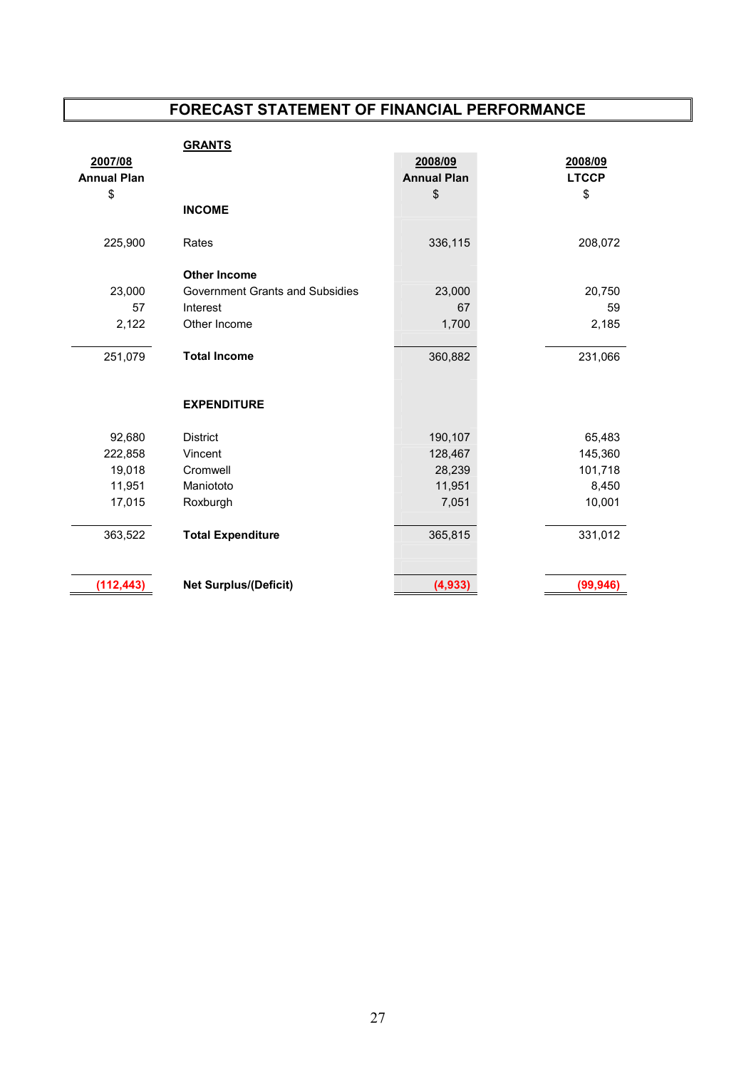# FORECAST STATEMENT OF FINANCIAL PERFORMANCE

## GRANTS

| 2007/08 Annual Plan $ | | 2008/09 Annual Plan $ | 2008/09 LTCCP $ |
|---|---|---|---|
| | **INCOME** | | |
| 225,900 | Rates | 336,115 | 208,072 |
| | **Other Income** | | |
| 23,000 | Government Grants and Subsidies | 23,000 | 20,750 |
| 57 | Interest | 67 | 59 |
| 2,122 | Other Income | 1,700 | 2,185 |
| 251,079 | **Total Income** | 360,882 | 231,066 |
| | **EXPENDITURE** | | |
| 92,680 | District | 190,107 | 65,483 |
| 222,858 | Vincent | 128,467 | 145,360 |
| 19,018 | Cromwell | 28,239 | 101,718 |
| 11,951 | Maniototo | 11,951 | 8,450 |
| 17,015 | Roxburgh | 7,051 | 10,001 |
| 363,522 | **Total Expenditure** | 365,815 | 331,012 |
| **(112,443)** | **Net Surplus/(Deficit)** | **(4,933)** | **(99,946)** |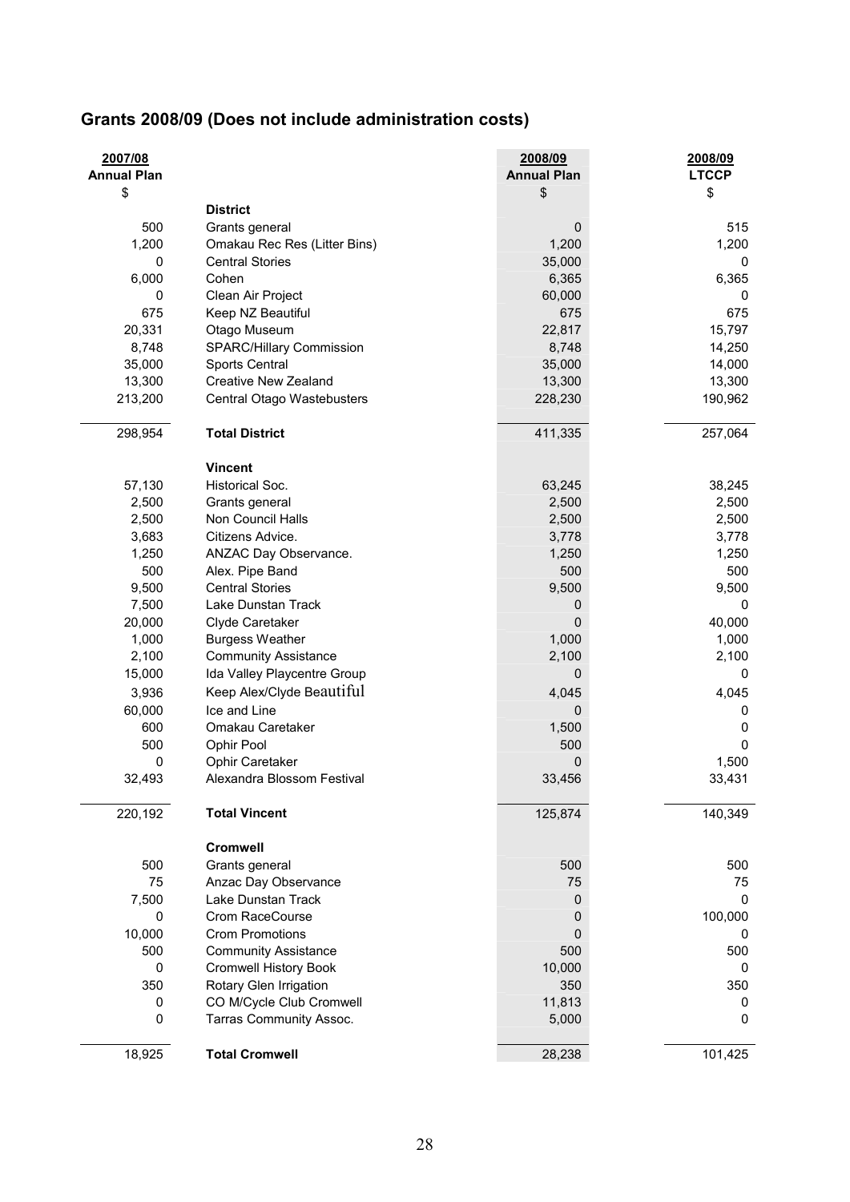## Grants 2008/09 (Does not include administration costs)

| 2007/08 Annual Plan $ | | 2008/09 Annual Plan $ | 2008/09 LTCCP $ |
|---|---|---|---|
| | **District** | | |
| 500 | Grants general | 0 | 515 |
| 1,200 | Omakau Rec Res (Litter Bins) | 1,200 | 1,200 |
| 0 | Central Stories | 35,000 | 0 |
| 6,000 | Cohen | 6,365 | 6,365 |
| 0 | Clean Air Project | 60,000 | 0 |
| 675 | Keep NZ Beautiful | 675 | 675 |
| 20,331 | Otago Museum | 22,817 | 15,797 |
| 8,748 | SPARC/Hillary Commission | 8,748 | 14,250 |
| 35,000 | Sports Central | 35,000 | 14,000 |
| 13,300 | Creative New Zealand | 13,300 | 13,300 |
| 213,200 | Central Otago Wastebusters | 228,230 | 190,962 |
| 298,954 | **Total District** | 411,335 | 257,064 |
| | **Vincent** | | |
| 57,130 | Historical Soc. | 63,245 | 38,245 |
| 2,500 | Grants general | 2,500 | 2,500 |
| 2,500 | Non Council Halls | 2,500 | 2,500 |
| 3,683 | Citizens Advice. | 3,778 | 3,778 |
| 1,250 | ANZAC Day Observance. | 1,250 | 1,250 |
| 500 | Alex. Pipe Band | 500 | 500 |
| 9,500 | Central Stories | 9,500 | 9,500 |
| 7,500 | Lake Dunstan Track | 0 | 0 |
| 20,000 | Clyde Caretaker | 0 | 40,000 |
| 1,000 | Burgess Weather | 1,000 | 1,000 |
| 2,100 | Community Assistance | 2,100 | 2,100 |
| 15,000 | Ida Valley Playcentre Group | 0 | 0 |
| 3,936 | Keep Alex/Clyde Beautiful | 4,045 | 4,045 |
| 60,000 | Ice and Line | 0 | 0 |
| 600 | Omakau Caretaker | 1,500 | 0 |
| 500 | Ophir Pool | 500 | 0 |
| 0 | Ophir Caretaker | 0 | 1,500 |
| 32,493 | Alexandra Blossom Festival | 33,456 | 33,431 |
| 220,192 | **Total Vincent** | 125,874 | 140,349 |
| | **Cromwell** | | |
| 500 | Grants general | 500 | 500 |
| 75 | Anzac Day Observance | 75 | 75 |
| 7,500 | Lake Dunstan Track | 0 | 0 |
| 0 | Crom RaceCourse | 0 | 100,000 |
| 10,000 | Crom Promotions | 0 | 0 |
| 500 | Community Assistance | 500 | 500 |
| 0 | Cromwell History Book | 10,000 | 0 |
| 350 | Rotary Glen Irrigation | 350 | 350 |
| 0 | CO M/Cycle Club Cromwell | 11,813 | 0 |
| 0 | Tarras Community Assoc. | 5,000 | 0 |
| 18,925 | **Total Cromwell** | 28,238 | 101,425 |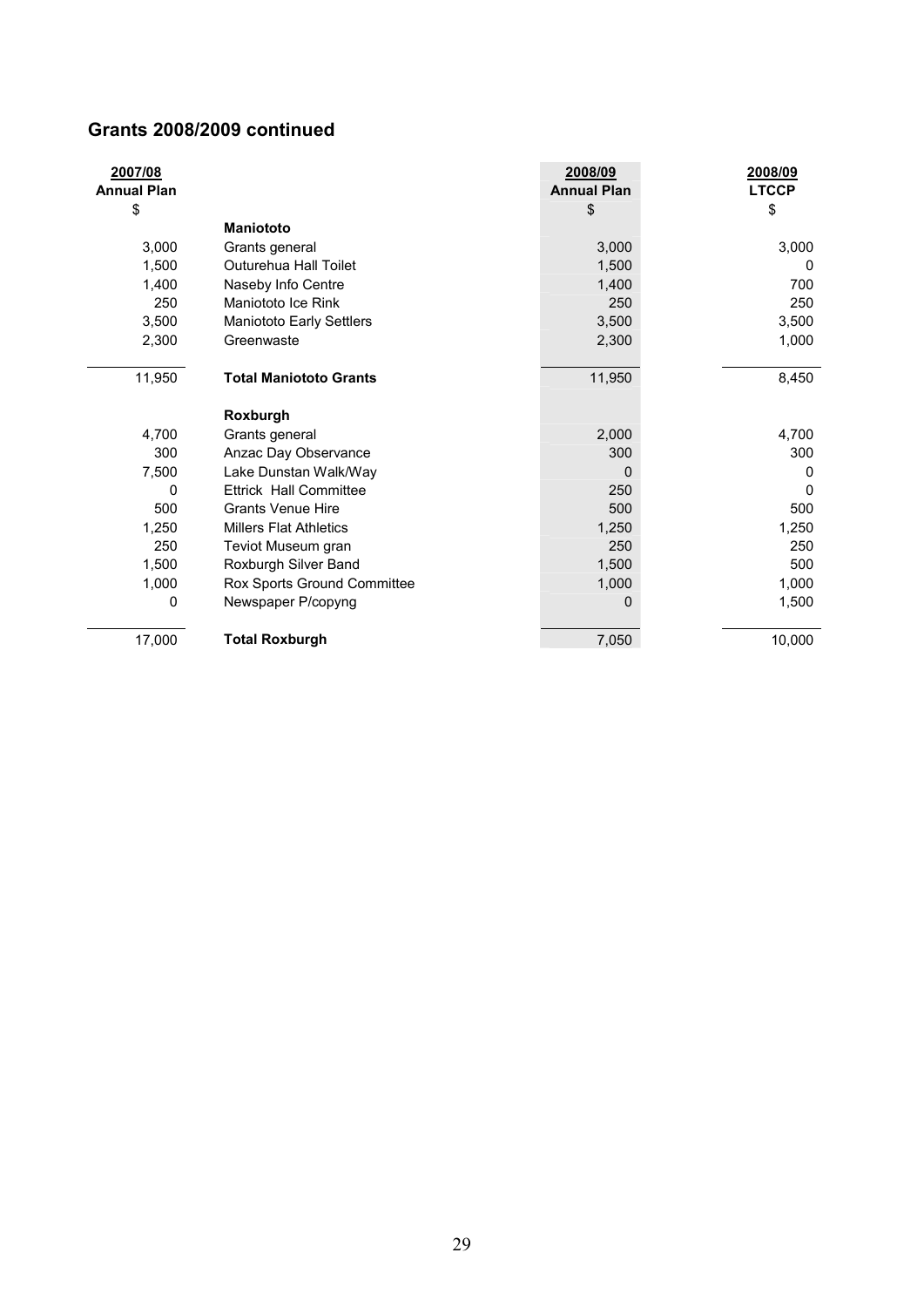## Grants 2008/2009 continued

| 2007/08 Annual Plan $ | | 2008/09 Annual Plan $ | 2008/09 LTCCP $ |
|---|---|---|---|
| | **Maniototo** | | |
| 3,000 | Grants general | 3,000 | 3,000 |
| 1,500 | Outurehua Hall Toilet | 1,500 | 0 |
| 1,400 | Naseby Info Centre | 1,400 | 700 |
| 250 | Maniototo Ice Rink | 250 | 250 |
| 3,500 | Maniototo Early Settlers | 3,500 | 3,500 |
| 2,300 | Greenwaste | 2,300 | 1,000 |
| 11,950 | **Total Maniototo Grants** | 11,950 | 8,450 |
| | **Roxburgh** | | |
| 4,700 | Grants general | 2,000 | 4,700 |
| 300 | Anzac Day Observance | 300 | 300 |
| 7,500 | Lake Dunstan Walk/Way | 0 | 0 |
| 0 | Ettrick Hall Committee | 250 | 0 |
| 500 | Grants Venue Hire | 500 | 500 |
| 1,250 | Millers Flat Athletics | 1,250 | 1,250 |
| 250 | Teviot Museum gran | 250 | 250 |
| 1,500 | Roxburgh Silver Band | 1,500 | 500 |
| 1,000 | Rox Sports Ground Committee | 1,000 | 1,000 |
| 0 | Newspaper P/copyng | 0 | 1,500 |
| 17,000 | **Total Roxburgh** | 7,050 | 10,000 |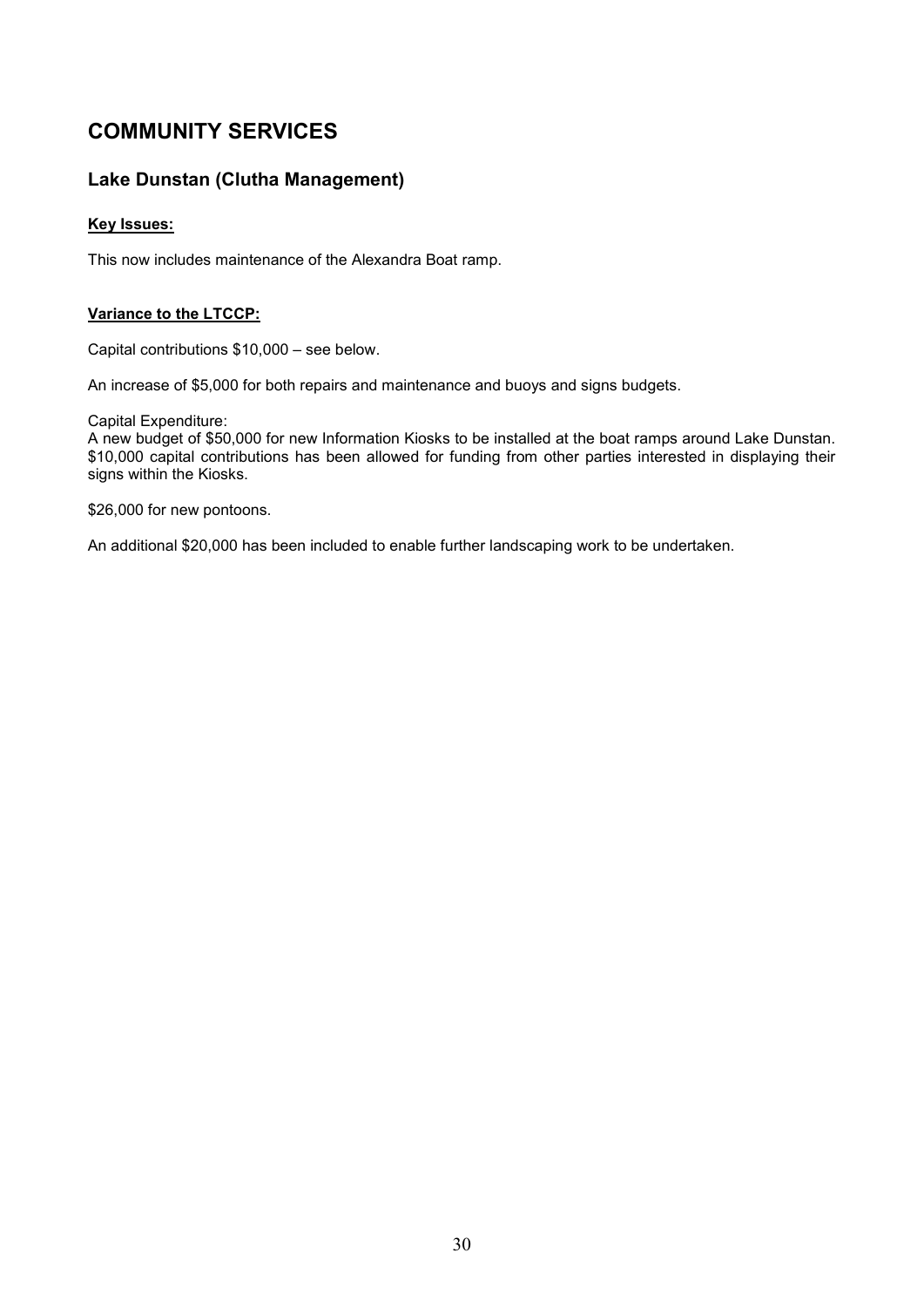# COMMUNITY SERVICES

## Lake Dunstan (Clutha Management)

**Key Issues:**

This now includes maintenance of the Alexandra Boat ramp.

**Variance to the LTCCP:**

Capital contributions $10,000 – see below.

An increase of $5,000 for both repairs and maintenance and buoys and signs budgets.

Capital Expenditure:
A new budget of $50,000 for new Information Kiosks to be installed at the boat ramps around Lake Dunstan. $10,000 capital contributions has been allowed for funding from other parties interested in displaying their signs within the Kiosks.

$26,000 for new pontoons.

An additional $20,000 has been included to enable further landscaping work to be undertaken.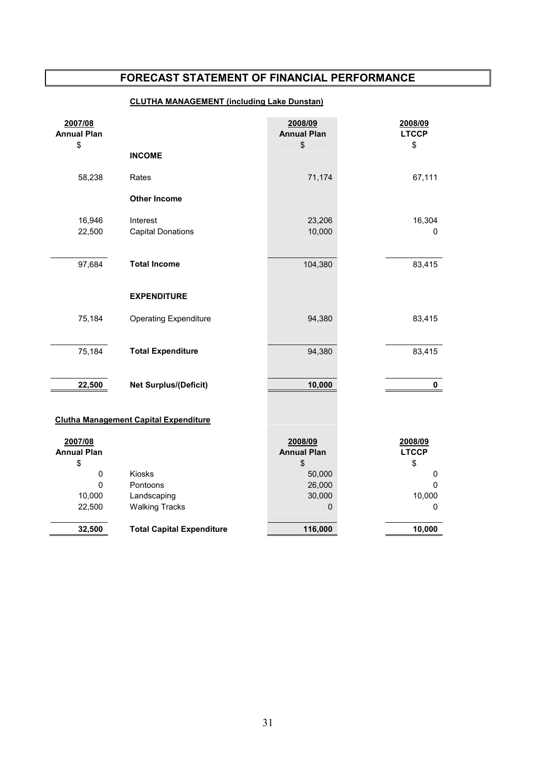# FORECAST STATEMENT OF FINANCIAL PERFORMANCE

## CLUTHA MANAGEMENT (including Lake Dunstan)

| 2007/08 Annual Plan $ | | 2008/09 Annual Plan $ | 2008/09 LTCCP $ |
|---|---|---|---|
| | **INCOME** | | |
| 58,238 | Rates | 71,174 | 67,111 |
| | **Other Income** | | |
| 16,946 | Interest | 23,206 | 16,304 |
| 22,500 | Capital Donations | 10,000 | 0 |
| 97,684 | **Total Income** | 104,380 | 83,415 |
| | **EXPENDITURE** | | |
| 75,184 | Operating Expenditure | 94,380 | 83,415 |
| 75,184 | **Total Expenditure** | 94,380 | 83,415 |
| **22,500** | **Net Surplus/(Deficit)** | **10,000** | **0** |

**Clutha Management Capital Expenditure**

| 2007/08 Annual Plan $ | | 2008/09 Annual Plan $ | 2008/09 LTCCP $ |
|---|---|---|---|
| 0 | Kiosks | 50,000 | 0 |
| 0 | Pontoons | 26,000 | 0 |
| 10,000 | Landscaping | 30,000 | 10,000 |
| 22,500 | Walking Tracks | 0 | 0 |
| **32,500** | **Total Capital Expenditure** | **116,000** | **10,000** |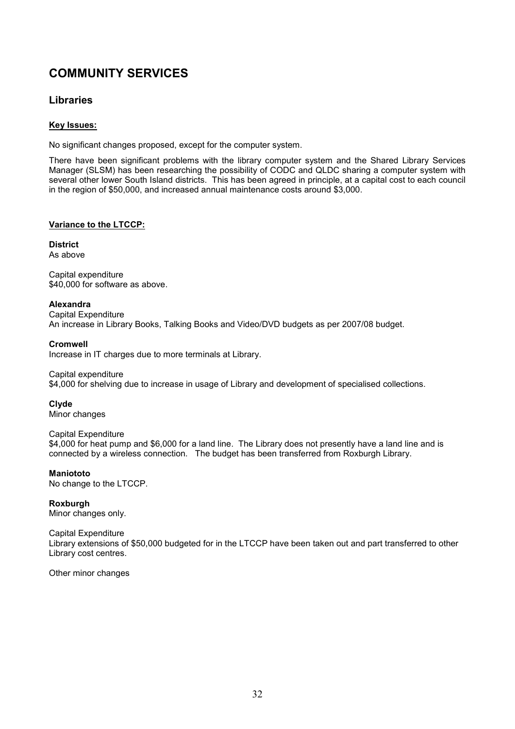# COMMUNITY SERVICES

## Libraries

**Key Issues:**

No significant changes proposed, except for the computer system.

There have been significant problems with the library computer system and the Shared Library Services Manager (SLSM) has been researching the possibility of CODC and QLDC sharing a computer system with several other lower South Island districts. This has been agreed in principle, at a capital cost to each council in the region of $50,000, and increased annual maintenance costs around $3,000.

**Variance to the LTCCP:**

**District**
As above

Capital expenditure
$40,000 for software as above.

**Alexandra**
Capital Expenditure
An increase in Library Books, Talking Books and Video/DVD budgets as per 2007/08 budget.

**Cromwell**
Increase in IT charges due to more terminals at Library.

Capital expenditure
$4,000 for shelving due to increase in usage of Library and development of specialised collections.

**Clyde**
Minor changes

Capital Expenditure
$4,000 for heat pump and $6,000 for a land line. The Library does not presently have a land line and is connected by a wireless connection. The budget has been transferred from Roxburgh Library.

**Maniototo**
No change to the LTCCP.

**Roxburgh**
Minor changes only.

Capital Expenditure
Library extensions of $50,000 budgeted for in the LTCCP have been taken out and part transferred to other Library cost centres.

Other minor changes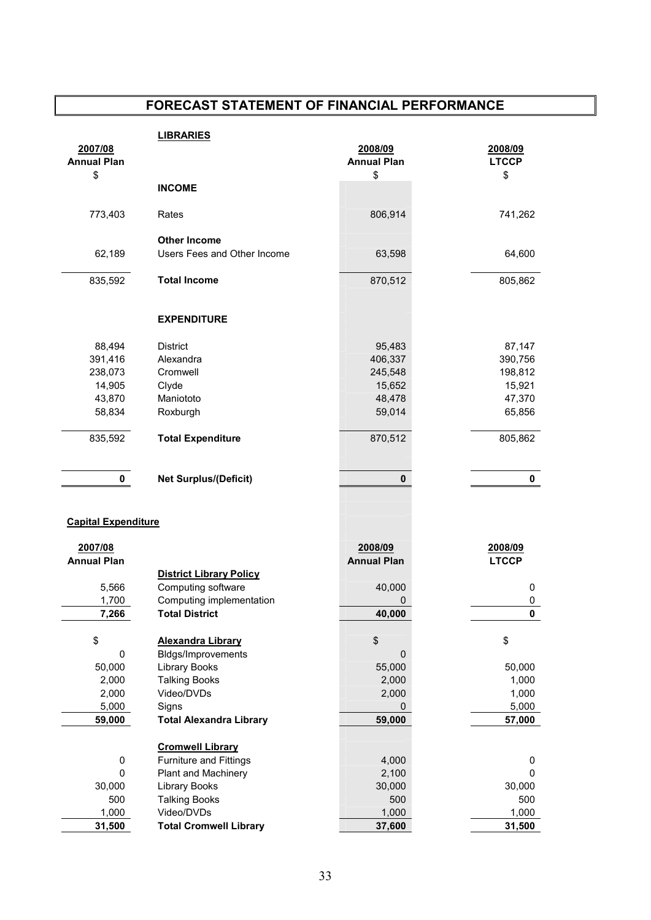# FORECAST STATEMENT OF FINANCIAL PERFORMANCE

## LIBRARIES

| 2007/08 Annual Plan $ | | 2008/09 Annual Plan $ | 2008/09 LTCCP $ |
|---|---|---|---|
| | **INCOME** | | |
| 773,403 | Rates | 806,914 | 741,262 |
| | **Other Income** | | |
| 62,189 | Users Fees and Other Income | 63,598 | 64,600 |
| 835,592 | **Total Income** | 870,512 | 805,862 |
| | **EXPENDITURE** | | |
| 88,494 | District | 95,483 | 87,147 |
| 391,416 | Alexandra | 406,337 | 390,756 |
| 238,073 | Cromwell | 245,548 | 198,812 |
| 14,905 | Clyde | 15,652 | 15,921 |
| 43,870 | Maniototo | 48,478 | 47,370 |
| 58,834 | Roxburgh | 59,014 | 65,856 |
| 835,592 | **Total Expenditure** | 870,512 | 805,862 |
| **0** | **Net Surplus/(Deficit)** | **0** | **0** |

**Capital Expenditure**

| 2007/08 Annual Plan | | 2008/09 Annual Plan | 2008/09 LTCCP |
|---|---|---|---|
| | **District Library Policy** | | |
| 5,566 | Computing software | 40,000 | 0 |
| 1,700 | Computing implementation | 0 | 0 |
| **7,266** | **Total District** | **40,000** | **0** |
| $ | **Alexandra Library** | $ | $ |
| 0 | Bldgs/Improvements | 0 | |
| 50,000 | Library Books | 55,000 | 50,000 |
| 2,000 | Talking Books | 2,000 | 1,000 |
| 2,000 | Video/DVDs | 2,000 | 1,000 |
| 5,000 | Signs | 0 | 5,000 |
| **59,000** | **Total Alexandra Library** | **59,000** | **57,000** |
| | **Cromwell Library** | | |
| 0 | Furniture and Fittings | 4,000 | 0 |
| 0 | Plant and Machinery | 2,100 | 0 |
| 30,000 | Library Books | 30,000 | 30,000 |
| 500 | Talking Books | 500 | 500 |
| 1,000 | Video/DVDs | 1,000 | 1,000 |
| **31,500** | **Total Cromwell Library** | **37,600** | **31,500** |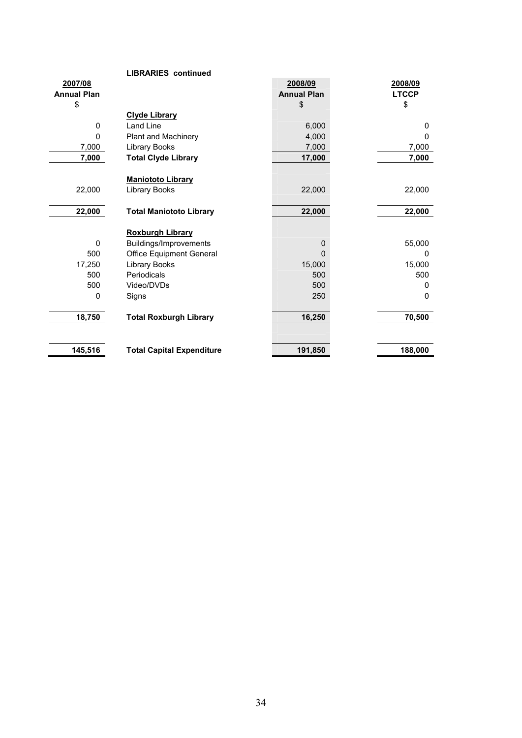**LIBRARIES continued**

| 2007/08 Annual Plan $ | | 2008/09 Annual Plan $ | 2008/09 LTCCP $ |
|---|---|---|---|
| | **Clyde Library** | | |
| 0 | Land Line | 6,000 | 0 |
| 0 | Plant and Machinery | 4,000 | 0 |
| 7,000 | Library Books | 7,000 | 7,000 |
| **7,000** | **Total Clyde Library** | **17,000** | **7,000** |
| | **Maniototo Library** | | |
| 22,000 | Library Books | 22,000 | 22,000 |
| **22,000** | **Total Maniototo Library** | **22,000** | **22,000** |
| | **Roxburgh Library** | | |
| 0 | Buildings/Improvements | 0 | 55,000 |
| 500 | Office Equipment General | 0 | 0 |
| 17,250 | Library Books | 15,000 | 15,000 |
| 500 | Periodicals | 500 | 500 |
| 500 | Video/DVDs | 500 | 0 |
| 0 | Signs | 250 | 0 |
| **18,750** | **Total Roxburgh Library** | **16,250** | **70,500** |
| **145,516** | **Total Capital Expenditure** | **191,850** | **188,000** |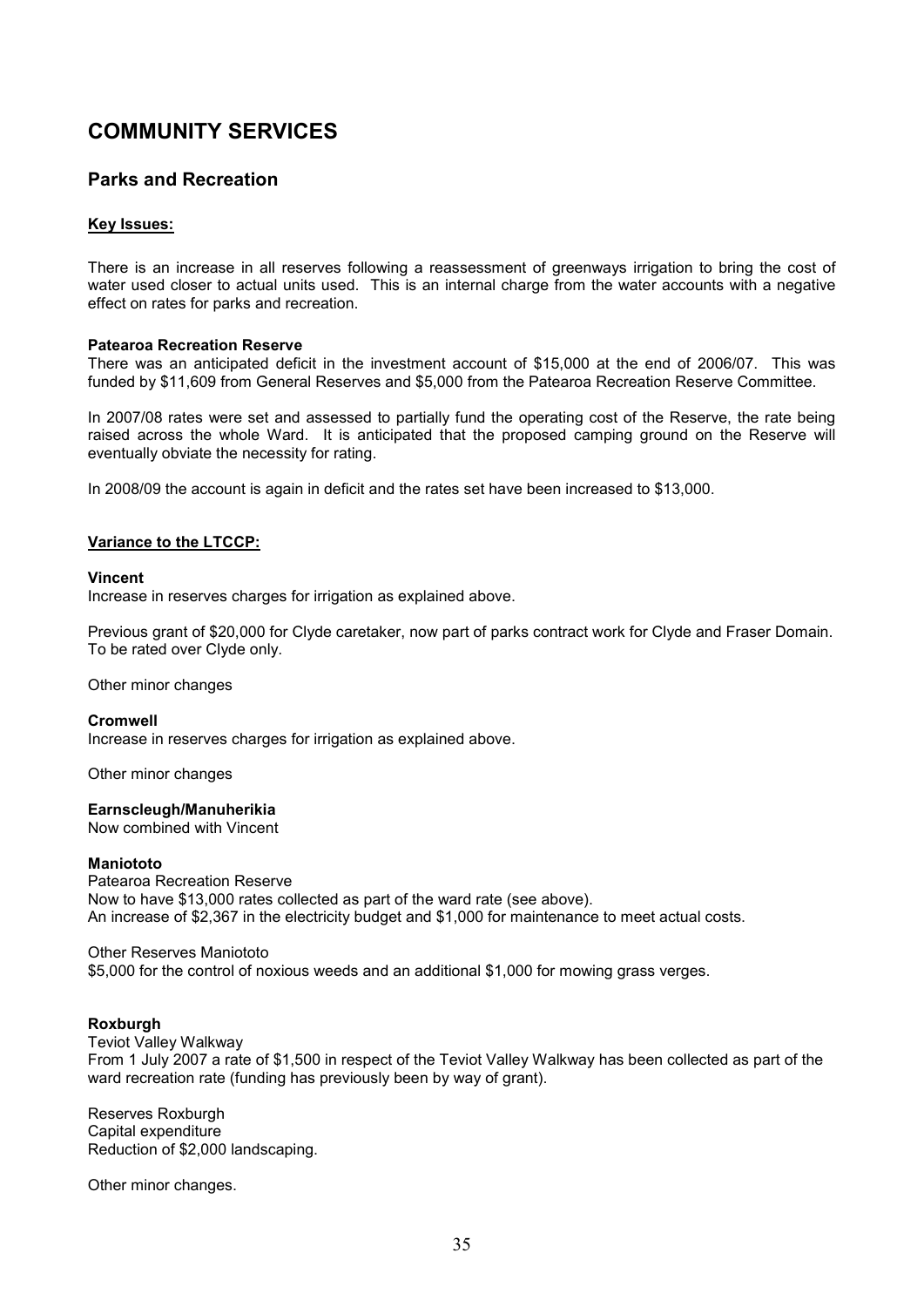# COMMUNITY SERVICES

## Parks and Recreation

### Key Issues:

There is an increase in all reserves following a reassessment of greenways irrigation to bring the cost of water used closer to actual units used. This is an internal charge from the water accounts with a negative effect on rates for parks and recreation.

**Patearoa Recreation Reserve**

There was an anticipated deficit in the investment account of $15,000 at the end of 2006/07. This was funded by $11,609 from General Reserves and $5,000 from the Patearoa Recreation Reserve Committee.

In 2007/08 rates were set and assessed to partially fund the operating cost of the Reserve, the rate being raised across the whole Ward. It is anticipated that the proposed camping ground on the Reserve will eventually obviate the necessity for rating.

In 2008/09 the account is again in deficit and the rates set have been increased to $13,000.

### Variance to the LTCCP:

**Vincent**

Increase in reserves charges for irrigation as explained above.

Previous grant of $20,000 for Clyde caretaker, now part of parks contract work for Clyde and Fraser Domain. To be rated over Clyde only.

Other minor changes

**Cromwell**

Increase in reserves charges for irrigation as explained above.

Other minor changes

**Earnscleugh/Manuherikia**

Now combined with Vincent

**Maniototo**

Patearoa Recreation Reserve
Now to have $13,000 rates collected as part of the ward rate (see above).
An increase of $2,367 in the electricity budget and $1,000 for maintenance to meet actual costs.

Other Reserves Maniototo
$5,000 for the control of noxious weeds and an additional $1,000 for mowing grass verges.

**Roxburgh**

Teviot Valley Walkway
From 1 July 2007 a rate of $1,500 in respect of the Teviot Valley Walkway has been collected as part of the ward recreation rate (funding has previously been by way of grant).

Reserves Roxburgh
Capital expenditure
Reduction of $2,000 landscaping.

Other minor changes.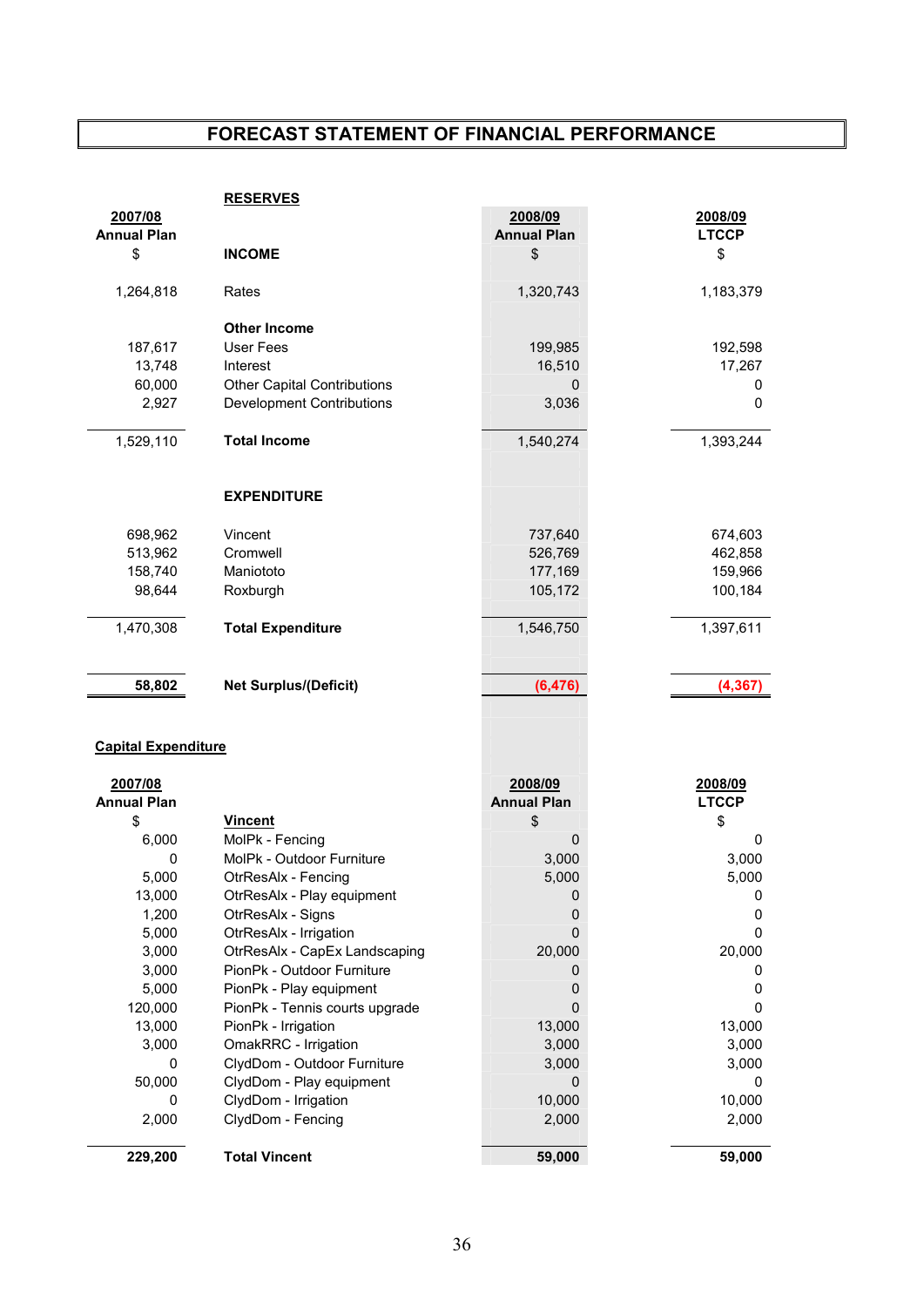# FORECAST STATEMENT OF FINANCIAL PERFORMANCE

## RESERVES

| 2007/08 Annual Plan $ | INCOME | 2008/09 Annual Plan $ | 2008/09 LTCCP $ |
|---|---|---|---|
| 1,264,818 | Rates | 1,320,743 | 1,183,379 |
| | **Other Income** | | |
| 187,617 | User Fees | 199,985 | 192,598 |
| 13,748 | Interest | 16,510 | 17,267 |
| 60,000 | Other Capital Contributions | 0 | 0 |
| 2,927 | Development Contributions | 3,036 | 0 |
| 1,529,110 | **Total Income** | 1,540,274 | 1,393,244 |
| | **EXPENDITURE** | | |
| 698,962 | Vincent | 737,640 | 674,603 |
| 513,962 | Cromwell | 526,769 | 462,858 |
| 158,740 | Maniototo | 177,169 | 159,966 |
| 98,644 | Roxburgh | 105,172 | 100,184 |
| 1,470,308 | **Total Expenditure** | 1,546,750 | 1,397,611 |
| **58,802** | **Net Surplus/(Deficit)** | **(6,476)** | **(4,367)** |

## Capital Expenditure

| 2007/08 Annual Plan $ | Vincent | 2008/09 Annual Plan $ | 2008/09 LTCCP $ |
|---|---|---|---|
| 6,000 | MolPk - Fencing | 0 | 0 |
| 0 | MolPk - Outdoor Furniture | 3,000 | 3,000 |
| 5,000 | OtrResAlx - Fencing | 5,000 | 5,000 |
| 13,000 | OtrResAlx - Play equipment | 0 | 0 |
| 1,200 | OtrResAlx - Signs | 0 | 0 |
| 5,000 | OtrResAlx - Irrigation | 0 | 0 |
| 3,000 | OtrResAlx - CapEx Landscaping | 20,000 | 20,000 |
| 3,000 | PionPk - Outdoor Furniture | 0 | 0 |
| 5,000 | PionPk - Play equipment | 0 | 0 |
| 120,000 | PionPk - Tennis courts upgrade | 0 | 0 |
| 13,000 | PionPk - Irrigation | 13,000 | 13,000 |
| 3,000 | OmakRRC - Irrigation | 3,000 | 3,000 |
| 0 | ClydDom - Outdoor Furniture | 3,000 | 3,000 |
| 50,000 | ClydDom - Play equipment | 0 | 0 |
| 0 | ClydDom - Irrigation | 10,000 | 10,000 |
| 2,000 | ClydDom - Fencing | 2,000 | 2,000 |
| **229,200** | **Total Vincent** | **59,000** | **59,000** |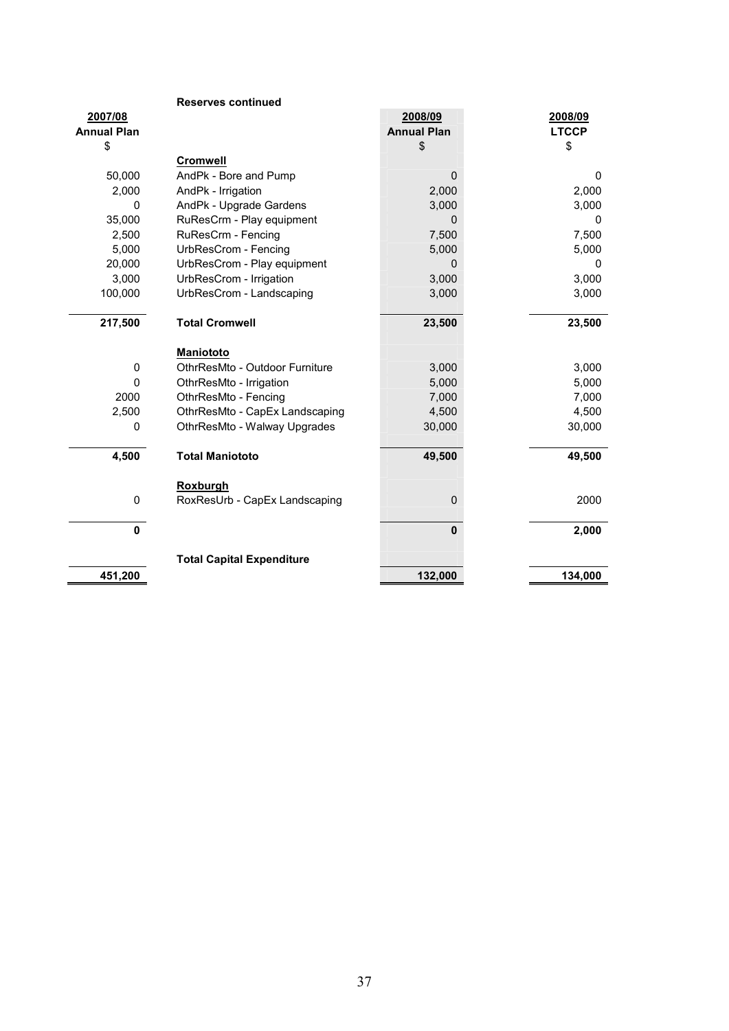**Reserves continued**

| 2007/08 Annual Plan $ | | 2008/09 Annual Plan $ | 2008/09 LTCCP $ |
|---|---|---|---|
| | **Cromwell** | | |
| 50,000 | AndPk - Bore and Pump | 0 | 0 |
| 2,000 | AndPk - Irrigation | 2,000 | 2,000 |
| 0 | AndPk - Upgrade Gardens | 3,000 | 3,000 |
| 35,000 | RuResCrm - Play equipment | 0 | 0 |
| 2,500 | RuResCrm - Fencing | 7,500 | 7,500 |
| 5,000 | UrbResCrom - Fencing | 5,000 | 5,000 |
| 20,000 | UrbResCrom - Play equipment | 0 | 0 |
| 3,000 | UrbResCrom - Irrigation | 3,000 | 3,000 |
| 100,000 | UrbResCrom - Landscaping | 3,000 | 3,000 |
| **217,500** | **Total Cromwell** | **23,500** | **23,500** |
| | **Maniototo** | | |
| 0 | OthrResMto - Outdoor Furniture | 3,000 | 3,000 |
| 0 | OthrResMto - Irrigation | 5,000 | 5,000 |
| 2000 | OthrResMto - Fencing | 7,000 | 7,000 |
| 2,500 | OthrResMto - CapEx Landscaping | 4,500 | 4,500 |
| 0 | OthrResMto - Walway Upgrades | 30,000 | 30,000 |
| **4,500** | **Total Maniototo** | **49,500** | **49,500** |
| | **Roxburgh** | | |
| 0 | RoxResUrb - CapEx Landscaping | 0 | 2000 |
| **0** | | **0** | **2,000** |
| | **Total Capital Expenditure** | | |
| **451,200** | | **132,000** | **134,000** |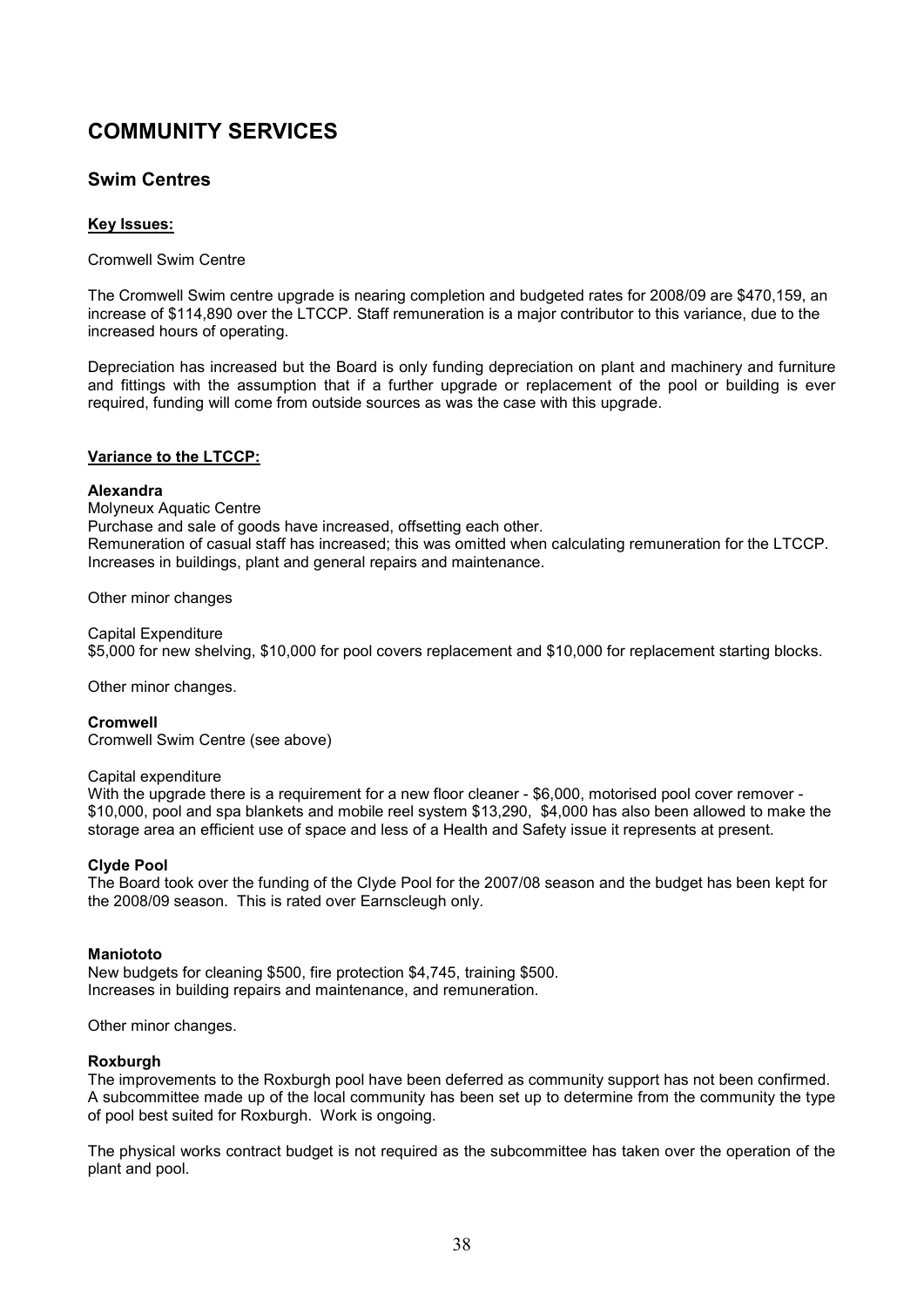# COMMUNITY SERVICES

## Swim Centres

**Key Issues:**

Cromwell Swim Centre

The Cromwell Swim centre upgrade is nearing completion and budgeted rates for 2008/09 are $470,159, an increase of $114,890 over the LTCCP. Staff remuneration is a major contributor to this variance, due to the increased hours of operating.

Depreciation has increased but the Board is only funding depreciation on plant and machinery and furniture and fittings with the assumption that if a further upgrade or replacement of the pool or building is ever required, funding will come from outside sources as was the case with this upgrade.

**Variance to the LTCCP:**

**Alexandra**
Molyneux Aquatic Centre
Purchase and sale of goods have increased, offsetting each other.
Remuneration of casual staff has increased; this was omitted when calculating remuneration for the LTCCP.
Increases in buildings, plant and general repairs and maintenance.

Other minor changes

Capital Expenditure
$5,000 for new shelving, $10,000 for pool covers replacement and $10,000 for replacement starting blocks.

Other minor changes.

**Cromwell**
Cromwell Swim Centre (see above)

Capital expenditure
With the upgrade there is a requirement for a new floor cleaner - $6,000, motorised pool cover remover - $10,000, pool and spa blankets and mobile reel system $13,290, $4,000 has also been allowed to make the storage area an efficient use of space and less of a Health and Safety issue it represents at present.

**Clyde Pool**
The Board took over the funding of the Clyde Pool for the 2007/08 season and the budget has been kept for the 2008/09 season. This is rated over Earnscleugh only.

**Maniototo**
New budgets for cleaning $500, fire protection $4,745, training $500.
Increases in building repairs and maintenance, and remuneration.

Other minor changes.

**Roxburgh**
The improvements to the Roxburgh pool have been deferred as community support has not been confirmed. A subcommittee made up of the local community has been set up to determine from the community the type of pool best suited for Roxburgh. Work is ongoing.

The physical works contract budget is not required as the subcommittee has taken over the operation of the plant and pool.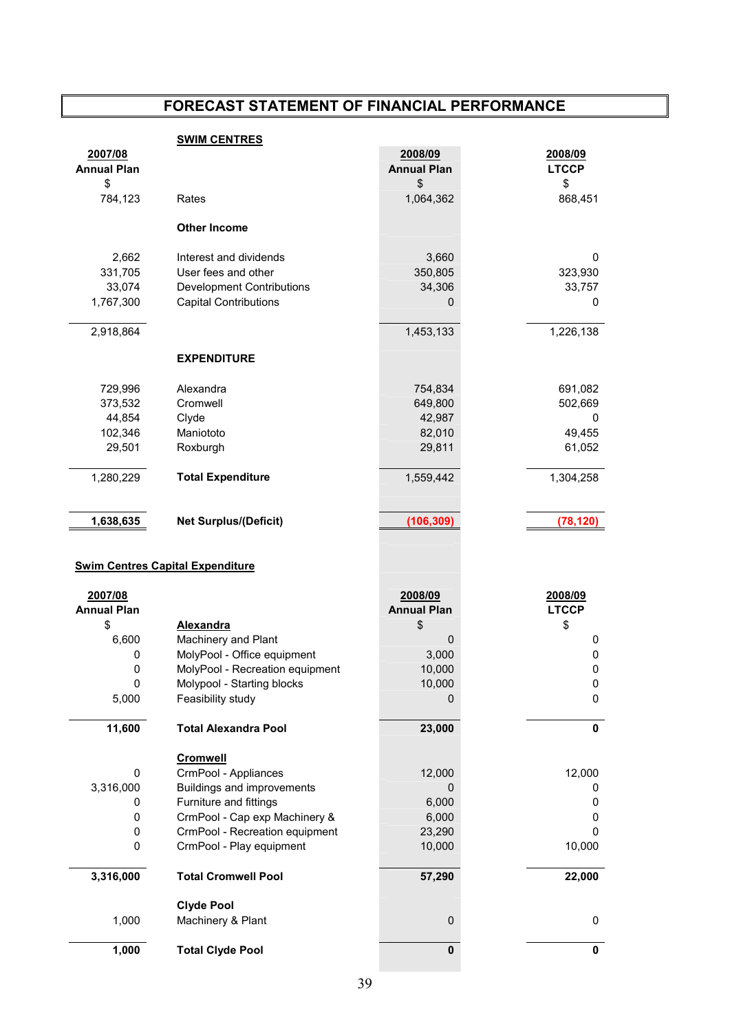# FORECAST STATEMENT OF FINANCIAL PERFORMANCE

## SWIM CENTRES

| 2007/08 Annual Plan $ | | 2008/09 Annual Plan $ | 2008/09 LTCCP $ |
|---|---|---|---|
| 784,123 | Rates | 1,064,362 | 868,451 |
| | **Other Income** | | |
| 2,662 | Interest and dividends | 3,660 | 0 |
| 331,705 | User fees and other | 350,805 | 323,930 |
| 33,074 | Development Contributions | 34,306 | 33,757 |
| 1,767,300 | Capital Contributions | 0 | 0 |
| 2,918,864 | | 1,453,133 | 1,226,138 |
| | **EXPENDITURE** | | |
| 729,996 | Alexandra | 754,834 | 691,082 |
| 373,532 | Cromwell | 649,800 | 502,669 |
| 44,854 | Clyde | 42,987 | 0 |
| 102,346 | Maniototo | 82,010 | 49,455 |
| 29,501 | Roxburgh | 29,811 | 61,052 |
| 1,280,229 | **Total Expenditure** | 1,559,442 | 1,304,258 |
| **1,638,635** | **Net Surplus/(Deficit)** | **(106,309)** | **(78,120)** |

## Swim Centres Capital Expenditure

| 2007/08 Annual Plan $ | | 2008/09 Annual Plan $ | 2008/09 LTCCP $ |
|---|---|---|---|
| | **Alexandra** | | |
| 6,600 | Machinery and Plant | 0 | 0 |
| 0 | MolyPool - Office equipment | 3,000 | 0 |
| 0 | MolyPool - Recreation equipment | 10,000 | 0 |
| 0 | Molypool - Starting blocks | 10,000 | 0 |
| 5,000 | Feasibility study | 0 | 0 |
| **11,600** | **Total Alexandra Pool** | **23,000** | **0** |
| | **Cromwell** | | |
| 0 | CrmPool - Appliances | 12,000 | 12,000 |
| 3,316,000 | Buildings and improvements | 0 | 0 |
| 0 | Furniture and fittings | 6,000 | 0 |
| 0 | CrmPool - Cap exp Machinery & | 6,000 | 0 |
| 0 | CrmPool - Recreation equipment | 23,290 | 0 |
| 0 | CrmPool - Play equipment | 10,000 | 10,000 |
| **3,316,000** | **Total Cromwell Pool** | **57,290** | **22,000** |
| | **Clyde Pool** | | |
| 1,000 | Machinery & Plant | 0 | 0 |
| **1,000** | **Total Clyde Pool** | **0** | **0** |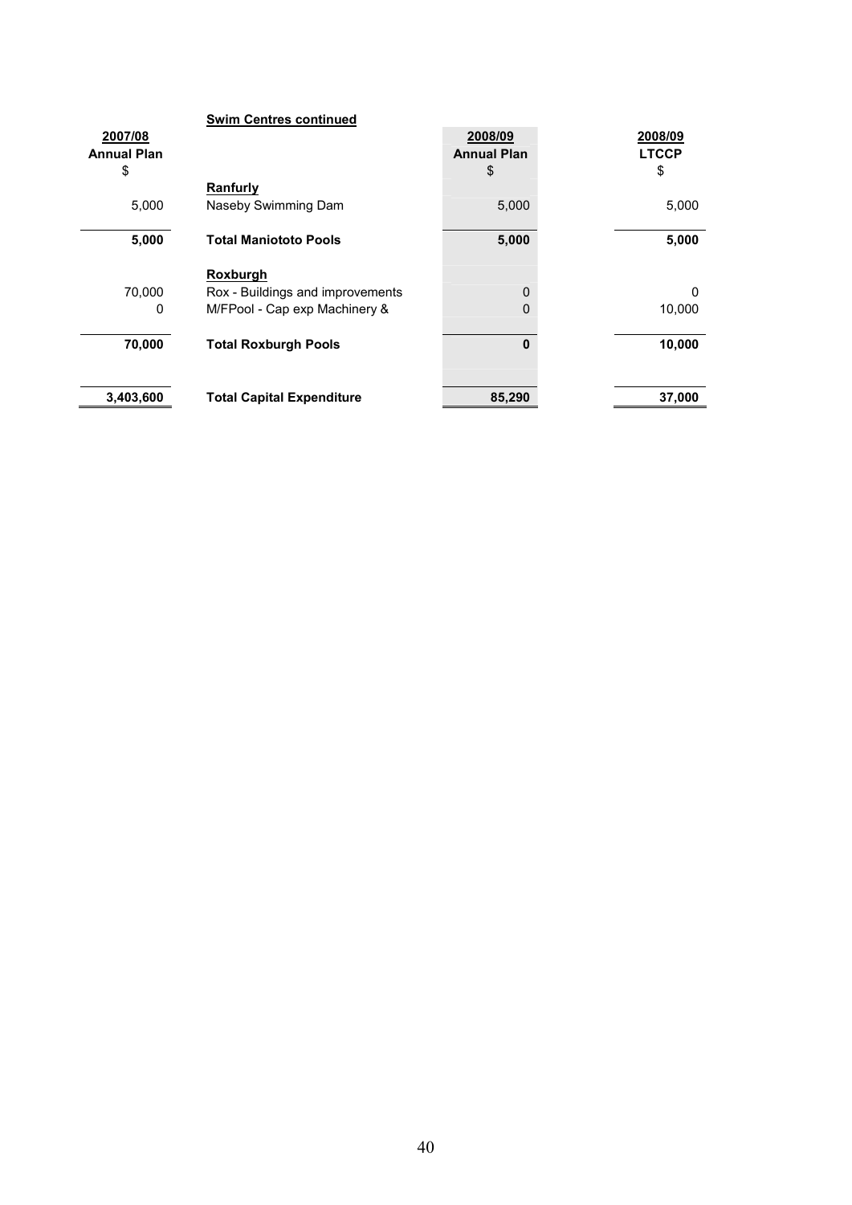**Swim Centres continued**

| 2007/08 Annual Plan $ | | 2008/09 Annual Plan $ | 2008/09 LTCCP $ |
|---|---|---|---|
| | **Ranfurly** | | |
| 5,000 | Naseby Swimming Dam | 5,000 | 5,000 |
| **5,000** | **Total Maniototo Pools** | **5,000** | **5,000** |
| | **Roxburgh** | | |
| 70,000 | Rox - Buildings and improvements | 0 | 0 |
| 0 | M/FPool - Cap exp Machinery & | 0 | 10,000 |
| **70,000** | **Total Roxburgh Pools** | **0** | **10,000** |
| **3,403,600** | **Total Capital Expenditure** | **85,290** | **37,000** |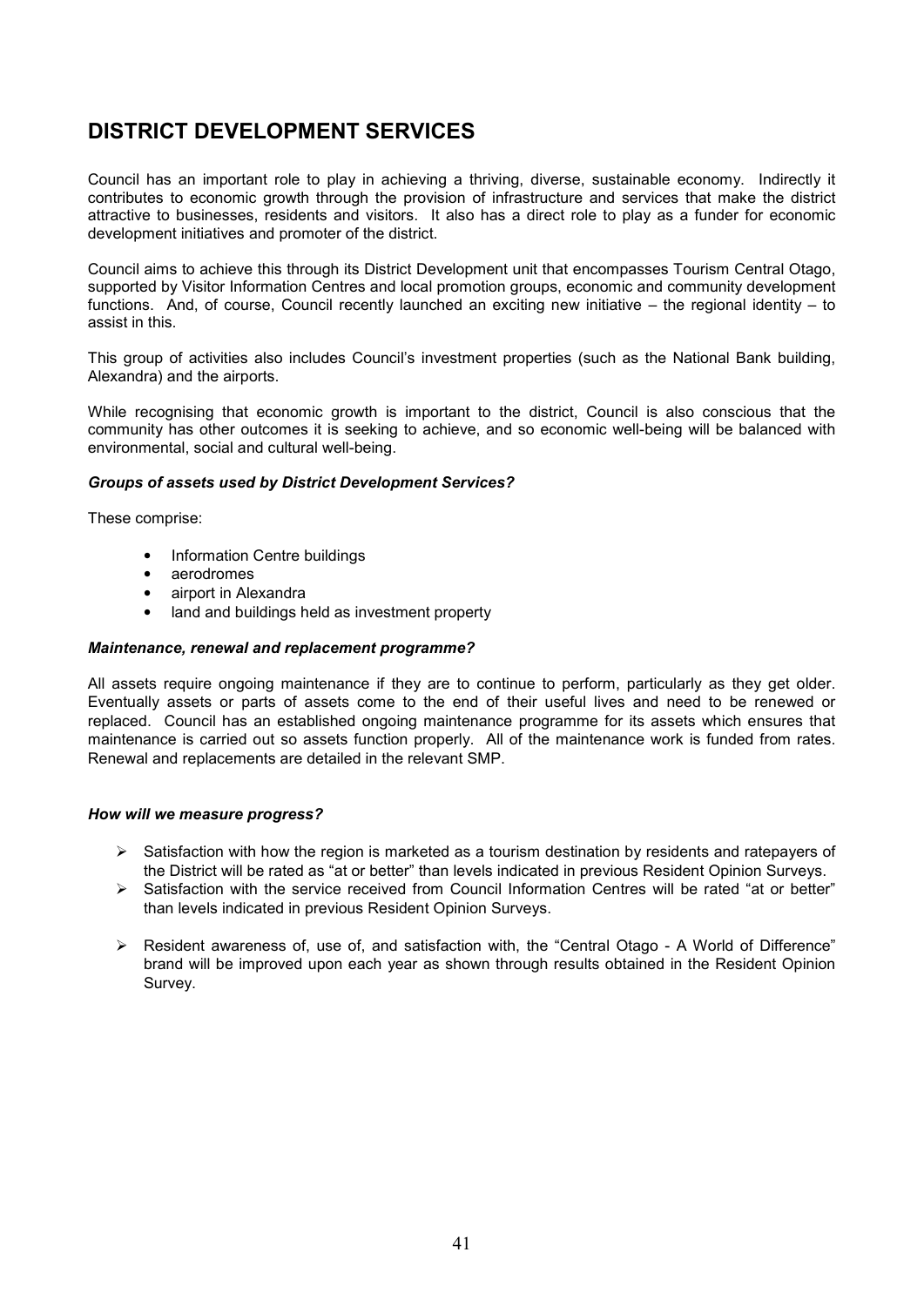# DISTRICT DEVELOPMENT SERVICES

Council has an important role to play in achieving a thriving, diverse, sustainable economy. Indirectly it contributes to economic growth through the provision of infrastructure and services that make the district attractive to businesses, residents and visitors. It also has a direct role to play as a funder for economic development initiatives and promoter of the district.

Council aims to achieve this through its District Development unit that encompasses Tourism Central Otago, supported by Visitor Information Centres and local promotion groups, economic and community development functions. And, of course, Council recently launched an exciting new initiative – the regional identity – to assist in this.

This group of activities also includes Council's investment properties (such as the National Bank building, Alexandra) and the airports.

While recognising that economic growth is important to the district, Council is also conscious that the community has other outcomes it is seeking to achieve, and so economic well-being will be balanced with environmental, social and cultural well-being.

***Groups of assets used by District Development Services?***

These comprise:

- Information Centre buildings
- aerodromes
- airport in Alexandra
- land and buildings held as investment property

***Maintenance, renewal and replacement programme?***

All assets require ongoing maintenance if they are to continue to perform, particularly as they get older. Eventually assets or parts of assets come to the end of their useful lives and need to be renewed or replaced. Council has an established ongoing maintenance programme for its assets which ensures that maintenance is carried out so assets function properly. All of the maintenance work is funded from rates. Renewal and replacements are detailed in the relevant SMP.

***How will we measure progress?***

- Satisfaction with how the region is marketed as a tourism destination by residents and ratepayers of the District will be rated as "at or better" than levels indicated in previous Resident Opinion Surveys.
- Satisfaction with the service received from Council Information Centres will be rated "at or better" than levels indicated in previous Resident Opinion Surveys.
- Resident awareness of, use of, and satisfaction with, the "Central Otago - A World of Difference" brand will be improved upon each year as shown through results obtained in the Resident Opinion Survey.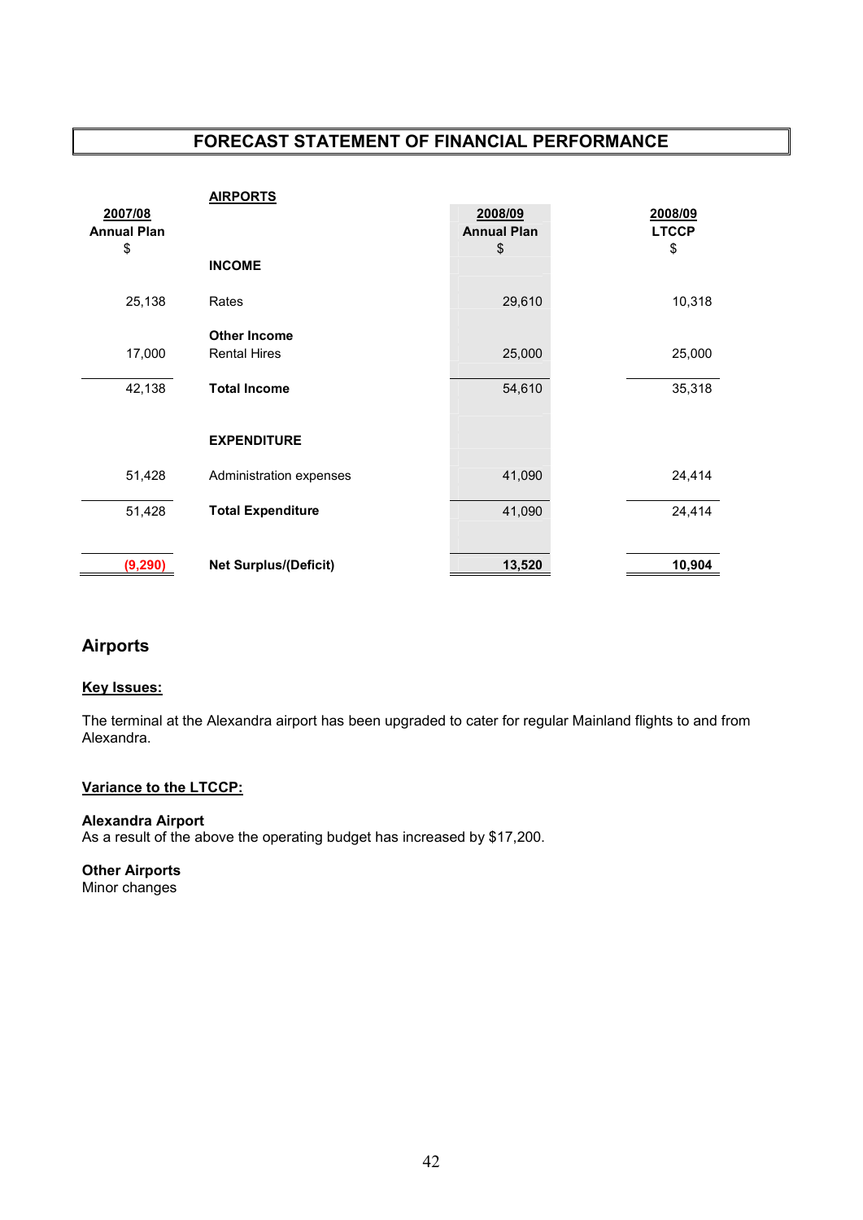## FORECAST STATEMENT OF FINANCIAL PERFORMANCE

| 2007/08 Annual Plan $ | AIRPORTS | 2008/09 Annual Plan $ | 2008/09 LTCCP $ |
|---|---|---|---|
| | **INCOME** | | |
| 25,138 | Rates | 29,610 | 10,318 |
| | **Other Income** | | |
| 17,000 | Rental Hires | 25,000 | 25,000 |
| 42,138 | **Total Income** | 54,610 | 35,318 |
| | **EXPENDITURE** | | |
| 51,428 | Administration expenses | 41,090 | 24,414 |
| 51,428 | **Total Expenditure** | 41,090 | 24,414 |
| **(9,290)** | **Net Surplus/(Deficit)** | **13,520** | **10,904** |

## Airports

**Key Issues:**

The terminal at the Alexandra airport has been upgraded to cater for regular Mainland flights to and from Alexandra.

**Variance to the LTCCP:**

**Alexandra Airport**
As a result of the above the operating budget has increased by $17,200.

**Other Airports**
Minor changes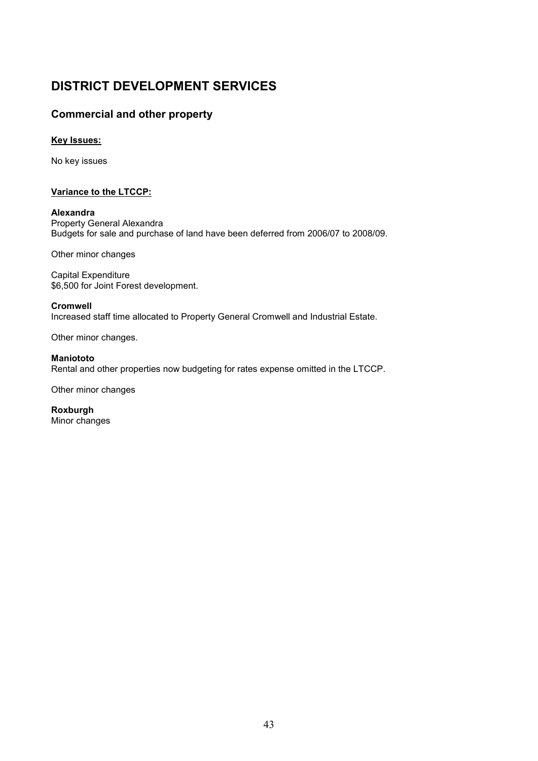# DISTRICT DEVELOPMENT SERVICES

## Commercial and other property

**Key Issues:**

No key issues

**Variance to the LTCCP:**

**Alexandra**
Property General Alexandra
Budgets for sale and purchase of land have been deferred from 2006/07 to 2008/09.

Other minor changes

Capital Expenditure
$6,500 for Joint Forest development.

**Cromwell**
Increased staff time allocated to Property General Cromwell and Industrial Estate.

Other minor changes.

**Maniototo**
Rental and other properties now budgeting for rates expense omitted in the LTCCP.

Other minor changes

**Roxburgh**
Minor changes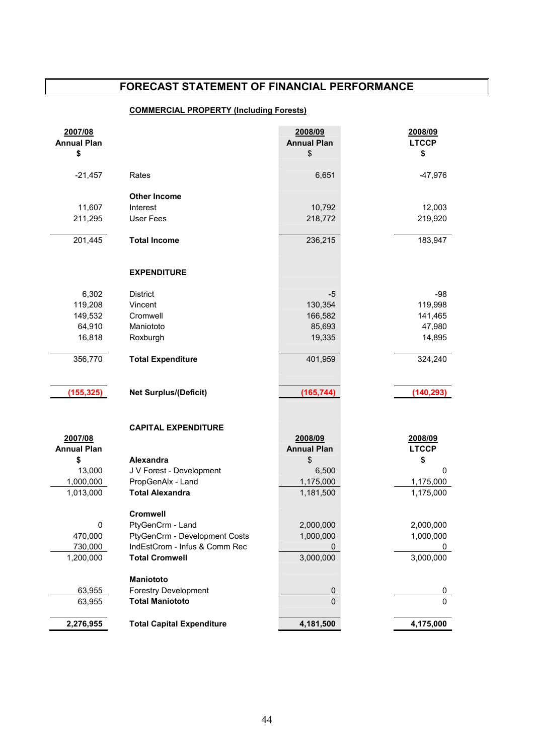# FORECAST STATEMENT OF FINANCIAL PERFORMANCE

## COMMERCIAL PROPERTY (Including Forests)

| 2007/08 Annual Plan $ | | 2008/09 Annual Plan $ | 2008/09 LTCCP $ |
|---|---|---|---|
| -21,457 | Rates | 6,651 | -47,976 |
| | **Other Income** | | |
| 11,607 | Interest | 10,792 | 12,003 |
| 211,295 | User Fees | 218,772 | 219,920 |
| 201,445 | **Total Income** | 236,215 | 183,947 |
| | **EXPENDITURE** | | |
| 6,302 | District | -5 | -98 |
| 119,208 | Vincent | 130,354 | 119,998 |
| 149,532 | Cromwell | 166,582 | 141,465 |
| 64,910 | Maniototo | 85,693 | 47,980 |
| 16,818 | Roxburgh | 19,335 | 14,895 |
| 356,770 | **Total Expenditure** | 401,959 | 324,240 |
| **(155,325)** | **Net Surplus/(Deficit)** | **(165,744)** | **(140,293)** |

| 2007/08 Annual Plan $ | CAPITAL EXPENDITURE | 2008/09 Annual Plan $ | 2008/09 LTCCP $ |
|---|---|---|---|
| | **Alexandra** | | |
| 13,000 | J V Forest - Development | 6,500 | 0 |
| 1,000,000 | PropGenAlx - Land | 1,175,000 | 1,175,000 |
| 1,013,000 | **Total Alexandra** | 1,181,500 | 1,175,000 |
| | **Cromwell** | | |
| 0 | PtyGenCrm - Land | 2,000,000 | 2,000,000 |
| 470,000 | PtyGenCrm - Development Costs | 1,000,000 | 1,000,000 |
| 730,000 | IndEstCrom - Infus & Comm Rec | 0 | 0 |
| 1,200,000 | **Total Cromwell** | 3,000,000 | 3,000,000 |
| | **Maniototo** | | |
| 63,955 | Forestry Development | 0 | 0 |
| 63,955 | **Total Maniototo** | 0 | 0 |
| **2,276,955** | **Total Capital Expenditure** | **4,181,500** | **4,175,000** |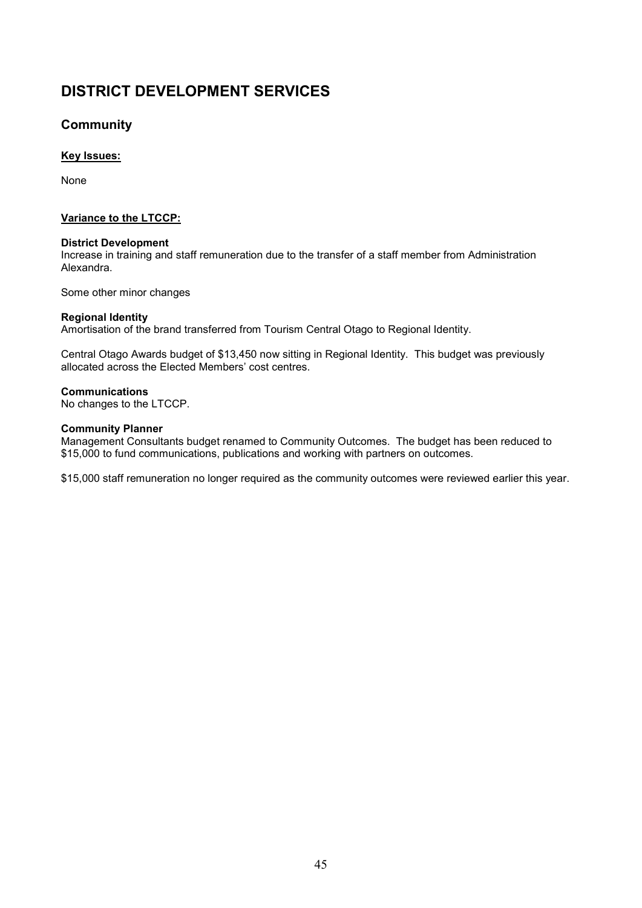# DISTRICT DEVELOPMENT SERVICES

## Community

**<u>Key Issues:</u>**

None

**<u>Variance to the LTCCP:</u>**

**District Development**
Increase in training and staff remuneration due to the transfer of a staff member from Administration Alexandra.

Some other minor changes

**Regional Identity**
Amortisation of the brand transferred from Tourism Central Otago to Regional Identity.

Central Otago Awards budget of $13,450 now sitting in Regional Identity. This budget was previously allocated across the Elected Members' cost centres.

**Communications**
No changes to the LTCCP.

**Community Planner**
Management Consultants budget renamed to Community Outcomes. The budget has been reduced to $15,000 to fund communications, publications and working with partners on outcomes.

$15,000 staff remuneration no longer required as the community outcomes were reviewed earlier this year.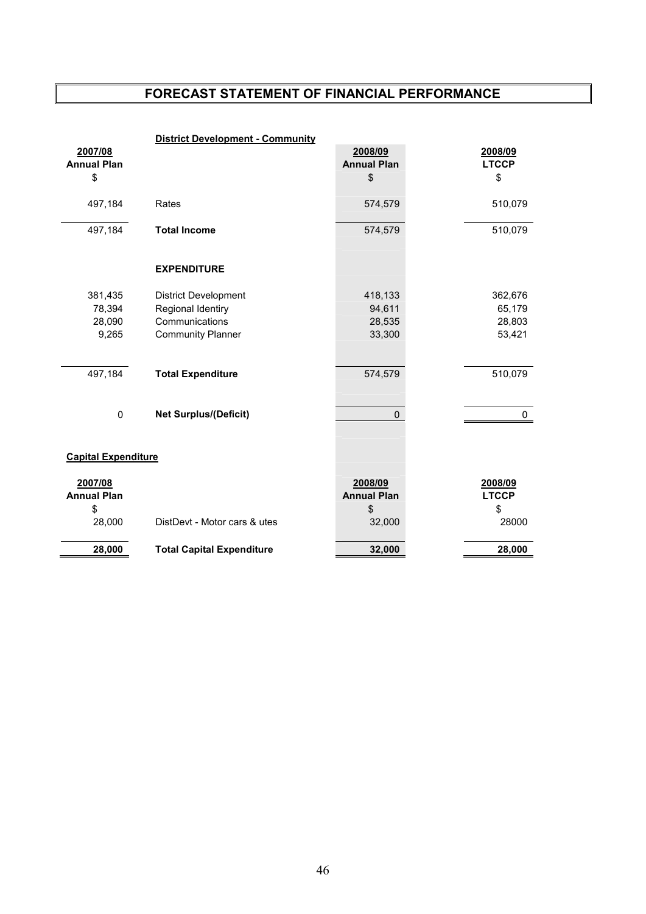# FORECAST STATEMENT OF FINANCIAL PERFORMANCE

**District Development - Community**

| 2007/08 Annual Plan $ | | 2008/09 Annual Plan $ | 2008/09 LTCCP $ |
|---|---|---|---|
| 497,184 | Rates | 574,579 | 510,079 |
| 497,184 | **Total Income** | 574,579 | 510,079 |
| | **EXPENDITURE** | | |
| 381,435 | District Development | 418,133 | 362,676 |
| 78,394 | Regional Identiry | 94,611 | 65,179 |
| 28,090 | Communications | 28,535 | 28,803 |
| 9,265 | Community Planner | 33,300 | 53,421 |
| 497,184 | **Total Expenditure** | 574,579 | 510,079 |
| 0 | **Net Surplus/(Deficit)** | 0 | 0 |

**Capital Expenditure**

| 2007/08 Annual Plan $ | | 2008/09 Annual Plan $ | 2008/09 LTCCP $ |
|---|---|---|---|
| 28,000 | DistDevt - Motor cars & utes | 32,000 | 28000 |
| **28,000** | **Total Capital Expenditure** | **32,000** | **28,000** |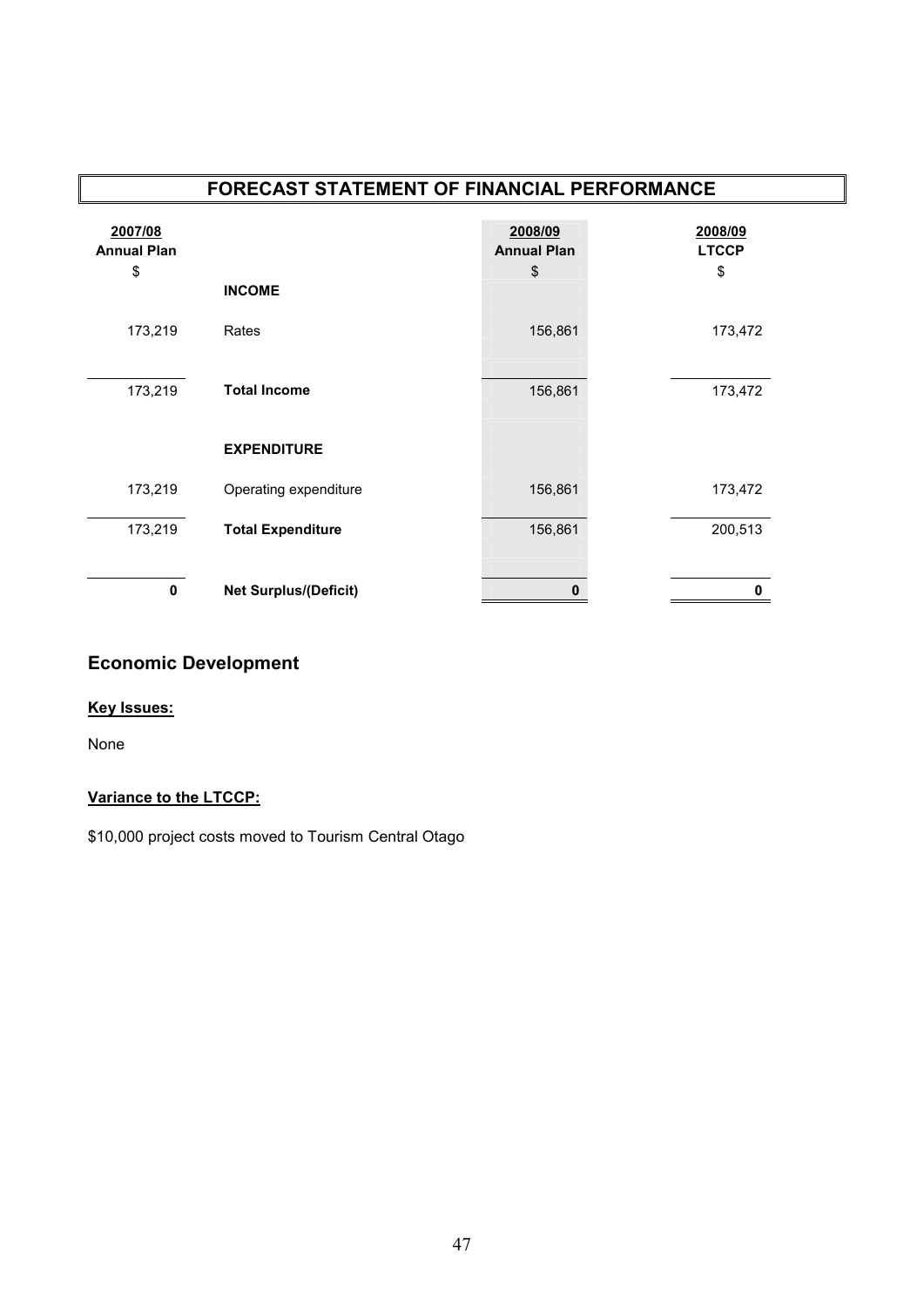## FORECAST STATEMENT OF FINANCIAL PERFORMANCE

| 2007/08 Annual Plan $ | | 2008/09 Annual Plan $ | 2008/09 LTCCP $ |
|---|---|---|---|
| | **INCOME** | | |
| 173,219 | Rates | 156,861 | 173,472 |
| 173,219 | **Total Income** | 156,861 | 173,472 |
| | **EXPENDITURE** | | |
| 173,219 | Operating expenditure | 156,861 | 173,472 |
| 173,219 | **Total Expenditure** | 156,861 | 200,513 |
| **0** | **Net Surplus/(Deficit)** | **0** | **0** |

## Economic Development

**Key Issues:**

None

**Variance to the LTCCP:**

$10,000 project costs moved to Tourism Central Otago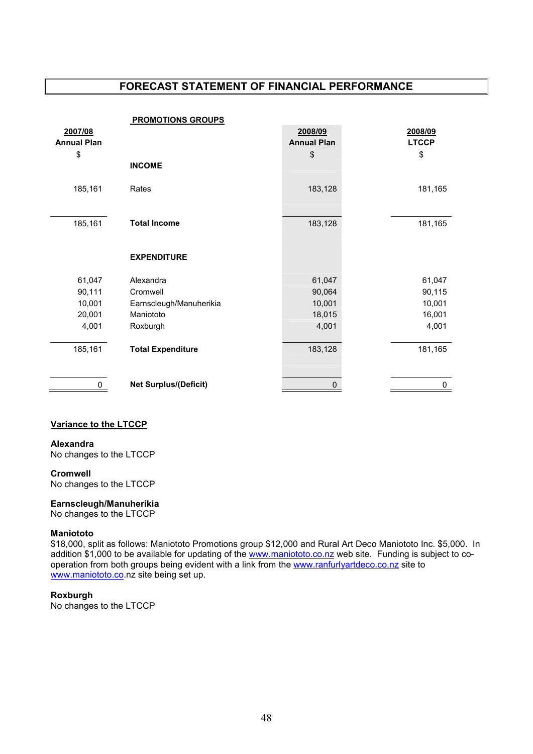# FORECAST STATEMENT OF FINANCIAL PERFORMANCE

## PROMOTIONS GROUPS

| 2007/08 Annual Plan $ | | 2008/09 Annual Plan $ | 2008/09 LTCCP $ |
|---|---|---|---|
| | **INCOME** | | |
| 185,161 | Rates | 183,128 | 181,165 |
| 185,161 | **Total Income** | 183,128 | 181,165 |
| | **EXPENDITURE** | | |
| 61,047 | Alexandra | 61,047 | 61,047 |
| 90,111 | Cromwell | 90,064 | 90,115 |
| 10,001 | Earnscleugh/Manuherikia | 10,001 | 10,001 |
| 20,001 | Maniototo | 18,015 | 16,001 |
| 4,001 | Roxburgh | 4,001 | 4,001 |
| 185,161 | **Total Expenditure** | 183,128 | 181,165 |
| 0 | **Net Surplus/(Deficit)** | 0 | 0 |

**Variance to the LTCCP**

**Alexandra**
No changes to the LTCCP

**Cromwell**
No changes to the LTCCP

**Earnscleugh/Manuherikia**
No changes to the LTCCP

**Maniototo**
$18,000, split as follows: Maniototo Promotions group $12,000 and Rural Art Deco Maniototo Inc. $5,000. In addition $1,000 to be available for updating of the www.maniototo.co.nz web site. Funding is subject to co-operation from both groups being evident with a link from the www.ranfurlyartdeco.co.nz site to www.maniototo.co.nz site being set up.

**Roxburgh**
No changes to the LTCCP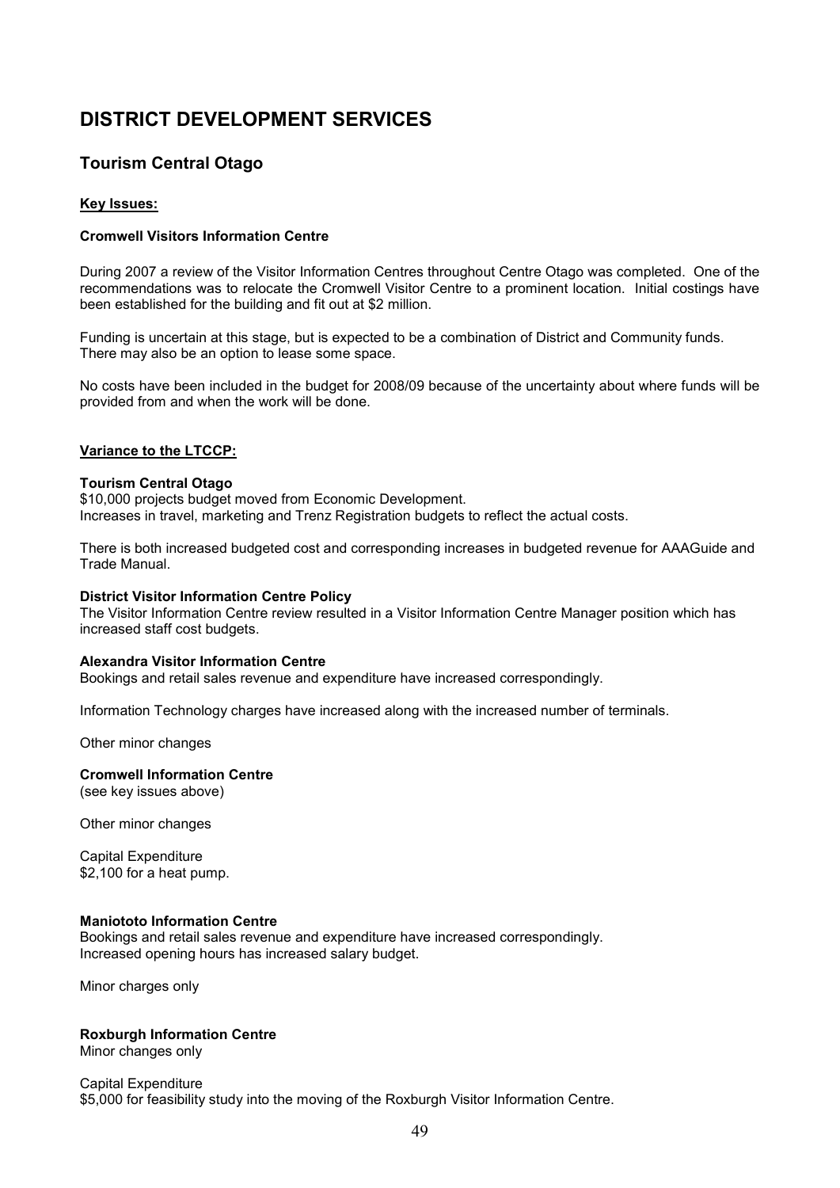# DISTRICT DEVELOPMENT SERVICES

## Tourism Central Otago

**Key Issues:**

**Cromwell Visitors Information Centre**

During 2007 a review of the Visitor Information Centres throughout Centre Otago was completed. One of the recommendations was to relocate the Cromwell Visitor Centre to a prominent location. Initial costings have been established for the building and fit out at $2 million.

Funding is uncertain at this stage, but is expected to be a combination of District and Community funds. There may also be an option to lease some space.

No costs have been included in the budget for 2008/09 because of the uncertainty about where funds will be provided from and when the work will be done.

**Variance to the LTCCP:**

**Tourism Central Otago**
$10,000 projects budget moved from Economic Development.
Increases in travel, marketing and Trenz Registration budgets to reflect the actual costs.

There is both increased budgeted cost and corresponding increases in budgeted revenue for AAAGuide and Trade Manual.

**District Visitor Information Centre Policy**
The Visitor Information Centre review resulted in a Visitor Information Centre Manager position which has increased staff cost budgets.

**Alexandra Visitor Information Centre**
Bookings and retail sales revenue and expenditure have increased correspondingly.

Information Technology charges have increased along with the increased number of terminals.

Other minor changes

**Cromwell Information Centre**
(see key issues above)

Other minor changes

Capital Expenditure
$2,100 for a heat pump.

**Maniototo Information Centre**
Bookings and retail sales revenue and expenditure have increased correspondingly.
Increased opening hours has increased salary budget.

Minor charges only

**Roxburgh Information Centre**
Minor changes only

Capital Expenditure
$5,000 for feasibility study into the moving of the Roxburgh Visitor Information Centre.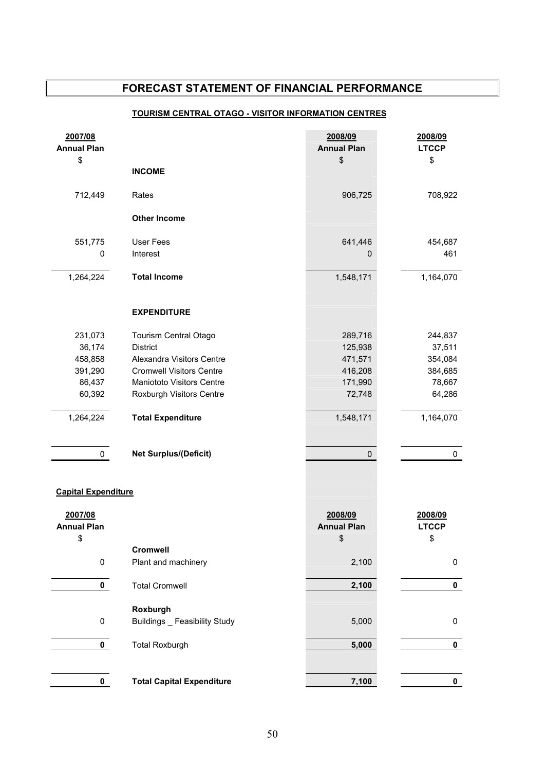# FORECAST STATEMENT OF FINANCIAL PERFORMANCE

## TOURISM CENTRAL OTAGO - VISITOR INFORMATION CENTRES

| 2007/08 Annual Plan $ | | 2008/09 Annual Plan $ | 2008/09 LTCCP $ |
|---|---|---|---|
| | **INCOME** | | |
| 712,449 | Rates | 906,725 | 708,922 |
| | **Other Income** | | |
| 551,775 | User Fees | 641,446 | 454,687 |
| 0 | Interest | 0 | 461 |
| 1,264,224 | **Total Income** | 1,548,171 | 1,164,070 |
| | **EXPENDITURE** | | |
| 231,073 | Tourism Central Otago | 289,716 | 244,837 |
| 36,174 | District | 125,938 | 37,511 |
| 458,858 | Alexandra Visitors Centre | 471,571 | 354,084 |
| 391,290 | Cromwell Visitors Centre | 416,208 | 384,685 |
| 86,437 | Maniototo Visitors Centre | 171,990 | 78,667 |
| 60,392 | Roxburgh Visitors Centre | 72,748 | 64,286 |
| 1,264,224 | **Total Expenditure** | 1,548,171 | 1,164,070 |
| 0 | **Net Surplus/(Deficit)** | 0 | 0 |

## Capital Expenditure

| 2007/08 Annual Plan $ | | 2008/09 Annual Plan $ | 2008/09 LTCCP $ |
|---|---|---|---|
| | **Cromwell** | | |
| 0 | Plant and machinery | 2,100 | 0 |
| **0** | Total Cromwell | **2,100** | **0** |
| | **Roxburgh** | | |
| 0 | Buildings _ Feasibility Study | 5,000 | 0 |
| **0** | Total Roxburgh | **5,000** | **0** |
| **0** | **Total Capital Expenditure** | **7,100** | **0** |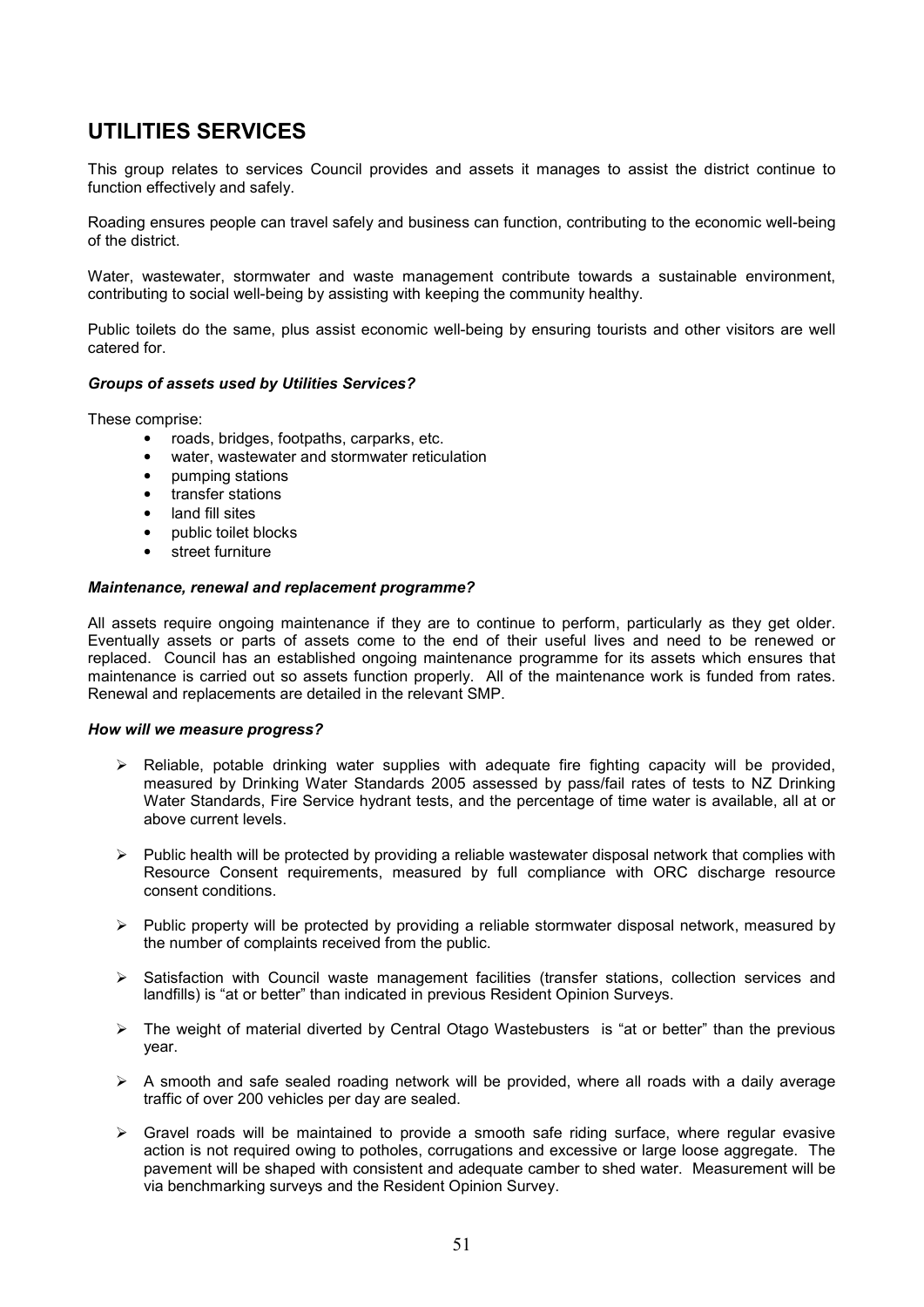## UTILITIES SERVICES

This group relates to services Council provides and assets it manages to assist the district continue to function effectively and safely.

Roading ensures people can travel safely and business can function, contributing to the economic well-being of the district.

Water, wastewater, stormwater and waste management contribute towards a sustainable environment, contributing to social well-being by assisting with keeping the community healthy.

Public toilets do the same, plus assist economic well-being by ensuring tourists and other visitors are well catered for.

***Groups of assets used by Utilities Services?***

These comprise:

- roads, bridges, footpaths, carparks, etc.
- water, wastewater and stormwater reticulation
- pumping stations
- transfer stations
- land fill sites
- public toilet blocks
- street furniture

***Maintenance, renewal and replacement programme?***

All assets require ongoing maintenance if they are to continue to perform, particularly as they get older. Eventually assets or parts of assets come to the end of their useful lives and need to be renewed or replaced. Council has an established ongoing maintenance programme for its assets which ensures that maintenance is carried out so assets function properly. All of the maintenance work is funded from rates. Renewal and replacements are detailed in the relevant SMP.

***How will we measure progress?***

- Reliable, potable drinking water supplies with adequate fire fighting capacity will be provided, measured by Drinking Water Standards 2005 assessed by pass/fail rates of tests to NZ Drinking Water Standards, Fire Service hydrant tests, and the percentage of time water is available, all at or above current levels.
- Public health will be protected by providing a reliable wastewater disposal network that complies with Resource Consent requirements, measured by full compliance with ORC discharge resource consent conditions.
- Public property will be protected by providing a reliable stormwater disposal network, measured by the number of complaints received from the public.
- Satisfaction with Council waste management facilities (transfer stations, collection services and landfills) is "at or better" than indicated in previous Resident Opinion Surveys.
- The weight of material diverted by Central Otago Wastebusters is "at or better" than the previous year.
- A smooth and safe sealed roading network will be provided, where all roads with a daily average traffic of over 200 vehicles per day are sealed.
- Gravel roads will be maintained to provide a smooth safe riding surface, where regular evasive action is not required owing to potholes, corrugations and excessive or large loose aggregate. The pavement will be shaped with consistent and adequate camber to shed water. Measurement will be via benchmarking surveys and the Resident Opinion Survey.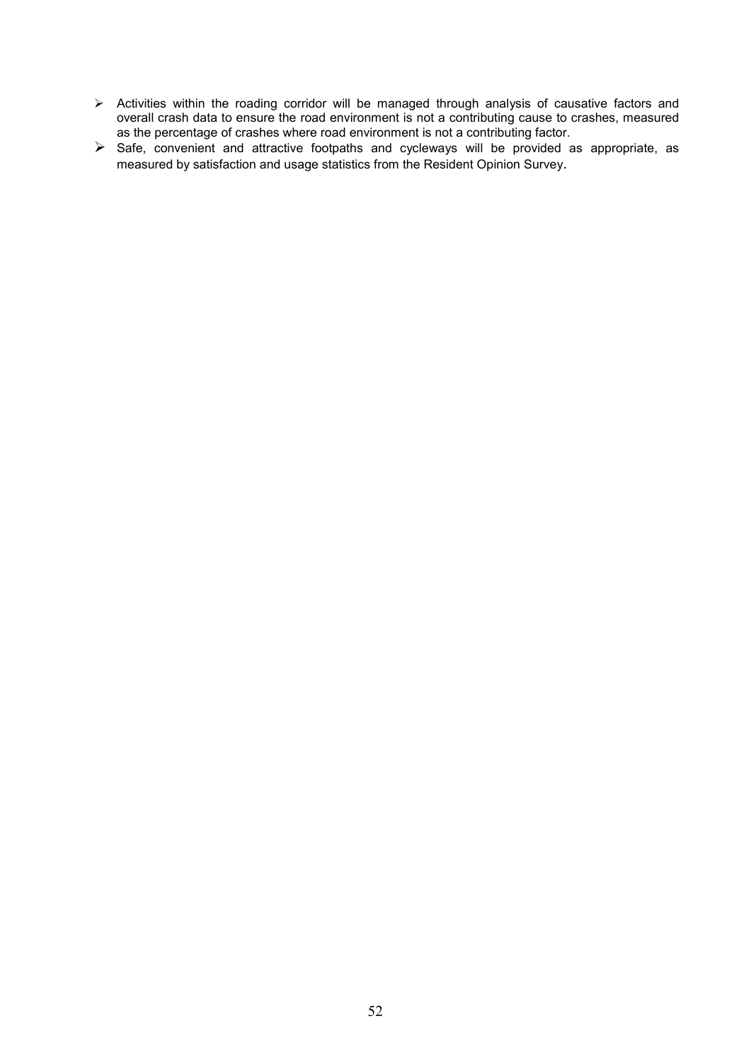- Activities within the roading corridor will be managed through analysis of causative factors and overall crash data to ensure the road environment is not a contributing cause to crashes, measured as the percentage of crashes where road environment is not a contributing factor.
- Safe, convenient and attractive footpaths and cycleways will be provided as appropriate, as measured by satisfaction and usage statistics from the Resident Opinion Survey.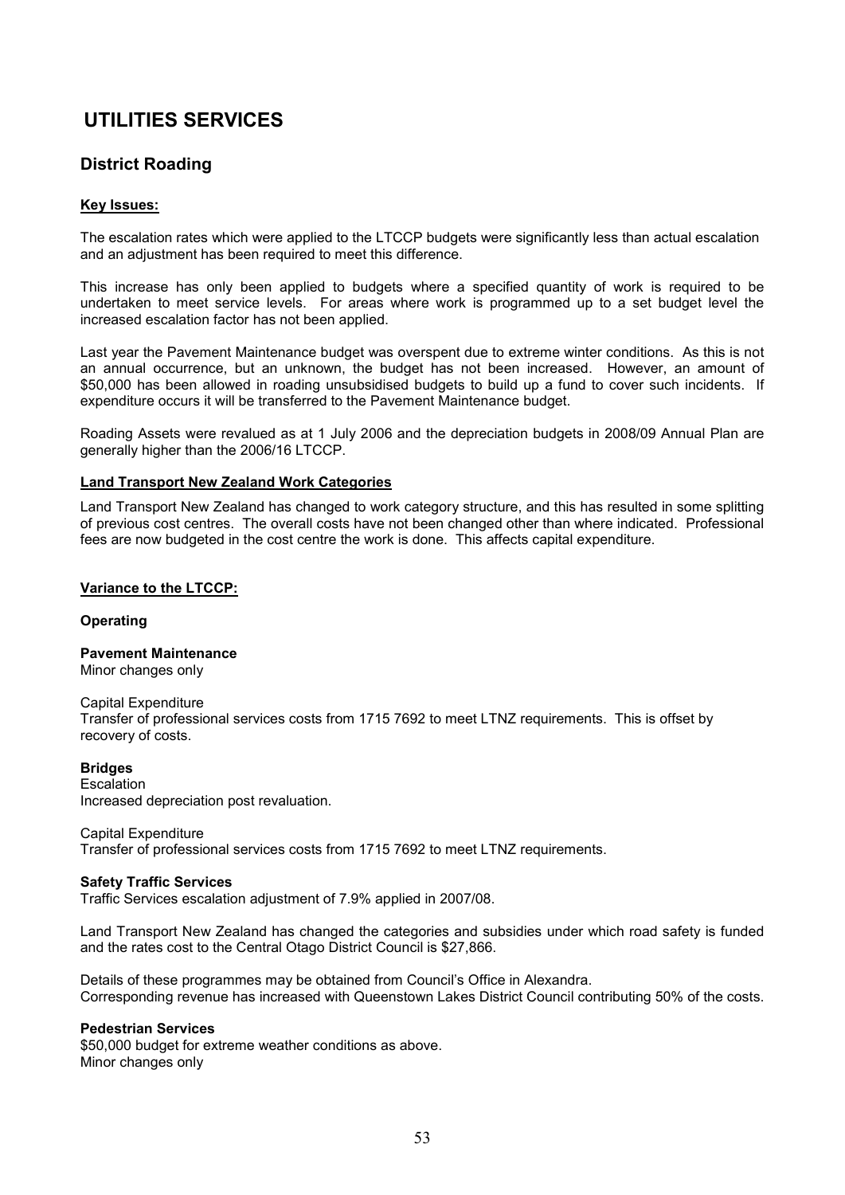# UTILITIES SERVICES

## District Roading

**Key Issues:**

The escalation rates which were applied to the LTCCP budgets were significantly less than actual escalation and an adjustment has been required to meet this difference.

This increase has only been applied to budgets where a specified quantity of work is required to be undertaken to meet service levels. For areas where work is programmed up to a set budget level the increased escalation factor has not been applied.

Last year the Pavement Maintenance budget was overspent due to extreme winter conditions. As this is not an annual occurrence, but an unknown, the budget has not been increased. However, an amount of $50,000 has been allowed in roading unsubsidised budgets to build up a fund to cover such incidents. If expenditure occurs it will be transferred to the Pavement Maintenance budget.

Roading Assets were revalued as at 1 July 2006 and the depreciation budgets in 2008/09 Annual Plan are generally higher than the 2006/16 LTCCP.

**Land Transport New Zealand Work Categories**

Land Transport New Zealand has changed to work category structure, and this has resulted in some splitting of previous cost centres. The overall costs have not been changed other than where indicated. Professional fees are now budgeted in the cost centre the work is done. This affects capital expenditure.

**Variance to the LTCCP:**

**Operating**

**Pavement Maintenance**
Minor changes only

Capital Expenditure
Transfer of professional services costs from 1715 7692 to meet LTNZ requirements. This is offset by recovery of costs.

**Bridges**
Escalation
Increased depreciation post revaluation.

Capital Expenditure
Transfer of professional services costs from 1715 7692 to meet LTNZ requirements.

**Safety Traffic Services**
Traffic Services escalation adjustment of 7.9% applied in 2007/08.

Land Transport New Zealand has changed the categories and subsidies under which road safety is funded and the rates cost to the Central Otago District Council is $27,866.

Details of these programmes may be obtained from Council's Office in Alexandra.
Corresponding revenue has increased with Queenstown Lakes District Council contributing 50% of the costs.

**Pedestrian Services**
$50,000 budget for extreme weather conditions as above.
Minor changes only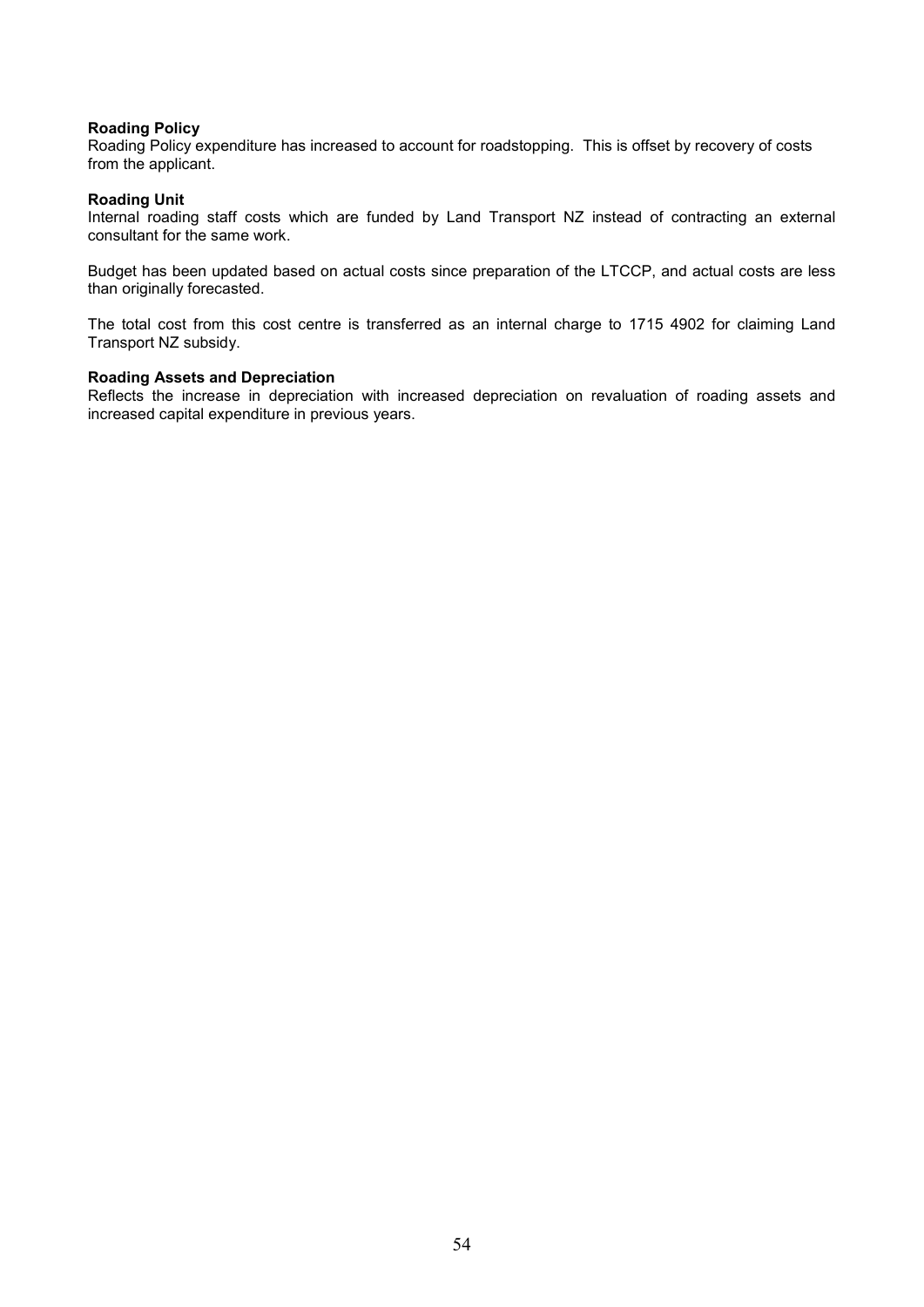**Roading Policy**

Roading Policy expenditure has increased to account for roadstopping. This is offset by recovery of costs from the applicant.

**Roading Unit**

Internal roading staff costs which are funded by Land Transport NZ instead of contracting an external consultant for the same work.

Budget has been updated based on actual costs since preparation of the LTCCP, and actual costs are less than originally forecasted.

The total cost from this cost centre is transferred as an internal charge to 1715 4902 for claiming Land Transport NZ subsidy.

**Roading Assets and Depreciation**

Reflects the increase in depreciation with increased depreciation on revaluation of roading assets and increased capital expenditure in previous years.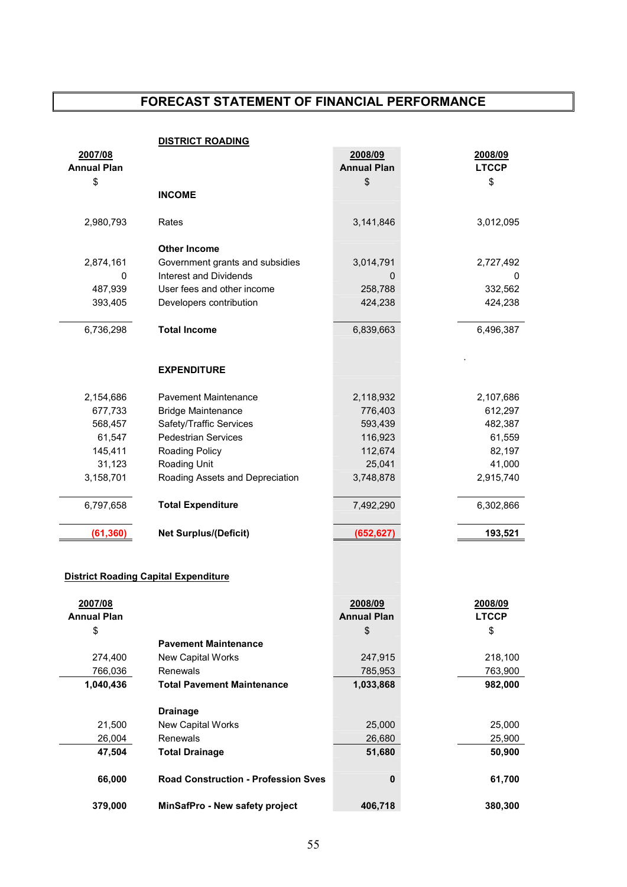# FORECAST STATEMENT OF FINANCIAL PERFORMANCE

## DISTRICT ROADING

| 2007/08 Annual Plan $ | | 2008/09 Annual Plan $ | 2008/09 LTCCP $ |
|---|---|---|---|
| | **INCOME** | | |
| 2,980,793 | Rates | 3,141,846 | 3,012,095 |
| | **Other Income** | | |
| 2,874,161 | Government grants and subsidies | 3,014,791 | 2,727,492 |
| 0 | Interest and Dividends | 0 | 0 |
| 487,939 | User fees and other income | 258,788 | 332,562 |
| 393,405 | Developers contribution | 424,238 | 424,238 |
| 6,736,298 | **Total Income** | 6,839,663 | 6,496,387 |
| | **EXPENDITURE** | | |
| 2,154,686 | Pavement Maintenance | 2,118,932 | 2,107,686 |
| 677,733 | Bridge Maintenance | 776,403 | 612,297 |
| 568,457 | Safety/Traffic Services | 593,439 | 482,387 |
| 61,547 | Pedestrian Services | 116,923 | 61,559 |
| 145,411 | Roading Policy | 112,674 | 82,197 |
| 31,123 | Roading Unit | 25,041 | 41,000 |
| 3,158,701 | Roading Assets and Depreciation | 3,748,878 | 2,915,740 |
| 6,797,658 | **Total Expenditure** | 7,492,290 | 6,302,866 |
| **(61,360)** | **Net Surplus/(Deficit)** | **(652,627)** | **193,521** |

## District Roading Capital Expenditure

| 2007/08 Annual Plan $ | | 2008/09 Annual Plan $ | 2008/09 LTCCP $ |
|---|---|---|---|
| | **Pavement Maintenance** | | |
| 274,400 | New Capital Works | 247,915 | 218,100 |
| 766,036 | Renewals | 785,953 | 763,900 |
| **1,040,436** | **Total Pavement Maintenance** | **1,033,868** | **982,000** |
| | **Drainage** | | |
| 21,500 | New Capital Works | 25,000 | 25,000 |
| 26,004 | Renewals | 26,680 | 25,900 |
| **47,504** | **Total Drainage** | **51,680** | **50,900** |
| **66,000** | **Road Construction - Profession Sves** | **0** | **61,700** |
| **379,000** | **MinSafPro - New safety project** | **406,718** | **380,300** |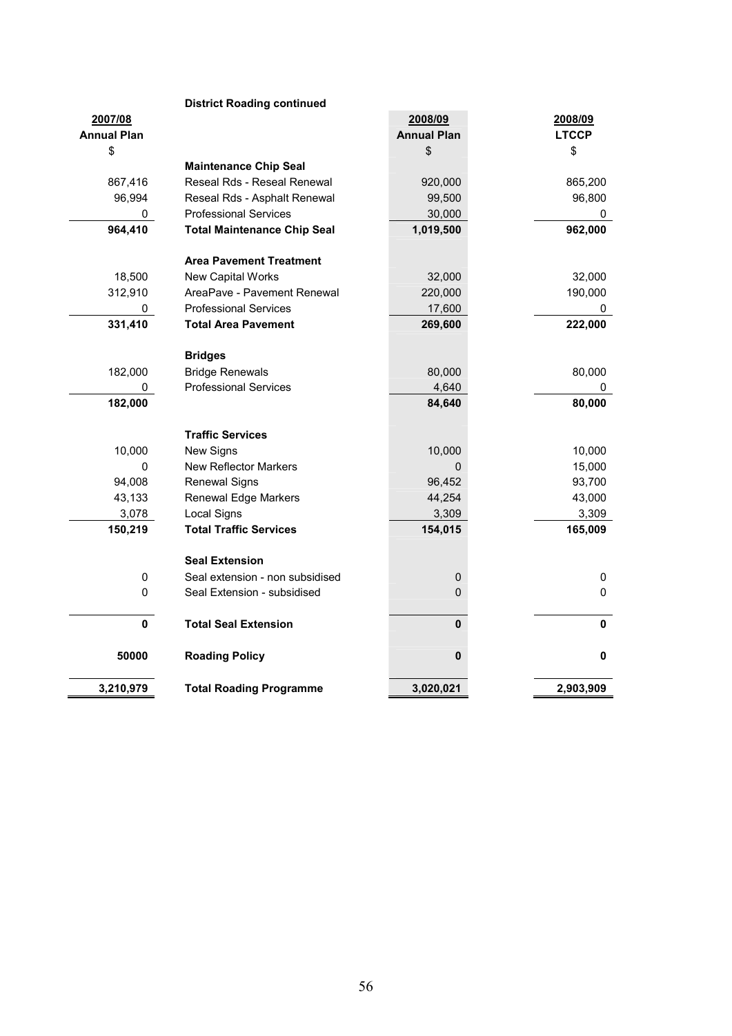**District Roading continued**

| 2007/08 Annual Plan $ | | 2008/09 Annual Plan $ | 2008/09 LTCCP $ |
|---|---|---|---|
| | **Maintenance Chip Seal** | | |
| 867,416 | Reseal Rds - Reseal Renewal | 920,000 | 865,200 |
| 96,994 | Reseal Rds - Asphalt Renewal | 99,500 | 96,800 |
| 0 | Professional Services | 30,000 | 0 |
| **964,410** | **Total Maintenance Chip Seal** | **1,019,500** | **962,000** |
| | **Area Pavement Treatment** | | |
| 18,500 | New Capital Works | 32,000 | 32,000 |
| 312,910 | AreaPave - Pavement Renewal | 220,000 | 190,000 |
| 0 | Professional Services | 17,600 | 0 |
| **331,410** | **Total Area Pavement** | **269,600** | **222,000** |
| | **Bridges** | | |
| 182,000 | Bridge Renewals | 80,000 | 80,000 |
| 0 | Professional Services | 4,640 | 0 |
| **182,000** | | **84,640** | **80,000** |
| | **Traffic Services** | | |
| 10,000 | New Signs | 10,000 | 10,000 |
| 0 | New Reflector Markers | 0 | 15,000 |
| 94,008 | Renewal Signs | 96,452 | 93,700 |
| 43,133 | Renewal Edge Markers | 44,254 | 43,000 |
| 3,078 | Local Signs | 3,309 | 3,309 |
| **150,219** | **Total Traffic Services** | **154,015** | **165,009** |
| | **Seal Extension** | | |
| 0 | Seal extension - non subsidised | 0 | 0 |
| 0 | Seal Extension - subsidised | 0 | 0 |
| **0** | **Total Seal Extension** | **0** | **0** |
| **50000** | **Roading Policy** | **0** | **0** |
| **3,210,979** | **Total Roading Programme** | **3,020,021** | **2,903,909** |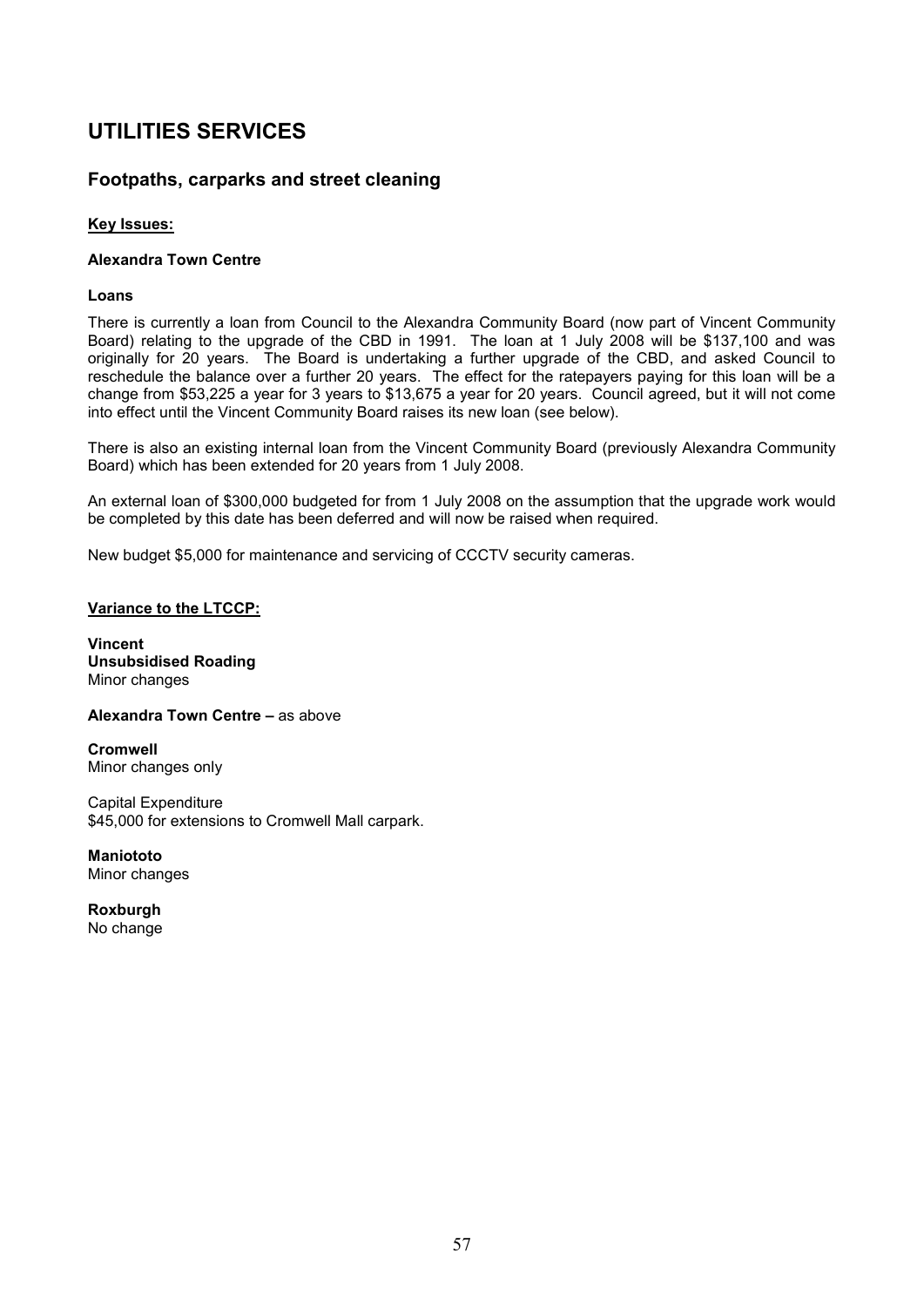# UTILITIES SERVICES

## Footpaths, carparks and street cleaning

**Key Issues:**

**Alexandra Town Centre**

**Loans**

There is currently a loan from Council to the Alexandra Community Board (now part of Vincent Community Board) relating to the upgrade of the CBD in 1991. The loan at 1 July 2008 will be $137,100 and was originally for 20 years. The Board is undertaking a further upgrade of the CBD, and asked Council to reschedule the balance over a further 20 years. The effect for the ratepayers paying for this loan will be a change from $53,225 a year for 3 years to $13,675 a year for 20 years. Council agreed, but it will not come into effect until the Vincent Community Board raises its new loan (see below).

There is also an existing internal loan from the Vincent Community Board (previously Alexandra Community Board) which has been extended for 20 years from 1 July 2008.

An external loan of $300,000 budgeted for from 1 July 2008 on the assumption that the upgrade work would be completed by this date has been deferred and will now be raised when required.

New budget $5,000 for maintenance and servicing of CCCTV security cameras.

**Variance to the LTCCP:**

**Vincent**
**Unsubsidised Roading**
Minor changes

**Alexandra Town Centre –** as above

**Cromwell**
Minor changes only

Capital Expenditure
$45,000 for extensions to Cromwell Mall carpark.

**Maniototo**
Minor changes

**Roxburgh**
No change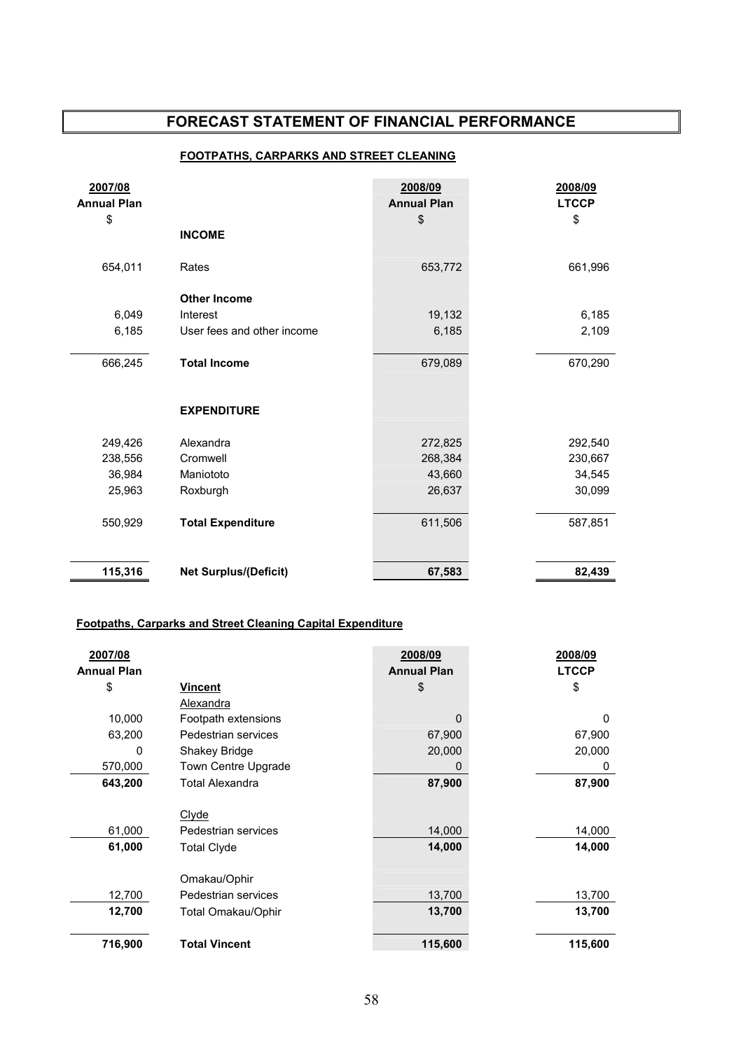# FORECAST STATEMENT OF FINANCIAL PERFORMANCE

## FOOTPATHS, CARPARKS AND STREET CLEANING

| 2007/08 Annual Plan $ | | 2008/09 Annual Plan $ | 2008/09 LTCCP $ |
|---|---|---|---|
| | **INCOME** | | |
| 654,011 | Rates | 653,772 | 661,996 |
| | **Other Income** | | |
| 6,049 | Interest | 19,132 | 6,185 |
| 6,185 | User fees and other income | 6,185 | 2,109 |
| 666,245 | **Total Income** | 679,089 | 670,290 |
| | **EXPENDITURE** | | |
| 249,426 | Alexandra | 272,825 | 292,540 |
| 238,556 | Cromwell | 268,384 | 230,667 |
| 36,984 | Maniototo | 43,660 | 34,545 |
| 25,963 | Roxburgh | 26,637 | 30,099 |
| 550,929 | **Total Expenditure** | 611,506 | 587,851 |
| **115,316** | **Net Surplus/(Deficit)** | **67,583** | **82,439** |

### Footpaths, Carparks and Street Cleaning Capital Expenditure

| 2007/08 Annual Plan $ | | 2008/09 Annual Plan $ | 2008/09 LTCCP $ |
|---|---|---|---|
| | **Vincent** | | |
| | Alexandra | | |
| 10,000 | Footpath extensions | 0 | 0 |
| 63,200 | Pedestrian services | 67,900 | 67,900 |
| 0 | Shakey Bridge | 20,000 | 20,000 |
| 570,000 | Town Centre Upgrade | 0 | 0 |
| **643,200** | Total Alexandra | **87,900** | **87,900** |
| | Clyde | | |
| 61,000 | Pedestrian services | 14,000 | 14,000 |
| **61,000** | Total Clyde | **14,000** | **14,000** |
| | Omakau/Ophir | | |
| 12,700 | Pedestrian services | 13,700 | 13,700 |
| **12,700** | Total Omakau/Ophir | **13,700** | **13,700** |
| **716,900** | **Total Vincent** | **115,600** | **115,600** |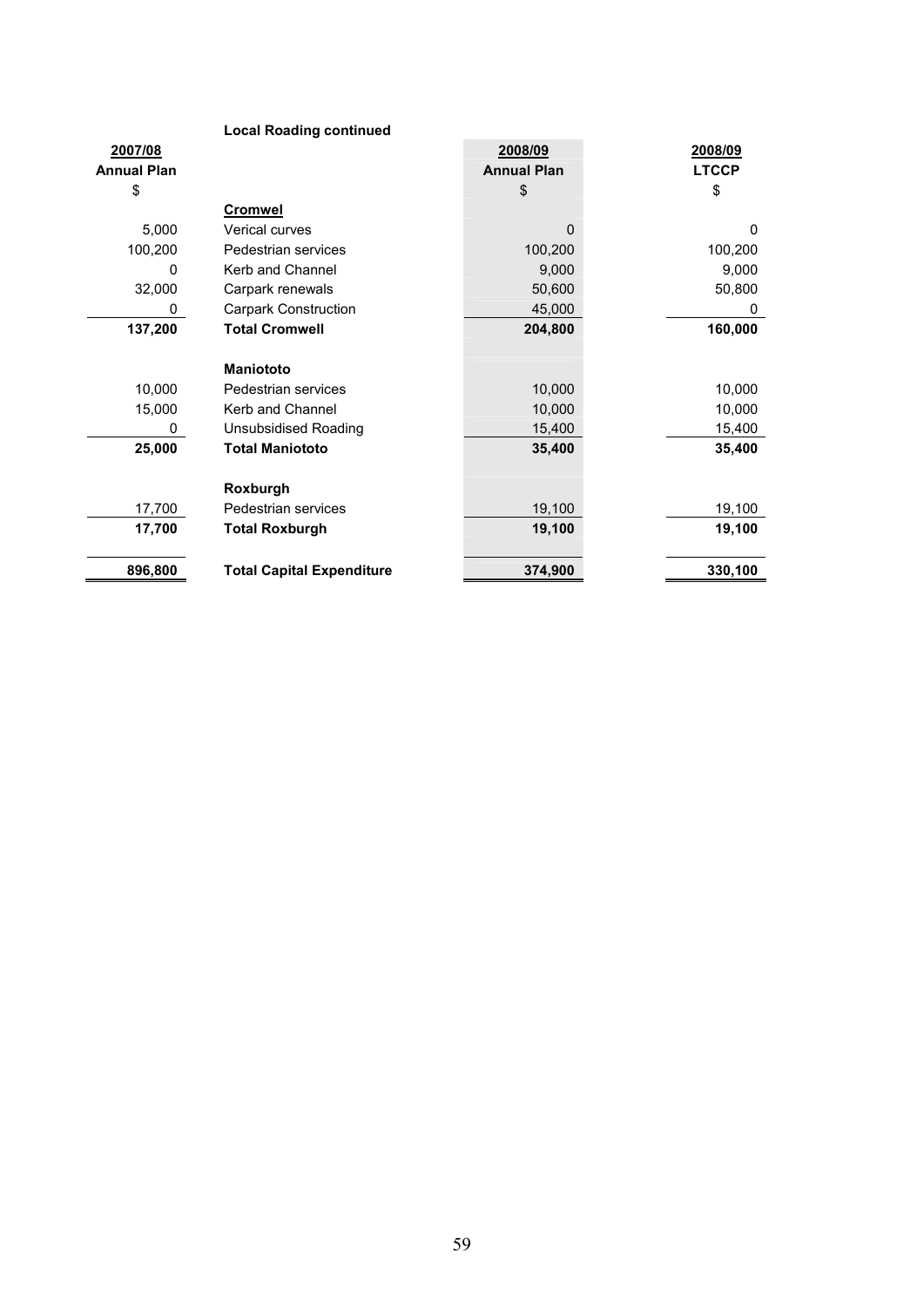**Local Roading continued**

| 2007/08 Annual Plan $ | | 2008/09 Annual Plan $ | 2008/09 LTCCP $ |
|---|---|---|---|
| | **Cromwel** | | |
| 5,000 | Verical curves | 0 | 0 |
| 100,200 | Pedestrian services | 100,200 | 100,200 |
| 0 | Kerb and Channel | 9,000 | 9,000 |
| 32,000 | Carpark renewals | 50,600 | 50,800 |
| 0 | Carpark Construction | 45,000 | 0 |
| **137,200** | **Total Cromwell** | **204,800** | **160,000** |
| | **Maniototo** | | |
| 10,000 | Pedestrian services | 10,000 | 10,000 |
| 15,000 | Kerb and Channel | 10,000 | 10,000 |
| 0 | Unsubsidised Roading | 15,400 | 15,400 |
| **25,000** | **Total Maniototo** | **35,400** | **35,400** |
| | **Roxburgh** | | |
| 17,700 | Pedestrian services | 19,100 | 19,100 |
| **17,700** | **Total Roxburgh** | **19,100** | **19,100** |
| **896,800** | **Total Capital Expenditure** | **374,900** | **330,100** |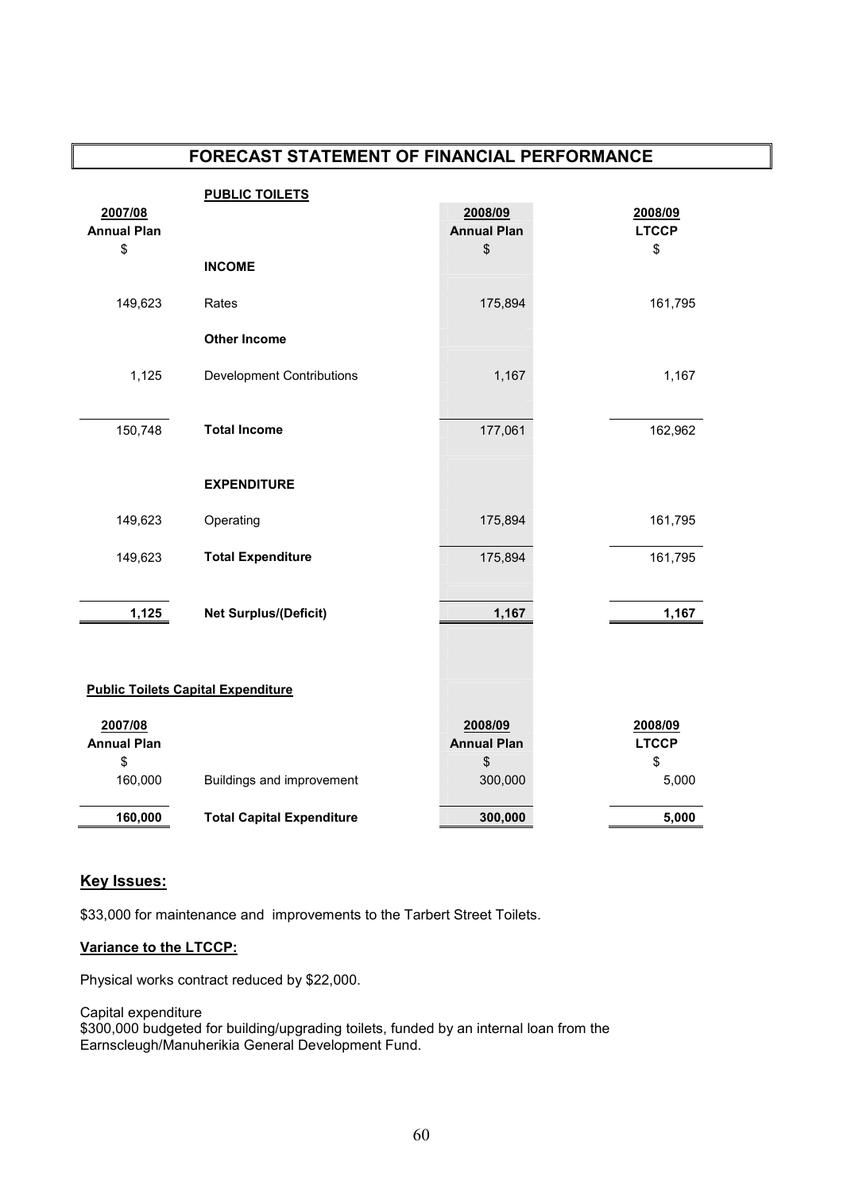## FORECAST STATEMENT OF FINANCIAL PERFORMANCE

**PUBLIC TOILETS**

| 2007/08 Annual Plan $ | | 2008/09 Annual Plan $ | 2008/09 LTCCP $ |
|---|---|---|---|
| | **INCOME** | | |
| 149,623 | Rates | 175,894 | 161,795 |
| | **Other Income** | | |
| 1,125 | Development Contributions | 1,167 | 1,167 |
| 150,748 | **Total Income** | 177,061 | 162,962 |
| | **EXPENDITURE** | | |
| 149,623 | Operating | 175,894 | 161,795 |
| 149,623 | **Total Expenditure** | 175,894 | 161,795 |
| **1,125** | **Net Surplus/(Deficit)** | **1,167** | **1,167** |

**Public Toilets Capital Expenditure**

| 2007/08 Annual Plan $ | | 2008/09 Annual Plan $ | 2008/09 LTCCP $ |
|---|---|---|---|
| 160,000 | Buildings and improvement | 300,000 | 5,000 |
| **160,000** | **Total Capital Expenditure** | **300,000** | **5,000** |

## Key Issues:

$33,000 for maintenance and improvements to the Tarbert Street Toilets.

**Variance to the LTCCP:**

Physical works contract reduced by $22,000.

Capital expenditure
$300,000 budgeted for building/upgrading toilets, funded by an internal loan from the Earnscleugh/Manuherikia General Development Fund.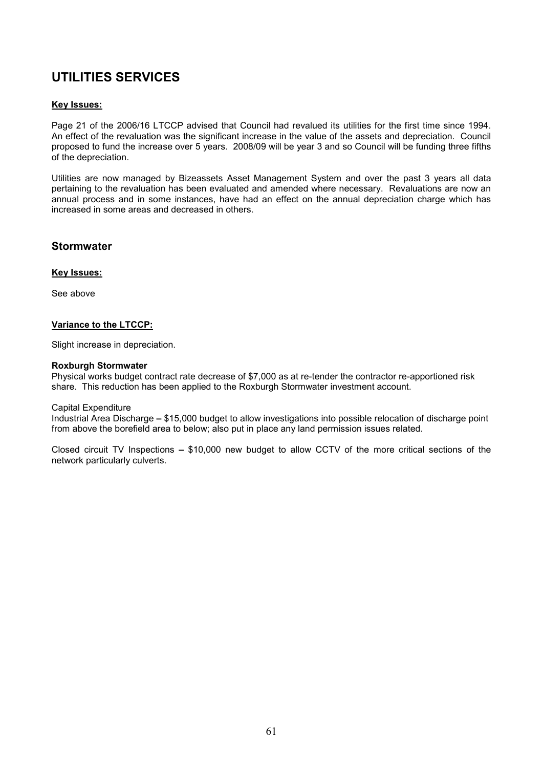# UTILITIES SERVICES

**Key Issues:**

Page 21 of the 2006/16 LTCCP advised that Council had revalued its utilities for the first time since 1994. An effect of the revaluation was the significant increase in the value of the assets and depreciation. Council proposed to fund the increase over 5 years. 2008/09 will be year 3 and so Council will be funding three fifths of the depreciation.

Utilities are now managed by Bizeassets Asset Management System and over the past 3 years all data pertaining to the revaluation has been evaluated and amended where necessary. Revaluations are now an annual process and in some instances, have had an effect on the annual depreciation charge which has increased in some areas and decreased in others.

## Stormwater

**Key Issues:**

See above

**Variance to the LTCCP:**

Slight increase in depreciation.

**Roxburgh Stormwater**
Physical works budget contract rate decrease of $7,000 as at re-tender the contractor re-apportioned risk share. This reduction has been applied to the Roxburgh Stormwater investment account.

Capital Expenditure
Industrial Area Discharge **–** $15,000 budget to allow investigations into possible relocation of discharge point from above the borefield area to below; also put in place any land permission issues related.

Closed circuit TV Inspections **–** $10,000 new budget to allow CCTV of the more critical sections of the network particularly culverts.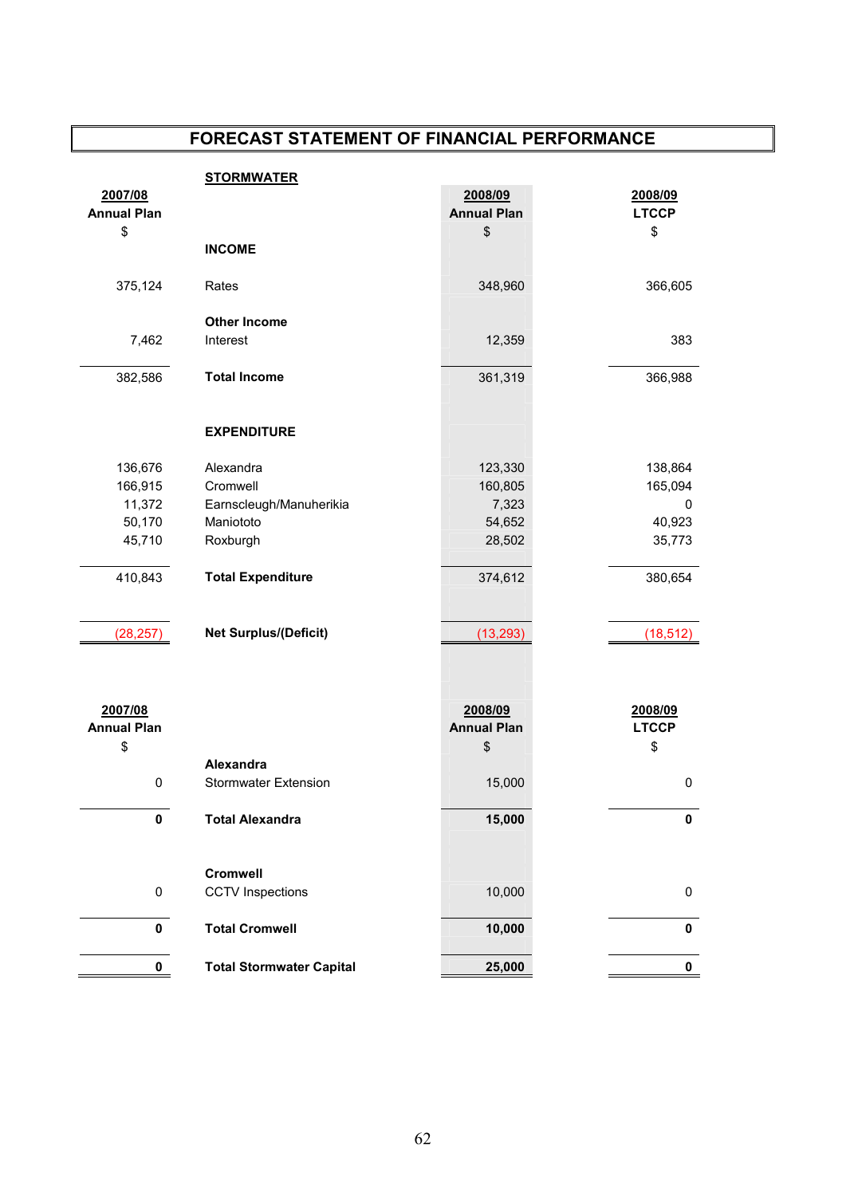# FORECAST STATEMENT OF FINANCIAL PERFORMANCE

## STORMWATER

| 2007/08 Annual Plan $ | | 2008/09 Annual Plan $ | 2008/09 LTCCP $ |
|---|---|---|---|
| | **INCOME** | | |
| 375,124 | Rates | 348,960 | 366,605 |
| | **Other Income** | | |
| 7,462 | Interest | 12,359 | 383 |
| 382,586 | **Total Income** | 361,319 | 366,988 |
| | **EXPENDITURE** | | |
| 136,676 | Alexandra | 123,330 | 138,864 |
| 166,915 | Cromwell | 160,805 | 165,094 |
| 11,372 | Earnscleugh/Manuherikia | 7,323 | 0 |
| 50,170 | Maniototo | 54,652 | 40,923 |
| 45,710 | Roxburgh | 28,502 | 35,773 |
| 410,843 | **Total Expenditure** | 374,612 | 380,654 |
| (28,257) | **Net Surplus/(Deficit)** | (13,293) | (18,512) |

| 2007/08 Annual Plan $ | | 2008/09 Annual Plan $ | 2008/09 LTCCP $ |
|---|---|---|---|
| | **Alexandra** | | |
| 0 | Stormwater Extension | 15,000 | 0 |
| **0** | **Total Alexandra** | **15,000** | **0** |
| | **Cromwell** | | |
| 0 | CCTV Inspections | 10,000 | 0 |
| **0** | **Total Cromwell** | **10,000** | **0** |
| **0** | **Total Stormwater Capital** | **25,000** | **0** |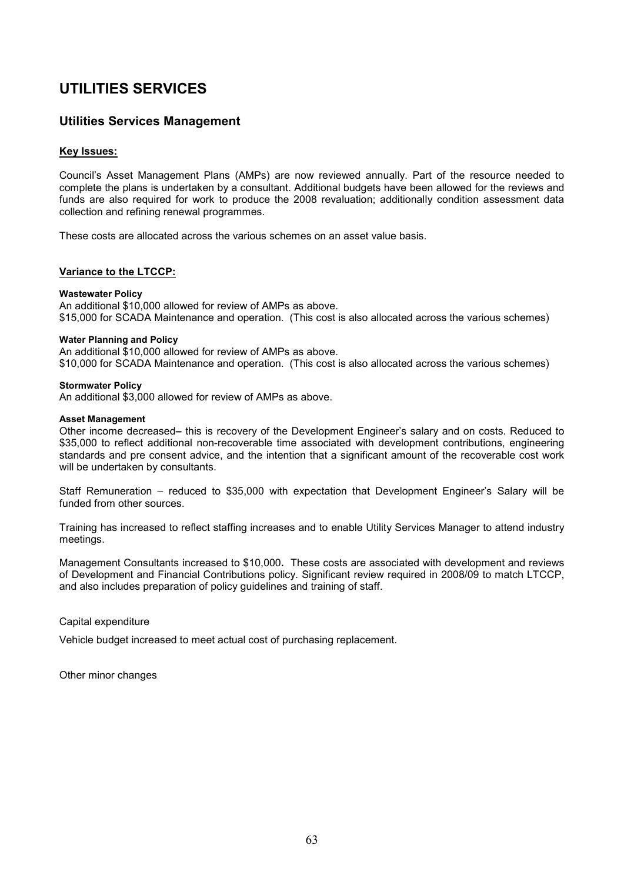# UTILITIES SERVICES

## Utilities Services Management

**Key Issues:**

Council's Asset Management Plans (AMPs) are now reviewed annually. Part of the resource needed to complete the plans is undertaken by a consultant. Additional budgets have been allowed for the reviews and funds are also required for work to produce the 2008 revaluation; additionally condition assessment data collection and refining renewal programmes.

These costs are allocated across the various schemes on an asset value basis.

**Variance to the LTCCP:**

**Wastewater Policy**
An additional $10,000 allowed for review of AMPs as above.
$15,000 for SCADA Maintenance and operation. (This cost is also allocated across the various schemes)

**Water Planning and Policy**
An additional $10,000 allowed for review of AMPs as above.
$10,000 for SCADA Maintenance and operation. (This cost is also allocated across the various schemes)

**Stormwater Policy**
An additional $3,000 allowed for review of AMPs as above.

**Asset Management**
Other income decreased**–** this is recovery of the Development Engineer's salary and on costs. Reduced to $35,000 to reflect additional non-recoverable time associated with development contributions, engineering standards and pre consent advice, and the intention that a significant amount of the recoverable cost work will be undertaken by consultants.

Staff Remuneration – reduced to $35,000 with expectation that Development Engineer's Salary will be funded from other sources.

Training has increased to reflect staffing increases and to enable Utility Services Manager to attend industry meetings.

Management Consultants increased to $10,000**.** These costs are associated with development and reviews of Development and Financial Contributions policy. Significant review required in 2008/09 to match LTCCP, and also includes preparation of policy guidelines and training of staff.

Capital expenditure

Vehicle budget increased to meet actual cost of purchasing replacement.

Other minor changes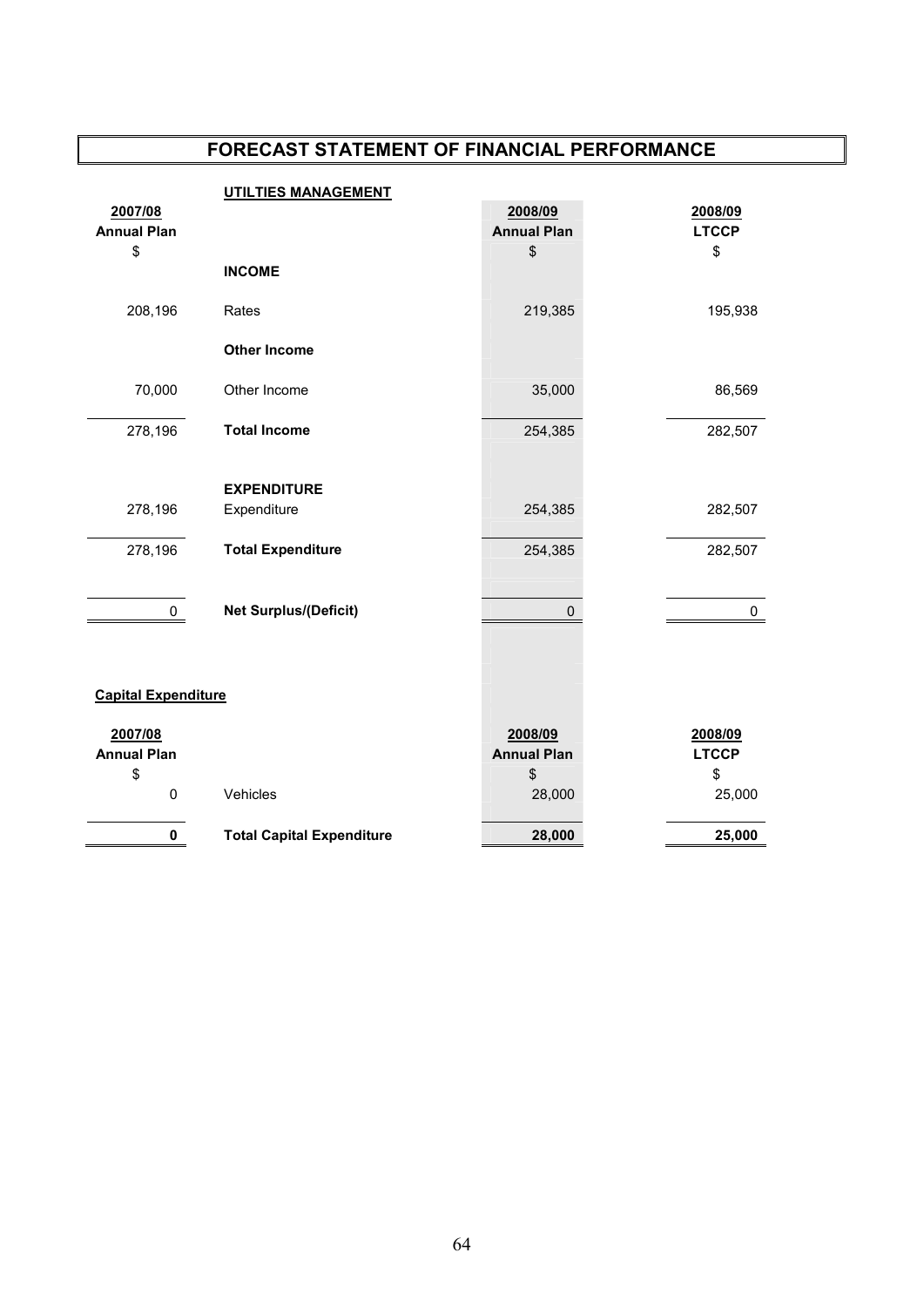# FORECAST STATEMENT OF FINANCIAL PERFORMANCE

## UTILTIES MANAGEMENT

| 2007/08 Annual Plan $ | | 2008/09 Annual Plan $ | 2008/09 LTCCP $ |
|---|---|---|---|
| | **INCOME** | | |
| 208,196 | Rates | 219,385 | 195,938 |
| | **Other Income** | | |
| 70,000 | Other Income | 35,000 | 86,569 |
| 278,196 | **Total Income** | 254,385 | 282,507 |
| | **EXPENDITURE** | | |
| 278,196 | Expenditure | 254,385 | 282,507 |
| 278,196 | **Total Expenditure** | 254,385 | 282,507 |
| 0 | **Net Surplus/(Deficit)** | 0 | 0 |

**Capital Expenditure**

| 2007/08 Annual Plan $ | | 2008/09 Annual Plan $ | 2008/09 LTCCP $ |
|---|---|---|---|
| 0 | Vehicles | 28,000 | 25,000 |
| **0** | **Total Capital Expenditure** | **28,000** | **25,000** |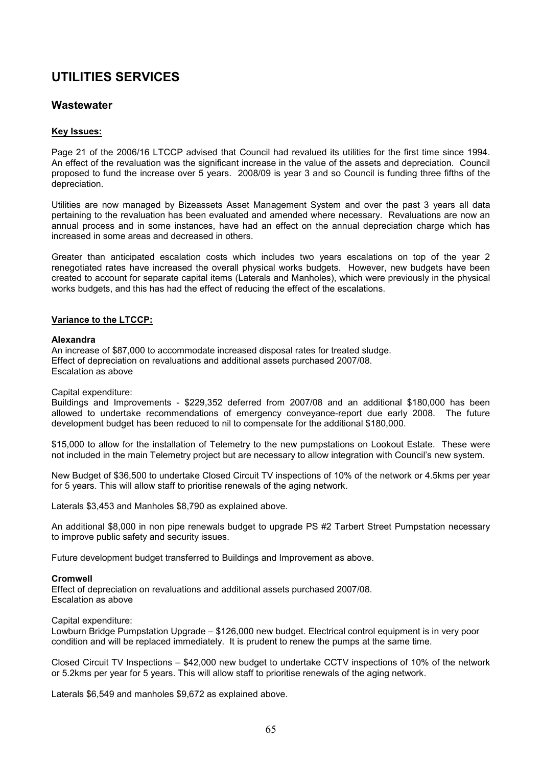# UTILITIES SERVICES

## Wastewater

**Key Issues:**

Page 21 of the 2006/16 LTCCP advised that Council had revalued its utilities for the first time since 1994. An effect of the revaluation was the significant increase in the value of the assets and depreciation. Council proposed to fund the increase over 5 years. 2008/09 is year 3 and so Council is funding three fifths of the depreciation.

Utilities are now managed by Bizeassets Asset Management System and over the past 3 years all data pertaining to the revaluation has been evaluated and amended where necessary. Revaluations are now an annual process and in some instances, have had an effect on the annual depreciation charge which has increased in some areas and decreased in others.

Greater than anticipated escalation costs which includes two years escalations on top of the year 2 renegotiated rates have increased the overall physical works budgets. However, new budgets have been created to account for separate capital items (Laterals and Manholes), which were previously in the physical works budgets, and this has had the effect of reducing the effect of the escalations.

**Variance to the LTCCP:**

**Alexandra**

An increase of $87,000 to accommodate increased disposal rates for treated sludge.
Effect of depreciation on revaluations and additional assets purchased 2007/08.
Escalation as above

Capital expenditure:

Buildings and Improvements - $229,352 deferred from 2007/08 and an additional $180,000 has been allowed to undertake recommendations of emergency conveyance-report due early 2008. The future development budget has been reduced to nil to compensate for the additional $180,000.

$15,000 to allow for the installation of Telemetry to the new pumpstations on Lookout Estate. These were not included in the main Telemetry project but are necessary to allow integration with Council's new system.

New Budget of $36,500 to undertake Closed Circuit TV inspections of 10% of the network or 4.5kms per year for 5 years. This will allow staff to prioritise renewals of the aging network.

Laterals $3,453 and Manholes $8,790 as explained above.

An additional $8,000 in non pipe renewals budget to upgrade PS #2 Tarbert Street Pumpstation necessary to improve public safety and security issues.

Future development budget transferred to Buildings and Improvement as above.

**Cromwell**

Effect of depreciation on revaluations and additional assets purchased 2007/08.
Escalation as above

Capital expenditure:

Lowburn Bridge Pumpstation Upgrade – $126,000 new budget. Electrical control equipment is in very poor condition and will be replaced immediately. It is prudent to renew the pumps at the same time.

Closed Circuit TV Inspections – $42,000 new budget to undertake CCTV inspections of 10% of the network or 5.2kms per year for 5 years. This will allow staff to prioritise renewals of the aging network.

Laterals $6,549 and manholes $9,672 as explained above.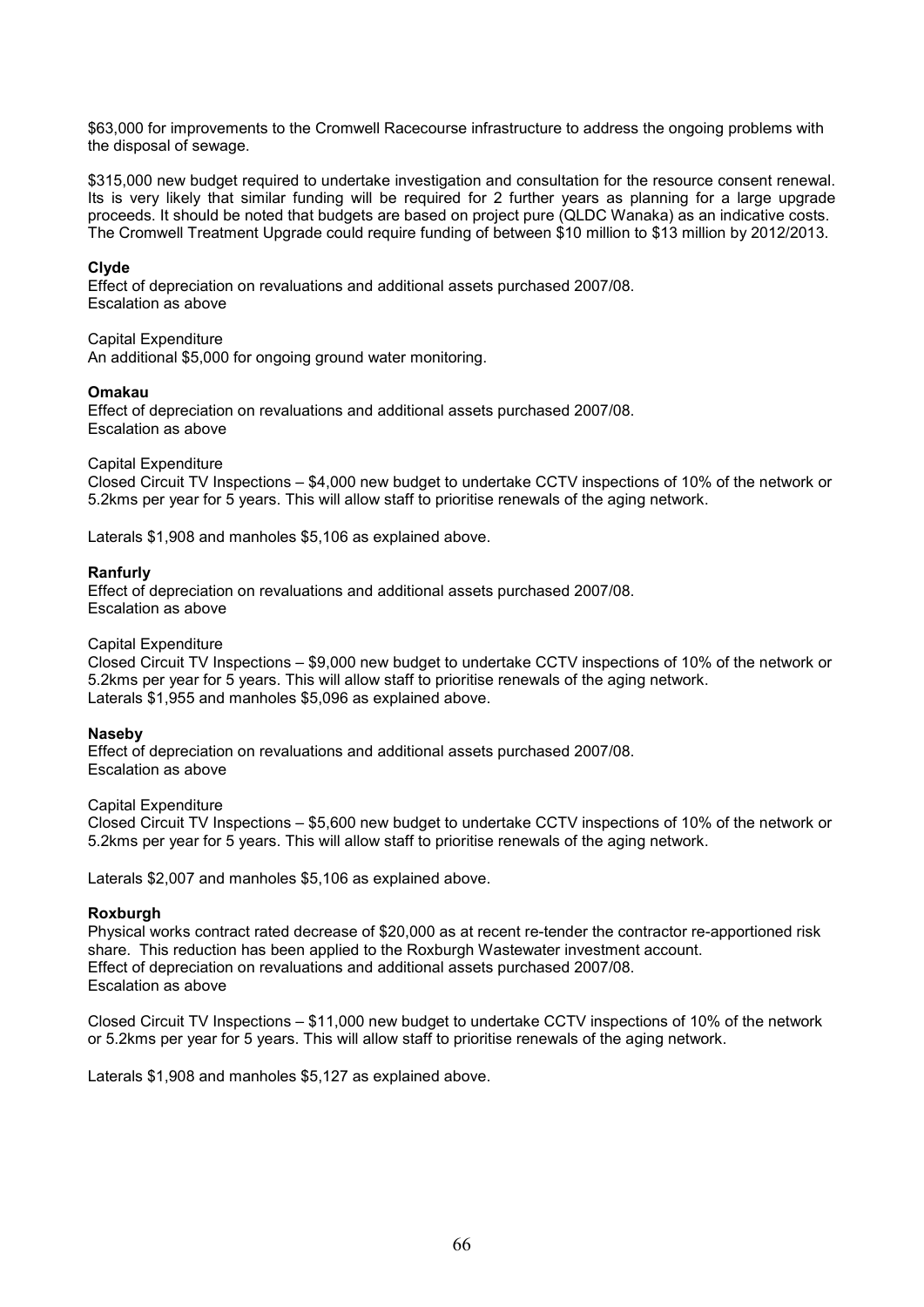$63,000 for improvements to the Cromwell Racecourse infrastructure to address the ongoing problems with the disposal of sewage.

$315,000 new budget required to undertake investigation and consultation for the resource consent renewal. Its is very likely that similar funding will be required for 2 further years as planning for a large upgrade proceeds. It should be noted that budgets are based on project pure (QLDC Wanaka) as an indicative costs. The Cromwell Treatment Upgrade could require funding of between $10 million to $13 million by 2012/2013.

**Clyde**
Effect of depreciation on revaluations and additional assets purchased 2007/08.
Escalation as above

Capital Expenditure
An additional $5,000 for ongoing ground water monitoring.

**Omakau**
Effect of depreciation on revaluations and additional assets purchased 2007/08.
Escalation as above

Capital Expenditure
Closed Circuit TV Inspections – $4,000 new budget to undertake CCTV inspections of 10% of the network or 5.2kms per year for 5 years. This will allow staff to prioritise renewals of the aging network.

Laterals $1,908 and manholes $5,106 as explained above.

**Ranfurly**
Effect of depreciation on revaluations and additional assets purchased 2007/08.
Escalation as above

Capital Expenditure
Closed Circuit TV Inspections – $9,000 new budget to undertake CCTV inspections of 10% of the network or 5.2kms per year for 5 years. This will allow staff to prioritise renewals of the aging network.
Laterals $1,955 and manholes $5,096 as explained above.

**Naseby**
Effect of depreciation on revaluations and additional assets purchased 2007/08.
Escalation as above

Capital Expenditure
Closed Circuit TV Inspections – $5,600 new budget to undertake CCTV inspections of 10% of the network or 5.2kms per year for 5 years. This will allow staff to prioritise renewals of the aging network.

Laterals $2,007 and manholes $5,106 as explained above.

**Roxburgh**
Physical works contract rated decrease of $20,000 as at recent re-tender the contractor re-apportioned risk share. This reduction has been applied to the Roxburgh Wastewater investment account.
Effect of depreciation on revaluations and additional assets purchased 2007/08.
Escalation as above

Closed Circuit TV Inspections – $11,000 new budget to undertake CCTV inspections of 10% of the network or 5.2kms per year for 5 years. This will allow staff to prioritise renewals of the aging network.

Laterals $1,908 and manholes $5,127 as explained above.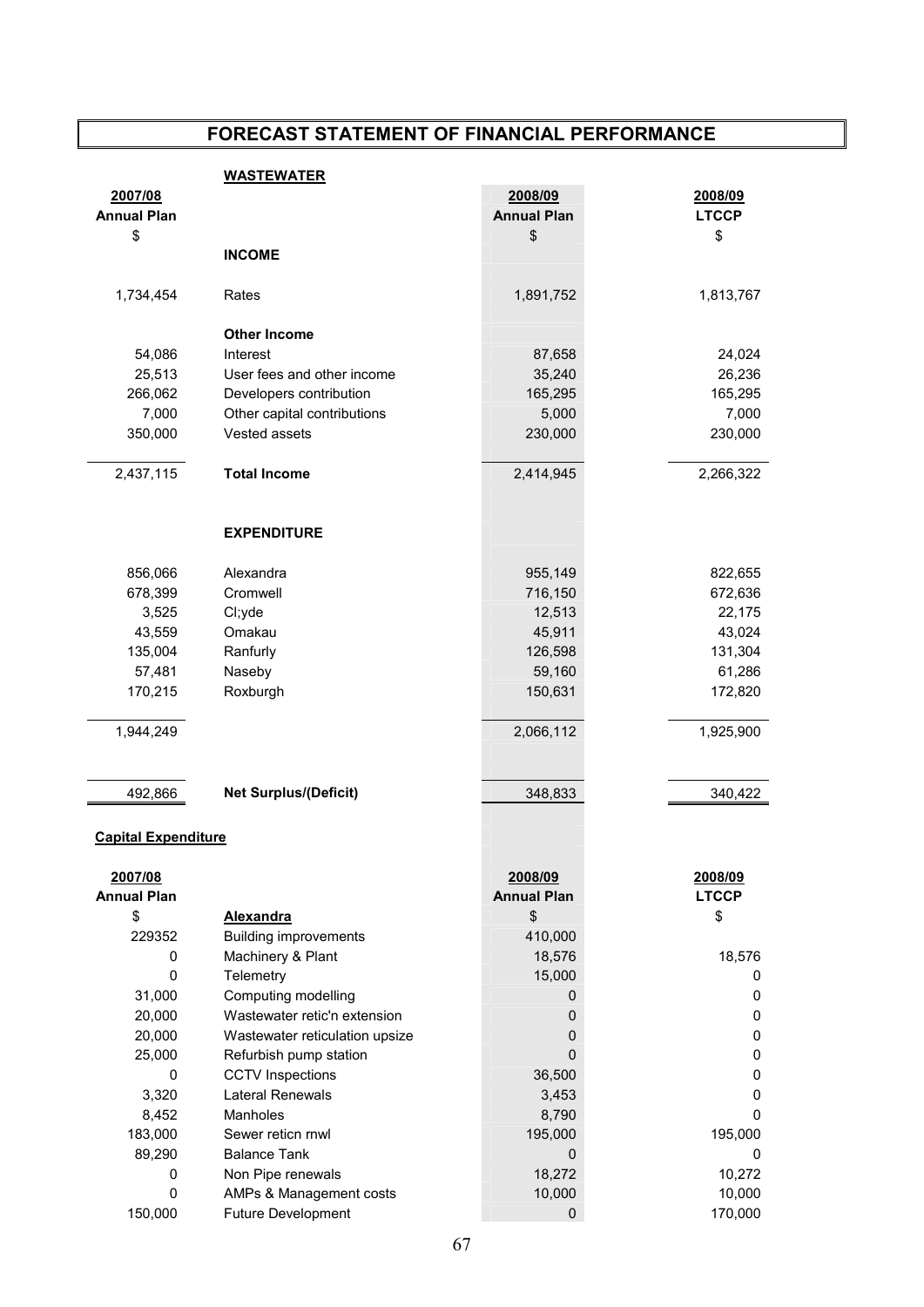# FORECAST STATEMENT OF FINANCIAL PERFORMANCE

## WASTEWATER

| 2007/08 Annual Plan $ | | 2008/09 Annual Plan $ | 2008/09 LTCCP $ |
|---|---|---|---|
| | **INCOME** | | |
| 1,734,454 | Rates | 1,891,752 | 1,813,767 |
| | **Other Income** | | |
| 54,086 | Interest | 87,658 | 24,024 |
| 25,513 | User fees and other income | 35,240 | 26,236 |
| 266,062 | Developers contribution | 165,295 | 165,295 |
| 7,000 | Other capital contributions | 5,000 | 7,000 |
| 350,000 | Vested assets | 230,000 | 230,000 |
| 2,437,115 | **Total Income** | 2,414,945 | 2,266,322 |
| | **EXPENDITURE** | | |
| 856,066 | Alexandra | 955,149 | 822,655 |
| 678,399 | Cromwell | 716,150 | 672,636 |
| 3,525 | Cl;yde | 12,513 | 22,175 |
| 43,559 | Omakau | 45,911 | 43,024 |
| 135,004 | Ranfurly | 126,598 | 131,304 |
| 57,481 | Naseby | 59,160 | 61,286 |
| 170,215 | Roxburgh | 150,631 | 172,820 |
| 1,944,249 | | 2,066,112 | 1,925,900 |
| 492,866 | **Net Surplus/(Deficit)** | 348,833 | 340,422 |

**Capital Expenditure**

| 2007/08 Annual Plan $ | **Alexandra** | 2008/09 Annual Plan $ | 2008/09 LTCCP $ |
|---|---|---|---|
| 229352 | Building improvements | 410,000 | |
| 0 | Machinery & Plant | 18,576 | 18,576 |
| 0 | Telemetry | 15,000 | 0 |
| 31,000 | Computing modelling | 0 | 0 |
| 20,000 | Wastewater retic'n extension | 0 | 0 |
| 20,000 | Wastewater reticulation upsize | 0 | 0 |
| 25,000 | Refurbish pump station | 0 | 0 |
| 0 | CCTV Inspections | 36,500 | 0 |
| 3,320 | Lateral Renewals | 3,453 | 0 |
| 8,452 | Manholes | 8,790 | 0 |
| 183,000 | Sewer reticn rnwl | 195,000 | 195,000 |
| 89,290 | Balance Tank | 0 | 0 |
| 0 | Non Pipe renewals | 18,272 | 10,272 |
| 0 | AMPs & Management costs | 10,000 | 10,000 |
| 150,000 | Future Development | 0 | 170,000 |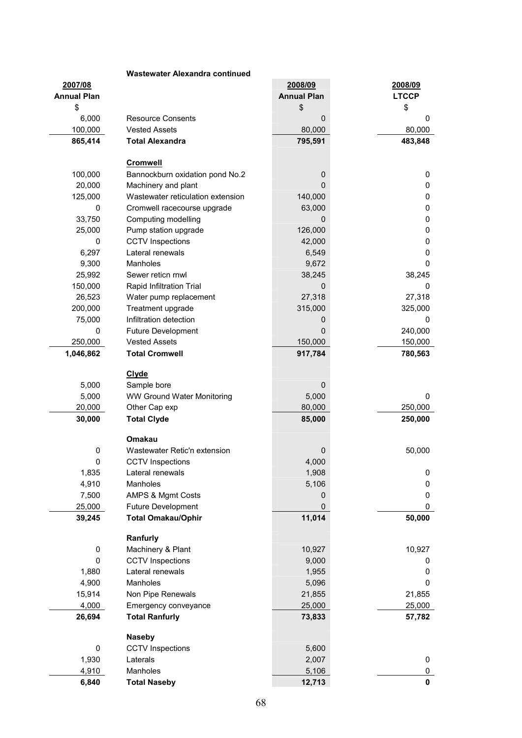**Wastewater Alexandra continued**

| 2007/08 Annual Plan $ | | 2008/09 Annual Plan $ | 2008/09 LTCCP $ |
|---|---|---|---|
| 6,000 | Resource Consents | 0 | 0 |
| 100,000 | Vested Assets | 80,000 | 80,000 |
| **865,414** | **Total Alexandra** | **795,591** | **483,848** |
| | **Cromwell** | | |
| 100,000 | Bannockburn oxidation pond No.2 | 0 | 0 |
| 20,000 | Machinery and plant | 0 | 0 |
| 125,000 | Wastewater reticulation extension | 140,000 | 0 |
| 0 | Cromwell racecourse upgrade | 63,000 | 0 |
| 33,750 | Computing modelling | 0 | 0 |
| 25,000 | Pump station upgrade | 126,000 | 0 |
| 0 | CCTV Inspections | 42,000 | 0 |
| 6,297 | Lateral renewals | 6,549 | 0 |
| 9,300 | Manholes | 9,672 | 0 |
| 25,992 | Sewer reticn rnwl | 38,245 | 38,245 |
| 150,000 | Rapid Infiltration Trial | 0 | 0 |
| 26,523 | Water pump replacement | 27,318 | 27,318 |
| 200,000 | Treatment upgrade | 315,000 | 325,000 |
| 75,000 | Infiltration detection | 0 | 0 |
| 0 | Future Development | 0 | 240,000 |
| 250,000 | Vested Assets | 150,000 | 150,000 |
| **1,046,862** | **Total Cromwell** | **917,784** | **780,563** |
| | **Clyde** | | |
| 5,000 | Sample bore | 0 | |
| 5,000 | WW Ground Water Monitoring | 5,000 | 0 |
| 20,000 | Other Cap exp | 80,000 | 250,000 |
| **30,000** | **Total Clyde** | **85,000** | **250,000** |
| | **Omakau** | | |
| 0 | Wastewater Retic'n extension | 0 | 50,000 |
| 0 | CCTV Inspections | 4,000 | |
| 1,835 | Lateral renewals | 1,908 | 0 |
| 4,910 | Manholes | 5,106 | 0 |
| 7,500 | AMPS & Mgmt Costs | 0 | 0 |
| 25,000 | Future Development | 0 | 0 |
| **39,245** | **Total Omakau/Ophir** | **11,014** | **50,000** |
| | **Ranfurly** | | |
| 0 | Machinery & Plant | 10,927 | 10,927 |
| 0 | CCTV Inspections | 9,000 | 0 |
| 1,880 | Lateral renewals | 1,955 | 0 |
| 4,900 | Manholes | 5,096 | 0 |
| 15,914 | Non Pipe Renewals | 21,855 | 21,855 |
| 4,000 | Emergency conveyance | 25,000 | 25,000 |
| **26,694** | **Total Ranfurly** | **73,833** | **57,782** |
| | **Naseby** | | |
| 0 | CCTV Inspections | 5,600 | |
| 1,930 | Laterals | 2,007 | 0 |
| 4,910 | Manholes | 5,106 | 0 |
| **6,840** | **Total Naseby** | **12,713** | **0** |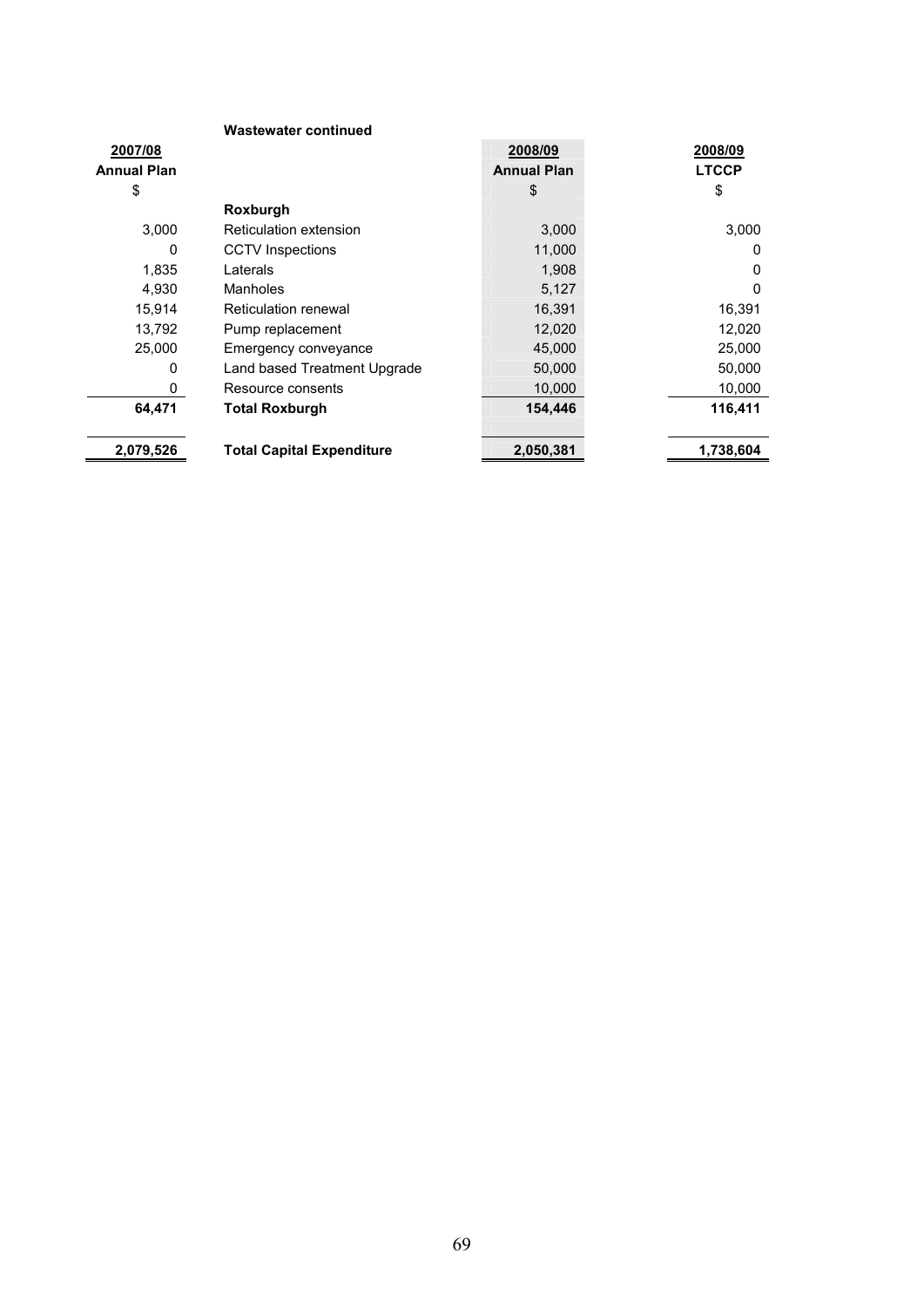**Wastewater continued**

| 2007/08 Annual Plan $ | | 2008/09 Annual Plan $ | 2008/09 LTCCP $ |
|---|---|---|---|
| | **Roxburgh** | | |
| 3,000 | Reticulation extension | 3,000 | 3,000 |
| 0 | CCTV Inspections | 11,000 | 0 |
| 1,835 | Laterals | 1,908 | 0 |
| 4,930 | Manholes | 5,127 | 0 |
| 15,914 | Reticulation renewal | 16,391 | 16,391 |
| 13,792 | Pump replacement | 12,020 | 12,020 |
| 25,000 | Emergency conveyance | 45,000 | 25,000 |
| 0 | Land based Treatment Upgrade | 50,000 | 50,000 |
| 0 | Resource consents | 10,000 | 10,000 |
| **64,471** | **Total Roxburgh** | **154,446** | **116,411** |
| **2,079,526** | **Total Capital Expenditure** | **2,050,381** | **1,738,604** |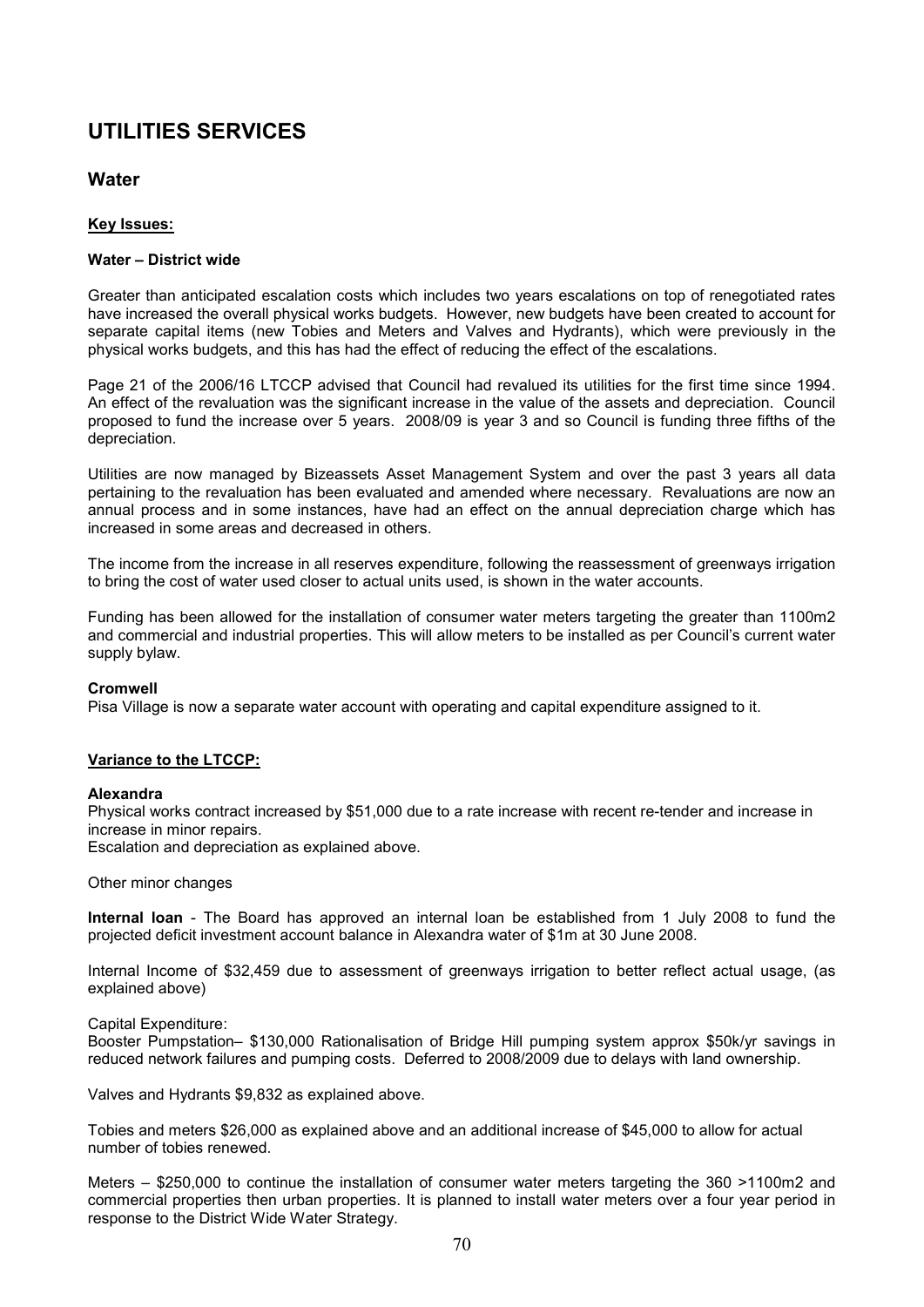# UTILITIES SERVICES

## Water

**Key Issues:**

**Water – District wide**

Greater than anticipated escalation costs which includes two years escalations on top of renegotiated rates have increased the overall physical works budgets. However, new budgets have been created to account for separate capital items (new Tobies and Meters and Valves and Hydrants), which were previously in the physical works budgets, and this has had the effect of reducing the effect of the escalations.

Page 21 of the 2006/16 LTCCP advised that Council had revalued its utilities for the first time since 1994. An effect of the revaluation was the significant increase in the value of the assets and depreciation. Council proposed to fund the increase over 5 years. 2008/09 is year 3 and so Council is funding three fifths of the depreciation.

Utilities are now managed by Bizeassets Asset Management System and over the past 3 years all data pertaining to the revaluation has been evaluated and amended where necessary. Revaluations are now an annual process and in some instances, have had an effect on the annual depreciation charge which has increased in some areas and decreased in others.

The income from the increase in all reserves expenditure, following the reassessment of greenways irrigation to bring the cost of water used closer to actual units used, is shown in the water accounts.

Funding has been allowed for the installation of consumer water meters targeting the greater than 1100m2 and commercial and industrial properties. This will allow meters to be installed as per Council's current water supply bylaw.

**Cromwell**

Pisa Village is now a separate water account with operating and capital expenditure assigned to it.

**Variance to the LTCCP:**

**Alexandra**

Physical works contract increased by $51,000 due to a rate increase with recent re-tender and increase in increase in minor repairs.

Escalation and depreciation as explained above.

Other minor changes

**Internal loan** - The Board has approved an internal loan be established from 1 July 2008 to fund the projected deficit investment account balance in Alexandra water of $1m at 30 June 2008.

Internal Income of $32,459 due to assessment of greenways irrigation to better reflect actual usage, (as explained above)

Capital Expenditure:

Booster Pumpstation– $130,000 Rationalisation of Bridge Hill pumping system approx $50k/yr savings in reduced network failures and pumping costs. Deferred to 2008/2009 due to delays with land ownership.

Valves and Hydrants $9,832 as explained above.

Tobies and meters $26,000 as explained above and an additional increase of $45,000 to allow for actual number of tobies renewed.

Meters – $250,000 to continue the installation of consumer water meters targeting the 360 >1100m2 and commercial properties then urban properties. It is planned to install water meters over a four year period in response to the District Wide Water Strategy.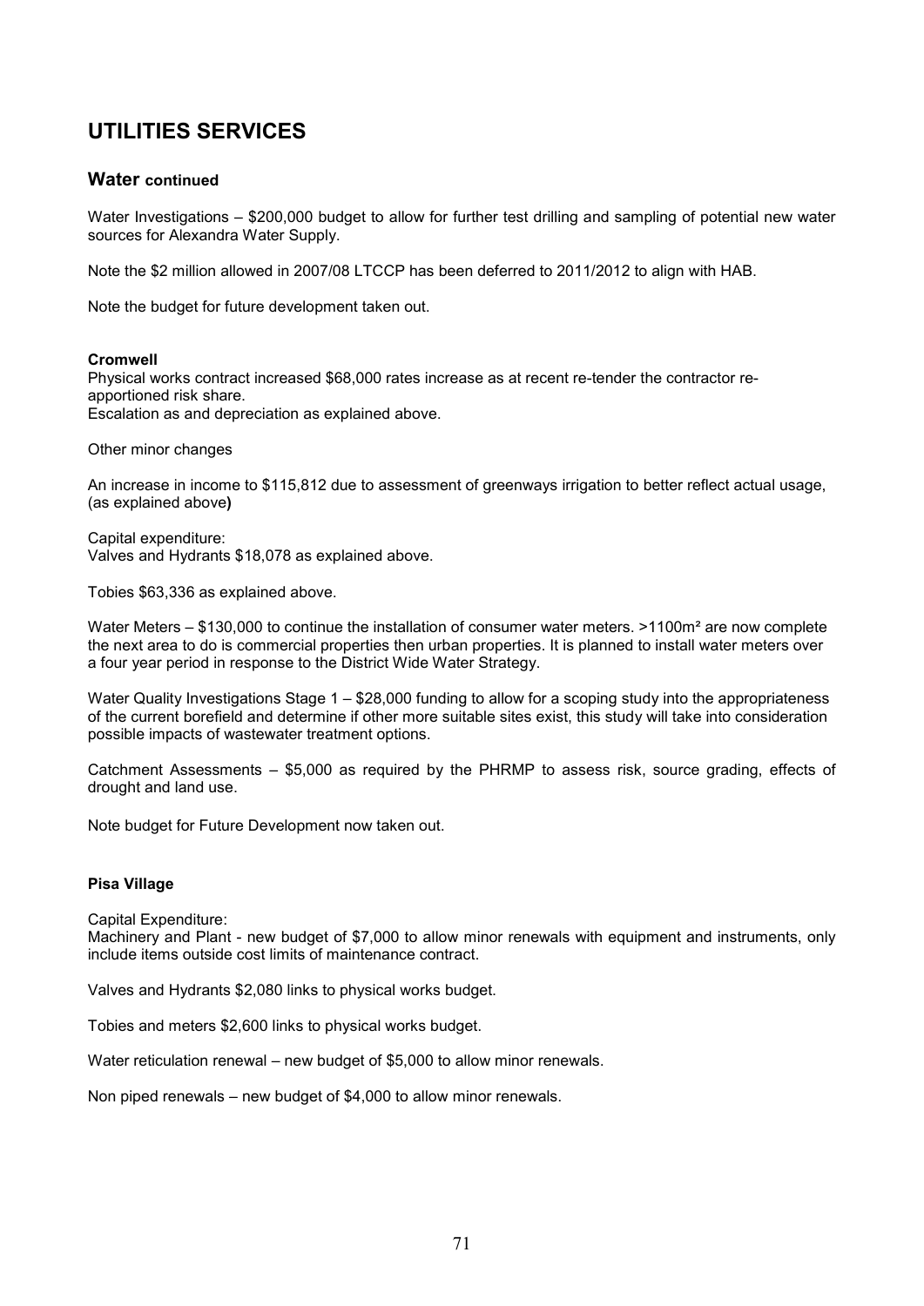# UTILITIES SERVICES

## Water continued

Water Investigations – $200,000 budget to allow for further test drilling and sampling of potential new water sources for Alexandra Water Supply.

Note the $2 million allowed in 2007/08 LTCCP has been deferred to 2011/2012 to align with HAB.

Note the budget for future development taken out.

**Cromwell**

Physical works contract increased $68,000 rates increase as at recent re-tender the contractor re-apportioned risk share.
Escalation as and depreciation as explained above.

Other minor changes

An increase in income to $115,812 due to assessment of greenways irrigation to better reflect actual usage, (as explained above**)**

Capital expenditure:
Valves and Hydrants $18,078 as explained above.

Tobies $63,336 as explained above.

Water Meters – $130,000 to continue the installation of consumer water meters. >1100m² are now complete the next area to do is commercial properties then urban properties. It is planned to install water meters over a four year period in response to the District Wide Water Strategy.

Water Quality Investigations Stage 1 – $28,000 funding to allow for a scoping study into the appropriateness of the current borefield and determine if other more suitable sites exist, this study will take into consideration possible impacts of wastewater treatment options.

Catchment Assessments – $5,000 as required by the PHRMP to assess risk, source grading, effects of drought and land use.

Note budget for Future Development now taken out.

**Pisa Village**

Capital Expenditure:
Machinery and Plant - new budget of $7,000 to allow minor renewals with equipment and instruments, only include items outside cost limits of maintenance contract.

Valves and Hydrants $2,080 links to physical works budget.

Tobies and meters $2,600 links to physical works budget.

Water reticulation renewal – new budget of $5,000 to allow minor renewals.

Non piped renewals – new budget of $4,000 to allow minor renewals.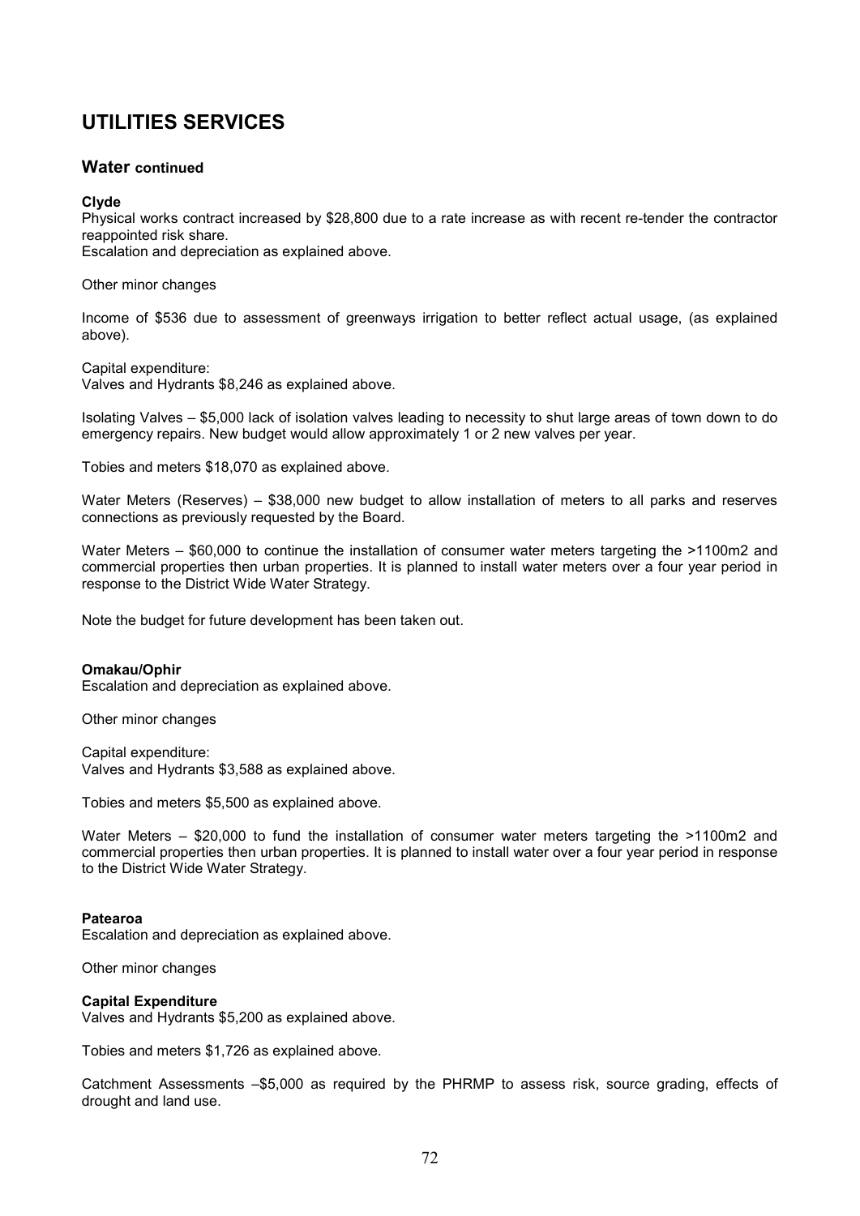# UTILITIES SERVICES

## Water continued

**Clyde**
Physical works contract increased by $28,800 due to a rate increase as with recent re-tender the contractor reappointed risk share.
Escalation and depreciation as explained above.

Other minor changes

Income of $536 due to assessment of greenways irrigation to better reflect actual usage, (as explained above).

Capital expenditure:
Valves and Hydrants $8,246 as explained above.

Isolating Valves – $5,000 lack of isolation valves leading to necessity to shut large areas of town down to do emergency repairs. New budget would allow approximately 1 or 2 new valves per year.

Tobies and meters $18,070 as explained above.

Water Meters (Reserves) – $38,000 new budget to allow installation of meters to all parks and reserves connections as previously requested by the Board.

Water Meters – $60,000 to continue the installation of consumer water meters targeting the >1100m2 and commercial properties then urban properties. It is planned to install water meters over a four year period in response to the District Wide Water Strategy.

Note the budget for future development has been taken out.

**Omakau/Ophir**
Escalation and depreciation as explained above.

Other minor changes

Capital expenditure:
Valves and Hydrants $3,588 as explained above.

Tobies and meters $5,500 as explained above.

Water Meters – $20,000 to fund the installation of consumer water meters targeting the >1100m2 and commercial properties then urban properties. It is planned to install water over a four year period in response to the District Wide Water Strategy.

**Patearoa**
Escalation and depreciation as explained above.

Other minor changes

**Capital Expenditure**
Valves and Hydrants $5,200 as explained above.

Tobies and meters $1,726 as explained above.

Catchment Assessments –$5,000 as required by the PHRMP to assess risk, source grading, effects of drought and land use.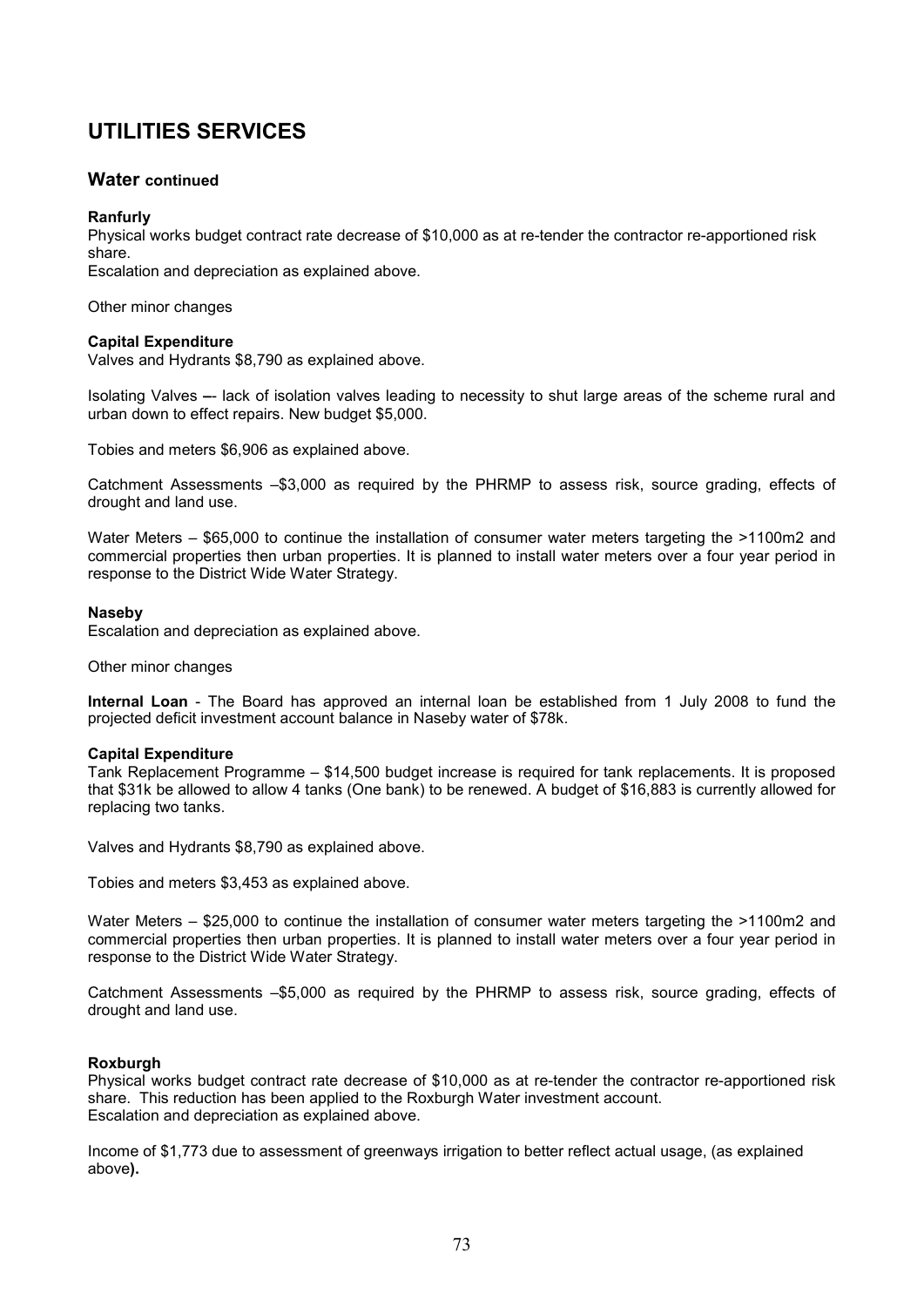# UTILITIES SERVICES

## Water continued

**Ranfurly**
Physical works budget contract rate decrease of $10,000 as at re-tender the contractor re-apportioned risk share.
Escalation and depreciation as explained above.

Other minor changes

**Capital Expenditure**
Valves and Hydrants $8,790 as explained above.

Isolating Valves –- lack of isolation valves leading to necessity to shut large areas of the scheme rural and urban down to effect repairs. New budget $5,000.

Tobies and meters $6,906 as explained above.

Catchment Assessments –$3,000 as required by the PHRMP to assess risk, source grading, effects of drought and land use.

Water Meters – $65,000 to continue the installation of consumer water meters targeting the >1100m2 and commercial properties then urban properties. It is planned to install water meters over a four year period in response to the District Wide Water Strategy.

**Naseby**
Escalation and depreciation as explained above.

Other minor changes

**Internal Loan** - The Board has approved an internal loan be established from 1 July 2008 to fund the projected deficit investment account balance in Naseby water of $78k.

**Capital Expenditure**
Tank Replacement Programme – $14,500 budget increase is required for tank replacements. It is proposed that $31k be allowed to allow 4 tanks (One bank) to be renewed. A budget of $16,883 is currently allowed for replacing two tanks.

Valves and Hydrants $8,790 as explained above.

Tobies and meters $3,453 as explained above.

Water Meters – $25,000 to continue the installation of consumer water meters targeting the >1100m2 and commercial properties then urban properties. It is planned to install water meters over a four year period in response to the District Wide Water Strategy.

Catchment Assessments –$5,000 as required by the PHRMP to assess risk, source grading, effects of drought and land use.

**Roxburgh**
Physical works budget contract rate decrease of $10,000 as at re-tender the contractor re-apportioned risk share. This reduction has been applied to the Roxburgh Water investment account.
Escalation and depreciation as explained above.

Income of $1,773 due to assessment of greenways irrigation to better reflect actual usage, (as explained above**).**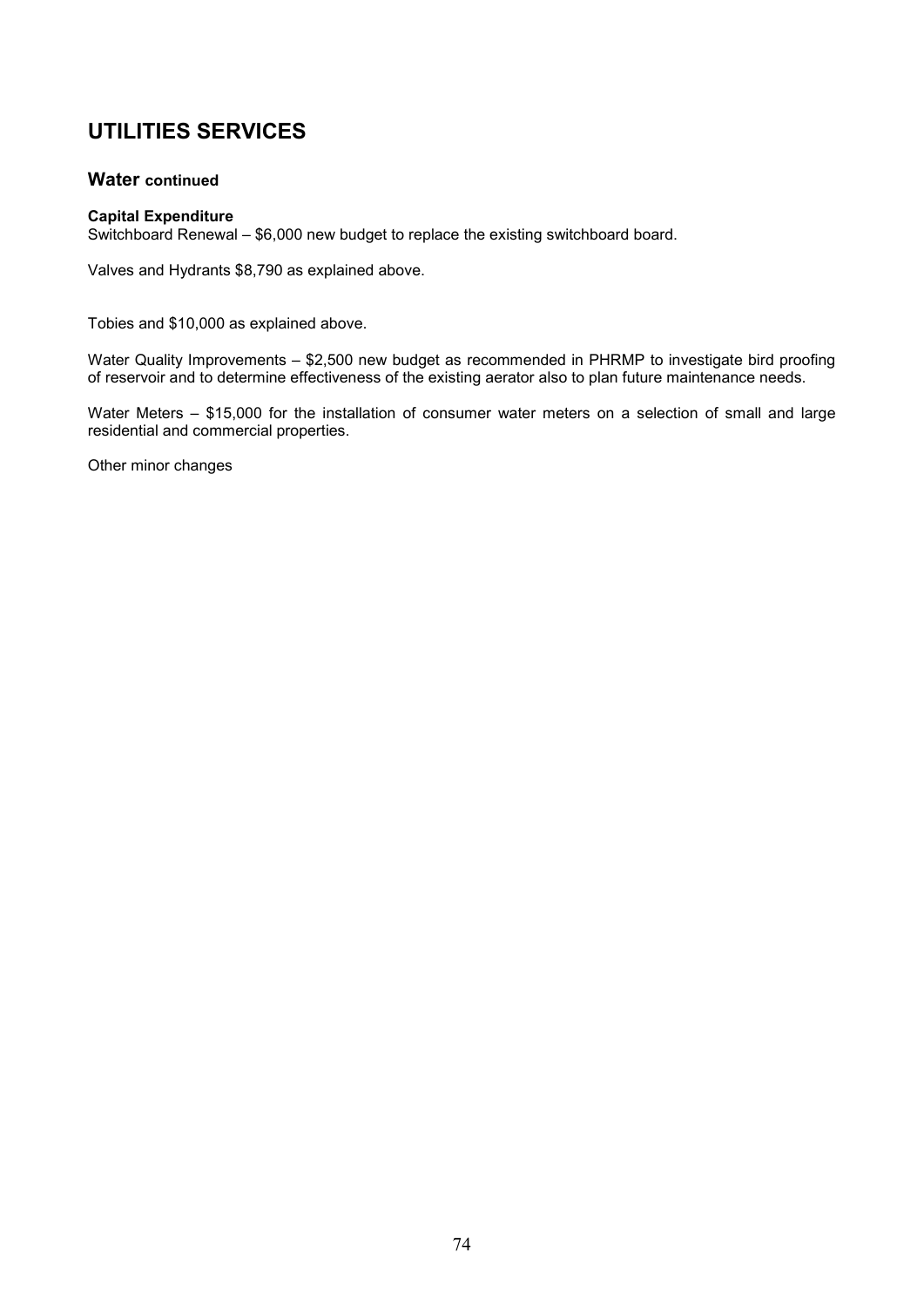# UTILITIES SERVICES

## Water continued

**Capital Expenditure**
Switchboard Renewal – $6,000 new budget to replace the existing switchboard board.

Valves and Hydrants $8,790 as explained above.

Tobies and $10,000 as explained above.

Water Quality Improvements – $2,500 new budget as recommended in PHRMP to investigate bird proofing of reservoir and to determine effectiveness of the existing aerator also to plan future maintenance needs.

Water Meters – $15,000 for the installation of consumer water meters on a selection of small and large residential and commercial properties.

Other minor changes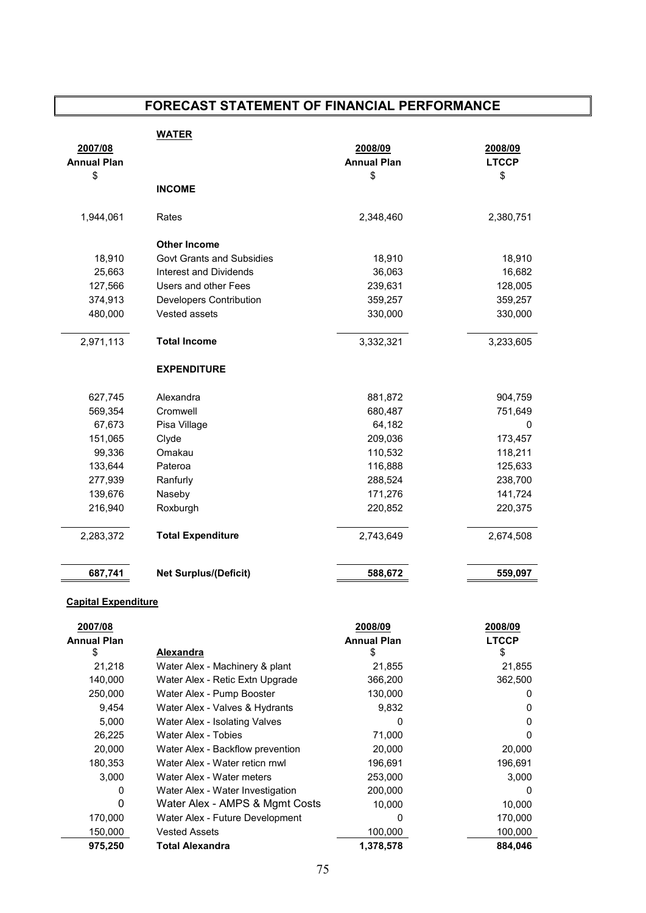# FORECAST STATEMENT OF FINANCIAL PERFORMANCE

## WATER

| 2007/08 Annual Plan $ | | 2008/09 Annual Plan $ | 2008/09 LTCCP $ |
|---|---|---|---|
| | **INCOME** | | |
| 1,944,061 | Rates | 2,348,460 | 2,380,751 |
| | **Other Income** | | |
| 18,910 | Govt Grants and Subsidies | 18,910 | 18,910 |
| 25,663 | Interest and Dividends | 36,063 | 16,682 |
| 127,566 | Users and other Fees | 239,631 | 128,005 |
| 374,913 | Developers Contribution | 359,257 | 359,257 |
| 480,000 | Vested assets | 330,000 | 330,000 |
| 2,971,113 | **Total Income** | 3,332,321 | 3,233,605 |
| | **EXPENDITURE** | | |
| 627,745 | Alexandra | 881,872 | 904,759 |
| 569,354 | Cromwell | 680,487 | 751,649 |
| 67,673 | Pisa Village | 64,182 | 0 |
| 151,065 | Clyde | 209,036 | 173,457 |
| 99,336 | Omakau | 110,532 | 118,211 |
| 133,644 | Pateroa | 116,888 | 125,633 |
| 277,939 | Ranfurly | 288,524 | 238,700 |
| 139,676 | Naseby | 171,276 | 141,724 |
| 216,940 | Roxburgh | 220,852 | 220,375 |
| 2,283,372 | **Total Expenditure** | 2,743,649 | 2,674,508 |
| **687,741** | **Net Surplus/(Deficit)** | **588,672** | **559,097** |

**Capital Expenditure**

| 2007/08 Annual Plan $ | **Alexandra** | 2008/09 Annual Plan $ | 2008/09 LTCCP $ |
|---|---|---|---|
| 21,218 | Water Alex - Machinery & plant | 21,855 | 21,855 |
| 140,000 | Water Alex - Retic Extn Upgrade | 366,200 | 362,500 |
| 250,000 | Water Alex - Pump Booster | 130,000 | 0 |
| 9,454 | Water Alex - Valves & Hydrants | 9,832 | 0 |
| 5,000 | Water Alex - Isolating Valves | 0 | 0 |
| 26,225 | Water Alex - Tobies | 71,000 | 0 |
| 20,000 | Water Alex - Backflow prevention | 20,000 | 20,000 |
| 180,353 | Water Alex - Water reticn rnwl | 196,691 | 196,691 |
| 3,000 | Water Alex - Water meters | 253,000 | 3,000 |
| 0 | Water Alex - Water Investigation | 200,000 | 0 |
| 0 | Water Alex - AMPS & Mgmt Costs | 10,000 | 10,000 |
| 170,000 | Water Alex - Future Development | 0 | 170,000 |
| 150,000 | Vested Assets | 100,000 | 100,000 |
| **975,250** | **Total Alexandra** | **1,378,578** | **884,046** |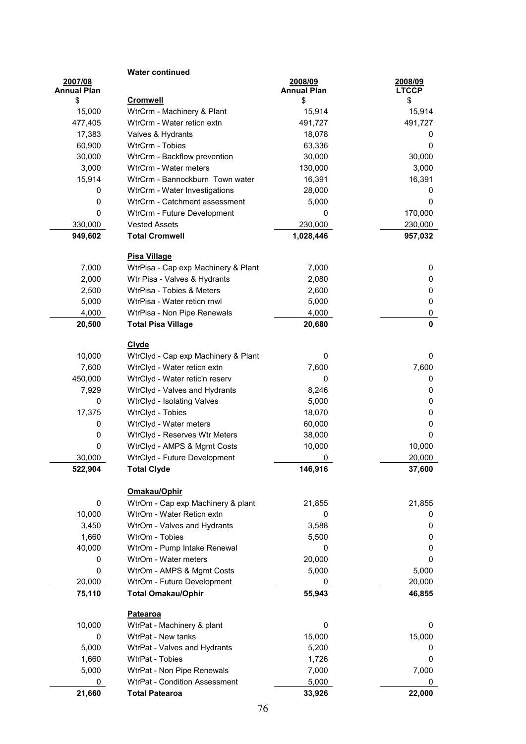**Water continued**

| 2007/08 Annual Plan $ | | 2008/09 Annual Plan $ | 2008/09 LTCCP $ |
|---|---|---|---|
| | **Cromwell** | | |
| 15,000 | WtrCrm - Machinery & Plant | 15,914 | 15,914 |
| 477,405 | WtrCrm - Water reticn extn | 491,727 | 491,727 |
| 17,383 | Valves & Hydrants | 18,078 | 0 |
| 60,900 | WtrCrm - Tobies | 63,336 | 0 |
| 30,000 | WtrCrm - Backflow prevention | 30,000 | 30,000 |
| 3,000 | WtrCrm - Water meters | 130,000 | 3,000 |
| 15,914 | WtrCrm - Bannockburn Town water | 16,391 | 16,391 |
| 0 | WtrCrm - Water Investigations | 28,000 | 0 |
| 0 | WtrCrm - Catchment assessment | 5,000 | 0 |
| 0 | WtrCrm - Future Development | 0 | 170,000 |
| 330,000 | Vested Assets | 230,000 | 230,000 |
| **949,602** | **Total Cromwell** | **1,028,446** | **957,032** |
| | **Pisa Village** | | |
| 7,000 | WtrPisa - Cap exp Machinery & Plant | 7,000 | 0 |
| 2,000 | Wtr Pisa - Valves & Hydrants | 2,080 | 0 |
| 2,500 | WtrPisa - Tobies & Meters | 2,600 | 0 |
| 5,000 | WtrPisa - Water reticn rnwl | 5,000 | 0 |
| 4,000 | WtrPisa - Non Pipe Renewals | 4,000 | 0 |
| **20,500** | **Total Pisa Village** | **20,680** | **0** |
| | **Clyde** | | |
| 10,000 | WtrClyd - Cap exp Machinery & Plant | 0 | 0 |
| 7,600 | WtrClyd - Water reticn extn | 7,600 | 7,600 |
| 450,000 | WtrClyd - Water retic'n reserv | 0 | 0 |
| 7,929 | WtrClyd - Valves and Hydrants | 8,246 | 0 |
| 0 | WtrClyd - Isolating Valves | 5,000 | 0 |
| 17,375 | WtrClyd - Tobies | 18,070 | 0 |
| 0 | WtrClyd - Water meters | 60,000 | 0 |
| 0 | WtrClyd - Reserves Wtr Meters | 38,000 | 0 |
| 0 | WtrClyd - AMPS & Mgmt Costs | 10,000 | 10,000 |
| 30,000 | WtrClyd - Future Development | 0 | 20,000 |
| **522,904** | **Total Clyde** | **146,916** | **37,600** |
| | **Omakau/Ophir** | | |
| 0 | WtrOm - Cap exp Machinery & plant | 21,855 | 21,855 |
| 10,000 | WtrOm - Water Reticn extn | 0 | 0 |
| 3,450 | WtrOm - Valves and Hydrants | 3,588 | 0 |
| 1,660 | WtrOm - Tobies | 5,500 | 0 |
| 40,000 | WtrOm - Pump Intake Renewal | 0 | 0 |
| 0 | WtrOm - Water meters | 20,000 | 0 |
| 0 | WtrOm - AMPS & Mgmt Costs | 5,000 | 5,000 |
| 20,000 | WtrOm - Future Development | 0 | 20,000 |
| **75,110** | **Total Omakau/Ophir** | **55,943** | **46,855** |
| | **Patearoa** | | |
| 10,000 | WtrPat - Machinery & plant | 0 | 0 |
| 0 | WtrPat - New tanks | 15,000 | 15,000 |
| 5,000 | WtrPat - Valves and Hydrants | 5,200 | 0 |
| 1,660 | WtrPat - Tobies | 1,726 | 0 |
| 5,000 | WtrPat - Non Pipe Renewals | 7,000 | 7,000 |
| 0 | WtrPat - Condition Assessment | 5,000 | 0 |
| **21,660** | **Total Patearoa** | **33,926** | **22,000** |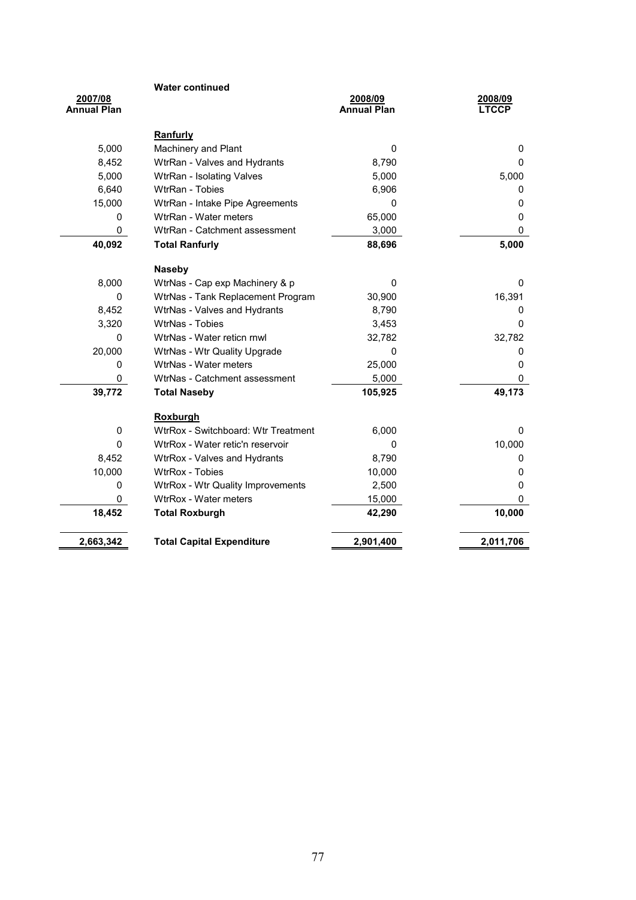**Water continued**

| 2007/08 Annual Plan | | 2008/09 Annual Plan | 2008/09 LTCCP |
|---|---|---|---|
| | **Ranfurly** | | |
| 5,000 | Machinery and Plant | 0 | 0 |
| 8,452 | WtrRan - Valves and Hydrants | 8,790 | 0 |
| 5,000 | WtrRan - Isolating Valves | 5,000 | 5,000 |
| 6,640 | WtrRan - Tobies | 6,906 | 0 |
| 15,000 | WtrRan - Intake Pipe Agreements | 0 | 0 |
| 0 | WtrRan - Water meters | 65,000 | 0 |
| 0 | WtrRan - Catchment assessment | 3,000 | 0 |
| **40,092** | **Total Ranfurly** | **88,696** | **5,000** |
| | **Naseby** | | |
| 8,000 | WtrNas - Cap exp Machinery & p | 0 | 0 |
| 0 | WtrNas - Tank Replacement Program | 30,900 | 16,391 |
| 8,452 | WtrNas - Valves and Hydrants | 8,790 | 0 |
| 3,320 | WtrNas - Tobies | 3,453 | 0 |
| 0 | WtrNas - Water reticn rnwl | 32,782 | 32,782 |
| 20,000 | WtrNas - Wtr Quality Upgrade | 0 | 0 |
| 0 | WtrNas - Water meters | 25,000 | 0 |
| 0 | WtrNas - Catchment assessment | 5,000 | 0 |
| **39,772** | **Total Naseby** | **105,925** | **49,173** |
| | **Roxburgh** | | |
| 0 | WtrRox - Switchboard: Wtr Treatment | 6,000 | 0 |
| 0 | WtrRox - Water retic'n reservoir | 0 | 10,000 |
| 8,452 | WtrRox - Valves and Hydrants | 8,790 | 0 |
| 10,000 | WtrRox - Tobies | 10,000 | 0 |
| 0 | WtrRox - Wtr Quality Improvements | 2,500 | 0 |
| 0 | WtrRox - Water meters | 15,000 | 0 |
| **18,452** | **Total Roxburgh** | **42,290** | **10,000** |
| **2,663,342** | **Total Capital Expenditure** | **2,901,400** | **2,011,706** |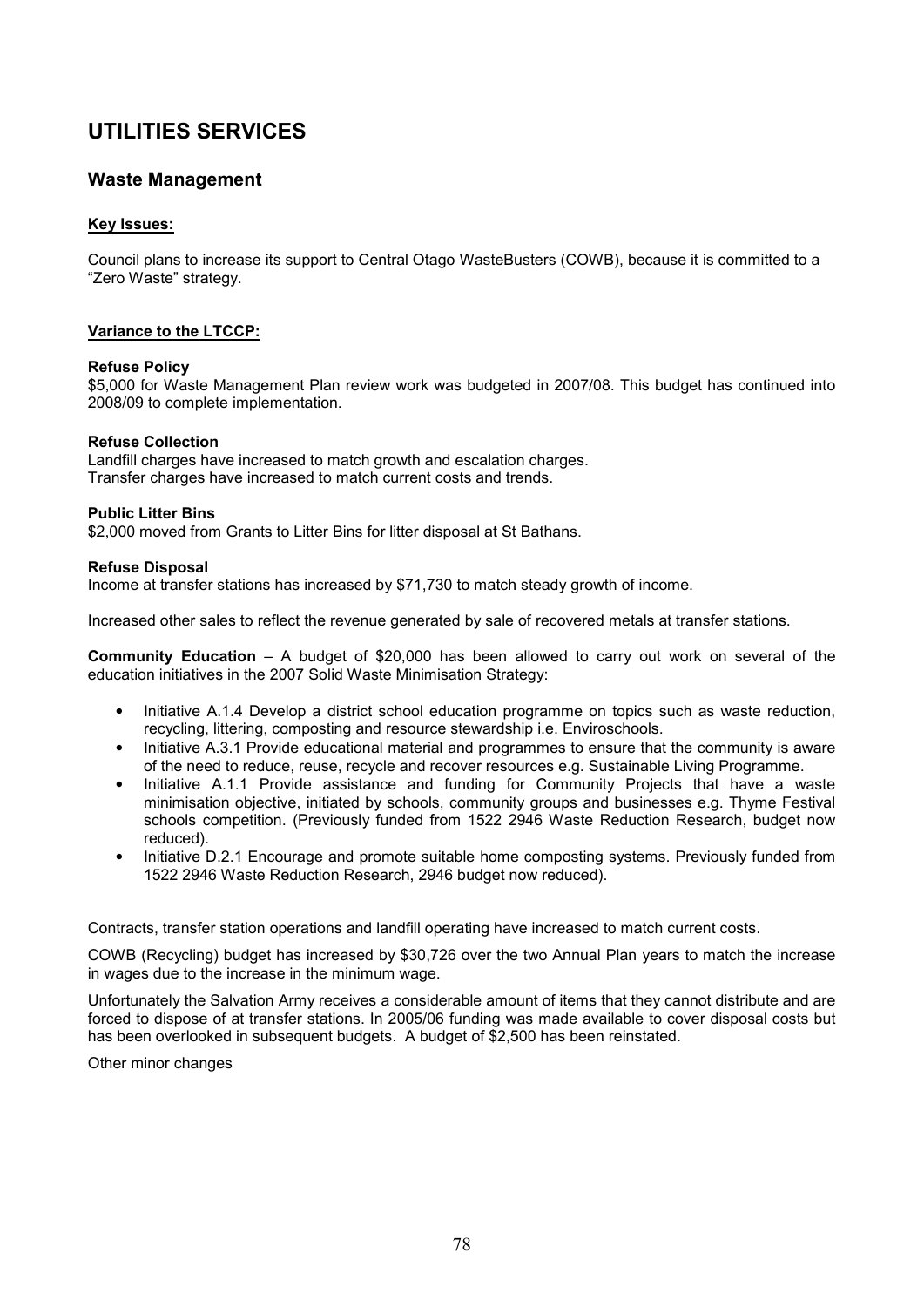# UTILITIES SERVICES

## Waste Management

**Key Issues:**

Council plans to increase its support to Central Otago WasteBusters (COWB), because it is committed to a "Zero Waste" strategy.

**Variance to the LTCCP:**

**Refuse Policy**
$5,000 for Waste Management Plan review work was budgeted in 2007/08. This budget has continued into 2008/09 to complete implementation.

**Refuse Collection**
Landfill charges have increased to match growth and escalation charges.
Transfer charges have increased to match current costs and trends.

**Public Litter Bins**
$2,000 moved from Grants to Litter Bins for litter disposal at St Bathans.

**Refuse Disposal**
Income at transfer stations has increased by $71,730 to match steady growth of income.

Increased other sales to reflect the revenue generated by sale of recovered metals at transfer stations.

**Community Education** – A budget of $20,000 has been allowed to carry out work on several of the education initiatives in the 2007 Solid Waste Minimisation Strategy:

- Initiative A.1.4 Develop a district school education programme on topics such as waste reduction, recycling, littering, composting and resource stewardship i.e. Enviroschools.
- Initiative A.3.1 Provide educational material and programmes to ensure that the community is aware of the need to reduce, reuse, recycle and recover resources e.g. Sustainable Living Programme.
- Initiative A.1.1 Provide assistance and funding for Community Projects that have a waste minimisation objective, initiated by schools, community groups and businesses e.g. Thyme Festival schools competition. (Previously funded from 1522 2946 Waste Reduction Research, budget now reduced).
- Initiative D.2.1 Encourage and promote suitable home composting systems. Previously funded from 1522 2946 Waste Reduction Research, 2946 budget now reduced).

Contracts, transfer station operations and landfill operating have increased to match current costs.

COWB (Recycling) budget has increased by $30,726 over the two Annual Plan years to match the increase in wages due to the increase in the minimum wage.

Unfortunately the Salvation Army receives a considerable amount of items that they cannot distribute and are forced to dispose of at transfer stations. In 2005/06 funding was made available to cover disposal costs but has been overlooked in subsequent budgets. A budget of $2,500 has been reinstated.

Other minor changes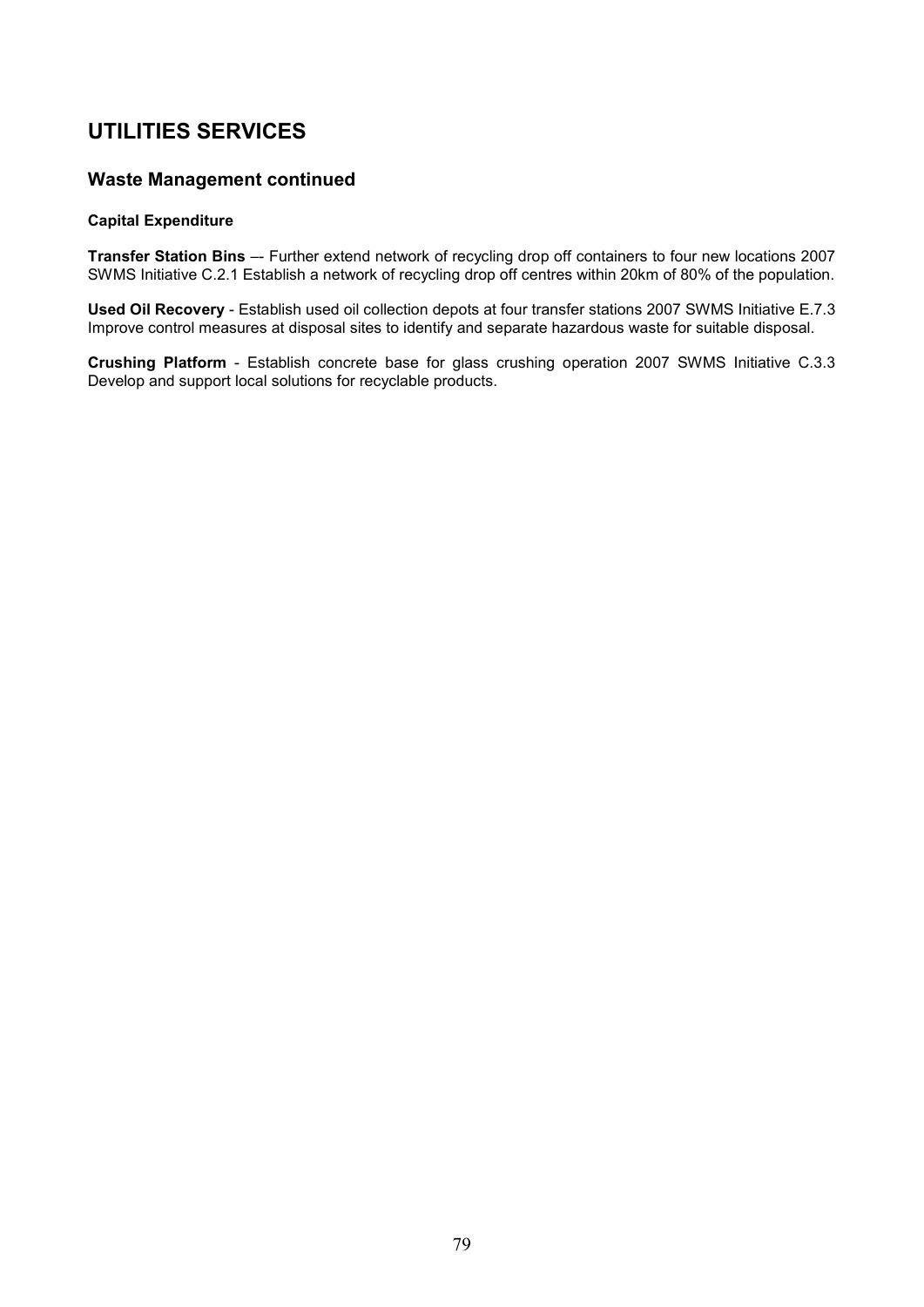# UTILITIES SERVICES

## Waste Management continued

**Capital Expenditure**

**Transfer Station Bins** –- Further extend network of recycling drop off containers to four new locations 2007 SWMS Initiative C.2.1 Establish a network of recycling drop off centres within 20km of 80% of the population.

**Used Oil Recovery** - Establish used oil collection depots at four transfer stations 2007 SWMS Initiative E.7.3 Improve control measures at disposal sites to identify and separate hazardous waste for suitable disposal.

**Crushing Platform** - Establish concrete base for glass crushing operation 2007 SWMS Initiative C.3.3 Develop and support local solutions for recyclable products.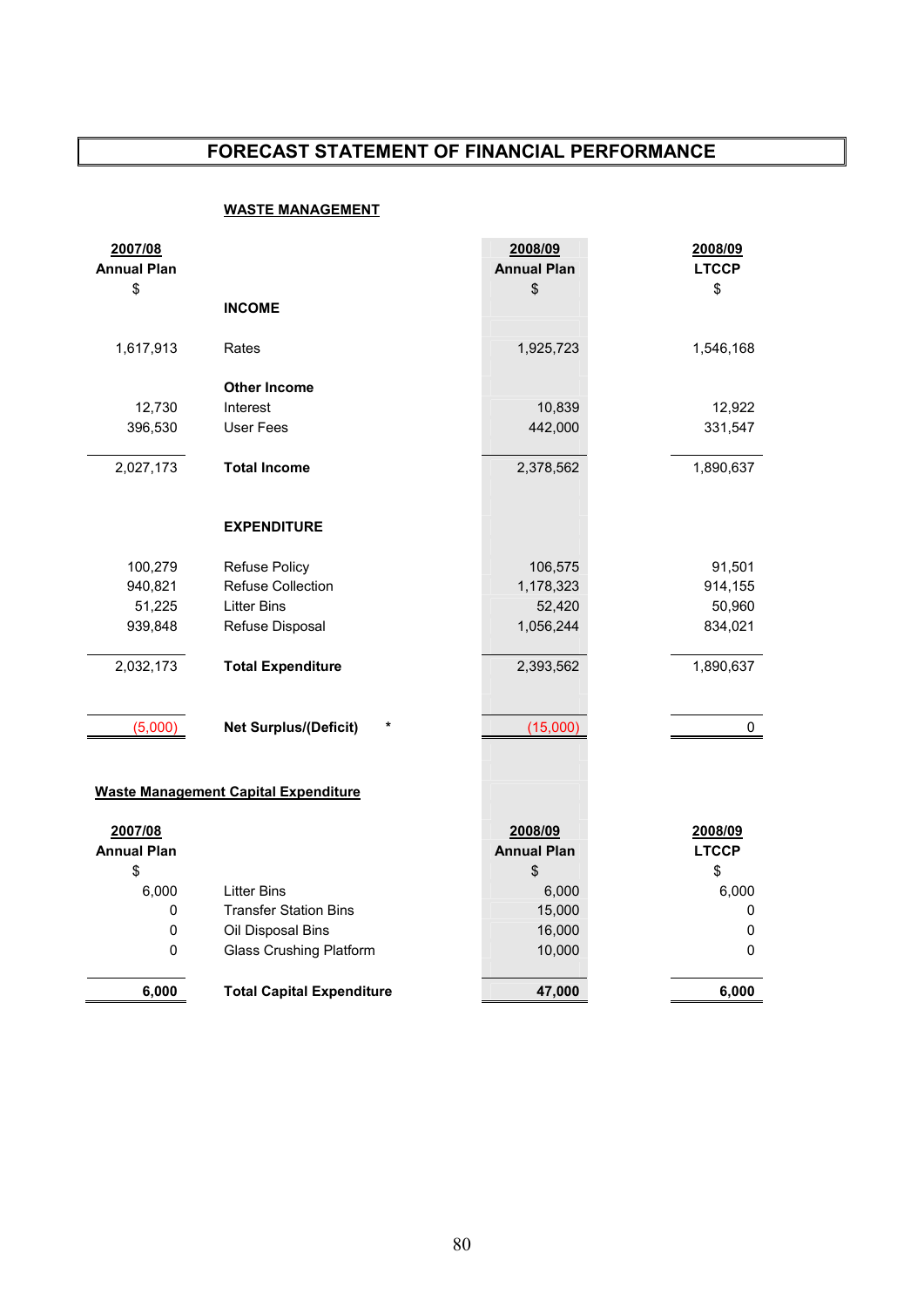# FORECAST STATEMENT OF FINANCIAL PERFORMANCE

## WASTE MANAGEMENT

| 2007/08 Annual Plan $ | | 2008/09 Annual Plan $ | 2008/09 LTCCP $ |
|---|---|---|---|
| | **INCOME** | | |
| 1,617,913 | Rates | 1,925,723 | 1,546,168 |
| | **Other Income** | | |
| 12,730 | Interest | 10,839 | 12,922 |
| 396,530 | User Fees | 442,000 | 331,547 |
| 2,027,173 | **Total Income** | 2,378,562 | 1,890,637 |
| | **EXPENDITURE** | | |
| 100,279 | Refuse Policy | 106,575 | 91,501 |
| 940,821 | Refuse Collection | 1,178,323 | 914,155 |
| 51,225 | Litter Bins | 52,420 | 50,960 |
| 939,848 | Refuse Disposal | 1,056,244 | 834,021 |
| 2,032,173 | **Total Expenditure** | 2,393,562 | 1,890,637 |
| (5,000) | **Net Surplus/(Deficit)** * | (15,000) | 0 |

**Waste Management Capital Expenditure**

| 2007/08 Annual Plan $ | | 2008/09 Annual Plan $ | 2008/09 LTCCP $ |
|---|---|---|---|
| 6,000 | Litter Bins | 6,000 | 6,000 |
| 0 | Transfer Station Bins | 15,000 | 0 |
| 0 | Oil Disposal Bins | 16,000 | 0 |
| 0 | Glass Crushing Platform | 10,000 | 0 |
| **6,000** | **Total Capital Expenditure** | **47,000** | **6,000** |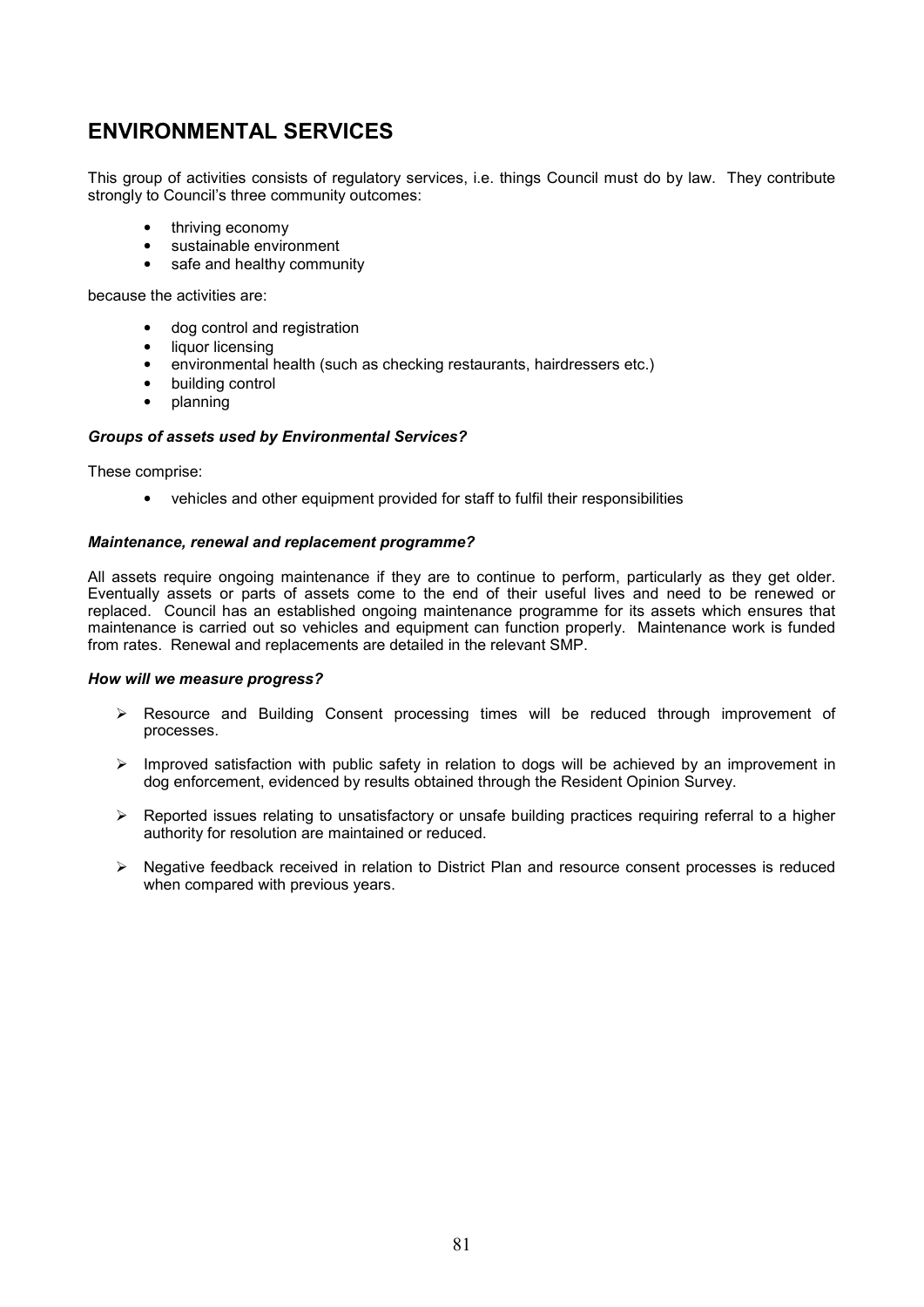## ENVIRONMENTAL SERVICES

This group of activities consists of regulatory services, i.e. things Council must do by law. They contribute strongly to Council's three community outcomes:

- thriving economy
- sustainable environment
- safe and healthy community

because the activities are:

- dog control and registration
- liquor licensing
- environmental health (such as checking restaurants, hairdressers etc.)
- building control
- planning

***Groups of assets used by Environmental Services?***

These comprise:

- vehicles and other equipment provided for staff to fulfil their responsibilities

***Maintenance, renewal and replacement programme?***

All assets require ongoing maintenance if they are to continue to perform, particularly as they get older. Eventually assets or parts of assets come to the end of their useful lives and need to be renewed or replaced. Council has an established ongoing maintenance programme for its assets which ensures that maintenance is carried out so vehicles and equipment can function properly. Maintenance work is funded from rates. Renewal and replacements are detailed in the relevant SMP.

***How will we measure progress?***

- Resource and Building Consent processing times will be reduced through improvement of processes.
- Improved satisfaction with public safety in relation to dogs will be achieved by an improvement in dog enforcement, evidenced by results obtained through the Resident Opinion Survey.
- Reported issues relating to unsatisfactory or unsafe building practices requiring referral to a higher authority for resolution are maintained or reduced.
- Negative feedback received in relation to District Plan and resource consent processes is reduced when compared with previous years.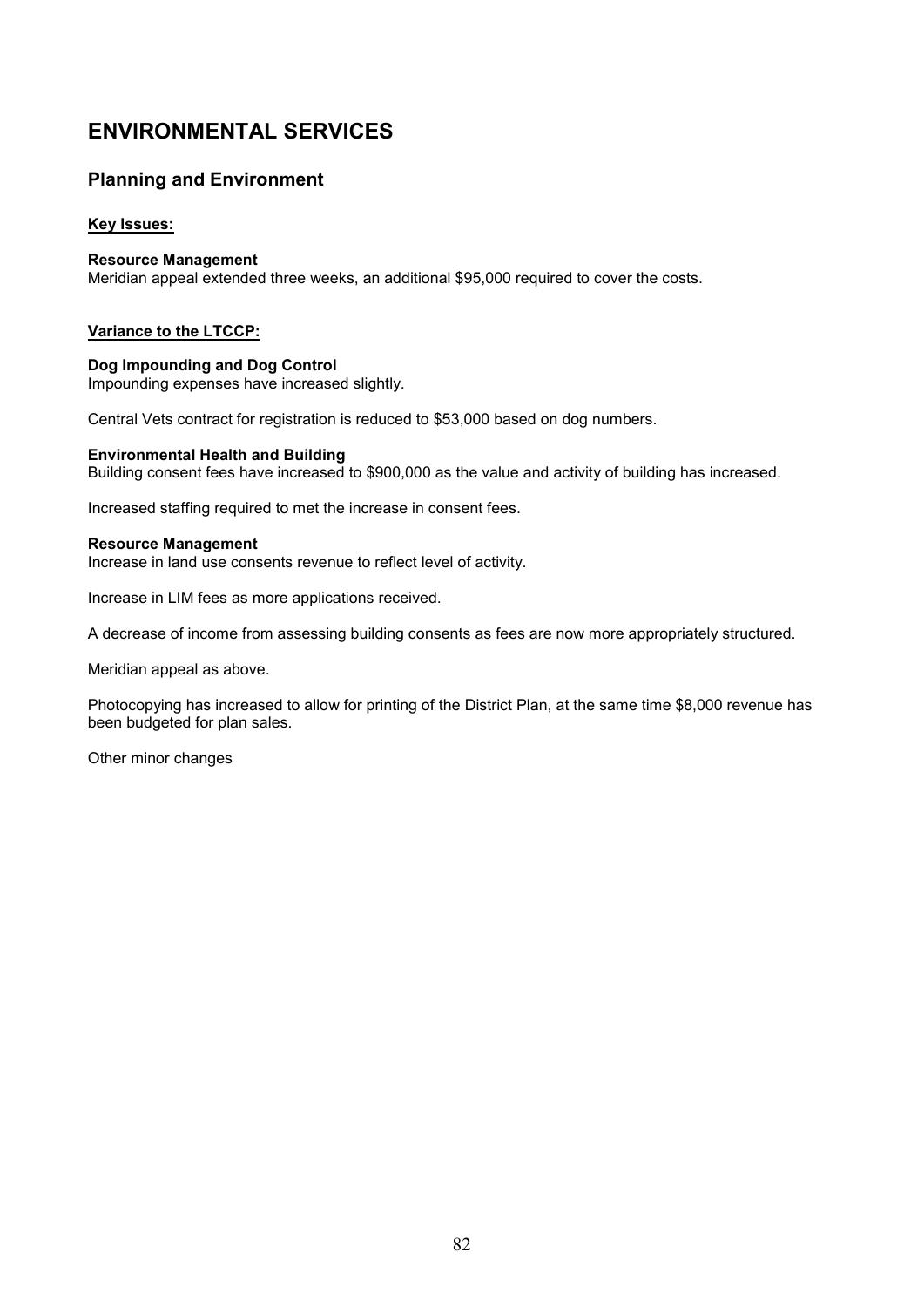# ENVIRONMENTAL SERVICES

## Planning and Environment

**Key Issues:**

**Resource Management**
Meridian appeal extended three weeks, an additional $95,000 required to cover the costs.

**Variance to the LTCCP:**

**Dog Impounding and Dog Control**
Impounding expenses have increased slightly.

Central Vets contract for registration is reduced to $53,000 based on dog numbers.

**Environmental Health and Building**
Building consent fees have increased to $900,000 as the value and activity of building has increased.

Increased staffing required to met the increase in consent fees.

**Resource Management**
Increase in land use consents revenue to reflect level of activity.

Increase in LIM fees as more applications received.

A decrease of income from assessing building consents as fees are now more appropriately structured.

Meridian appeal as above.

Photocopying has increased to allow for printing of the District Plan, at the same time $8,000 revenue has been budgeted for plan sales.

Other minor changes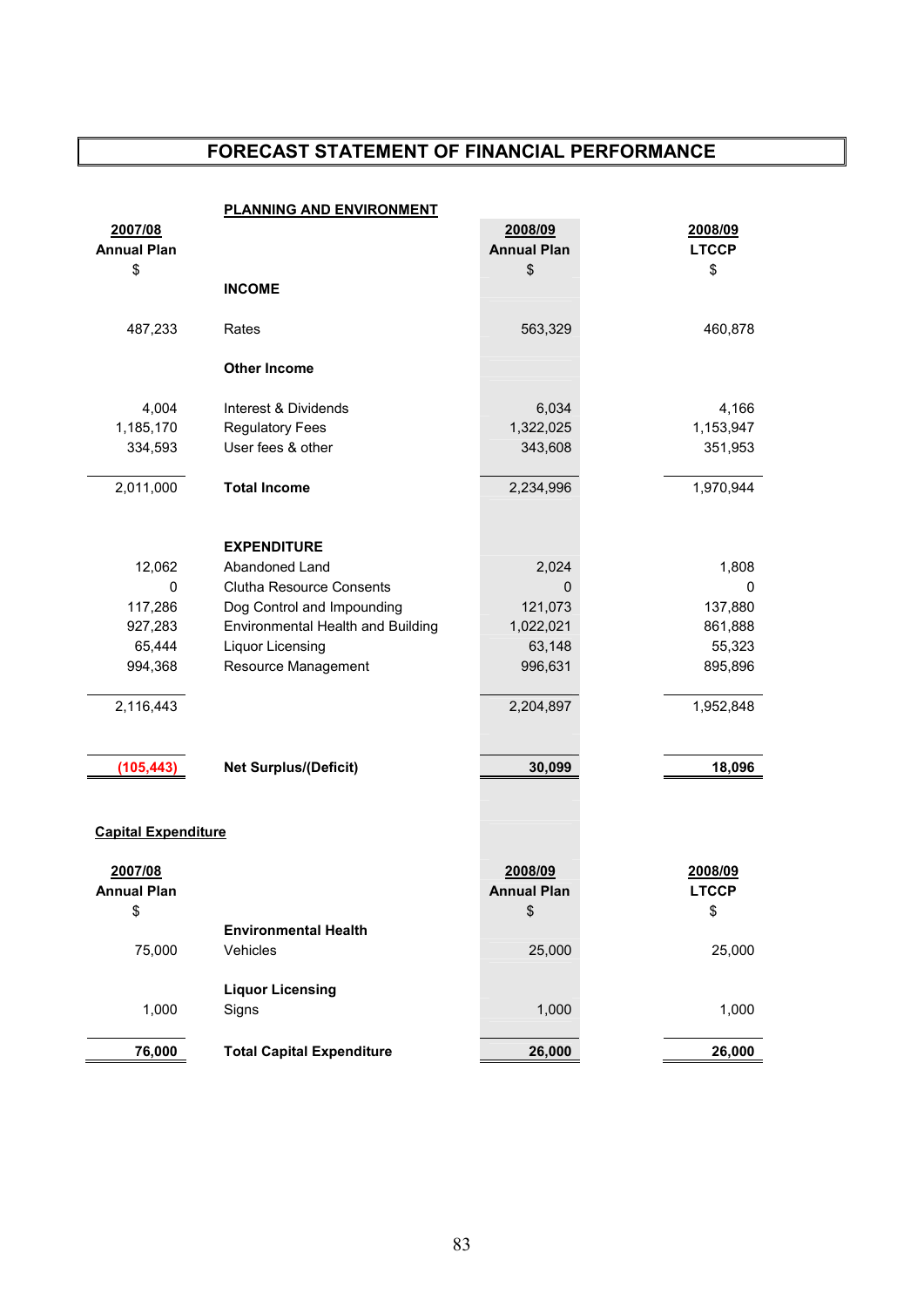# FORECAST STATEMENT OF FINANCIAL PERFORMANCE

## PLANNING AND ENVIRONMENT

| 2007/08 Annual Plan $ | | 2008/09 Annual Plan $ | 2008/09 LTCCP $ |
|---|---|---|---|
| | **INCOME** | | |
| 487,233 | Rates | 563,329 | 460,878 |
| | **Other Income** | | |
| 4,004 | Interest & Dividends | 6,034 | 4,166 |
| 1,185,170 | Regulatory Fees | 1,322,025 | 1,153,947 |
| 334,593 | User fees & other | 343,608 | 351,953 |
| 2,011,000 | **Total Income** | 2,234,996 | 1,970,944 |
| | **EXPENDITURE** | | |
| 12,062 | Abandoned Land | 2,024 | 1,808 |
| 0 | Clutha Resource Consents | 0 | 0 |
| 117,286 | Dog Control and Impounding | 121,073 | 137,880 |
| 927,283 | Environmental Health and Building | 1,022,021 | 861,888 |
| 65,444 | Liquor Licensing | 63,148 | 55,323 |
| 994,368 | Resource Management | 996,631 | 895,896 |
| 2,116,443 | | 2,204,897 | 1,952,848 |
| **(105,443)** | **Net Surplus/(Deficit)** | **30,099** | **18,096** |

## Capital Expenditure

| 2007/08 Annual Plan $ | | 2008/09 Annual Plan $ | 2008/09 LTCCP $ |
|---|---|---|---|
| | **Environmental Health** | | |
| 75,000 | Vehicles | 25,000 | 25,000 |
| | **Liquor Licensing** | | |
| 1,000 | Signs | 1,000 | 1,000 |
| **76,000** | **Total Capital Expenditure** | **26,000** | **26,000** |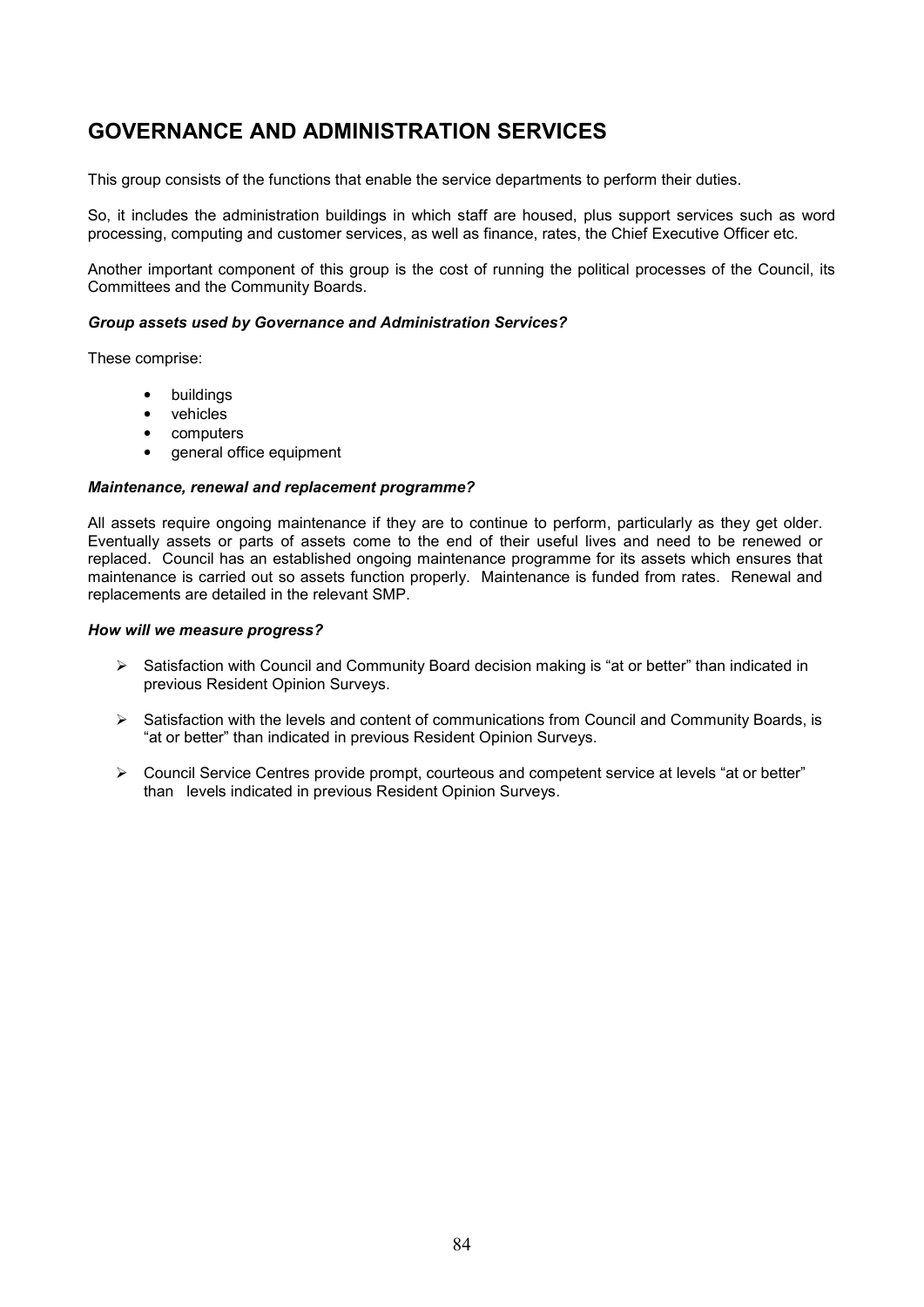# GOVERNANCE AND ADMINISTRATION SERVICES

This group consists of the functions that enable the service departments to perform their duties.

So, it includes the administration buildings in which staff are housed, plus support services such as word processing, computing and customer services, as well as finance, rates, the Chief Executive Officer etc.

Another important component of this group is the cost of running the political processes of the Council, its Committees and the Community Boards.

### *Group assets used by Governance and Administration Services?*

These comprise:

- buildings
- vehicles
- computers
- general office equipment

### *Maintenance, renewal and replacement programme?*

All assets require ongoing maintenance if they are to continue to perform, particularly as they get older. Eventually assets or parts of assets come to the end of their useful lives and need to be renewed or replaced. Council has an established ongoing maintenance programme for its assets which ensures that maintenance is carried out so assets function properly. Maintenance is funded from rates. Renewal and replacements are detailed in the relevant SMP.

### *How will we measure progress?*

- Satisfaction with Council and Community Board decision making is "at or better" than indicated in previous Resident Opinion Surveys.
- Satisfaction with the levels and content of communications from Council and Community Boards, is "at or better" than indicated in previous Resident Opinion Surveys.
- Council Service Centres provide prompt, courteous and competent service at levels "at or better" than levels indicated in previous Resident Opinion Surveys.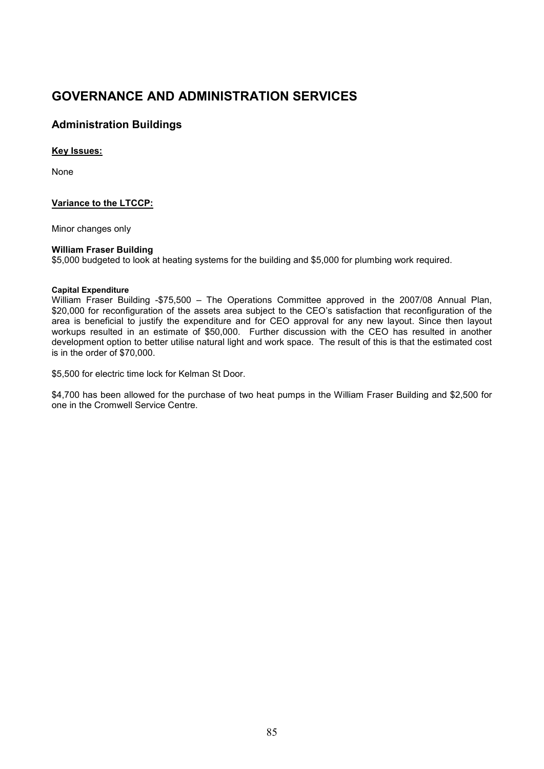# GOVERNANCE AND ADMINISTRATION SERVICES

## Administration Buildings

**Key Issues:**

None

**Variance to the LTCCP:**

Minor changes only

**William Fraser Building**
$5,000 budgeted to look at heating systems for the building and $5,000 for plumbing work required.

**Capital Expenditure**
William Fraser Building -$75,500 – The Operations Committee approved in the 2007/08 Annual Plan, $20,000 for reconfiguration of the assets area subject to the CEO's satisfaction that reconfiguration of the area is beneficial to justify the expenditure and for CEO approval for any new layout. Since then layout workups resulted in an estimate of $50,000. Further discussion with the CEO has resulted in another development option to better utilise natural light and work space. The result of this is that the estimated cost is in the order of $70,000.

$5,500 for electric time lock for Kelman St Door.

$4,700 has been allowed for the purchase of two heat pumps in the William Fraser Building and $2,500 for one in the Cromwell Service Centre.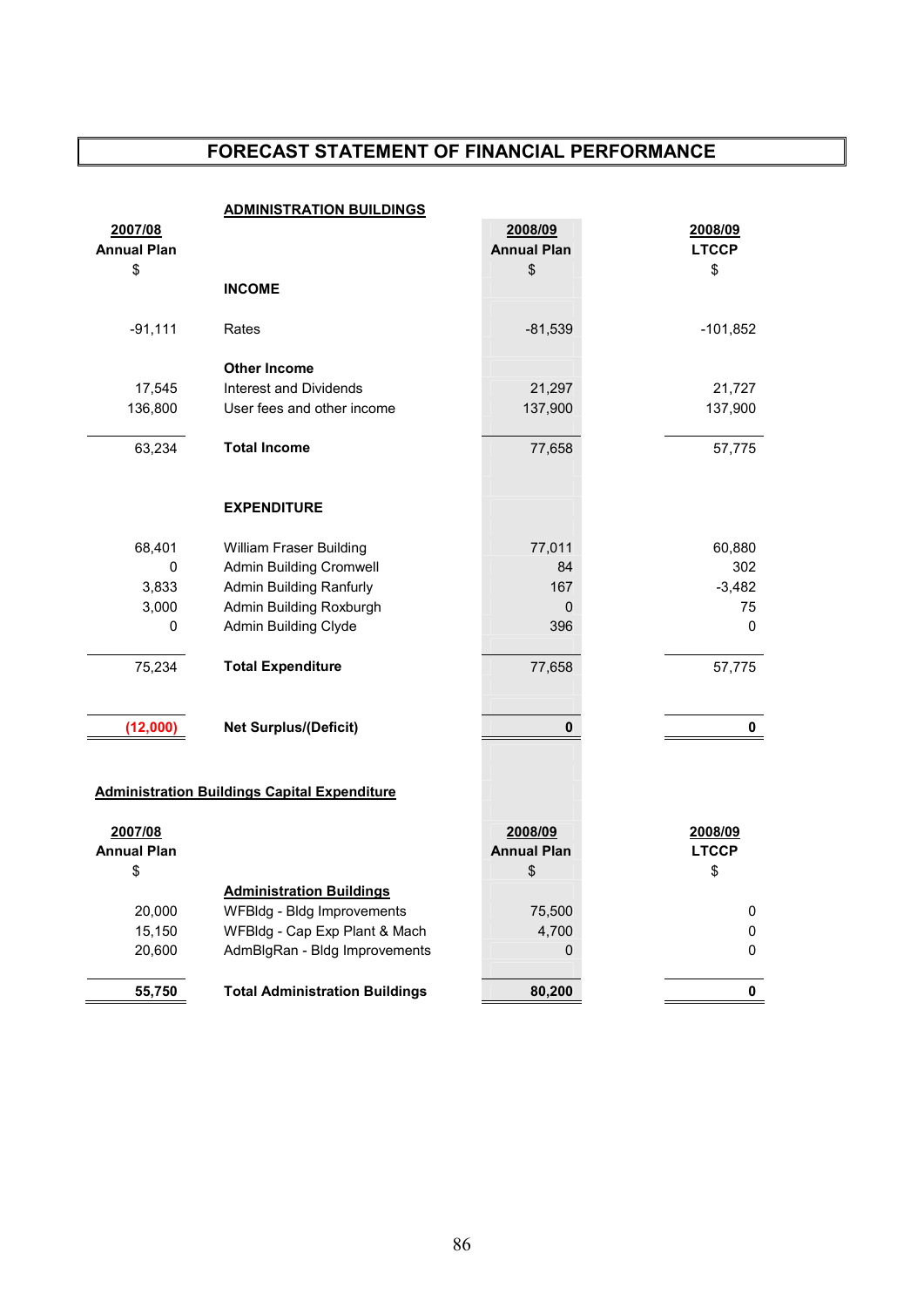# FORECAST STATEMENT OF FINANCIAL PERFORMANCE

## ADMINISTRATION BUILDINGS

| 2007/08 Annual Plan $ | | 2008/09 Annual Plan $ | 2008/09 LTCCP $ |
|---|---|---|---|
| | **INCOME** | | |
| -91,111 | Rates | -81,539 | -101,852 |
| | **Other Income** | | |
| 17,545 | Interest and Dividends | 21,297 | 21,727 |
| 136,800 | User fees and other income | 137,900 | 137,900 |
| 63,234 | **Total Income** | 77,658 | 57,775 |
| | **EXPENDITURE** | | |
| 68,401 | William Fraser Building | 77,011 | 60,880 |
| 0 | Admin Building Cromwell | 84 | 302 |
| 3,833 | Admin Building Ranfurly | 167 | -3,482 |
| 3,000 | Admin Building Roxburgh | 0 | 75 |
| 0 | Admin Building Clyde | 396 | 0 |
| 75,234 | **Total Expenditure** | 77,658 | 57,775 |
| **(12,000)** | **Net Surplus/(Deficit)** | **0** | **0** |

## Administration Buildings Capital Expenditure

| 2007/08 Annual Plan $ | | 2008/09 Annual Plan $ | 2008/09 LTCCP $ |
|---|---|---|---|
| | **Administration Buildings** | | |
| 20,000 | WFBldg - Bldg Improvements | 75,500 | 0 |
| 15,150 | WFBldg - Cap Exp Plant & Mach | 4,700 | 0 |
| 20,600 | AdmBlgRan - Bldg Improvements | 0 | 0 |
| **55,750** | **Total Administration Buildings** | **80,200** | **0** |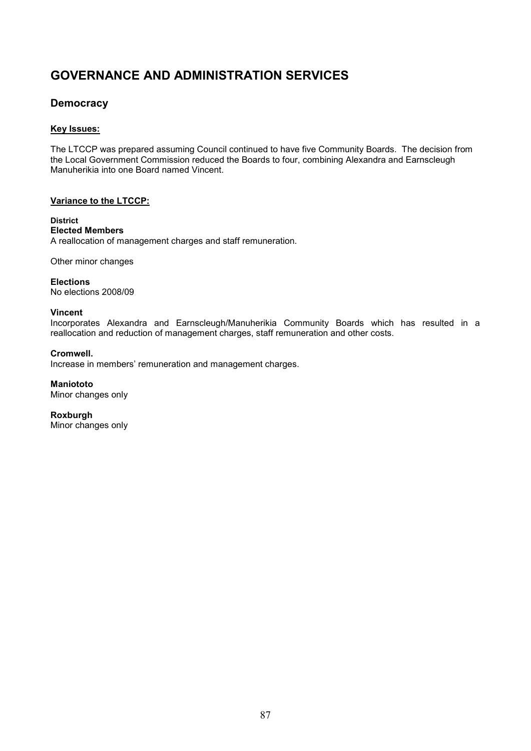# GOVERNANCE AND ADMINISTRATION SERVICES

## Democracy

### Key Issues:

The LTCCP was prepared assuming Council continued to have five Community Boards. The decision from the Local Government Commission reduced the Boards to four, combining Alexandra and Earnscleugh Manuherikia into one Board named Vincent.

### Variance to the LTCCP:

**District**

**Elected Members**

A reallocation of management charges and staff remuneration.

Other minor changes

**Elections**

No elections 2008/09

**Vincent**

Incorporates Alexandra and Earnscleugh/Manuherikia Community Boards which has resulted in a reallocation and reduction of management charges, staff remuneration and other costs.

**Cromwell.**

Increase in members' remuneration and management charges.

**Maniototo**

Minor changes only

**Roxburgh**

Minor changes only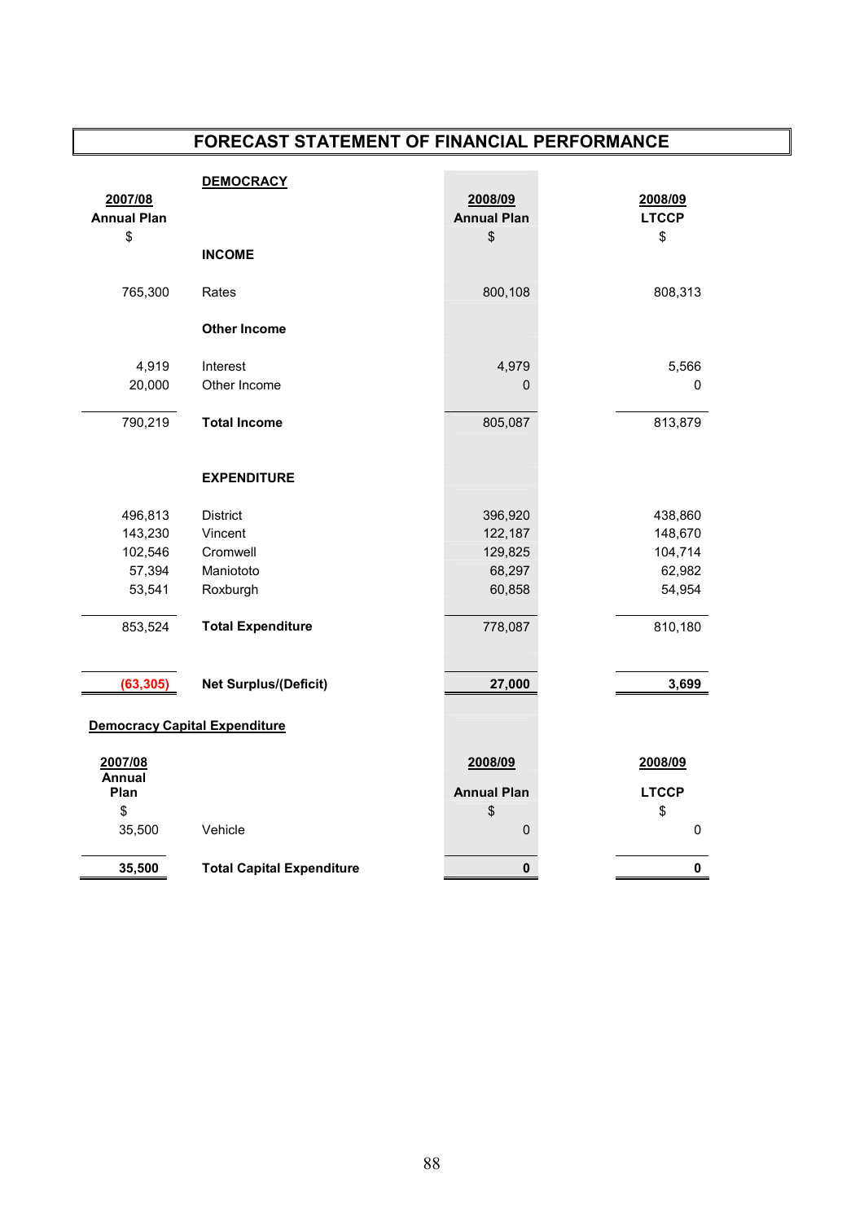# FORECAST STATEMENT OF FINANCIAL PERFORMANCE

## DEMOCRACY

| 2007/08 Annual Plan $ | | 2008/09 Annual Plan $ | 2008/09 LTCCP $ |
|---:|---|---:|---:|
| | **INCOME** | | |
| 765,300 | Rates | 800,108 | 808,313 |
| | **Other Income** | | |
| 4,919 | Interest | 4,979 | 5,566 |
| 20,000 | Other Income | 0 | 0 |
| 790,219 | **Total Income** | 805,087 | 813,879 |
| | **EXPENDITURE** | | |
| 496,813 | District | 396,920 | 438,860 |
| 143,230 | Vincent | 122,187 | 148,670 |
| 102,546 | Cromwell | 129,825 | 104,714 |
| 57,394 | Maniototo | 68,297 | 62,982 |
| 53,541 | Roxburgh | 60,858 | 54,954 |
| 853,524 | **Total Expenditure** | 778,087 | 810,180 |
| **(63,305)** | **Net Surplus/(Deficit)** | **27,000** | **3,699** |

## Democracy Capital Expenditure

| 2007/08 Annual Plan $ | | 2008/09 Annual Plan $ | 2008/09 LTCCP $ |
|---:|---|---:|---:|
| 35,500 | Vehicle | 0 | 0 |
| **35,500** | **Total Capital Expenditure** | **0** | **0** |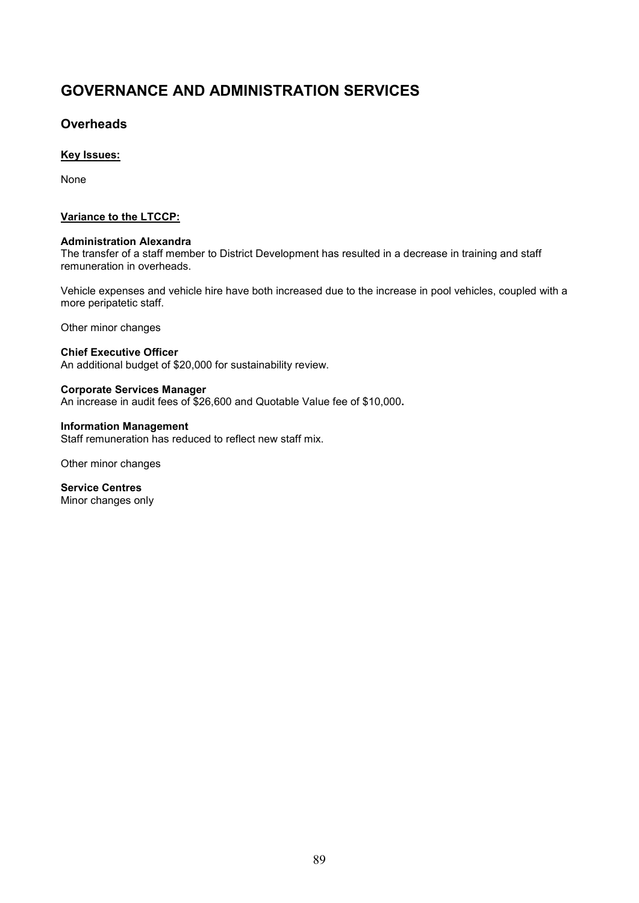# GOVERNANCE AND ADMINISTRATION SERVICES

## Overheads

**Key Issues:**

None

**Variance to the LTCCP:**

**Administration Alexandra**
The transfer of a staff member to District Development has resulted in a decrease in training and staff remuneration in overheads.

Vehicle expenses and vehicle hire have both increased due to the increase in pool vehicles, coupled with a more peripatetic staff.

Other minor changes

**Chief Executive Officer**
An additional budget of $20,000 for sustainability review.

**Corporate Services Manager**
An increase in audit fees of $26,600 and Quotable Value fee of $10,000.

**Information Management**
Staff remuneration has reduced to reflect new staff mix.

Other minor changes

**Service Centres**
Minor changes only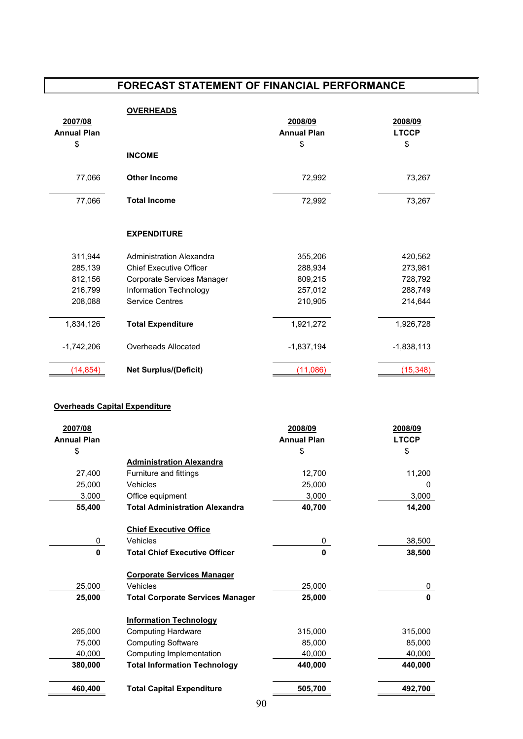# FORECAST STATEMENT OF FINANCIAL PERFORMANCE

## OVERHEADS

| 2007/08 Annual Plan $ | | 2008/09 Annual Plan $ | 2008/09 LTCCP $ |
|---|---|---|---|
| | **INCOME** | | |
| 77,066 | **Other Income** | 72,992 | 73,267 |
| 77,066 | **Total Income** | 72,992 | 73,267 |
| | **EXPENDITURE** | | |
| 311,944 | Administration Alexandra | 355,206 | 420,562 |
| 285,139 | Chief Executive Officer | 288,934 | 273,981 |
| 812,156 | Corporate Services Manager | 809,215 | 728,792 |
| 216,799 | Information Technology | 257,012 | 288,749 |
| 208,088 | Service Centres | 210,905 | 214,644 |
| 1,834,126 | **Total Expenditure** | 1,921,272 | 1,926,728 |
| -1,742,206 | Overheads Allocated | -1,837,194 | -1,838,113 |
| (14,854) | **Net Surplus/(Deficit)** | (11,086) | (15,348) |

**Overheads Capital Expenditure**

| 2007/08 Annual Plan $ | | 2008/09 Annual Plan $ | 2008/09 LTCCP $ |
|---|---|---|---|
| | **Administration Alexandra** | | |
| 27,400 | Furniture and fittings | 12,700 | 11,200 |
| 25,000 | Vehicles | 25,000 | 0 |
| 3,000 | Office equipment | 3,000 | 3,000 |
| **55,400** | **Total Administration Alexandra** | **40,700** | **14,200** |
| | **Chief Executive Office** | | |
| 0 | Vehicles | 0 | 38,500 |
| **0** | **Total Chief Executive Officer** | **0** | **38,500** |
| | **Corporate Services Manager** | | |
| 25,000 | Vehicles | 25,000 | 0 |
| **25,000** | **Total Corporate Services Manager** | **25,000** | **0** |
| | **Information Technology** | | |
| 265,000 | Computing Hardware | 315,000 | 315,000 |
| 75,000 | Computing Software | 85,000 | 85,000 |
| 40,000 | Computing Implementation | 40,000 | 40,000 |
| **380,000** | **Total Information Technology** | **440,000** | **440,000** |
| **460,400** | **Total Capital Expenditure** | **505,700** | **492,700** |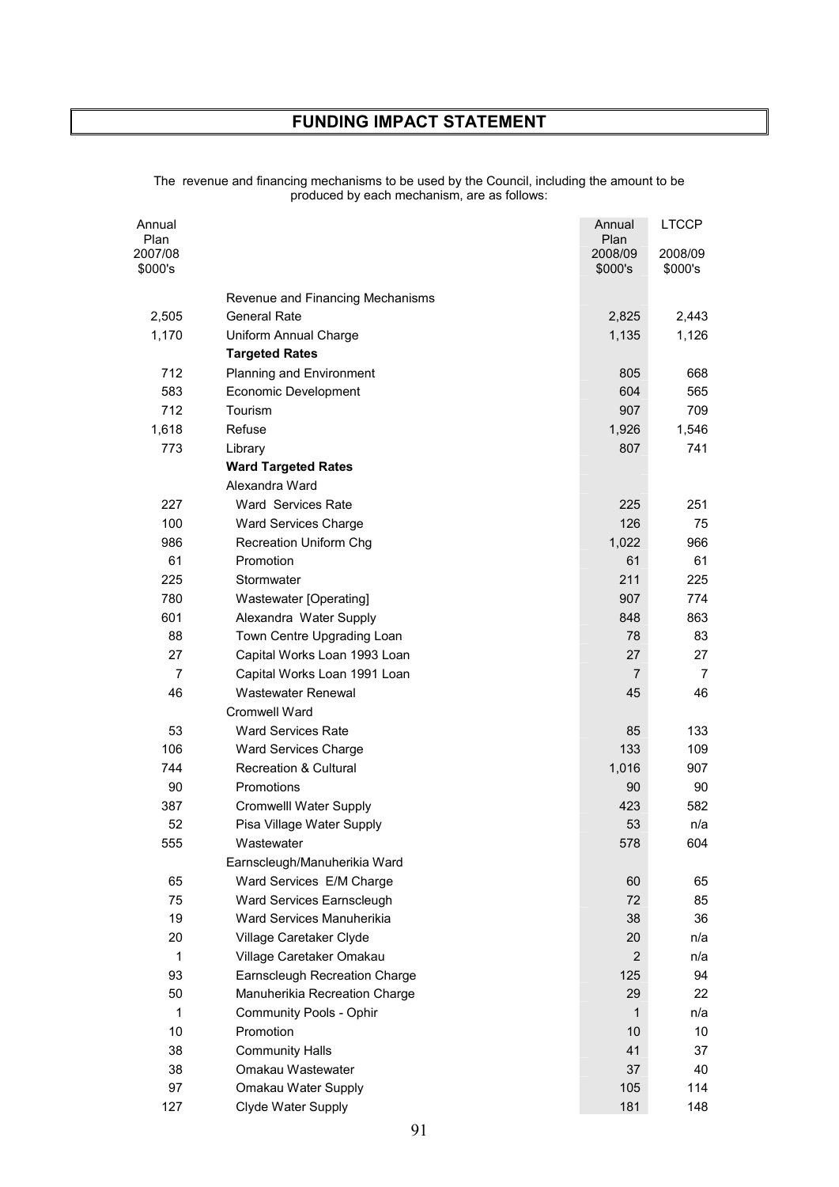# FUNDING IMPACT STATEMENT

The revenue and financing mechanisms to be used by the Council, including the amount to be produced by each mechanism, are as follows:

| Annual Plan 2007/08 $000's | | Annual Plan 2008/09 $000's | LTCCP 2008/09 $000's |
|---|---|---|---|
| | Revenue and Financing Mechanisms | | |
| 2,505 | General Rate | 2,825 | 2,443 |
| 1,170 | Uniform Annual Charge | 1,135 | 1,126 |
| | **Targeted Rates** | | |
| 712 | Planning and Environment | 805 | 668 |
| 583 | Economic Development | 604 | 565 |
| 712 | Tourism | 907 | 709 |
| 1,618 | Refuse | 1,926 | 1,546 |
| 773 | Library | 807 | 741 |
| | **Ward Targeted Rates** | | |
| | Alexandra Ward | | |
| 227 | Ward Services Rate | 225 | 251 |
| 100 | Ward Services Charge | 126 | 75 |
| 986 | Recreation Uniform Chg | 1,022 | 966 |
| 61 | Promotion | 61 | 61 |
| 225 | Stormwater | 211 | 225 |
| 780 | Wastewater [Operating] | 907 | 774 |
| 601 | Alexandra Water Supply | 848 | 863 |
| 88 | Town Centre Upgrading Loan | 78 | 83 |
| 27 | Capital Works Loan 1993 Loan | 27 | 27 |
| 7 | Capital Works Loan 1991 Loan | 7 | 7 |
| 46 | Wastewater Renewal | 45 | 46 |
| | Cromwell Ward | | |
| 53 | Ward Services Rate | 85 | 133 |
| 106 | Ward Services Charge | 133 | 109 |
| 744 | Recreation & Cultural | 1,016 | 907 |
| 90 | Promotions | 90 | 90 |
| 387 | Cromwelll Water Supply | 423 | 582 |
| 52 | Pisa Village Water Supply | 53 | n/a |
| 555 | Wastewater | 578 | 604 |
| | Earnscleugh/Manuherikia Ward | | |
| 65 | Ward Services E/M Charge | 60 | 65 |
| 75 | Ward Services Earnscleugh | 72 | 85 |
| 19 | Ward Services Manuherikia | 38 | 36 |
| 20 | Village Caretaker Clyde | 20 | n/a |
| 1 | Village Caretaker Omakau | 2 | n/a |
| 93 | Earnscleugh Recreation Charge | 125 | 94 |
| 50 | Manuherikia Recreation Charge | 29 | 22 |
| 1 | Community Pools - Ophir | 1 | n/a |
| 10 | Promotion | 10 | 10 |
| 38 | Community Halls | 41 | 37 |
| 38 | Omakau Wastewater | 37 | 40 |
| 97 | Omakau Water Supply | 105 | 114 |
| 127 | Clyde Water Supply | 181 | 148 |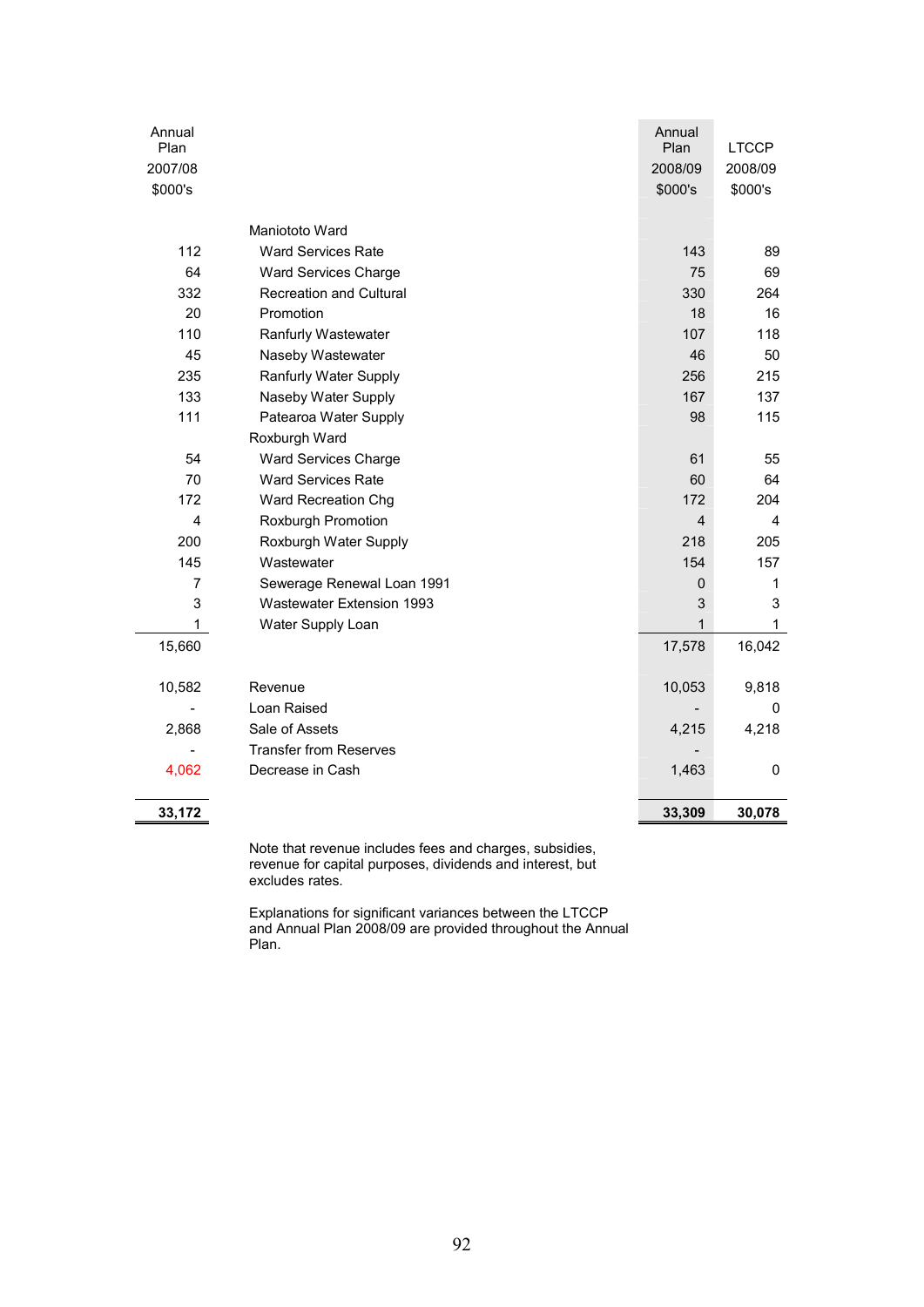| Annual Plan 2007/08 $000's | | Annual Plan 2008/09 $000's | LTCCP 2008/09 $000's |
|---|---|---|---|
| | Maniototo Ward | | |
| 112 | Ward Services Rate | 143 | 89 |
| 64 | Ward Services Charge | 75 | 69 |
| 332 | Recreation and Cultural | 330 | 264 |
| 20 | Promotion | 18 | 16 |
| 110 | Ranfurly Wastewater | 107 | 118 |
| 45 | Naseby Wastewater | 46 | 50 |
| 235 | Ranfurly Water Supply | 256 | 215 |
| 133 | Naseby Water Supply | 167 | 137 |
| 111 | Patearoa Water Supply | 98 | 115 |
| | Roxburgh Ward | | |
| 54 | Ward Services Charge | 61 | 55 |
| 70 | Ward Services Rate | 60 | 64 |
| 172 | Ward Recreation Chg | 172 | 204 |
| 4 | Roxburgh Promotion | 4 | 4 |
| 200 | Roxburgh Water Supply | 218 | 205 |
| 145 | Wastewater | 154 | 157 |
| 7 | Sewerage Renewal Loan 1991 | 0 | 1 |
| 3 | Wastewater Extension 1993 | 3 | 3 |
| 1 | Water Supply Loan | 1 | 1 |
| 15,660 | | 17,578 | 16,042 |
| | | | |
| 10,582 | Revenue | 10,053 | 9,818 |
| - | Loan Raised | - | 0 |
| 2,868 | Sale of Assets | 4,215 | 4,218 |
| - | Transfer from Reserves | - | |
| 4,062 | Decrease in Cash | 1,463 | 0 |
| | | | |
| **33,172** | | **33,309** | **30,078** |

Note that revenue includes fees and charges, subsidies, revenue for capital purposes, dividends and interest, but excludes rates.

Explanations for significant variances between the LTCCP and Annual Plan 2008/09 are provided throughout the Annual Plan.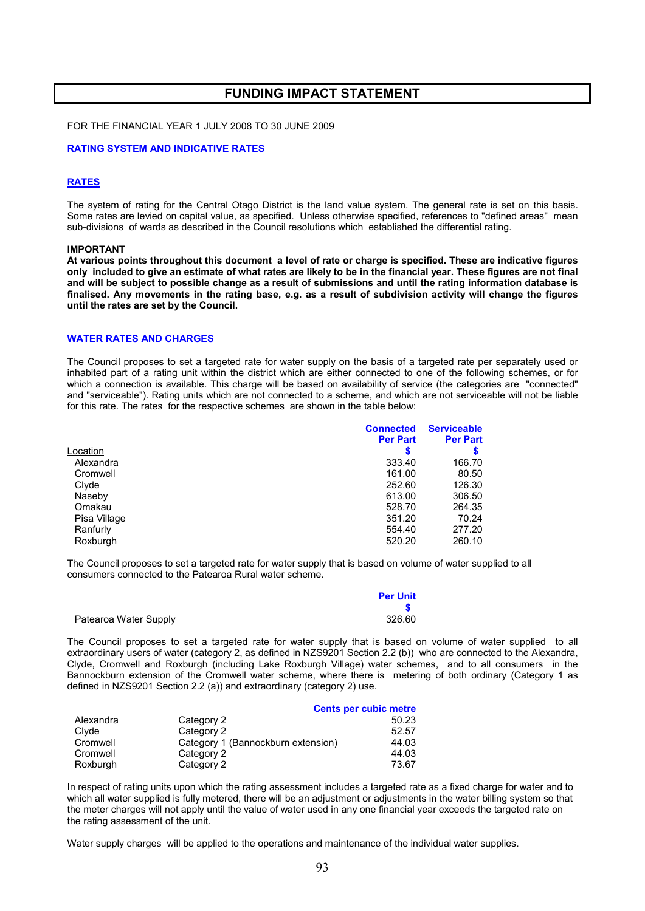# FUNDING IMPACT STATEMENT

FOR THE FINANCIAL YEAR 1 JULY 2008 TO 30 JUNE 2009

## RATING SYSTEM AND INDICATIVE RATES

### RATES

The system of rating for the Central Otago District is the land value system. The general rate is set on this basis. Some rates are levied on capital value, as specified. Unless otherwise specified, references to "defined areas" mean sub-divisions of wards as described in the Council resolutions which established the differential rating.

**IMPORTANT**

**At various points throughout this document a level of rate or charge is specified. These are indicative figures only included to give an estimate of what rates are likely to be in the financial year. These figures are not final and will be subject to possible change as a result of submissions and until the rating information database is finalised. Any movements in the rating base, e.g. as a result of subdivision activity will change the figures until the rates are set by the Council.**

### WATER RATES AND CHARGES

The Council proposes to set a targeted rate for water supply on the basis of a targeted rate per separately used or inhabited part of a rating unit within the district which are either connected to one of the following schemes, or for which a connection is available. This charge will be based on availability of service (the categories are "connected" and "serviceable"). Rating units which are not connected to a scheme, and which are not serviceable will not be liable for this rate. The rates for the respective schemes are shown in the table below:

| Location | Connected Per Part $ | Serviceable Per Part $ |
|---|---|---|
| Alexandra | 333.40 | 166.70 |
| Cromwell | 161.00 | 80.50 |
| Clyde | 252.60 | 126.30 |
| Naseby | 613.00 | 306.50 |
| Omakau | 528.70 | 264.35 |
| Pisa Village | 351.20 | 70.24 |
| Ranfurly | 554.40 | 277.20 |
| Roxburgh | 520.20 | 260.10 |

The Council proposes to set a targeted rate for water supply that is based on volume of water supplied to all consumers connected to the Patearoa Rural water scheme.

| | Per Unit $ |
|---|---|
| Patearoa Water Supply | 326.60 |

The Council proposes to set a targeted rate for water supply that is based on volume of water supplied to all extraordinary users of water (category 2, as defined in NZS9201 Section 2.2 (b)) who are connected to the Alexandra, Clyde, Cromwell and Roxburgh (including Lake Roxburgh Village) water schemes, and to all consumers in the Bannockburn extension of the Cromwell water scheme, where there is metering of both ordinary (Category 1 as defined in NZS9201 Section 2.2 (a)) and extraordinary (category 2) use.

| | | Cents per cubic metre |
|---|---|---|
| Alexandra | Category 2 | 50.23 |
| Clyde | Category 2 | 52.57 |
| Cromwell | Category 1 (Bannockburn extension) | 44.03 |
| Cromwell | Category 2 | 44.03 |
| Roxburgh | Category 2 | 73.67 |

In respect of rating units upon which the rating assessment includes a targeted rate as a fixed charge for water and to which all water supplied is fully metered, there will be an adjustment or adjustments in the water billing system so that the meter charges will not apply until the value of water used in any one financial year exceeds the targeted rate on the rating assessment of the unit.

Water supply charges will be applied to the operations and maintenance of the individual water supplies.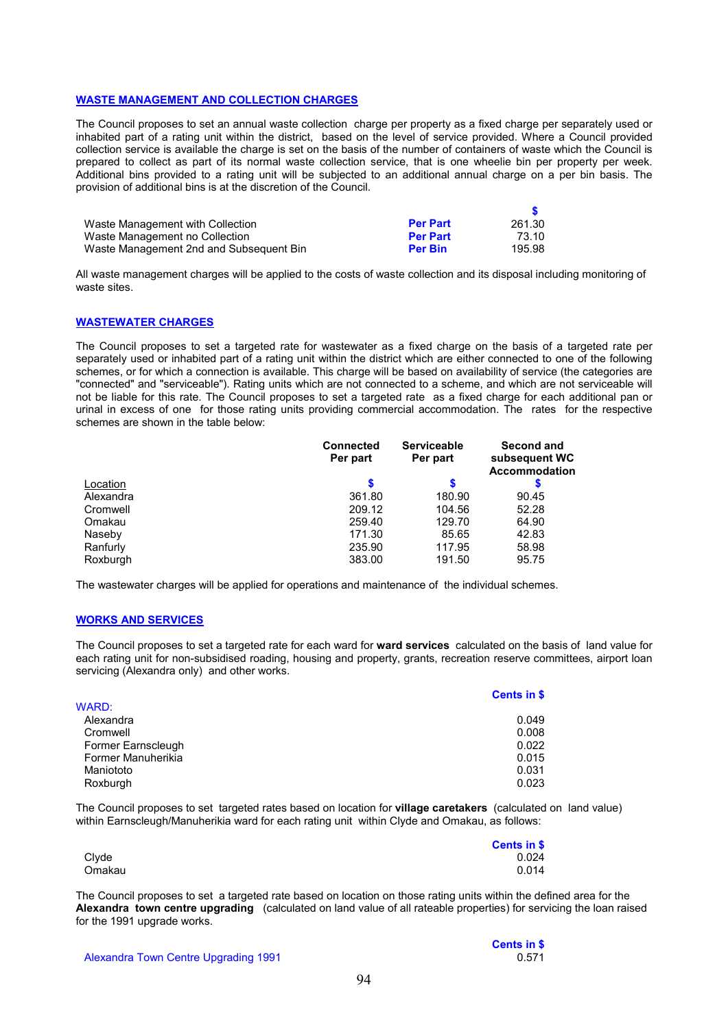## WASTE MANAGEMENT AND COLLECTION CHARGES

The Council proposes to set an annual waste collection charge per property as a fixed charge per separately used or inhabited part of a rating unit within the district, based on the level of service provided. Where a Council provided collection service is available the charge is set on the basis of the number of containers of waste which the Council is prepared to collect as part of its normal waste collection service, that is one wheelie bin per property per week. Additional bins provided to a rating unit will be subjected to an additional annual charge on a per bin basis. The provision of additional bins is at the discretion of the Council.

| | | $ |
|---|---|---|
| Waste Management with Collection | **Per Part** | 261.30 |
| Waste Management no Collection | **Per Part** | 73.10 |
| Waste Management 2nd and Subsequent Bin | **Per Bin** | 195.98 |

All waste management charges will be applied to the costs of waste collection and its disposal including monitoring of waste sites.

## WASTEWATER CHARGES

The Council proposes to set a targeted rate for wastewater as a fixed charge on the basis of a targeted rate per separately used or inhabited part of a rating unit within the district which are either connected to one of the following schemes, or for which a connection is available. This charge will be based on availability of service (the categories are "connected" and "serviceable"). Rating units which are not connected to a scheme, and which are not serviceable will not be liable for this rate. The Council proposes to set a targeted rate as a fixed charge for each additional pan or urinal in excess of one for those rating units providing commercial accommodation. The rates for the respective schemes are shown in the table below:

| Location | Connected Per part<br>$ | Serviceable Per part<br>$ | Second and subsequent WC Accommodation<br>$ |
|---|---|---|---|
| Alexandra | 361.80 | 180.90 | 90.45 |
| Cromwell | 209.12 | 104.56 | 52.28 |
| Omakau | 259.40 | 129.70 | 64.90 |
| Naseby | 171.30 | 85.65 | 42.83 |
| Ranfurly | 235.90 | 117.95 | 58.98 |
| Roxburgh | 383.00 | 191.50 | 95.75 |

The wastewater charges will be applied for operations and maintenance of the individual schemes.

## WORKS AND SERVICES

The Council proposes to set a targeted rate for each ward for **ward services** calculated on the basis of land value for each rating unit for non-subsidised roading, housing and property, grants, recreation reserve committees, airport loan servicing (Alexandra only) and other works.

| WARD: | Cents in $ |
|---|---|
| Alexandra | 0.049 |
| Cromwell | 0.008 |
| Former Earnscleugh | 0.022 |
| Former Manuherikia | 0.015 |
| Maniototo | 0.031 |
| Roxburgh | 0.023 |

The Council proposes to set targeted rates based on location for **village caretakers** (calculated on land value) within Earnscleugh/Manuherikia ward for each rating unit within Clyde and Omakau, as follows:

| | Cents in $ |
|---|---|
| Clyde | 0.024 |
| Omakau | 0.014 |

The Council proposes to set a targeted rate based on location on those rating units within the defined area for the **Alexandra town centre upgrading** (calculated on land value of all rateable properties) for servicing the loan raised for the 1991 upgrade works.

| | Cents in $ |
|---|---|
| Alexandra Town Centre Upgrading 1991 | 0.571 |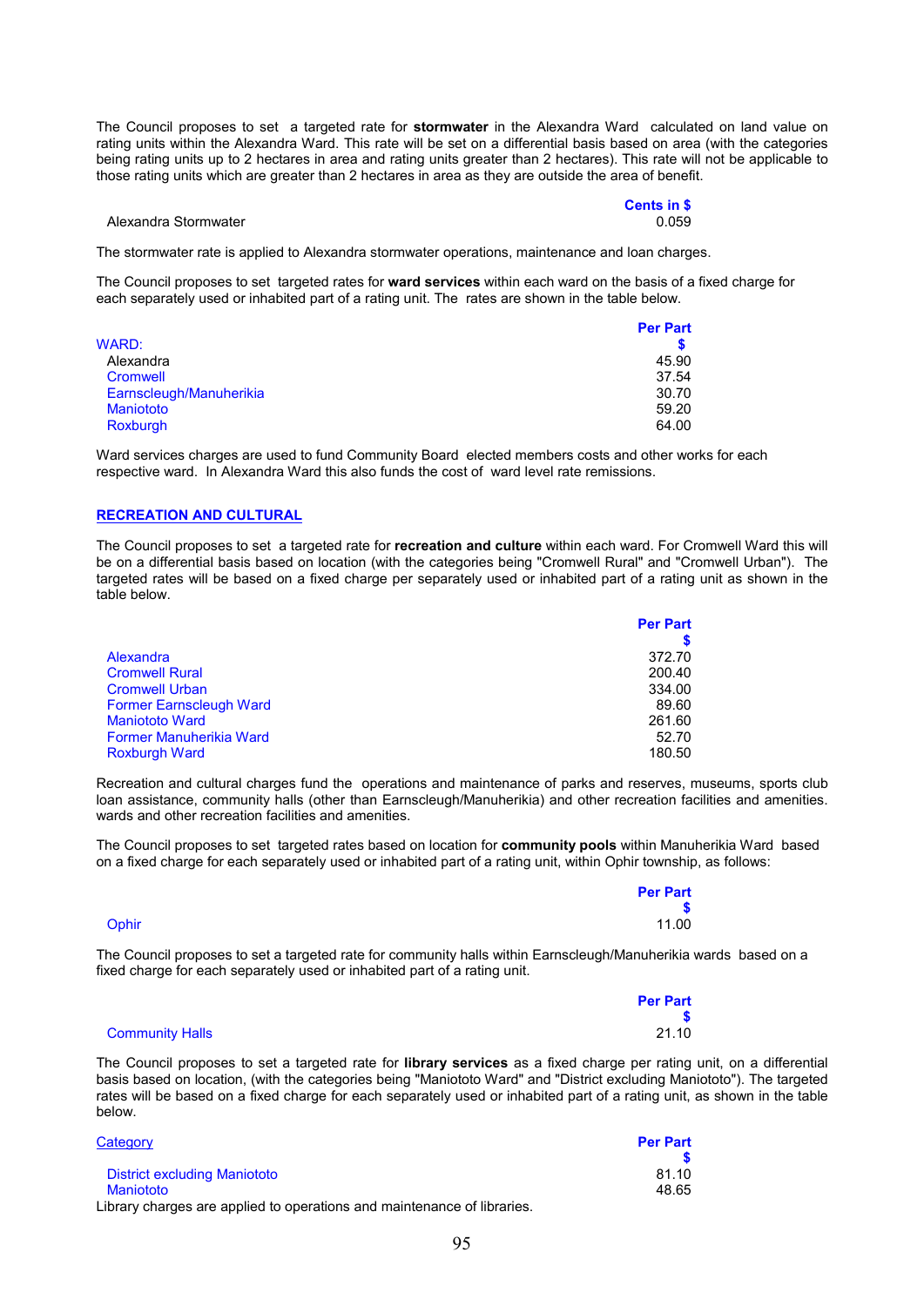The Council proposes to set a targeted rate for **stormwater** in the Alexandra Ward calculated on land value on rating units within the Alexandra Ward. This rate will be set on a differential basis based on area (with the categories being rating units up to 2 hectares in area and rating units greater than 2 hectares). This rate will not be applicable to those rating units which are greater than 2 hectares in area as they are outside the area of benefit.

| | Cents in $ |
|---|---|
| Alexandra Stormwater | 0.059 |

The stormwater rate is applied to Alexandra stormwater operations, maintenance and loan charges.

The Council proposes to set targeted rates for **ward services** within each ward on the basis of a fixed charge for each separately used or inhabited part of a rating unit. The rates are shown in the table below.

| WARD: | Per Part $ |
|---|---|
| Alexandra | 45.90 |
| Cromwell | 37.54 |
| Earnscleugh/Manuherikia | 30.70 |
| Maniototo | 59.20 |
| Roxburgh | 64.00 |

Ward services charges are used to fund Community Board elected members costs and other works for each respective ward. In Alexandra Ward this also funds the cost of ward level rate remissions.

## RECREATION AND CULTURAL

The Council proposes to set a targeted rate for **recreation and culture** within each ward. For Cromwell Ward this will be on a differential basis based on location (with the categories being "Cromwell Rural" and "Cromwell Urban"). The targeted rates will be based on a fixed charge per separately used or inhabited part of a rating unit as shown in the table below.

| | Per Part $ |
|---|---|
| Alexandra | 372.70 |
| Cromwell Rural | 200.40 |
| Cromwell Urban | 334.00 |
| Former Earnscleugh Ward | 89.60 |
| Maniototo Ward | 261.60 |
| Former Manuherikia Ward | 52.70 |
| Roxburgh Ward | 180.50 |

Recreation and cultural charges fund the operations and maintenance of parks and reserves, museums, sports club loan assistance, community halls (other than Earnscleugh/Manuherikia) and other recreation facilities and amenities. wards and other recreation facilities and amenities.

The Council proposes to set targeted rates based on location for **community pools** within Manuherikia Ward based on a fixed charge for each separately used or inhabited part of a rating unit, within Ophir township, as follows:

| | Per Part $ |
|---|---|
| Ophir | 11.00 |

The Council proposes to set a targeted rate for community halls within Earnscleugh/Manuherikia wards based on a fixed charge for each separately used or inhabited part of a rating unit.

| | Per Part $ |
|---|---|
| Community Halls | 21.10 |

The Council proposes to set a targeted rate for **library services** as a fixed charge per rating unit, on a differential basis based on location, (with the categories being "Maniototo Ward" and "District excluding Maniototo"). The targeted rates will be based on a fixed charge for each separately used or inhabited part of a rating unit, as shown in the table below.

| Category | Per Part $ |
|---|---|
| District excluding Maniototo | 81.10 |
| Maniototo | 48.65 |

Library charges are applied to operations and maintenance of libraries.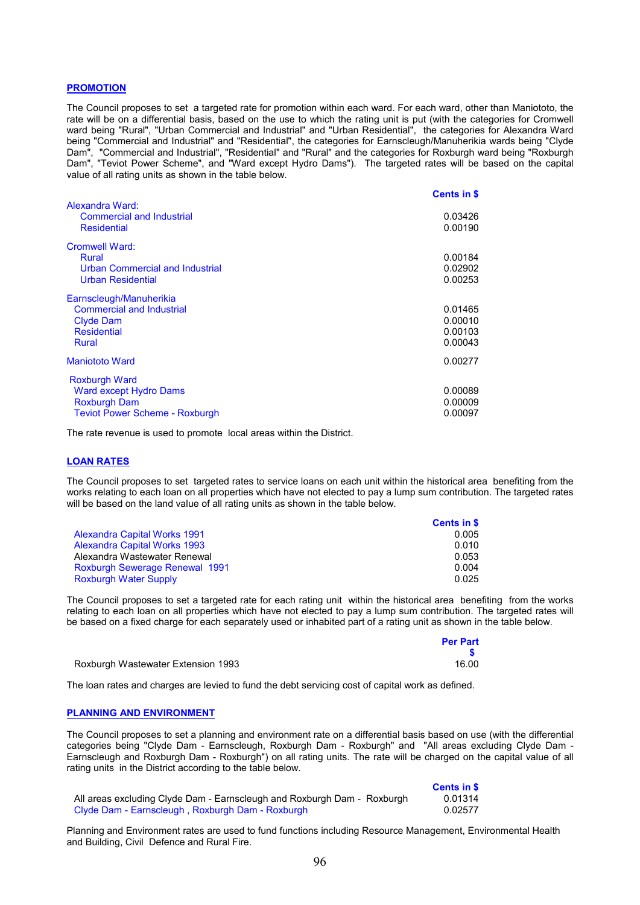## PROMOTION

The Council proposes to set a targeted rate for promotion within each ward. For each ward, other than Maniototo, the rate will be on a differential basis, based on the use to which the rating unit is put (with the categories for Cromwell ward being "Rural", "Urban Commercial and Industrial" and "Urban Residential", the categories for Alexandra Ward being "Commercial and Industrial" and "Residential", the categories for Earnscleugh/Manuherikia wards being "Clyde Dam", "Commercial and Industrial", "Residential" and "Rural" and the categories for Roxburgh ward being "Roxburgh Dam", "Teviot Power Scheme", and "Ward except Hydro Dams"). The targeted rates will be based on the capital value of all rating units as shown in the table below.

| | Cents in $ |
|---|---|
| **Alexandra Ward:** | |
| Commercial and Industrial | 0.03426 |
| Residential | 0.00190 |
| **Cromwell Ward:** | |
| Rural | 0.00184 |
| Urban Commercial and Industrial | 0.02902 |
| Urban Residential | 0.00253 |
| **Earnscleugh/Manuherikia** | |
| Commercial and Industrial | 0.01465 |
| Clyde Dam | 0.00010 |
| Residential | 0.00103 |
| Rural | 0.00043 |
| **Maniototo Ward** | 0.00277 |
| **Roxburgh Ward** | |
| Ward except Hydro Dams | 0.00089 |
| Roxburgh Dam | 0.00009 |
| Teviot Power Scheme - Roxburgh | 0.00097 |

The rate revenue is used to promote local areas within the District.

## LOAN RATES

The Council proposes to set targeted rates to service loans on each unit within the historical area benefiting from the works relating to each loan on all properties which have not elected to pay a lump sum contribution. The targeted rates will be based on the land value of all rating units as shown in the table below.

| | Cents in $ |
|---|---|
| Alexandra Capital Works 1991 | 0.005 |
| Alexandra Capital Works 1993 | 0.010 |
| Alexandra Wastewater Renewal | 0.053 |
| Roxburgh Sewerage Renewal 1991 | 0.004 |
| Roxburgh Water Supply | 0.025 |

The Council proposes to set a targeted rate for each rating unit within the historical area benefiting from the works relating to each loan on all properties which have not elected to pay a lump sum contribution. The targeted rates will be based on a fixed charge for each separately used or inhabited part of a rating unit as shown in the table below.

| | Per Part $ |
|---|---|
| Roxburgh Wastewater Extension 1993 | 16.00 |

The loan rates and charges are levied to fund the debt servicing cost of capital work as defined.

## PLANNING AND ENVIRONMENT

The Council proposes to set a planning and environment rate on a differential basis based on use (with the differential categories being "Clyde Dam - Earnscleugh, Roxburgh Dam - Roxburgh" and "All areas excluding Clyde Dam - Earnscleugh and Roxburgh Dam - Roxburgh") on all rating units. The rate will be charged on the capital value of all rating units in the District according to the table below.

| | Cents in $ |
|---|---|
| All areas excluding Clyde Dam - Earnscleugh and Roxburgh Dam - Roxburgh | 0.01314 |
| Clyde Dam - Earnscleugh , Roxburgh Dam - Roxburgh | 0.02577 |

Planning and Environment rates are used to fund functions including Resource Management, Environmental Health and Building, Civil Defence and Rural Fire.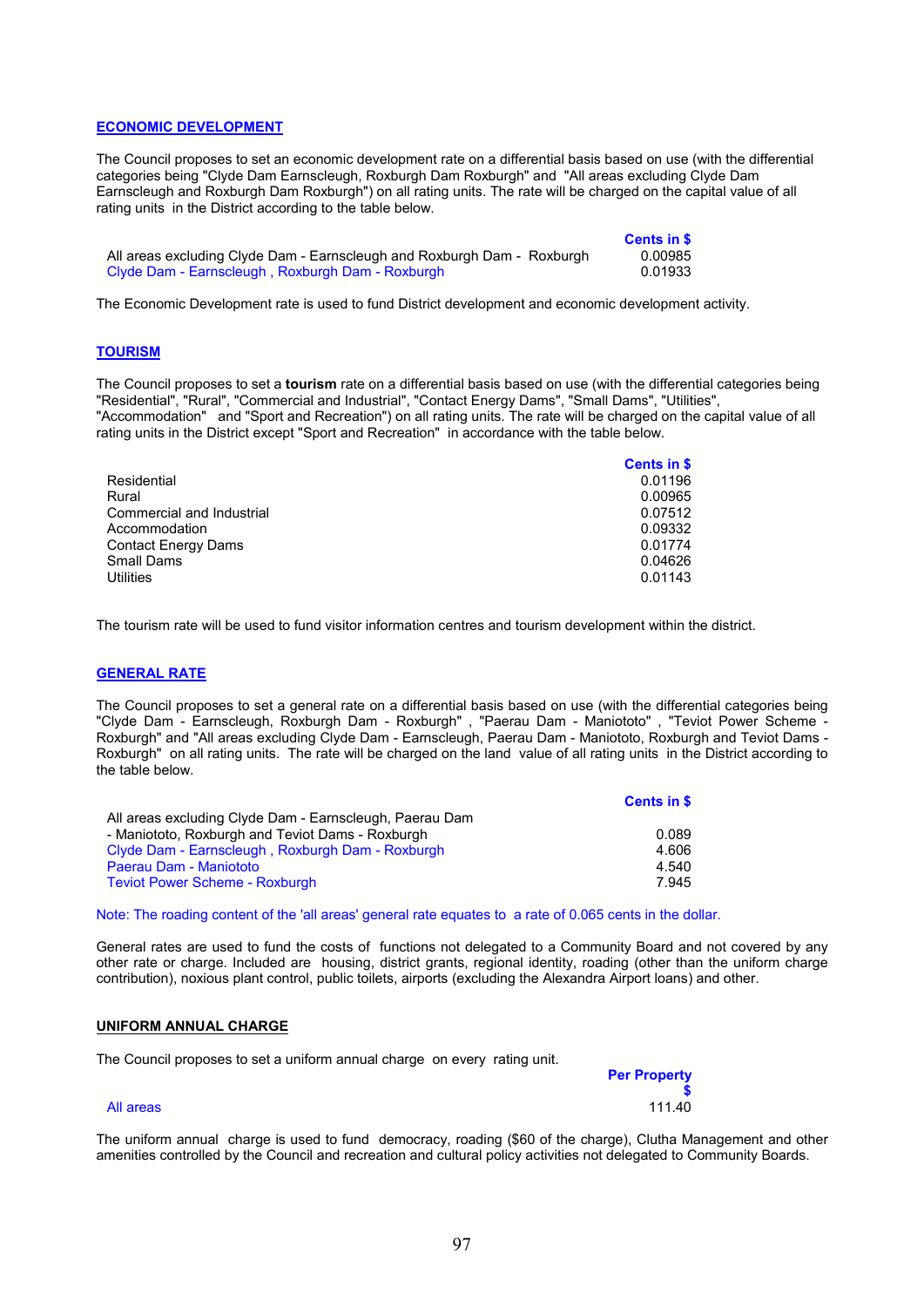## ECONOMIC DEVELOPMENT

The Council proposes to set an economic development rate on a differential basis based on use (with the differential categories being "Clyde Dam Earnscleugh, Roxburgh Dam Roxburgh" and "All areas excluding Clyde Dam Earnscleugh and Roxburgh Dam Roxburgh") on all rating units. The rate will be charged on the capital value of all rating units in the District according to the table below.

| | Cents in $ |
|---|---|
| All areas excluding Clyde Dam - Earnscleugh and Roxburgh Dam - Roxburgh | 0.00985 |
| Clyde Dam - Earnscleugh , Roxburgh Dam - Roxburgh | 0.01933 |

The Economic Development rate is used to fund District development and economic development activity.

## TOURISM

The Council proposes to set a **tourism** rate on a differential basis based on use (with the differential categories being "Residential", "Rural", "Commercial and Industrial", "Contact Energy Dams", "Small Dams", "Utilities", "Accommodation" and "Sport and Recreation") on all rating units. The rate will be charged on the capital value of all rating units in the District except "Sport and Recreation" in accordance with the table below.

| | Cents in $ |
|---|---|
| Residential | 0.01196 |
| Rural | 0.00965 |
| Commercial and Industrial | 0.07512 |
| Accommodation | 0.09332 |
| Contact Energy Dams | 0.01774 |
| Small Dams | 0.04626 |
| Utilities | 0.01143 |

The tourism rate will be used to fund visitor information centres and tourism development within the district.

## GENERAL RATE

The Council proposes to set a general rate on a differential basis based on use (with the differential categories being "Clyde Dam - Earnscleugh, Roxburgh Dam - Roxburgh" , "Paerau Dam - Maniototo" , "Teviot Power Scheme - Roxburgh" and "All areas excluding Clyde Dam - Earnscleugh, Paerau Dam - Maniototo, Roxburgh and Teviot Dams - Roxburgh" on all rating units. The rate will be charged on the land value of all rating units in the District according to the table below.

| | Cents in $ |
|---|---|
| All areas excluding Clyde Dam - Earnscleugh, Paerau Dam - Maniototo, Roxburgh and Teviot Dams - Roxburgh | 0.089 |
| Clyde Dam - Earnscleugh , Roxburgh Dam - Roxburgh | 4.606 |
| Paerau Dam - Maniototo | 4.540 |
| Teviot Power Scheme - Roxburgh | 7.945 |

Note: The roading content of the 'all areas' general rate equates to a rate of 0.065 cents in the dollar.

General rates are used to fund the costs of functions not delegated to a Community Board and not covered by any other rate or charge. Included are housing, district grants, regional identity, roading (other than the uniform charge contribution), noxious plant control, public toilets, airports (excluding the Alexandra Airport loans) and other.

## UNIFORM ANNUAL CHARGE

The Council proposes to set a uniform annual charge on every rating unit.

| | Per Property $ |
|---|---|
| All areas | 111.40 |

The uniform annual charge is used to fund democracy, roading ($60 of the charge), Clutha Management and other amenities controlled by the Council and recreation and cultural policy activities not delegated to Community Boards.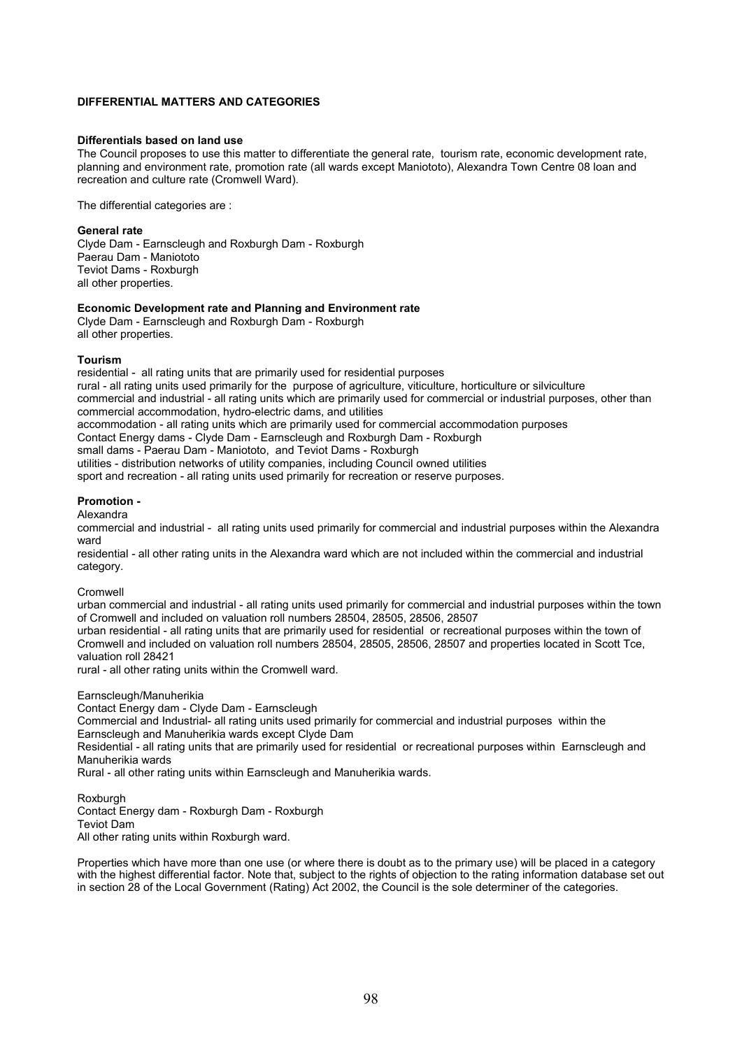## DIFFERENTIAL MATTERS AND CATEGORIES

### Differentials based on land use

The Council proposes to use this matter to differentiate the general rate, tourism rate, economic development rate, planning and environment rate, promotion rate (all wards except Maniototo), Alexandra Town Centre 08 loan and recreation and culture rate (Cromwell Ward).

The differential categories are :

**General rate**

Clyde Dam - Earnscleugh and Roxburgh Dam - Roxburgh
Paerau Dam - Maniototo
Teviot Dams - Roxburgh
all other properties.

**Economic Development rate and Planning and Environment rate**

Clyde Dam - Earnscleugh and Roxburgh Dam - Roxburgh
all other properties.

**Tourism**

residential - all rating units that are primarily used for residential purposes
rural - all rating units used primarily for the purpose of agriculture, viticulture, horticulture or silviculture
commercial and industrial - all rating units which are primarily used for commercial or industrial purposes, other than commercial accommodation, hydro-electric dams, and utilities
accommodation - all rating units which are primarily used for commercial accommodation purposes
Contact Energy dams - Clyde Dam - Earnscleugh and Roxburgh Dam - Roxburgh
small dams - Paerau Dam - Maniototo, and Teviot Dams - Roxburgh
utilities - distribution networks of utility companies, including Council owned utilities
sport and recreation - all rating units used primarily for recreation or reserve purposes.

**Promotion -**

Alexandra
commercial and industrial - all rating units used primarily for commercial and industrial purposes within the Alexandra ward
residential - all other rating units in the Alexandra ward which are not included within the commercial and industrial category.

Cromwell
urban commercial and industrial - all rating units used primarily for commercial and industrial purposes within the town of Cromwell and included on valuation roll numbers 28504, 28505, 28506, 28507
urban residential - all rating units that are primarily used for residential or recreational purposes within the town of Cromwell and included on valuation roll numbers 28504, 28505, 28506, 28507 and properties located in Scott Tce, valuation roll 28421
rural - all other rating units within the Cromwell ward.

Earnscleugh/Manuherikia
Contact Energy dam - Clyde Dam - Earnscleugh
Commercial and Industrial- all rating units used primarily for commercial and industrial purposes within the Earnscleugh and Manuherikia wards except Clyde Dam
Residential - all rating units that are primarily used for residential or recreational purposes within Earnscleugh and Manuherikia wards
Rural - all other rating units within Earnscleugh and Manuherikia wards.

Roxburgh
Contact Energy dam - Roxburgh Dam - Roxburgh
Teviot Dam
All other rating units within Roxburgh ward.

Properties which have more than one use (or where there is doubt as to the primary use) will be placed in a category with the highest differential factor. Note that, subject to the rights of objection to the rating information database set out in section 28 of the Local Government (Rating) Act 2002, the Council is the sole determiner of the categories.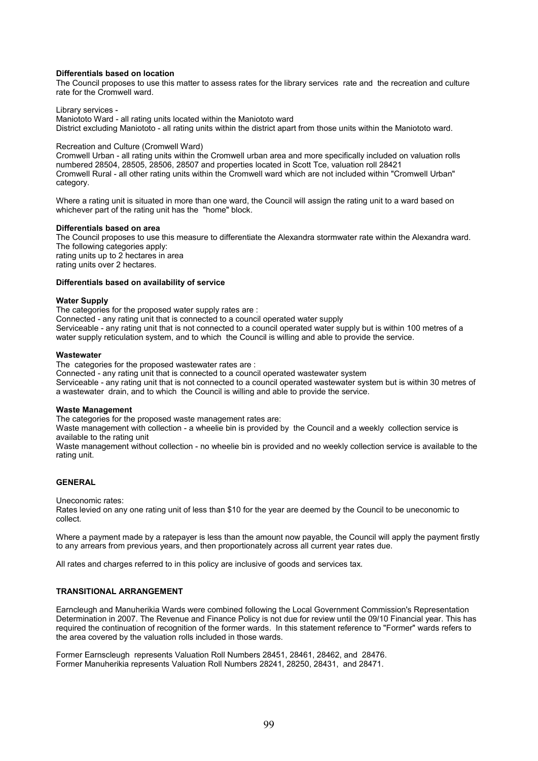**Differentials based on location**

The Council proposes to use this matter to assess rates for the library services rate and the recreation and culture rate for the Cromwell ward.

Library services -
Maniototo Ward - all rating units located within the Maniototo ward
District excluding Maniototo - all rating units within the district apart from those units within the Maniototo ward.

Recreation and Culture (Cromwell Ward)
Cromwell Urban - all rating units within the Cromwell urban area and more specifically included on valuation rolls numbered 28504, 28505, 28506, 28507 and properties located in Scott Tce, valuation roll 28421
Cromwell Rural - all other rating units within the Cromwell ward which are not included within "Cromwell Urban" category.

Where a rating unit is situated in more than one ward, the Council will assign the rating unit to a ward based on whichever part of the rating unit has the "home" block.

**Differentials based on area**

The Council proposes to use this measure to differentiate the Alexandra stormwater rate within the Alexandra ward.
The following categories apply:
rating units up to 2 hectares in area
rating units over 2 hectares.

**Differentials based on availability of service**

**Water Supply**

The categories for the proposed water supply rates are :
Connected - any rating unit that is connected to a council operated water supply
Serviceable - any rating unit that is not connected to a council operated water supply but is within 100 metres of a water supply reticulation system, and to which the Council is willing and able to provide the service.

**Wastewater**

The categories for the proposed wastewater rates are :
Connected - any rating unit that is connected to a council operated wastewater system
Serviceable - any rating unit that is not connected to a council operated wastewater system but is within 30 metres of a wastewater drain, and to which the Council is willing and able to provide the service.

**Waste Management**

The categories for the proposed waste management rates are:
Waste management with collection - a wheelie bin is provided by the Council and a weekly collection service is available to the rating unit
Waste management without collection - no wheelie bin is provided and no weekly collection service is available to the rating unit.

**GENERAL**

Uneconomic rates:
Rates levied on any one rating unit of less than $10 for the year are deemed by the Council to be uneconomic to collect.

Where a payment made by a ratepayer is less than the amount now payable, the Council will apply the payment firstly to any arrears from previous years, and then proportionately across all current year rates due.

All rates and charges referred to in this policy are inclusive of goods and services tax.

**TRANSITIONAL ARRANGEMENT**

Earncleugh and Manuherikia Wards were combined following the Local Government Commission's Representation Determination in 2007. The Revenue and Finance Policy is not due for review until the 09/10 Financial year. This has required the continuation of recognition of the former wards. In this statement reference to "Former" wards refers to the area covered by the valuation rolls included in those wards.

Former Earnscleugh represents Valuation Roll Numbers 28451, 28461, 28462, and 28476.
Former Manuherikia represents Valuation Roll Numbers 28241, 28250, 28431, and 28471.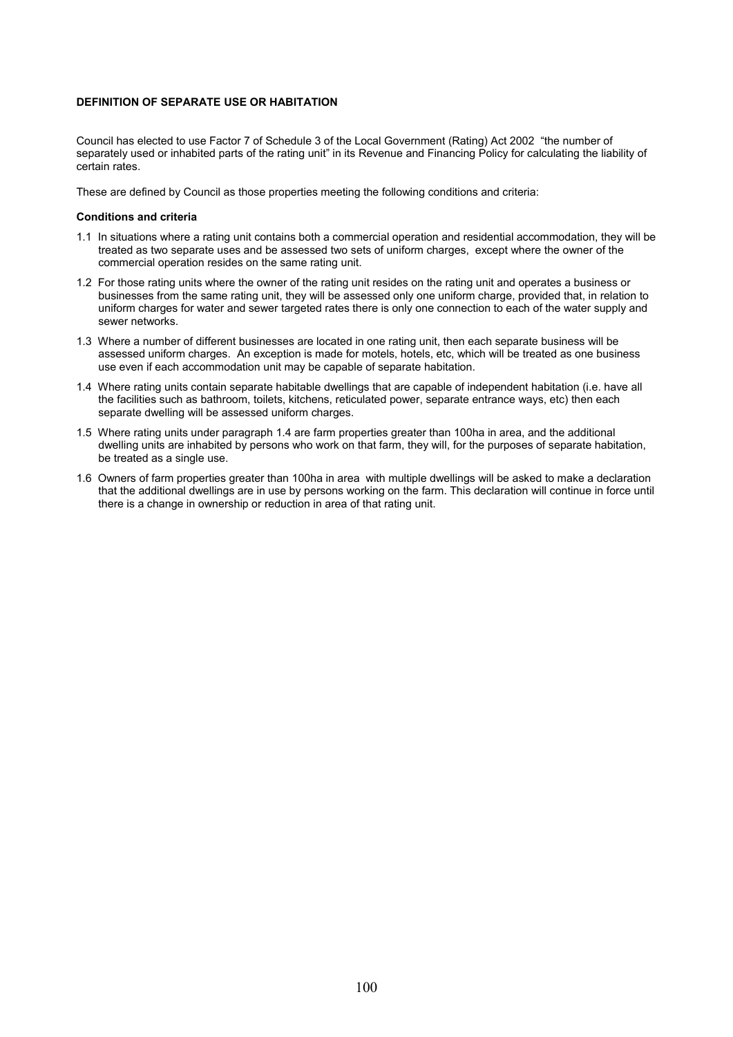**DEFINITION OF SEPARATE USE OR HABITATION**

Council has elected to use Factor 7 of Schedule 3 of the Local Government (Rating) Act 2002 "the number of separately used or inhabited parts of the rating unit" in its Revenue and Financing Policy for calculating the liability of certain rates.

These are defined by Council as those properties meeting the following conditions and criteria:

**Conditions and criteria**

1.1 In situations where a rating unit contains both a commercial operation and residential accommodation, they will be treated as two separate uses and be assessed two sets of uniform charges, except where the owner of the commercial operation resides on the same rating unit.

1.2 For those rating units where the owner of the rating unit resides on the rating unit and operates a business or businesses from the same rating unit, they will be assessed only one uniform charge, provided that, in relation to uniform charges for water and sewer targeted rates there is only one connection to each of the water supply and sewer networks.

1.3 Where a number of different businesses are located in one rating unit, then each separate business will be assessed uniform charges. An exception is made for motels, hotels, etc, which will be treated as one business use even if each accommodation unit may be capable of separate habitation.

1.4 Where rating units contain separate habitable dwellings that are capable of independent habitation (i.e. have all the facilities such as bathroom, toilets, kitchens, reticulated power, separate entrance ways, etc) then each separate dwelling will be assessed uniform charges.

1.5 Where rating units under paragraph 1.4 are farm properties greater than 100ha in area, and the additional dwelling units are inhabited by persons who work on that farm, they will, for the purposes of separate habitation, be treated as a single use.

1.6 Owners of farm properties greater than 100ha in area with multiple dwellings will be asked to make a declaration that the additional dwellings are in use by persons working on the farm. This declaration will continue in force until there is a change in ownership or reduction in area of that rating unit.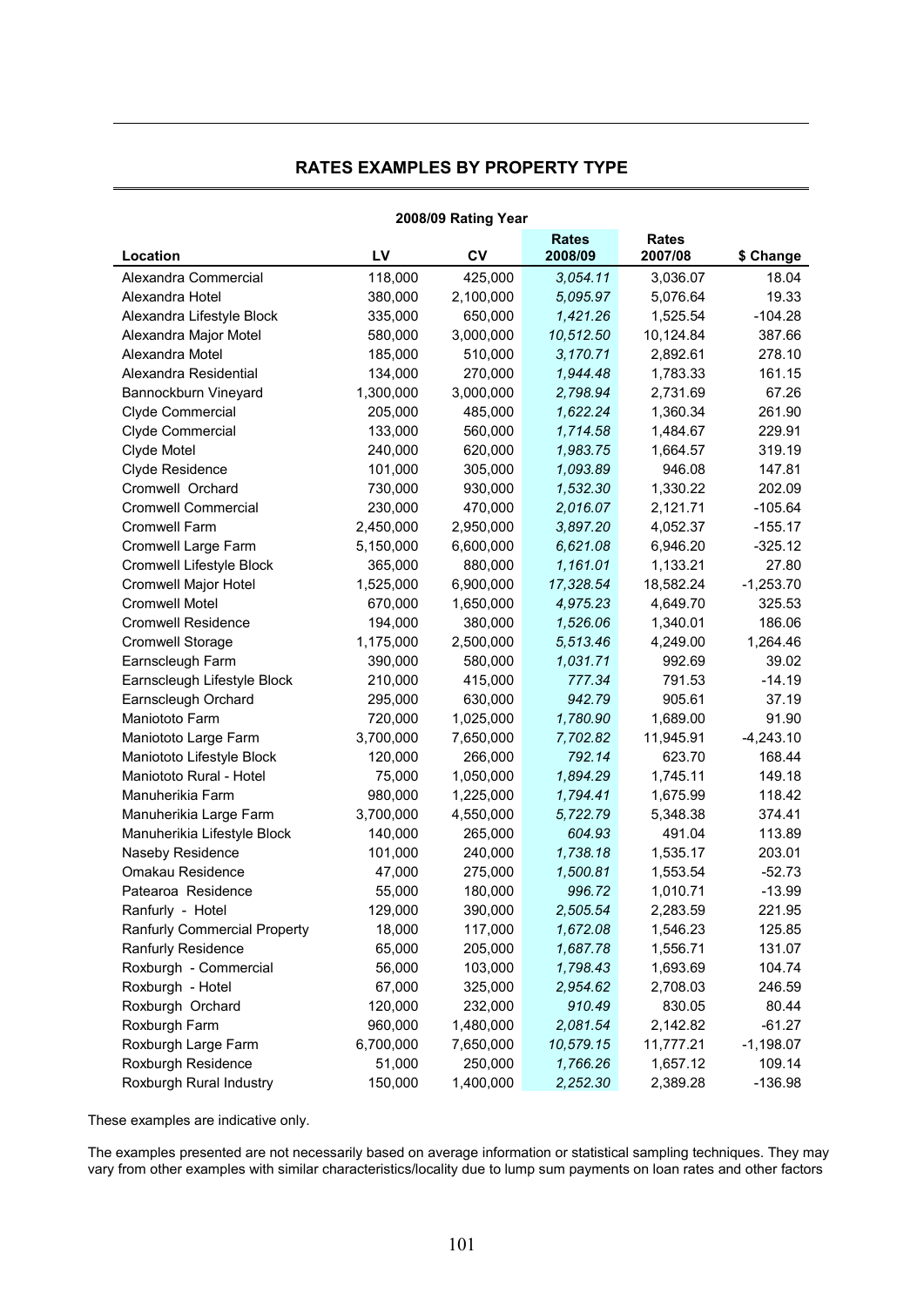## RATES EXAMPLES BY PROPERTY TYPE

**2008/09 Rating Year**

| Location | LV | CV | Rates 2008/09 | Rates 2007/08 | $ Change |
|---|---|---|---|---|---|
| Alexandra Commercial | 118,000 | 425,000 | *3,054.11* | 3,036.07 | 18.04 |
| Alexandra Hotel | 380,000 | 2,100,000 | *5,095.97* | 5,076.64 | 19.33 |
| Alexandra Lifestyle Block | 335,000 | 650,000 | *1,421.26* | 1,525.54 | -104.28 |
| Alexandra Major Motel | 580,000 | 3,000,000 | *10,512.50* | 10,124.84 | 387.66 |
| Alexandra Motel | 185,000 | 510,000 | *3,170.71* | 2,892.61 | 278.10 |
| Alexandra Residential | 134,000 | 270,000 | *1,944.48* | 1,783.33 | 161.15 |
| Bannockburn Vineyard | 1,300,000 | 3,000,000 | *2,798.94* | 2,731.69 | 67.26 |
| Clyde Commercial | 205,000 | 485,000 | *1,622.24* | 1,360.34 | 261.90 |
| Clyde Commercial | 133,000 | 560,000 | *1,714.58* | 1,484.67 | 229.91 |
| Clyde Motel | 240,000 | 620,000 | *1,983.75* | 1,664.57 | 319.19 |
| Clyde Residence | 101,000 | 305,000 | *1,093.89* | 946.08 | 147.81 |
| Cromwell Orchard | 730,000 | 930,000 | *1,532.30* | 1,330.22 | 202.09 |
| Cromwell Commercial | 230,000 | 470,000 | *2,016.07* | 2,121.71 | -105.64 |
| Cromwell Farm | 2,450,000 | 2,950,000 | *3,897.20* | 4,052.37 | -155.17 |
| Cromwell Large Farm | 5,150,000 | 6,600,000 | *6,621.08* | 6,946.20 | -325.12 |
| Cromwell Lifestyle Block | 365,000 | 880,000 | *1,161.01* | 1,133.21 | 27.80 |
| Cromwell Major Hotel | 1,525,000 | 6,900,000 | *17,328.54* | 18,582.24 | -1,253.70 |
| Cromwell Motel | 670,000 | 1,650,000 | *4,975.23* | 4,649.70 | 325.53 |
| Cromwell Residence | 194,000 | 380,000 | *1,526.06* | 1,340.01 | 186.06 |
| Cromwell Storage | 1,175,000 | 2,500,000 | *5,513.46* | 4,249.00 | 1,264.46 |
| Earnscleugh Farm | 390,000 | 580,000 | *1,031.71* | 992.69 | 39.02 |
| Earnscleugh Lifestyle Block | 210,000 | 415,000 | *777.34* | 791.53 | -14.19 |
| Earnscleugh Orchard | 295,000 | 630,000 | *942.79* | 905.61 | 37.19 |
| Maniototo Farm | 720,000 | 1,025,000 | *1,780.90* | 1,689.00 | 91.90 |
| Maniototo Large Farm | 3,700,000 | 7,650,000 | *7,702.82* | 11,945.91 | -4,243.10 |
| Maniototo Lifestyle Block | 120,000 | 266,000 | *792.14* | 623.70 | 168.44 |
| Maniototo Rural - Hotel | 75,000 | 1,050,000 | *1,894.29* | 1,745.11 | 149.18 |
| Manuherikia Farm | 980,000 | 1,225,000 | *1,794.41* | 1,675.99 | 118.42 |
| Manuherikia Large Farm | 3,700,000 | 4,550,000 | *5,722.79* | 5,348.38 | 374.41 |
| Manuherikia Lifestyle Block | 140,000 | 265,000 | *604.93* | 491.04 | 113.89 |
| Naseby Residence | 101,000 | 240,000 | *1,738.18* | 1,535.17 | 203.01 |
| Omakau Residence | 47,000 | 275,000 | *1,500.81* | 1,553.54 | -52.73 |
| Patearoa Residence | 55,000 | 180,000 | *996.72* | 1,010.71 | -13.99 |
| Ranfurly - Hotel | 129,000 | 390,000 | *2,505.54* | 2,283.59 | 221.95 |
| Ranfurly Commercial Property | 18,000 | 117,000 | *1,672.08* | 1,546.23 | 125.85 |
| Ranfurly Residence | 65,000 | 205,000 | *1,687.78* | 1,556.71 | 131.07 |
| Roxburgh - Commercial | 56,000 | 103,000 | *1,798.43* | 1,693.69 | 104.74 |
| Roxburgh - Hotel | 67,000 | 325,000 | *2,954.62* | 2,708.03 | 246.59 |
| Roxburgh Orchard | 120,000 | 232,000 | *910.49* | 830.05 | 80.44 |
| Roxburgh Farm | 960,000 | 1,480,000 | *2,081.54* | 2,142.82 | -61.27 |
| Roxburgh Large Farm | 6,700,000 | 7,650,000 | *10,579.15* | 11,777.21 | -1,198.07 |
| Roxburgh Residence | 51,000 | 250,000 | *1,766.26* | 1,657.12 | 109.14 |
| Roxburgh Rural Industry | 150,000 | 1,400,000 | *2,252.30* | 2,389.28 | -136.98 |

These examples are indicative only.

The examples presented are not necessarily based on average information or statistical sampling techniques. They may vary from other examples with similar characteristics/locality due to lump sum payments on loan rates and other factors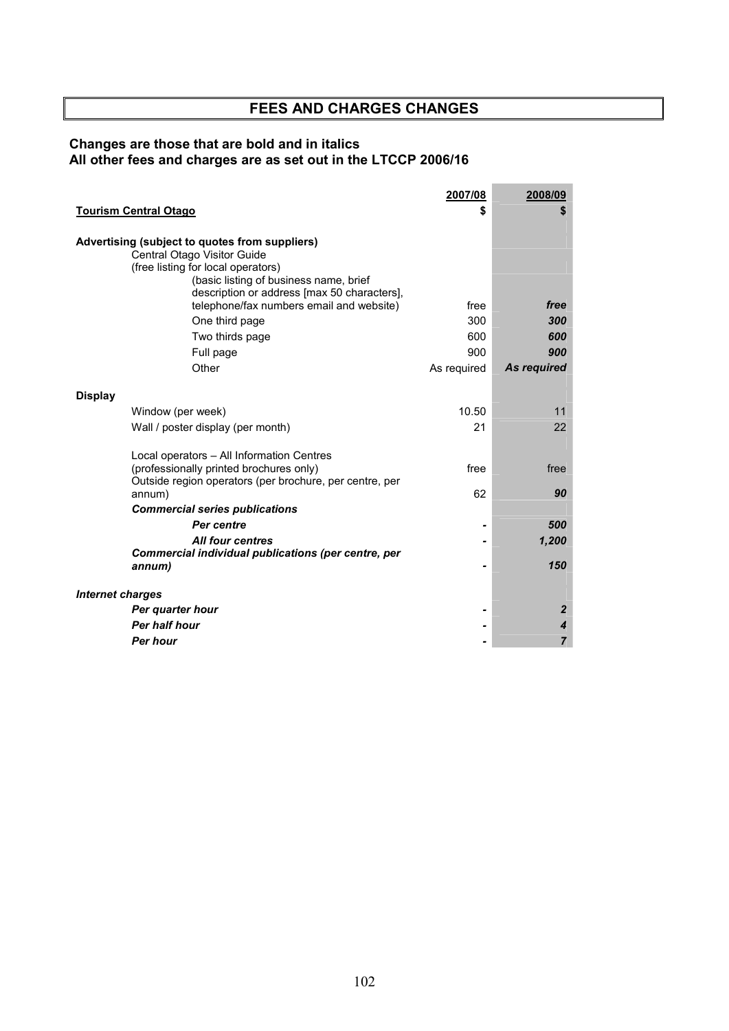# FEES AND CHARGES CHANGES

**Changes are those that are bold and in italics**
**All other fees and charges are as set out in the LTCCP 2006/16**

| | 2007/08 | 2008/09 |
|---|---|---|
| **Tourism Central Otago** | **$** | **$** |
| **Advertising (subject to quotes from suppliers)** | | |
| Central Otago Visitor Guide | | |
| (free listing for local operators) | | |
| (basic listing of business name, brief description or address [max 50 characters], telephone/fax numbers email and website) | free | ***free*** |
| One third page | 300 | ***300*** |
| Two thirds page | 600 | ***600*** |
| Full page | 900 | ***900*** |
| Other | As required | ***As required*** |
| **Display** | | |
| Window (per week) | 10.50 | 11 |
| Wall / poster display (per month) | 21 | 22 |
| Local operators – All Information Centres (professionally printed brochures only) | free | free |
| Outside region operators (per brochure, per centre, per annum) | 62 | ***90*** |
| ***Commercial series publications*** | | |
| ***Per centre*** | - | ***500*** |
| ***All four centres*** | - | ***1,200*** |
| ***Commercial individual publications (per centre, per annum)*** | - | ***150*** |
| ***Internet charges*** | | |
| ***Per quarter hour*** | - | ***2*** |
| ***Per half hour*** | - | ***4*** |
| ***Per hour*** | - | ***7*** |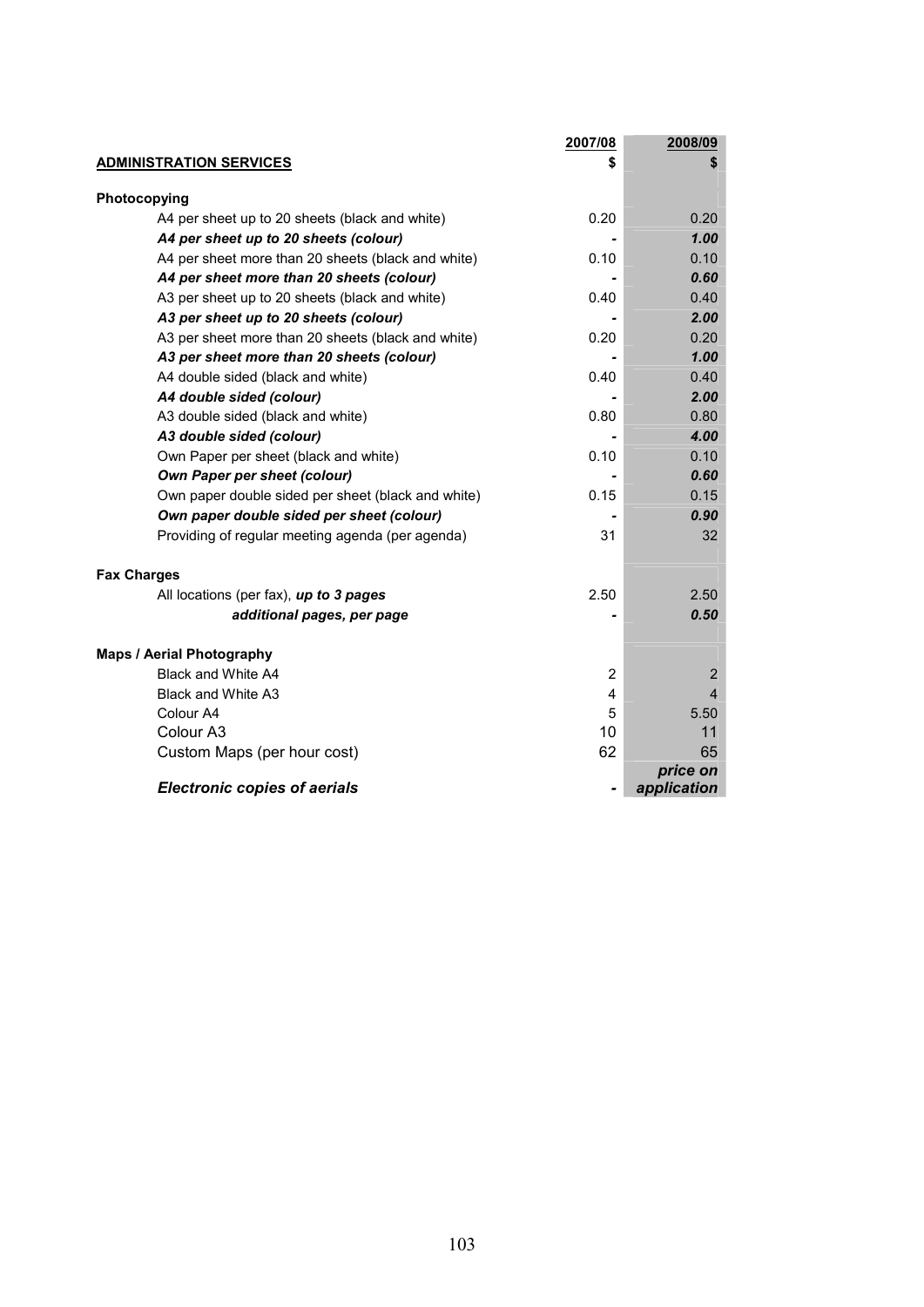| **ADMINISTRATION SERVICES** | **2007/08** $ | **2008/09** $ |
|---|---|---|
| **Photocopying** | | |
| A4 per sheet up to 20 sheets (black and white) | 0.20 | 0.20 |
| ***A4 per sheet up to 20 sheets (colour)*** | - | ***1.00*** |
| A4 per sheet more than 20 sheets (black and white) | 0.10 | 0.10 |
| ***A4 per sheet more than 20 sheets (colour)*** | - | ***0.60*** |
| A3 per sheet up to 20 sheets (black and white) | 0.40 | 0.40 |
| ***A3 per sheet up to 20 sheets (colour)*** | - | ***2.00*** |
| A3 per sheet more than 20 sheets (black and white) | 0.20 | 0.20 |
| ***A3 per sheet more than 20 sheets (colour)*** | - | ***1.00*** |
| A4 double sided (black and white) | 0.40 | 0.40 |
| ***A4 double sided (colour)*** | - | ***2.00*** |
| A3 double sided (black and white) | 0.80 | 0.80 |
| ***A3 double sided (colour)*** | - | ***4.00*** |
| Own Paper per sheet (black and white) | 0.10 | 0.10 |
| ***Own Paper per sheet (colour)*** | - | ***0.60*** |
| Own paper double sided per sheet (black and white) | 0.15 | 0.15 |
| ***Own paper double sided per sheet (colour)*** | - | ***0.90*** |
| Providing of regular meeting agenda (per agenda) | 31 | 32 |
| **Fax Charges** | | |
| All locations (per fax), ***up to 3 pages*** | 2.50 | 2.50 |
| ***additional pages, per page*** | - | ***0.50*** |
| **Maps / Aerial Photography** | | |
| Black and White A4 | 2 | 2 |
| Black and White A3 | 4 | 4 |
| Colour A4 | 5 | 5.50 |
| Colour A3 | 10 | 11 |
| Custom Maps (per hour cost) | 62 | 65 |
| ***Electronic copies of aerials*** | - | ***price on application*** |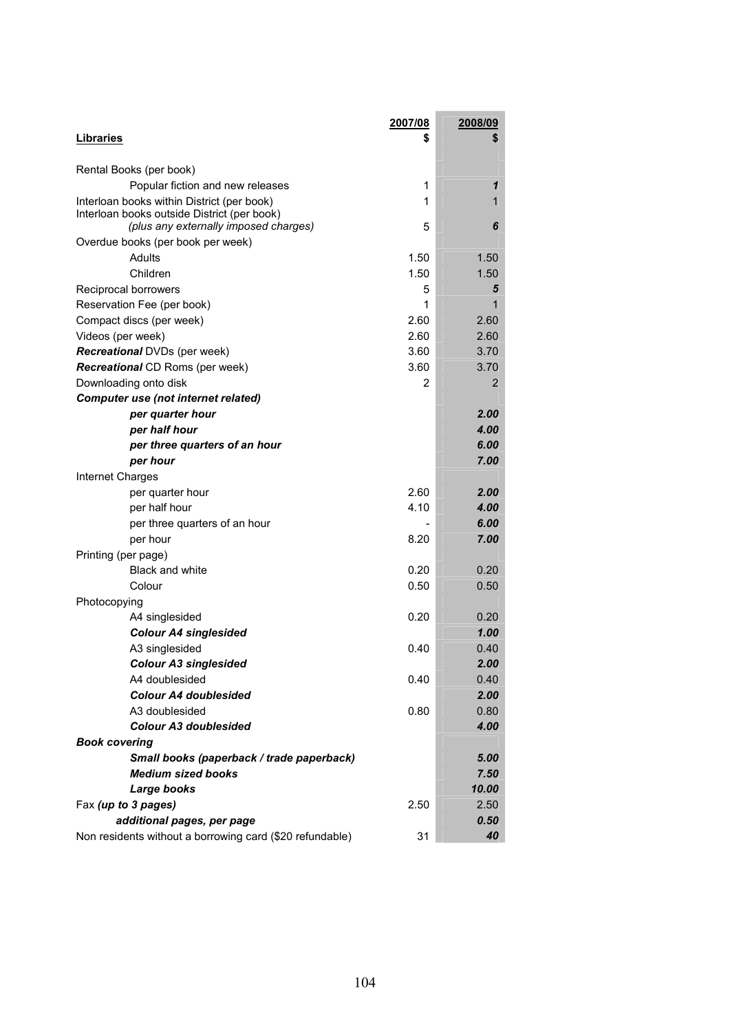| **Libraries** | **2007/08** $ | **2008/09** $ |
|---|---|---|
| Rental Books (per book) | | |
| Popular fiction and new releases | 1 | ***1*** |
| Interloan books within District (per book) | 1 | 1 |
| Interloan books outside District (per book) *(plus any externally imposed charges)* | 5 | ***6*** |
| Overdue books (per book per week) | | |
| Adults | 1.50 | 1.50 |
| Children | 1.50 | 1.50 |
| Reciprocal borrowers | 5 | ***5*** |
| Reservation Fee (per book) | 1 | 1 |
| Compact discs (per week) | 2.60 | 2.60 |
| Videos (per week) | 2.60 | 2.60 |
| ***Recreational*** DVDs (per week) | 3.60 | 3.70 |
| ***Recreational*** CD Roms (per week) | 3.60 | 3.70 |
| Downloading onto disk | 2 | 2 |
| ***Computer use (not internet related)*** | | |
| ***per quarter hour*** | | ***2.00*** |
| ***per half hour*** | | ***4.00*** |
| ***per three quarters of an hour*** | | ***6.00*** |
| ***per hour*** | | ***7.00*** |
| Internet Charges | | |
| per quarter hour | 2.60 | ***2.00*** |
| per half hour | 4.10 | ***4.00*** |
| per three quarters of an hour | - | ***6.00*** |
| per hour | 8.20 | ***7.00*** |
| Printing (per page) | | |
| Black and white | 0.20 | 0.20 |
| Colour | 0.50 | 0.50 |
| Photocopying | | |
| A4 singlesided | 0.20 | 0.20 |
| ***Colour A4 singlesided*** | | ***1.00*** |
| A3 singlesided | 0.40 | 0.40 |
| ***Colour A3 singlesided*** | | ***2.00*** |
| A4 doublesided | 0.40 | 0.40 |
| ***Colour A4 doublesided*** | | ***2.00*** |
| A3 doublesided | 0.80 | 0.80 |
| ***Colour A3 doublesided*** | | ***4.00*** |
| ***Book covering*** | | |
| ***Small books (paperback / trade paperback)*** | | ***5.00*** |
| ***Medium sized books*** | | ***7.50*** |
| ***Large books*** | | ***10.00*** |
| Fax ***(up to 3 pages)*** | 2.50 | 2.50 |
| ***additional pages, per page*** | | ***0.50*** |
| Non residents without a borrowing card ($20 refundable) | 31 | ***40*** |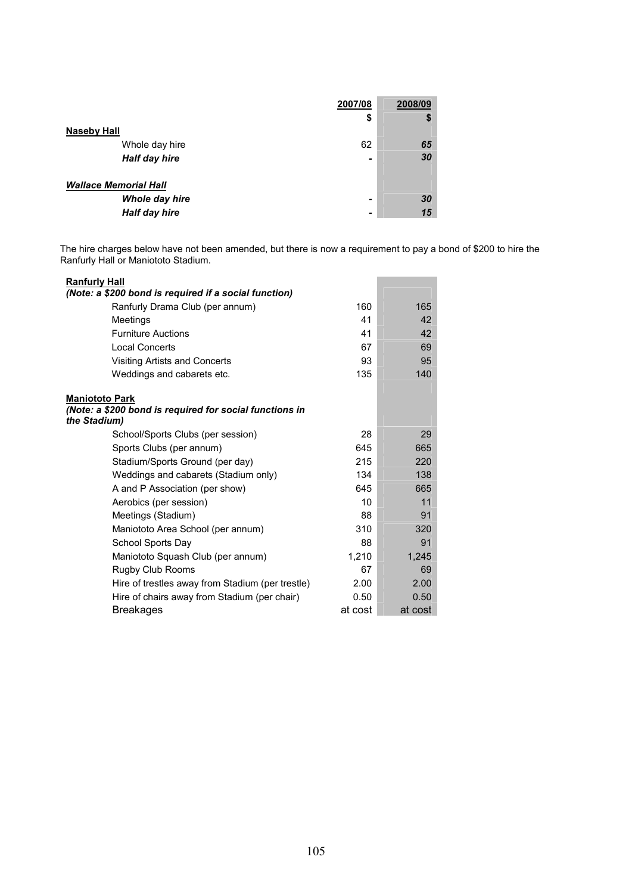| | 2007/08 | 2008/09 |
|---|---|---|
| | $ | $ |
| **Naseby Hall** | | |
| Whole day hire | 62 | ***65*** |
| ***Half day hire*** | - | ***30*** |
| | | |
| ***Wallace Memorial Hall*** | | |
| ***Whole day hire*** | - | ***30*** |
| ***Half day hire*** | - | ***15*** |

The hire charges below have not been amended, but there is now a requirement to pay a bond of $200 to hire the Ranfurly Hall or Maniototo Stadium.

| | 2007/08 | 2008/09 |
|---|---|---|
| **Ranfurly Hall** | | |
| ***(Note: a $200 bond is required if a social function)*** | | |
| Ranfurly Drama Club (per annum) | 160 | 165 |
| Meetings | 41 | 42 |
| Furniture Auctions | 41 | 42 |
| Local Concerts | 67 | 69 |
| Visiting Artists and Concerts | 93 | 95 |
| Weddings and cabarets etc. | 135 | 140 |
| | | |
| **Maniototo Park** | | |
| ***(Note: a $200 bond is required for social functions in the Stadium)*** | | |
| School/Sports Clubs (per session) | 28 | 29 |
| Sports Clubs (per annum) | 645 | 665 |
| Stadium/Sports Ground (per day) | 215 | 220 |
| Weddings and cabarets (Stadium only) | 134 | 138 |
| A and P Association (per show) | 645 | 665 |
| Aerobics (per session) | 10 | 11 |
| Meetings (Stadium) | 88 | 91 |
| Maniototo Area School (per annum) | 310 | 320 |
| School Sports Day | 88 | 91 |
| Maniototo Squash Club (per annum) | 1,210 | 1,245 |
| Rugby Club Rooms | 67 | 69 |
| Hire of trestles away from Stadium (per trestle) | 2.00 | 2.00 |
| Hire of chairs away from Stadium (per chair) | 0.50 | 0.50 |
| Breakages | at cost | at cost |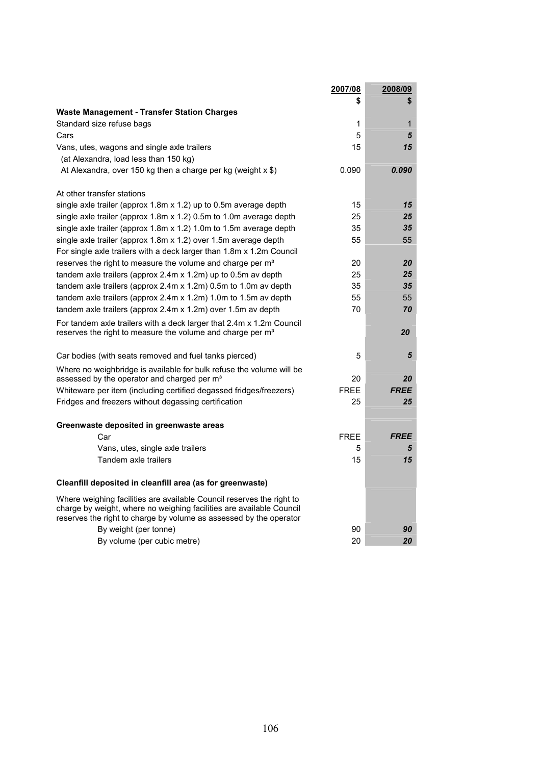| | 2007/08 | 2008/09 |
|---|---|---|
| | $ | $ |
| **Waste Management - Transfer Station Charges** | | |
| Standard size refuse bags | 1 | 1 |
| Cars | 5 | ***5*** |
| Vans, utes, wagons and single axle trailers | 15 | ***15*** |
| (at Alexandra, load less than 150 kg) | | |
| At Alexandra, over 150 kg then a charge per kg (weight x $) | 0.090 | ***0.090*** |
| | | |
| At other transfer stations | | |
| single axle trailer (approx 1.8m x 1.2) up to 0.5m average depth | 15 | ***15*** |
| single axle trailer (approx 1.8m x 1.2) 0.5m to 1.0m average depth | 25 | ***25*** |
| single axle trailer (approx 1.8m x 1.2) 1.0m to 1.5m average depth | 35 | ***35*** |
| single axle trailer (approx 1.8m x 1.2) over 1.5m average depth | 55 | 55 |
| For single axle trailers with a deck larger than 1.8m x 1.2m Council reserves the right to measure the volume and charge per m³ | 20 | ***20*** |
| tandem axle trailers (approx 2.4m x 1.2m) up to 0.5m av depth | 25 | ***25*** |
| tandem axle trailers (approx 2.4m x 1.2m) 0.5m to 1.0m av depth | 35 | ***35*** |
| tandem axle trailers (approx 2.4m x 1.2m) 1.0m to 1.5m av depth | 55 | 55 |
| tandem axle trailers (approx 2.4m x 1.2m) over 1.5m av depth | 70 | ***70*** |
| For tandem axle trailers with a deck larger that 2.4m x 1.2m Council reserves the right to measure the volume and charge per m³ | | ***20*** |
| | | |
| Car bodies (with seats removed and fuel tanks pierced) | 5 | ***5*** |
| Where no weighbridge is available for bulk refuse the volume will be assessed by the operator and charged per m³ | 20 | ***20*** |
| Whiteware per item (including certified degassed fridges/freezers) | FREE | ***FREE*** |
| Fridges and freezers without degassing certification | 25 | ***25*** |
| | | |
| **Greenwaste deposited in greenwaste areas** | | |
| Car | FREE | ***FREE*** |
| Vans, utes, single axle trailers | 5 | ***5*** |
| Tandem axle trailers | 15 | ***15*** |
| | | |
| **Cleanfill deposited in cleanfill area (as for greenwaste)** | | |
| Where weighing facilities are available Council reserves the right to charge by weight, where no weighing facilities are available Council reserves the right to charge by volume as assessed by the operator | | |
| By weight (per tonne) | 90 | ***90*** |
| By volume (per cubic metre) | 20 | ***20*** |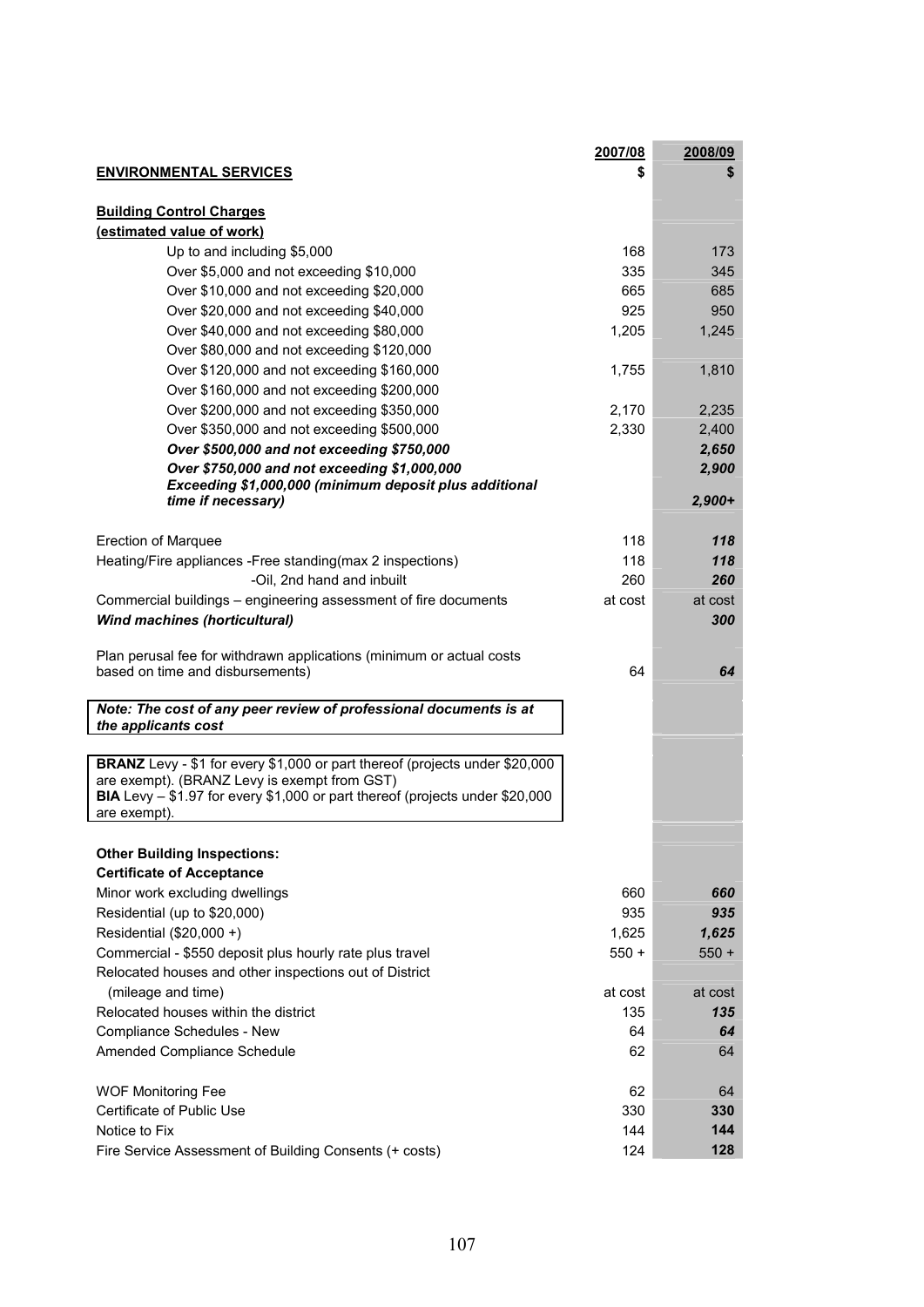| **ENVIRONMENTAL SERVICES** | **2007/08** $ | **2008/09** $ |
|---|---|---|
| **Building Control Charges** | | |
| **(estimated value of work)** | | |
| Up to and including $5,000 | 168 | 173 |
| Over $5,000 and not exceeding $10,000 | 335 | 345 |
| Over $10,000 and not exceeding $20,000 | 665 | 685 |
| Over $20,000 and not exceeding $40,000 | 925 | 950 |
| Over $40,000 and not exceeding $80,000 | 1,205 | 1,245 |
| Over $80,000 and not exceeding $120,000 | | |
| Over $120,000 and not exceeding $160,000 | 1,755 | 1,810 |
| Over $160,000 and not exceeding $200,000 | | |
| Over $200,000 and not exceeding $350,000 | 2,170 | 2,235 |
| Over $350,000 and not exceeding $500,000 | 2,330 | 2,400 |
| ***Over $500,000 and not exceeding $750,000*** | | ***2,650*** |
| ***Over $750,000 and not exceeding $1,000,000*** | | ***2,900*** |
| ***Exceeding $1,000,000 (minimum deposit plus additional time if necessary)*** | | ***2,900+*** |
| Erection of Marquee | 118 | ***118*** |
| Heating/Fire appliances -Free standing(max 2 inspections) | 118 | ***118*** |
| -Oil, 2nd hand and inbuilt | 260 | ***260*** |
| Commercial buildings – engineering assessment of fire documents | at cost | at cost |
| ***Wind machines (horticultural)*** | | ***300*** |
| Plan perusal fee for withdrawn applications (minimum or actual costs based on time and disbursements) | 64 | ***64*** |

***Note: The cost of any peer review of professional documents is at the applicants cost***

**BRANZ** Levy - $1 for every $1,000 or part thereof (projects under $20,000 are exempt). (BRANZ Levy is exempt from GST)
**BIA** Levy – $1.97 for every $1,000 or part thereof (projects under $20,000 are exempt).

| | 2007/08 | 2008/09 |
|---|---|---|
| **Other Building Inspections:** | | |
| **Certificate of Acceptance** | | |
| Minor work excluding dwellings | 660 | ***660*** |
| Residential (up to $20,000) | 935 | ***935*** |
| Residential ($20,000 +) | 1,625 | ***1,625*** |
| Commercial - $550 deposit plus hourly rate plus travel | 550 + | 550 + |
| Relocated houses and other inspections out of District (mileage and time) | at cost | at cost |
| Relocated houses within the district | 135 | ***135*** |
| Compliance Schedules - New | 64 | ***64*** |
| Amended Compliance Schedule | 62 | 64 |
| WOF Monitoring Fee | 62 | 64 |
| Certificate of Public Use | 330 | **330** |
| Notice to Fix | 144 | **144** |
| Fire Service Assessment of Building Consents (+ costs) | 124 | **128** |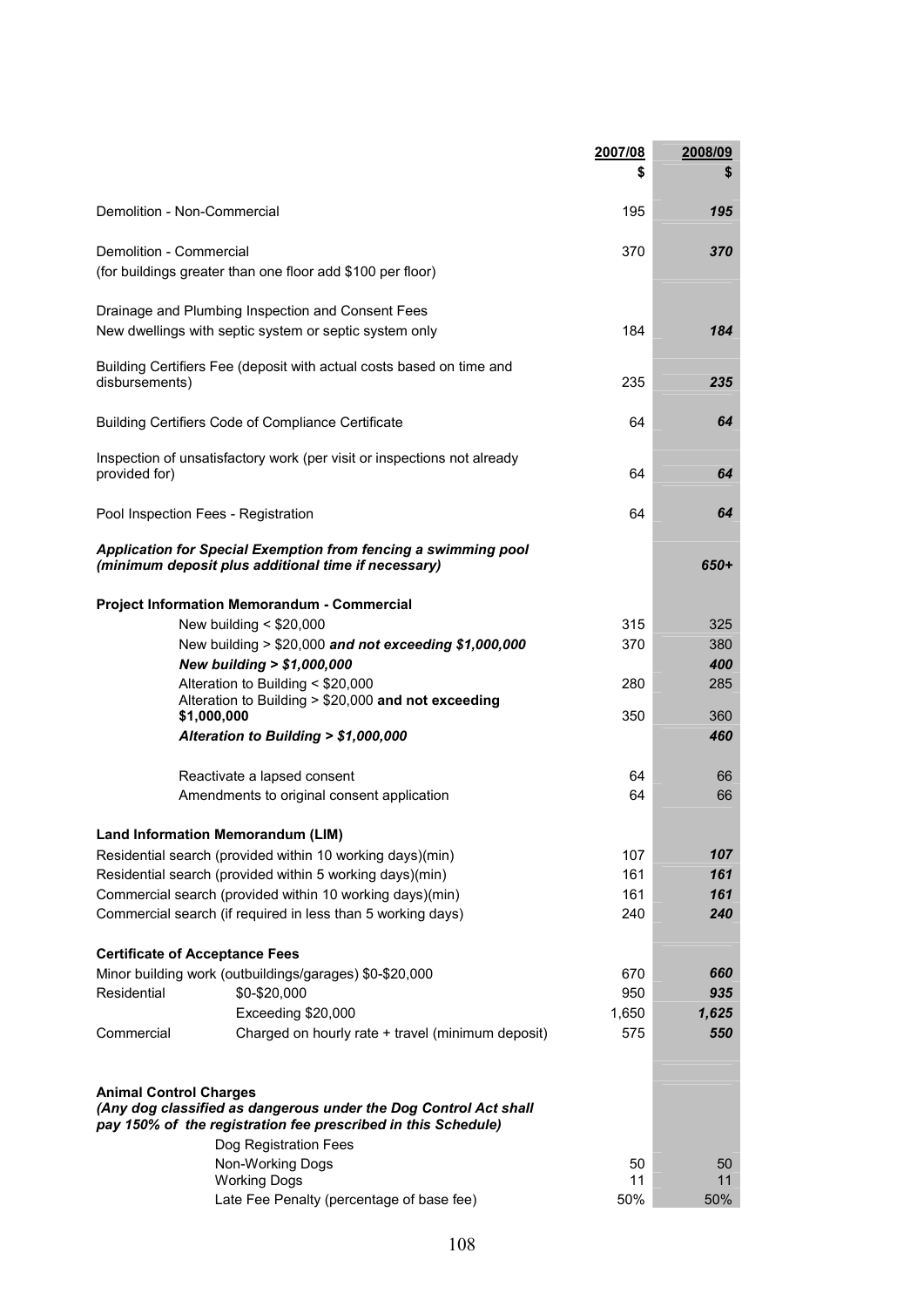| | 2007/08 | 2008/09 |
|---|---|---|
| | $ | $ |
| Demolition - Non-Commercial | 195 | ***195*** |
| Demolition - Commercial | 370 | ***370*** |
| (for buildings greater than one floor add $100 per floor) | | |
| Drainage and Plumbing Inspection and Consent Fees | | |
| New dwellings with septic system or septic system only | 184 | ***184*** |
| Building Certifiers Fee (deposit with actual costs based on time and disbursements) | 235 | ***235*** |
| Building Certifiers Code of Compliance Certificate | 64 | ***64*** |
| Inspection of unsatisfactory work (per visit or inspections not already provided for) | 64 | ***64*** |
| Pool Inspection Fees - Registration | 64 | ***64*** |
| ***Application for Special Exemption from fencing a swimming pool (minimum deposit plus additional time if necessary)*** | | ***650+*** |
| **Project Information Memorandum - Commercial** | | |
| New building < $20,000 | 315 | 325 |
| New building > $20,000 ***and not exceeding $1,000,000*** | 370 | 380 |
| ***New building > $1,000,000*** | | ***400*** |
| Alteration to Building < $20,000 | 280 | 285 |
| Alteration to Building > $20,000 **and not exceeding $1,000,000** | 350 | 360 |
| ***Alteration to Building > $1,000,000*** | | ***460*** |
| Reactivate a lapsed consent | 64 | 66 |
| Amendments to original consent application | 64 | 66 |
| **Land Information Memorandum (LIM)** | | |
| Residential search (provided within 10 working days)(min) | 107 | ***107*** |
| Residential search (provided within 5 working days)(min) | 161 | ***161*** |
| Commercial search (provided within 10 working days)(min) | 161 | ***161*** |
| Commercial search (if required in less than 5 working days) | 240 | ***240*** |
| **Certificate of Acceptance Fees** | | |
| Minor building work (outbuildings/garages) $0-$20,000 | 670 | ***660*** |
| Residential — $0-$20,000 | 950 | ***935*** |
| Residential — Exceeding $20,000 | 1,650 | ***1,625*** |
| Commercial — Charged on hourly rate + travel (minimum deposit) | 575 | ***550*** |
| **Animal Control Charges** ***(Any dog classified as dangerous under the Dog Control Act shall pay 150% of the registration fee prescribed in this Schedule)*** | | |
| Dog Registration Fees | | |
| Non-Working Dogs | 50 | 50 |
| Working Dogs | 11 | 11 |
| Late Fee Penalty (percentage of base fee) | 50% | 50% |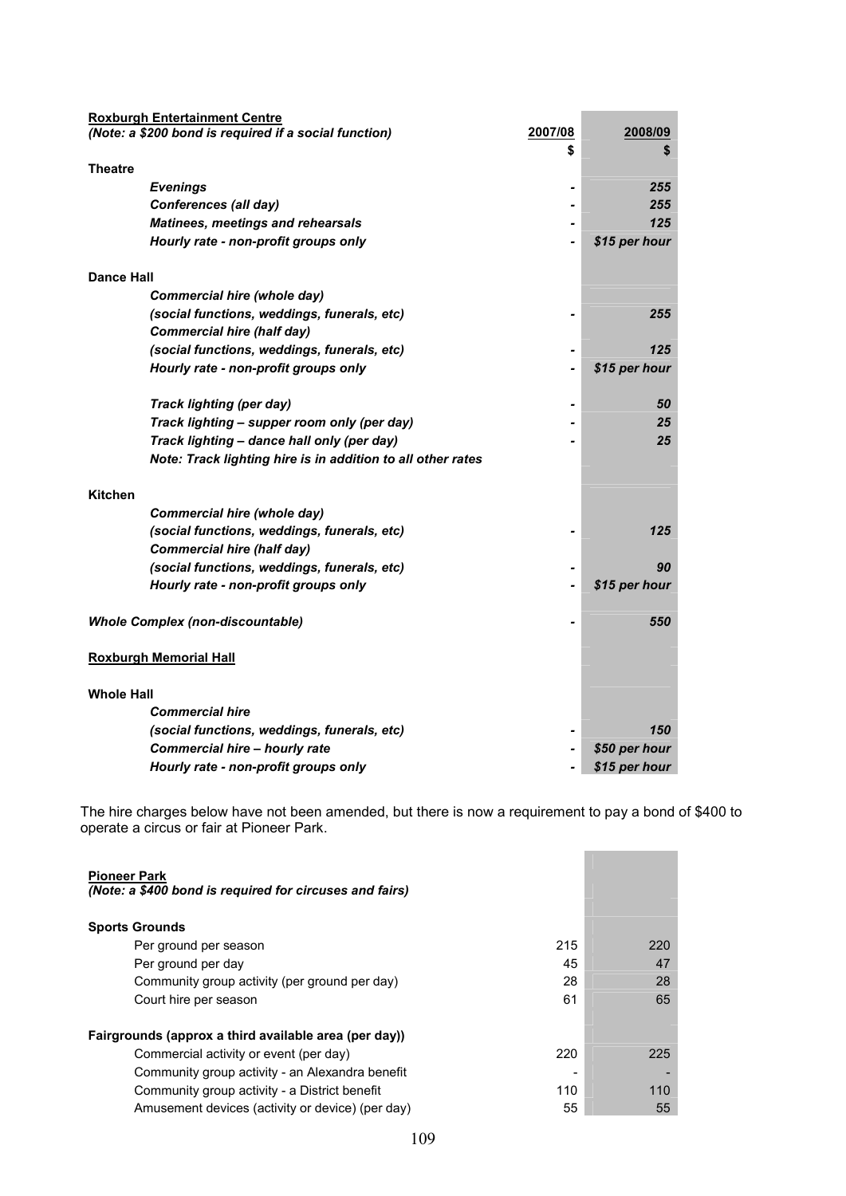| Roxburgh Entertainment Centre<br>*(Note: a $200 bond is required if a social function)* | 2007/08<br>$ | 2008/09<br>$ |
|---|---|---|
| **Theatre** | | |
| ***Evenings*** | - | *255* |
| ***Conferences (all day)*** | - | *255* |
| ***Matinees, meetings and rehearsals*** | - | *125* |
| ***Hourly rate - non-profit groups only*** | - | *$15 per hour* |
| **Dance Hall** | | |
| ***Commercial hire (whole day)*** | | |
| ***(social functions, weddings, funerals, etc)*** | - | *255* |
| ***Commercial hire (half day)*** | | |
| ***(social functions, weddings, funerals, etc)*** | - | *125* |
| ***Hourly rate - non-profit groups only*** | - | *$15 per hour* |
| ***Track lighting (per day)*** | - | *50* |
| ***Track lighting – supper room only (per day)*** | - | *25* |
| ***Track lighting – dance hall only (per day)*** | - | *25* |
| ***Note: Track lighting hire is in addition to all other rates*** | | |
| **Kitchen** | | |
| ***Commercial hire (whole day)*** | | |
| ***(social functions, weddings, funerals, etc)*** | - | *125* |
| ***Commercial hire (half day)*** | | |
| ***(social functions, weddings, funerals, etc)*** | - | *90* |
| ***Hourly rate - non-profit groups only*** | - | *$15 per hour* |
| ***Whole Complex (non-discountable)*** | - | *550* |
| **Roxburgh Memorial Hall** | | |
| **Whole Hall** | | |
| ***Commercial hire*** | | |
| ***(social functions, weddings, funerals, etc)*** | - | *150* |
| ***Commercial hire – hourly rate*** | - | *$50 per hour* |
| ***Hourly rate - non-profit groups only*** | - | *$15 per hour* |

The hire charges below have not been amended, but there is now a requirement to pay a bond of $400 to operate a circus or fair at Pioneer Park.

| Pioneer Park<br>*(Note: a $400 bond is required for circuses and fairs)* | | |
|---|---|---|
| **Sports Grounds** | | |
| Per ground per season | 215 | 220 |
| Per ground per day | 45 | 47 |
| Community group activity (per ground per day) | 28 | 28 |
| Court hire per season | 61 | 65 |
| **Fairgrounds (approx a third available area (per day))** | | |
| Commercial activity or event (per day) | 220 | 225 |
| Community group activity - an Alexandra benefit | - | - |
| Community group activity - a District benefit | 110 | 110 |
| Amusement devices (activity or device) (per day) | 55 | 55 |